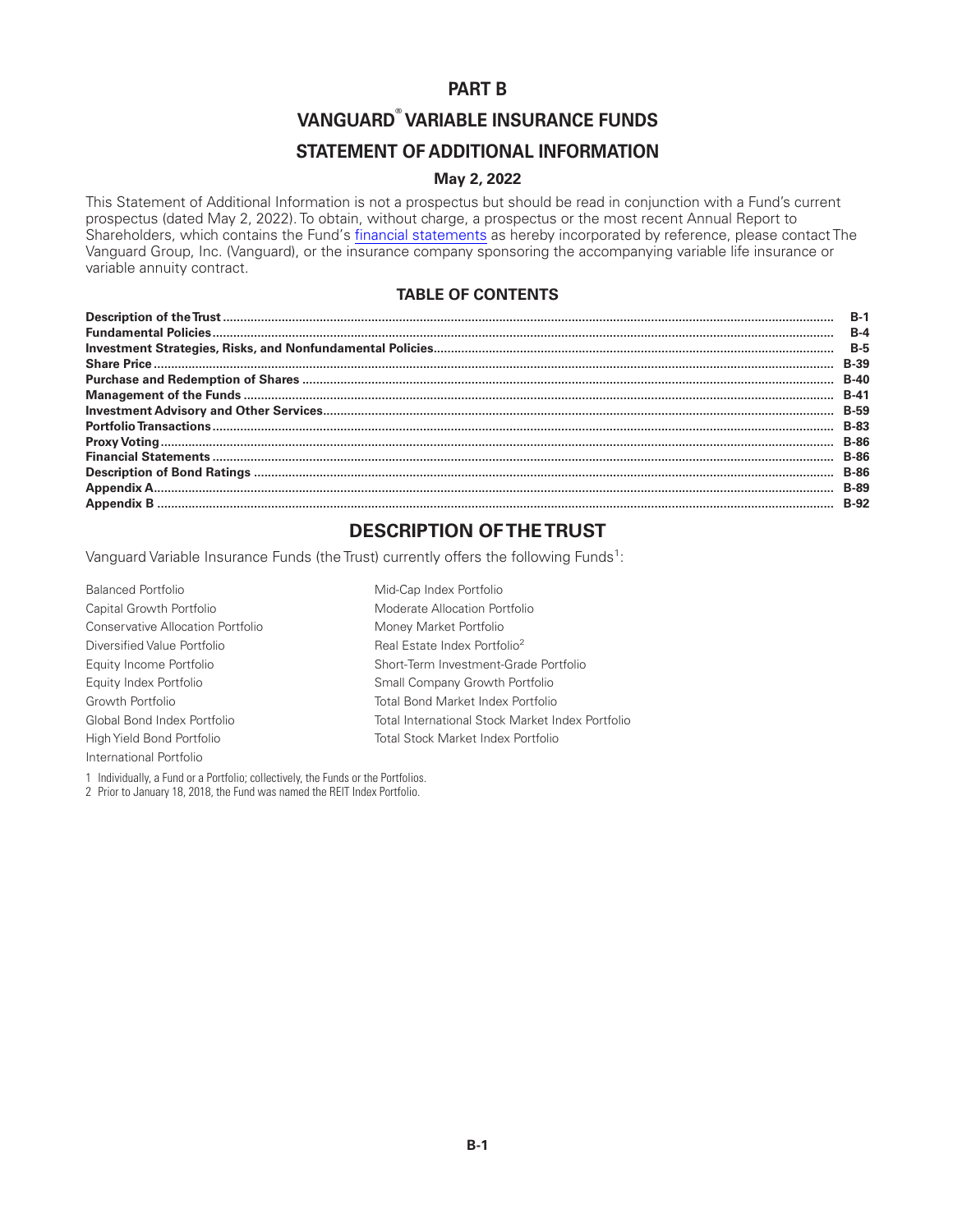# PART B

# VANGUARD® VARIABLE INSURANCE FUNDS

# STATEMENT OF ADDITIONAL INFORMATION

**May 2, 2022**

This Statement of Additional Information is not a prospectus but should be read in conjunction with a Fund's current prospectus (dated May 2, 2022). To obtain, without charge, a prospectus or the most recent Annual Report to Shareholders, which contains the Fund's financial statements as hereby incorporated by reference, please contact The Vanguard Group, Inc. (Vanguard), or the insurance company sponsoring the accompanying variable life insurance or variable annuity contract.

## TABLE OF CONTENTS

| | |
|---|---|
| **Description of the Trust** | **B-1** |
| **Fundamental Policies** | **B-4** |
| **Investment Strategies, Risks, and Nonfundamental Policies** | **B-5** |
| **Share Price** | **B-39** |
| **Purchase and Redemption of Shares** | **B-40** |
| **Management of the Funds** | **B-41** |
| **Investment Advisory and Other Services** | **B-59** |
| **Portfolio Transactions** | **B-83** |
| **Proxy Voting** | **B-86** |
| **Financial Statements** | **B-86** |
| **Description of Bond Ratings** | **B-86** |
| **Appendix A** | **B-89** |
| **Appendix B** | **B-92** |

## DESCRIPTION OF THE TRUST

Vanguard Variable Insurance Funds (the Trust) currently offers the following Funds[1]:

- Balanced Portfolio
- Capital Growth Portfolio
- Conservative Allocation Portfolio
- Diversified Value Portfolio
- Equity Income Portfolio
- Equity Index Portfolio
- Growth Portfolio
- Global Bond Index Portfolio
- High Yield Bond Portfolio
- International Portfolio
- Mid-Cap Index Portfolio
- Moderate Allocation Portfolio
- Money Market Portfolio
- Real Estate Index Portfolio[2]
- Short-Term Investment-Grade Portfolio
- Small Company Growth Portfolio
- Total Bond Market Index Portfolio
- Total International Stock Market Index Portfolio
- Total Stock Market Index Portfolio

1 Individually, a Fund or a Portfolio; collectively, the Funds or the Portfolios.

2 Prior to January 18, 2018, the Fund was named the REIT Index Portfolio.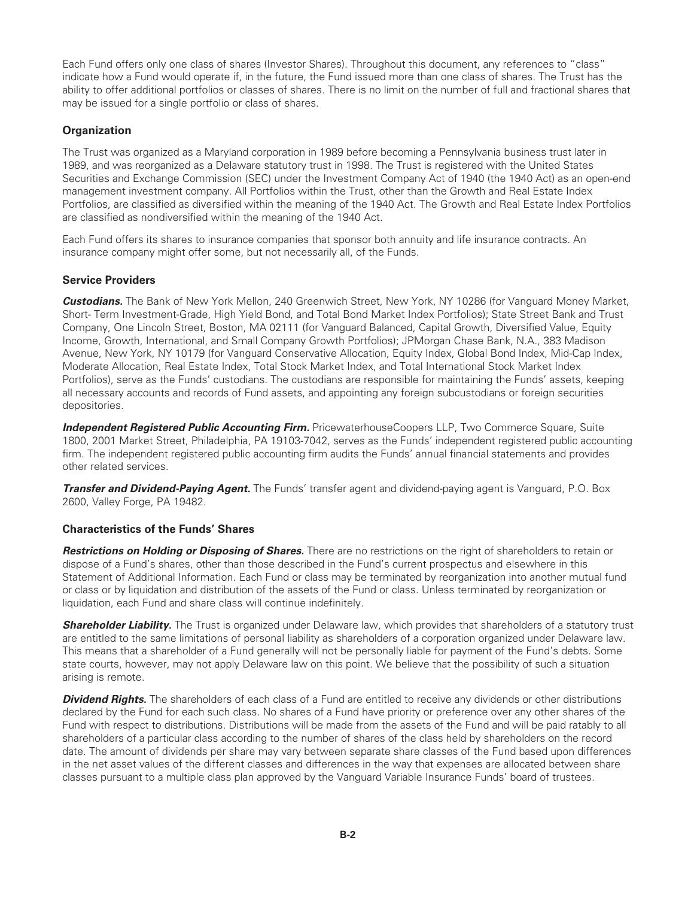Each Fund offers only one class of shares (Investor Shares). Throughout this document, any references to "class" indicate how a Fund would operate if, in the future, the Fund issued more than one class of shares. The Trust has the ability to offer additional portfolios or classes of shares. There is no limit on the number of full and fractional shares that may be issued for a single portfolio or class of shares.

### Organization

The Trust was organized as a Maryland corporation in 1989 before becoming a Pennsylvania business trust later in 1989, and was reorganized as a Delaware statutory trust in 1998. The Trust is registered with the United States Securities and Exchange Commission (SEC) under the Investment Company Act of 1940 (the 1940 Act) as an open-end management investment company. All Portfolios within the Trust, other than the Growth and Real Estate Index Portfolios, are classified as diversified within the meaning of the 1940 Act. The Growth and Real Estate Index Portfolios are classified as nondiversified within the meaning of the 1940 Act.

Each Fund offers its shares to insurance companies that sponsor both annuity and life insurance contracts. An insurance company might offer some, but not necessarily all, of the Funds.

### Service Providers

***Custodians.*** The Bank of New York Mellon, 240 Greenwich Street, New York, NY 10286 (for Vanguard Money Market, Short- Term Investment-Grade, High Yield Bond, and Total Bond Market Index Portfolios); State Street Bank and Trust Company, One Lincoln Street, Boston, MA 02111 (for Vanguard Balanced, Capital Growth, Diversified Value, Equity Income, Growth, International, and Small Company Growth Portfolios); JPMorgan Chase Bank, N.A., 383 Madison Avenue, New York, NY 10179 (for Vanguard Conservative Allocation, Equity Index, Global Bond Index, Mid-Cap Index, Moderate Allocation, Real Estate Index, Total Stock Market Index, and Total International Stock Market Index Portfolios), serve as the Funds' custodians. The custodians are responsible for maintaining the Funds' assets, keeping all necessary accounts and records of Fund assets, and appointing any foreign subcustodians or foreign securities depositories.

***Independent Registered Public Accounting Firm.*** PricewaterhouseCoopers LLP, Two Commerce Square, Suite 1800, 2001 Market Street, Philadelphia, PA 19103-7042, serves as the Funds' independent registered public accounting firm. The independent registered public accounting firm audits the Funds' annual financial statements and provides other related services.

***Transfer and Dividend-Paying Agent.*** The Funds' transfer agent and dividend-paying agent is Vanguard, P.O. Box 2600, Valley Forge, PA 19482.

### Characteristics of the Funds' Shares

***Restrictions on Holding or Disposing of Shares.*** There are no restrictions on the right of shareholders to retain or dispose of a Fund's shares, other than those described in the Fund's current prospectus and elsewhere in this Statement of Additional Information. Each Fund or class may be terminated by reorganization into another mutual fund or class or by liquidation and distribution of the assets of the Fund or class. Unless terminated by reorganization or liquidation, each Fund and share class will continue indefinitely.

***Shareholder Liability.*** The Trust is organized under Delaware law, which provides that shareholders of a statutory trust are entitled to the same limitations of personal liability as shareholders of a corporation organized under Delaware law. This means that a shareholder of a Fund generally will not be personally liable for payment of the Fund's debts. Some state courts, however, may not apply Delaware law on this point. We believe that the possibility of such a situation arising is remote.

***Dividend Rights.*** The shareholders of each class of a Fund are entitled to receive any dividends or other distributions declared by the Fund for each such class. No shares of a Fund have priority or preference over any other shares of the Fund with respect to distributions. Distributions will be made from the assets of the Fund and will be paid ratably to all shareholders of a particular class according to the number of shares of the class held by shareholders on the record date. The amount of dividends per share may vary between separate share classes of the Fund based upon differences in the net asset values of the different classes and differences in the way that expenses are allocated between share classes pursuant to a multiple class plan approved by the Vanguard Variable Insurance Funds' board of trustees.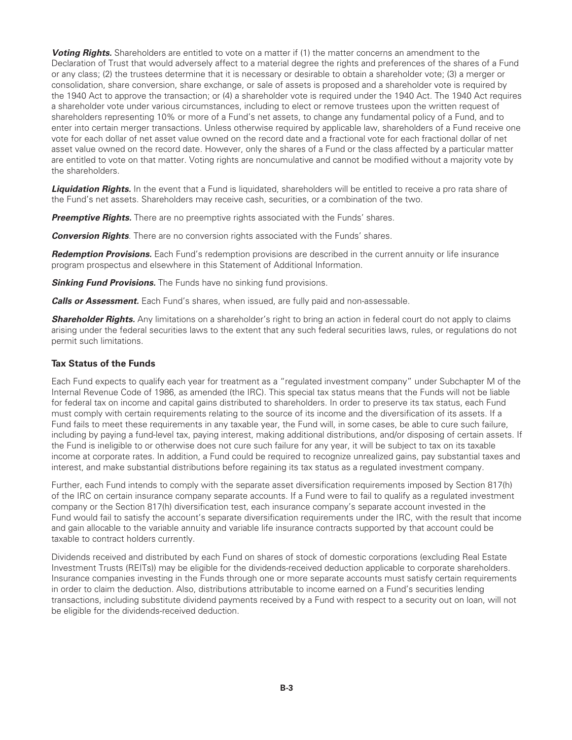***Voting Rights.*** Shareholders are entitled to vote on a matter if (1) the matter concerns an amendment to the Declaration of Trust that would adversely affect to a material degree the rights and preferences of the shares of a Fund or any class; (2) the trustees determine that it is necessary or desirable to obtain a shareholder vote; (3) a merger or consolidation, share conversion, share exchange, or sale of assets is proposed and a shareholder vote is required by the 1940 Act to approve the transaction; or (4) a shareholder vote is required under the 1940 Act. The 1940 Act requires a shareholder vote under various circumstances, including to elect or remove trustees upon the written request of shareholders representing 10% or more of a Fund's net assets, to change any fundamental policy of a Fund, and to enter into certain merger transactions. Unless otherwise required by applicable law, shareholders of a Fund receive one vote for each dollar of net asset value owned on the record date and a fractional vote for each fractional dollar of net asset value owned on the record date. However, only the shares of a Fund or the class affected by a particular matter are entitled to vote on that matter. Voting rights are noncumulative and cannot be modified without a majority vote by the shareholders.

***Liquidation Rights.*** In the event that a Fund is liquidated, shareholders will be entitled to receive a pro rata share of the Fund's net assets. Shareholders may receive cash, securities, or a combination of the two.

***Preemptive Rights.*** There are no preemptive rights associated with the Funds' shares.

***Conversion Rights***. There are no conversion rights associated with the Funds' shares.

***Redemption Provisions.*** Each Fund's redemption provisions are described in the current annuity or life insurance program prospectus and elsewhere in this Statement of Additional Information.

***Sinking Fund Provisions.*** The Funds have no sinking fund provisions.

***Calls or Assessment.*** Each Fund's shares, when issued, are fully paid and non-assessable.

***Shareholder Rights.*** Any limitations on a shareholder's right to bring an action in federal court do not apply to claims arising under the federal securities laws to the extent that any such federal securities laws, rules, or regulations do not permit such limitations.

### Tax Status of the Funds

Each Fund expects to qualify each year for treatment as a "regulated investment company" under Subchapter M of the Internal Revenue Code of 1986, as amended (the IRC). This special tax status means that the Funds will not be liable for federal tax on income and capital gains distributed to shareholders. In order to preserve its tax status, each Fund must comply with certain requirements relating to the source of its income and the diversification of its assets. If a Fund fails to meet these requirements in any taxable year, the Fund will, in some cases, be able to cure such failure, including by paying a fund-level tax, paying interest, making additional distributions, and/or disposing of certain assets. If the Fund is ineligible to or otherwise does not cure such failure for any year, it will be subject to tax on its taxable income at corporate rates. In addition, a Fund could be required to recognize unrealized gains, pay substantial taxes and interest, and make substantial distributions before regaining its tax status as a regulated investment company.

Further, each Fund intends to comply with the separate asset diversification requirements imposed by Section 817(h) of the IRC on certain insurance company separate accounts. If a Fund were to fail to qualify as a regulated investment company or the Section 817(h) diversification test, each insurance company's separate account invested in the Fund would fail to satisfy the account's separate diversification requirements under the IRC, with the result that income and gain allocable to the variable annuity and variable life insurance contracts supported by that account could be taxable to contract holders currently.

Dividends received and distributed by each Fund on shares of stock of domestic corporations (excluding Real Estate Investment Trusts (REITs)) may be eligible for the dividends-received deduction applicable to corporate shareholders. Insurance companies investing in the Funds through one or more separate accounts must satisfy certain requirements in order to claim the deduction. Also, distributions attributable to income earned on a Fund's securities lending transactions, including substitute dividend payments received by a Fund with respect to a security out on loan, will not be eligible for the dividends-received deduction.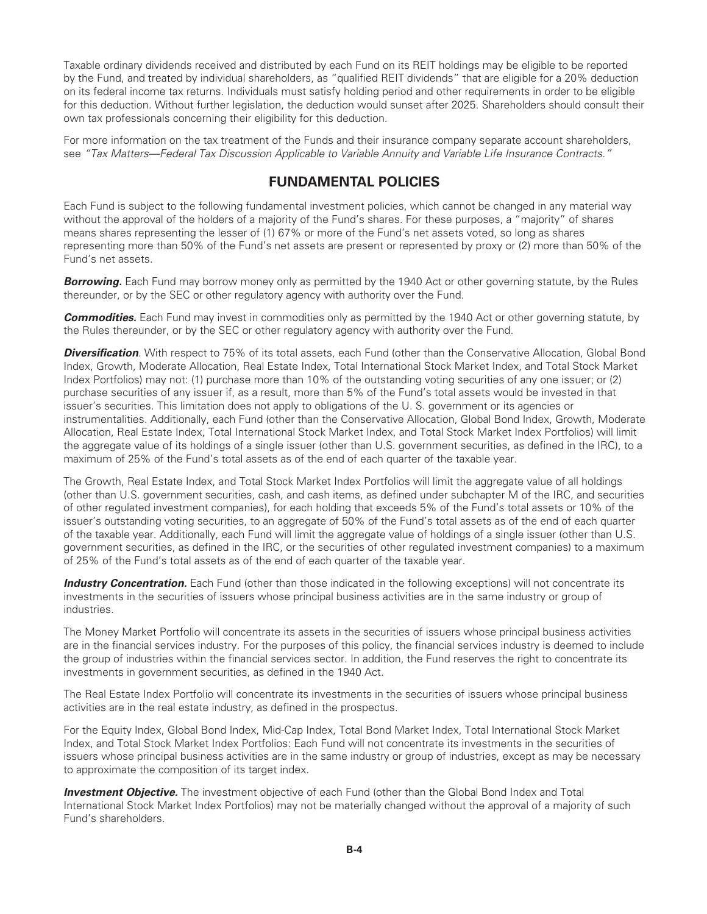Taxable ordinary dividends received and distributed by each Fund on its REIT holdings may be eligible to be reported by the Fund, and treated by individual shareholders, as "qualified REIT dividends" that are eligible for a 20% deduction on its federal income tax returns. Individuals must satisfy holding period and other requirements in order to be eligible for this deduction. Without further legislation, the deduction would sunset after 2025. Shareholders should consult their own tax professionals concerning their eligibility for this deduction.

For more information on the tax treatment of the Funds and their insurance company separate account shareholders, see *"Tax Matters—Federal Tax Discussion Applicable to Variable Annuity and Variable Life Insurance Contracts."*

## FUNDAMENTAL POLICIES

Each Fund is subject to the following fundamental investment policies, which cannot be changed in any material way without the approval of the holders of a majority of the Fund's shares. For these purposes, a "majority" of shares means shares representing the lesser of (1) 67% or more of the Fund's net assets voted, so long as shares representing more than 50% of the Fund's net assets are present or represented by proxy or (2) more than 50% of the Fund's net assets.

***Borrowing.*** Each Fund may borrow money only as permitted by the 1940 Act or other governing statute, by the Rules thereunder, or by the SEC or other regulatory agency with authority over the Fund.

***Commodities.*** Each Fund may invest in commodities only as permitted by the 1940 Act or other governing statute, by the Rules thereunder, or by the SEC or other regulatory agency with authority over the Fund.

***Diversification***. With respect to 75% of its total assets, each Fund (other than the Conservative Allocation, Global Bond Index, Growth, Moderate Allocation, Real Estate Index, Total International Stock Market Index, and Total Stock Market Index Portfolios) may not: (1) purchase more than 10% of the outstanding voting securities of any one issuer; or (2) purchase securities of any issuer if, as a result, more than 5% of the Fund's total assets would be invested in that issuer's securities. This limitation does not apply to obligations of the U. S. government or its agencies or instrumentalities. Additionally, each Fund (other than the Conservative Allocation, Global Bond Index, Growth, Moderate Allocation, Real Estate Index, Total International Stock Market Index, and Total Stock Market Index Portfolios) will limit the aggregate value of its holdings of a single issuer (other than U.S. government securities, as defined in the IRC), to a maximum of 25% of the Fund's total assets as of the end of each quarter of the taxable year.

The Growth, Real Estate Index, and Total Stock Market Index Portfolios will limit the aggregate value of all holdings (other than U.S. government securities, cash, and cash items, as defined under subchapter M of the IRC, and securities of other regulated investment companies), for each holding that exceeds 5% of the Fund's total assets or 10% of the issuer's outstanding voting securities, to an aggregate of 50% of the Fund's total assets as of the end of each quarter of the taxable year. Additionally, each Fund will limit the aggregate value of holdings of a single issuer (other than U.S. government securities, as defined in the IRC, or the securities of other regulated investment companies) to a maximum of 25% of the Fund's total assets as of the end of each quarter of the taxable year.

***Industry Concentration.*** Each Fund (other than those indicated in the following exceptions) will not concentrate its investments in the securities of issuers whose principal business activities are in the same industry or group of industries.

The Money Market Portfolio will concentrate its assets in the securities of issuers whose principal business activities are in the financial services industry. For the purposes of this policy, the financial services industry is deemed to include the group of industries within the financial services sector. In addition, the Fund reserves the right to concentrate its investments in government securities, as defined in the 1940 Act.

The Real Estate Index Portfolio will concentrate its investments in the securities of issuers whose principal business activities are in the real estate industry, as defined in the prospectus.

For the Equity Index, Global Bond Index, Mid-Cap Index, Total Bond Market Index, Total International Stock Market Index, and Total Stock Market Index Portfolios: Each Fund will not concentrate its investments in the securities of issuers whose principal business activities are in the same industry or group of industries, except as may be necessary to approximate the composition of its target index.

***Investment Objective.*** The investment objective of each Fund (other than the Global Bond Index and Total International Stock Market Index Portfolios) may not be materially changed without the approval of a majority of such Fund's shareholders.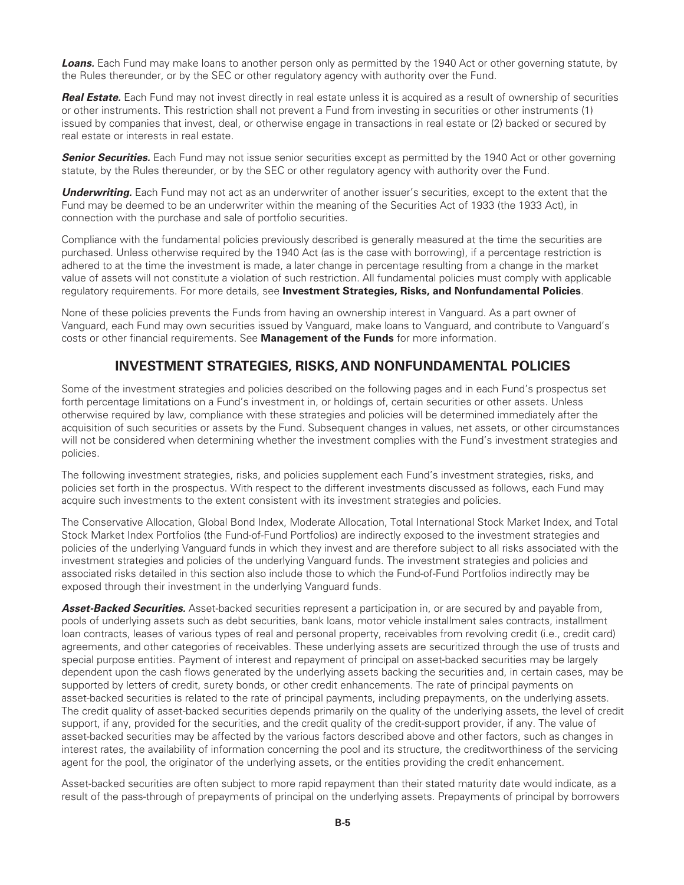***Loans.*** Each Fund may make loans to another person only as permitted by the 1940 Act or other governing statute, by the Rules thereunder, or by the SEC or other regulatory agency with authority over the Fund.

***Real Estate.*** Each Fund may not invest directly in real estate unless it is acquired as a result of ownership of securities or other instruments. This restriction shall not prevent a Fund from investing in securities or other instruments (1) issued by companies that invest, deal, or otherwise engage in transactions in real estate or (2) backed or secured by real estate or interests in real estate.

***Senior Securities.*** Each Fund may not issue senior securities except as permitted by the 1940 Act or other governing statute, by the Rules thereunder, or by the SEC or other regulatory agency with authority over the Fund.

***Underwriting.*** Each Fund may not act as an underwriter of another issuer's securities, except to the extent that the Fund may be deemed to be an underwriter within the meaning of the Securities Act of 1933 (the 1933 Act), in connection with the purchase and sale of portfolio securities.

Compliance with the fundamental policies previously described is generally measured at the time the securities are purchased. Unless otherwise required by the 1940 Act (as is the case with borrowing), if a percentage restriction is adhered to at the time the investment is made, a later change in percentage resulting from a change in the market value of assets will not constitute a violation of such restriction. All fundamental policies must comply with applicable regulatory requirements. For more details, see **Investment Strategies, Risks, and Nonfundamental Policies**.

None of these policies prevents the Funds from having an ownership interest in Vanguard. As a part owner of Vanguard, each Fund may own securities issued by Vanguard, make loans to Vanguard, and contribute to Vanguard's costs or other financial requirements. See **Management of the Funds** for more information.

## INVESTMENT STRATEGIES, RISKS, AND NONFUNDAMENTAL POLICIES

Some of the investment strategies and policies described on the following pages and in each Fund's prospectus set forth percentage limitations on a Fund's investment in, or holdings of, certain securities or other assets. Unless otherwise required by law, compliance with these strategies and policies will be determined immediately after the acquisition of such securities or assets by the Fund. Subsequent changes in values, net assets, or other circumstances will not be considered when determining whether the investment complies with the Fund's investment strategies and policies.

The following investment strategies, risks, and policies supplement each Fund's investment strategies, risks, and policies set forth in the prospectus. With respect to the different investments discussed as follows, each Fund may acquire such investments to the extent consistent with its investment strategies and policies.

The Conservative Allocation, Global Bond Index, Moderate Allocation, Total International Stock Market Index, and Total Stock Market Index Portfolios (the Fund-of-Fund Portfolios) are indirectly exposed to the investment strategies and policies of the underlying Vanguard funds in which they invest and are therefore subject to all risks associated with the investment strategies and policies of the underlying Vanguard funds. The investment strategies and policies and associated risks detailed in this section also include those to which the Fund-of-Fund Portfolios indirectly may be exposed through their investment in the underlying Vanguard funds.

***Asset-Backed Securities.*** Asset-backed securities represent a participation in, or are secured by and payable from, pools of underlying assets such as debt securities, bank loans, motor vehicle installment sales contracts, installment loan contracts, leases of various types of real and personal property, receivables from revolving credit (i.e., credit card) agreements, and other categories of receivables. These underlying assets are securitized through the use of trusts and special purpose entities. Payment of interest and repayment of principal on asset-backed securities may be largely dependent upon the cash flows generated by the underlying assets backing the securities and, in certain cases, may be supported by letters of credit, surety bonds, or other credit enhancements. The rate of principal payments on asset-backed securities is related to the rate of principal payments, including prepayments, on the underlying assets. The credit quality of asset-backed securities depends primarily on the quality of the underlying assets, the level of credit support, if any, provided for the securities, and the credit quality of the credit-support provider, if any. The value of asset-backed securities may be affected by the various factors described above and other factors, such as changes in interest rates, the availability of information concerning the pool and its structure, the creditworthiness of the servicing agent for the pool, the originator of the underlying assets, or the entities providing the credit enhancement.

Asset-backed securities are often subject to more rapid repayment than their stated maturity date would indicate, as a result of the pass-through of prepayments of principal on the underlying assets. Prepayments of principal by borrowers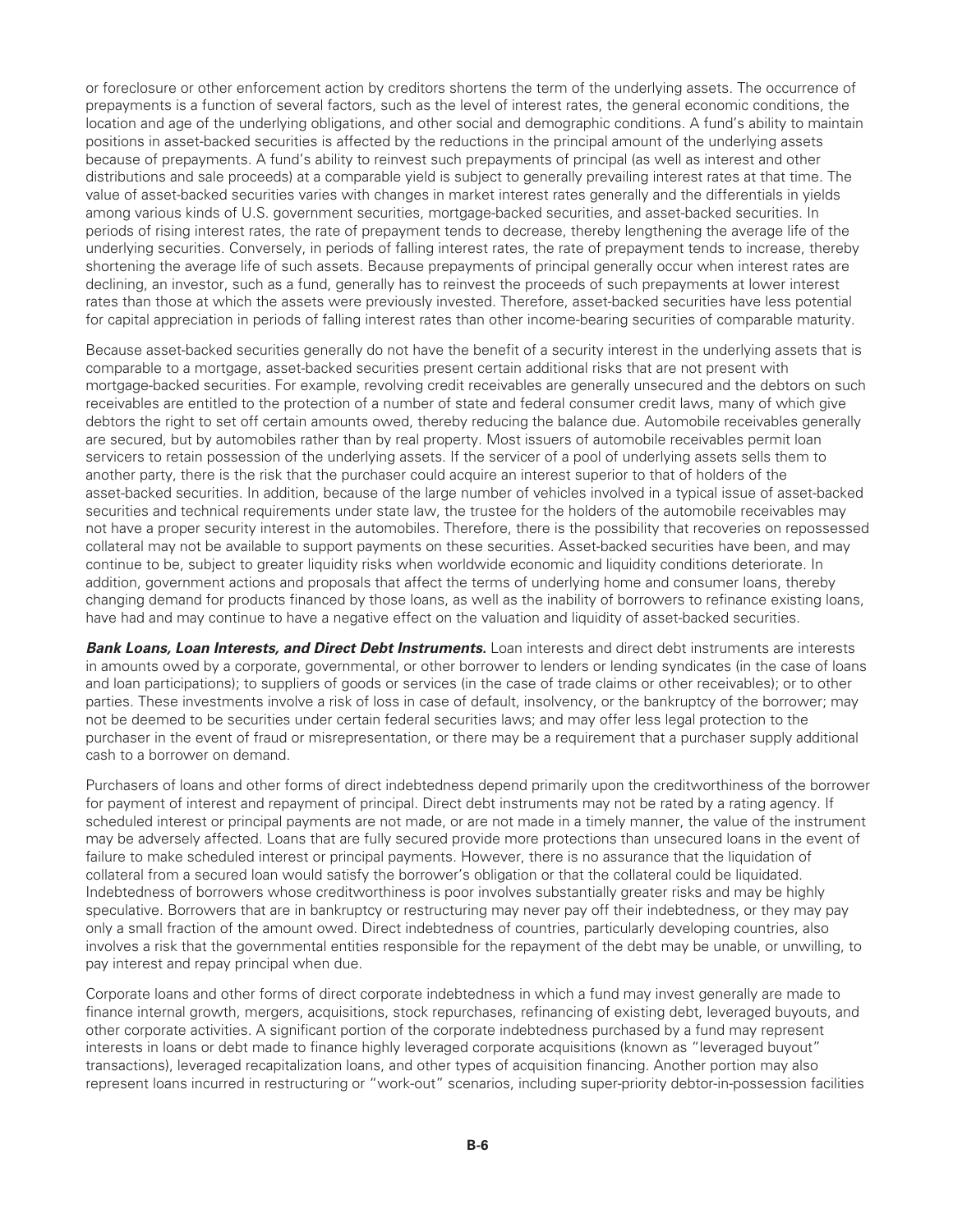or foreclosure or other enforcement action by creditors shortens the term of the underlying assets. The occurrence of prepayments is a function of several factors, such as the level of interest rates, the general economic conditions, the location and age of the underlying obligations, and other social and demographic conditions. A fund's ability to maintain positions in asset-backed securities is affected by the reductions in the principal amount of the underlying assets because of prepayments. A fund's ability to reinvest such prepayments of principal (as well as interest and other distributions and sale proceeds) at a comparable yield is subject to generally prevailing interest rates at that time. The value of asset-backed securities varies with changes in market interest rates generally and the differentials in yields among various kinds of U.S. government securities, mortgage-backed securities, and asset-backed securities. In periods of rising interest rates, the rate of prepayment tends to decrease, thereby lengthening the average life of the underlying securities. Conversely, in periods of falling interest rates, the rate of prepayment tends to increase, thereby shortening the average life of such assets. Because prepayments of principal generally occur when interest rates are declining, an investor, such as a fund, generally has to reinvest the proceeds of such prepayments at lower interest rates than those at which the assets were previously invested. Therefore, asset-backed securities have less potential for capital appreciation in periods of falling interest rates than other income-bearing securities of comparable maturity.

Because asset-backed securities generally do not have the benefit of a security interest in the underlying assets that is comparable to a mortgage, asset-backed securities present certain additional risks that are not present with mortgage-backed securities. For example, revolving credit receivables are generally unsecured and the debtors on such receivables are entitled to the protection of a number of state and federal consumer credit laws, many of which give debtors the right to set off certain amounts owed, thereby reducing the balance due. Automobile receivables generally are secured, but by automobiles rather than by real property. Most issuers of automobile receivables permit loan servicers to retain possession of the underlying assets. If the servicer of a pool of underlying assets sells them to another party, there is the risk that the purchaser could acquire an interest superior to that of holders of the asset-backed securities. In addition, because of the large number of vehicles involved in a typical issue of asset-backed securities and technical requirements under state law, the trustee for the holders of the automobile receivables may not have a proper security interest in the automobiles. Therefore, there is the possibility that recoveries on repossessed collateral may not be available to support payments on these securities. Asset-backed securities have been, and may continue to be, subject to greater liquidity risks when worldwide economic and liquidity conditions deteriorate. In addition, government actions and proposals that affect the terms of underlying home and consumer loans, thereby changing demand for products financed by those loans, as well as the inability of borrowers to refinance existing loans, have had and may continue to have a negative effect on the valuation and liquidity of asset-backed securities.

***Bank Loans, Loan Interests, and Direct Debt Instruments.*** Loan interests and direct debt instruments are interests in amounts owed by a corporate, governmental, or other borrower to lenders or lending syndicates (in the case of loans and loan participations); to suppliers of goods or services (in the case of trade claims or other receivables); or to other parties. These investments involve a risk of loss in case of default, insolvency, or the bankruptcy of the borrower; may not be deemed to be securities under certain federal securities laws; and may offer less legal protection to the purchaser in the event of fraud or misrepresentation, or there may be a requirement that a purchaser supply additional cash to a borrower on demand.

Purchasers of loans and other forms of direct indebtedness depend primarily upon the creditworthiness of the borrower for payment of interest and repayment of principal. Direct debt instruments may not be rated by a rating agency. If scheduled interest or principal payments are not made, or are not made in a timely manner, the value of the instrument may be adversely affected. Loans that are fully secured provide more protections than unsecured loans in the event of failure to make scheduled interest or principal payments. However, there is no assurance that the liquidation of collateral from a secured loan would satisfy the borrower's obligation or that the collateral could be liquidated. Indebtedness of borrowers whose creditworthiness is poor involves substantially greater risks and may be highly speculative. Borrowers that are in bankruptcy or restructuring may never pay off their indebtedness, or they may pay only a small fraction of the amount owed. Direct indebtedness of countries, particularly developing countries, also involves a risk that the governmental entities responsible for the repayment of the debt may be unable, or unwilling, to pay interest and repay principal when due.

Corporate loans and other forms of direct corporate indebtedness in which a fund may invest generally are made to finance internal growth, mergers, acquisitions, stock repurchases, refinancing of existing debt, leveraged buyouts, and other corporate activities. A significant portion of the corporate indebtedness purchased by a fund may represent interests in loans or debt made to finance highly leveraged corporate acquisitions (known as "leveraged buyout" transactions), leveraged recapitalization loans, and other types of acquisition financing. Another portion may also represent loans incurred in restructuring or "work-out" scenarios, including super-priority debtor-in-possession facilities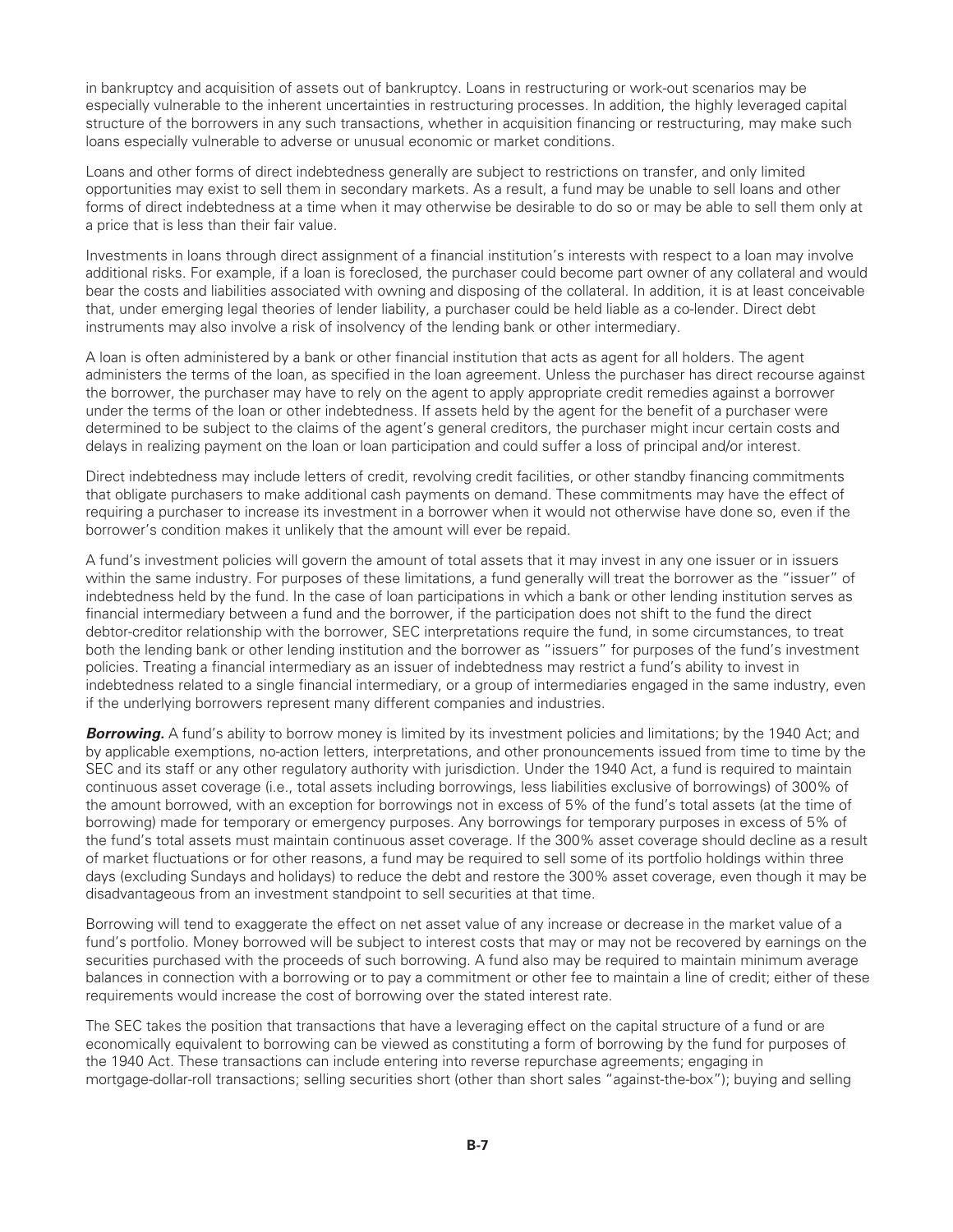in bankruptcy and acquisition of assets out of bankruptcy. Loans in restructuring or work-out scenarios may be especially vulnerable to the inherent uncertainties in restructuring processes. In addition, the highly leveraged capital structure of the borrowers in any such transactions, whether in acquisition financing or restructuring, may make such loans especially vulnerable to adverse or unusual economic or market conditions.

Loans and other forms of direct indebtedness generally are subject to restrictions on transfer, and only limited opportunities may exist to sell them in secondary markets. As a result, a fund may be unable to sell loans and other forms of direct indebtedness at a time when it may otherwise be desirable to do so or may be able to sell them only at a price that is less than their fair value.

Investments in loans through direct assignment of a financial institution's interests with respect to a loan may involve additional risks. For example, if a loan is foreclosed, the purchaser could become part owner of any collateral and would bear the costs and liabilities associated with owning and disposing of the collateral. In addition, it is at least conceivable that, under emerging legal theories of lender liability, a purchaser could be held liable as a co-lender. Direct debt instruments may also involve a risk of insolvency of the lending bank or other intermediary.

A loan is often administered by a bank or other financial institution that acts as agent for all holders. The agent administers the terms of the loan, as specified in the loan agreement. Unless the purchaser has direct recourse against the borrower, the purchaser may have to rely on the agent to apply appropriate credit remedies against a borrower under the terms of the loan or other indebtedness. If assets held by the agent for the benefit of a purchaser were determined to be subject to the claims of the agent's general creditors, the purchaser might incur certain costs and delays in realizing payment on the loan or loan participation and could suffer a loss of principal and/or interest.

Direct indebtedness may include letters of credit, revolving credit facilities, or other standby financing commitments that obligate purchasers to make additional cash payments on demand. These commitments may have the effect of requiring a purchaser to increase its investment in a borrower when it would not otherwise have done so, even if the borrower's condition makes it unlikely that the amount will ever be repaid.

A fund's investment policies will govern the amount of total assets that it may invest in any one issuer or in issuers within the same industry. For purposes of these limitations, a fund generally will treat the borrower as the "issuer" of indebtedness held by the fund. In the case of loan participations in which a bank or other lending institution serves as financial intermediary between a fund and the borrower, if the participation does not shift to the fund the direct debtor-creditor relationship with the borrower, SEC interpretations require the fund, in some circumstances, to treat both the lending bank or other lending institution and the borrower as "issuers" for purposes of the fund's investment policies. Treating a financial intermediary as an issuer of indebtedness may restrict a fund's ability to invest in indebtedness related to a single financial intermediary, or a group of intermediaries engaged in the same industry, even if the underlying borrowers represent many different companies and industries.

***Borrowing.*** A fund's ability to borrow money is limited by its investment policies and limitations; by the 1940 Act; and by applicable exemptions, no-action letters, interpretations, and other pronouncements issued from time to time by the SEC and its staff or any other regulatory authority with jurisdiction. Under the 1940 Act, a fund is required to maintain continuous asset coverage (i.e., total assets including borrowings, less liabilities exclusive of borrowings) of 300% of the amount borrowed, with an exception for borrowings not in excess of 5% of the fund's total assets (at the time of borrowing) made for temporary or emergency purposes. Any borrowings for temporary purposes in excess of 5% of the fund's total assets must maintain continuous asset coverage. If the 300% asset coverage should decline as a result of market fluctuations or for other reasons, a fund may be required to sell some of its portfolio holdings within three days (excluding Sundays and holidays) to reduce the debt and restore the 300% asset coverage, even though it may be disadvantageous from an investment standpoint to sell securities at that time.

Borrowing will tend to exaggerate the effect on net asset value of any increase or decrease in the market value of a fund's portfolio. Money borrowed will be subject to interest costs that may or may not be recovered by earnings on the securities purchased with the proceeds of such borrowing. A fund also may be required to maintain minimum average balances in connection with a borrowing or to pay a commitment or other fee to maintain a line of credit; either of these requirements would increase the cost of borrowing over the stated interest rate.

The SEC takes the position that transactions that have a leveraging effect on the capital structure of a fund or are economically equivalent to borrowing can be viewed as constituting a form of borrowing by the fund for purposes of the 1940 Act. These transactions can include entering into reverse repurchase agreements; engaging in mortgage-dollar-roll transactions; selling securities short (other than short sales "against-the-box"); buying and selling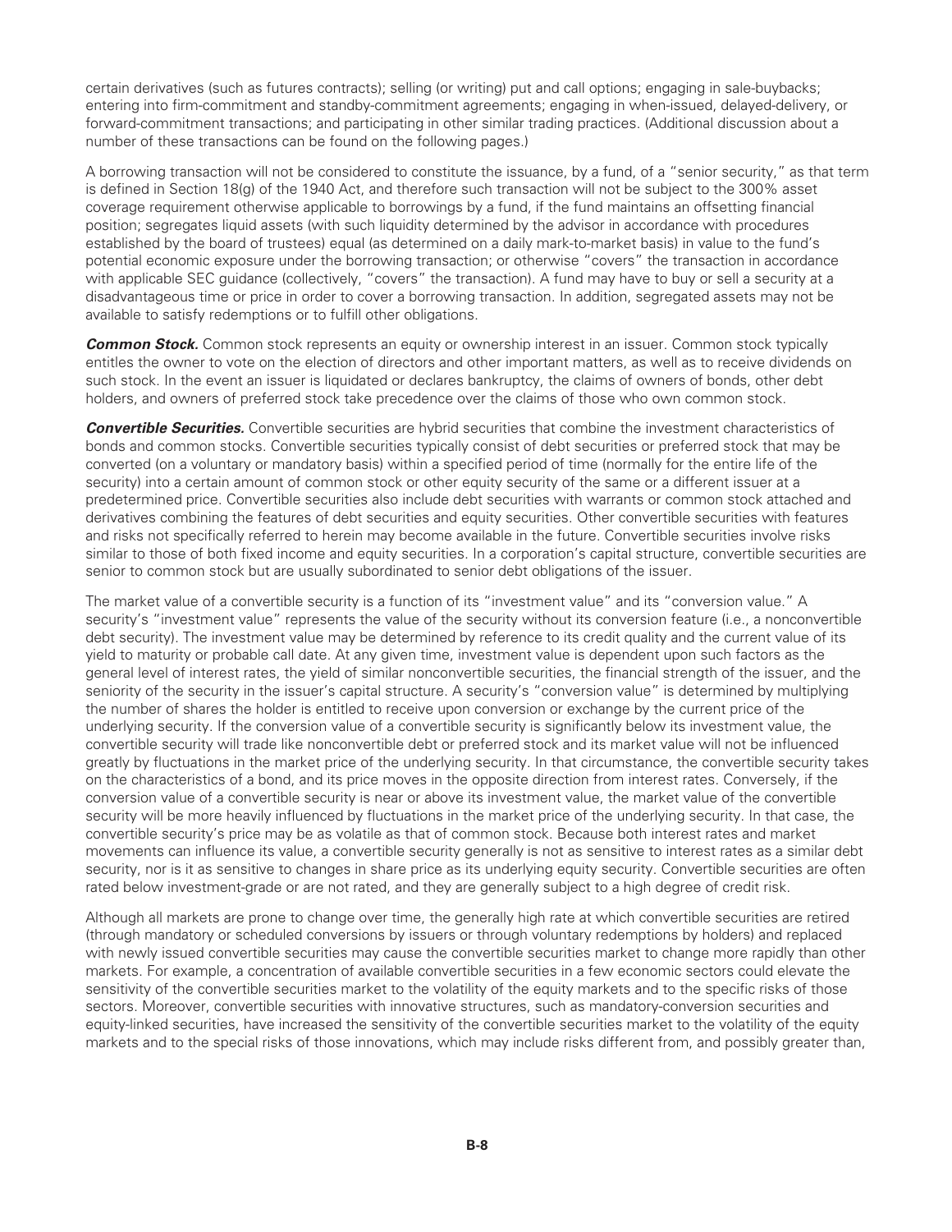certain derivatives (such as futures contracts); selling (or writing) put and call options; engaging in sale-buybacks; entering into firm-commitment and standby-commitment agreements; engaging in when-issued, delayed-delivery, or forward-commitment transactions; and participating in other similar trading practices. (Additional discussion about a number of these transactions can be found on the following pages.)

A borrowing transaction will not be considered to constitute the issuance, by a fund, of a "senior security," as that term is defined in Section 18(g) of the 1940 Act, and therefore such transaction will not be subject to the 300% asset coverage requirement otherwise applicable to borrowings by a fund, if the fund maintains an offsetting financial position; segregates liquid assets (with such liquidity determined by the advisor in accordance with procedures established by the board of trustees) equal (as determined on a daily mark-to-market basis) in value to the fund's potential economic exposure under the borrowing transaction; or otherwise "covers" the transaction in accordance with applicable SEC guidance (collectively, "covers" the transaction). A fund may have to buy or sell a security at a disadvantageous time or price in order to cover a borrowing transaction. In addition, segregated assets may not be available to satisfy redemptions or to fulfill other obligations.

***Common Stock.*** Common stock represents an equity or ownership interest in an issuer. Common stock typically entitles the owner to vote on the election of directors and other important matters, as well as to receive dividends on such stock. In the event an issuer is liquidated or declares bankruptcy, the claims of owners of bonds, other debt holders, and owners of preferred stock take precedence over the claims of those who own common stock.

***Convertible Securities.*** Convertible securities are hybrid securities that combine the investment characteristics of bonds and common stocks. Convertible securities typically consist of debt securities or preferred stock that may be converted (on a voluntary or mandatory basis) within a specified period of time (normally for the entire life of the security) into a certain amount of common stock or other equity security of the same or a different issuer at a predetermined price. Convertible securities also include debt securities with warrants or common stock attached and derivatives combining the features of debt securities and equity securities. Other convertible securities with features and risks not specifically referred to herein may become available in the future. Convertible securities involve risks similar to those of both fixed income and equity securities. In a corporation's capital structure, convertible securities are senior to common stock but are usually subordinated to senior debt obligations of the issuer.

The market value of a convertible security is a function of its "investment value" and its "conversion value." A security's "investment value" represents the value of the security without its conversion feature (i.e., a nonconvertible debt security). The investment value may be determined by reference to its credit quality and the current value of its yield to maturity or probable call date. At any given time, investment value is dependent upon such factors as the general level of interest rates, the yield of similar nonconvertible securities, the financial strength of the issuer, and the seniority of the security in the issuer's capital structure. A security's "conversion value" is determined by multiplying the number of shares the holder is entitled to receive upon conversion or exchange by the current price of the underlying security. If the conversion value of a convertible security is significantly below its investment value, the convertible security will trade like nonconvertible debt or preferred stock and its market value will not be influenced greatly by fluctuations in the market price of the underlying security. In that circumstance, the convertible security takes on the characteristics of a bond, and its price moves in the opposite direction from interest rates. Conversely, if the conversion value of a convertible security is near or above its investment value, the market value of the convertible security will be more heavily influenced by fluctuations in the market price of the underlying security. In that case, the convertible security's price may be as volatile as that of common stock. Because both interest rates and market movements can influence its value, a convertible security generally is not as sensitive to interest rates as a similar debt security, nor is it as sensitive to changes in share price as its underlying equity security. Convertible securities are often rated below investment-grade or are not rated, and they are generally subject to a high degree of credit risk.

Although all markets are prone to change over time, the generally high rate at which convertible securities are retired (through mandatory or scheduled conversions by issuers or through voluntary redemptions by holders) and replaced with newly issued convertible securities may cause the convertible securities market to change more rapidly than other markets. For example, a concentration of available convertible securities in a few economic sectors could elevate the sensitivity of the convertible securities market to the volatility of the equity markets and to the specific risks of those sectors. Moreover, convertible securities with innovative structures, such as mandatory-conversion securities and equity-linked securities, have increased the sensitivity of the convertible securities market to the volatility of the equity markets and to the special risks of those innovations, which may include risks different from, and possibly greater than,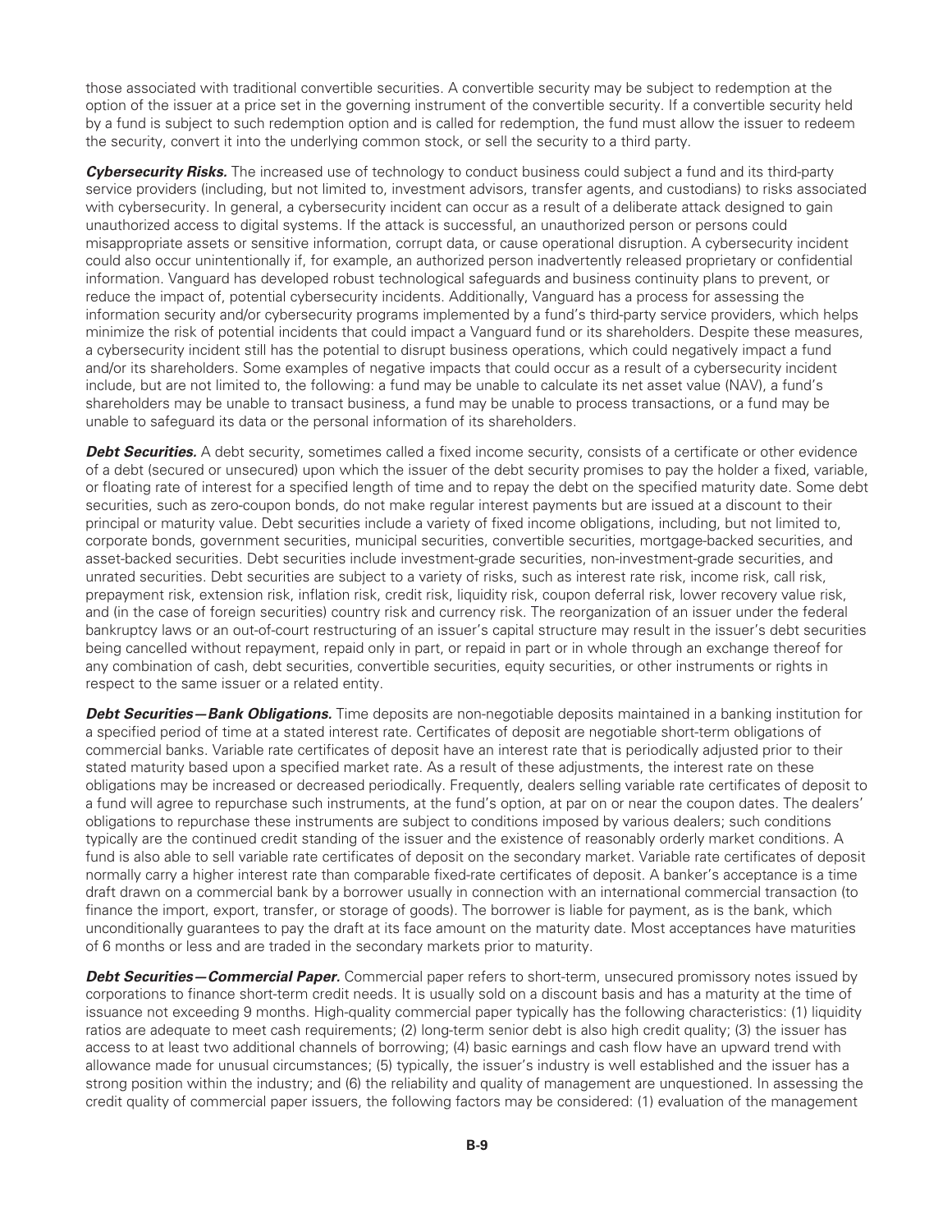those associated with traditional convertible securities. A convertible security may be subject to redemption at the option of the issuer at a price set in the governing instrument of the convertible security. If a convertible security held by a fund is subject to such redemption option and is called for redemption, the fund must allow the issuer to redeem the security, convert it into the underlying common stock, or sell the security to a third party.

***Cybersecurity Risks.*** The increased use of technology to conduct business could subject a fund and its third-party service providers (including, but not limited to, investment advisors, transfer agents, and custodians) to risks associated with cybersecurity. In general, a cybersecurity incident can occur as a result of a deliberate attack designed to gain unauthorized access to digital systems. If the attack is successful, an unauthorized person or persons could misappropriate assets or sensitive information, corrupt data, or cause operational disruption. A cybersecurity incident could also occur unintentionally if, for example, an authorized person inadvertently released proprietary or confidential information. Vanguard has developed robust technological safeguards and business continuity plans to prevent, or reduce the impact of, potential cybersecurity incidents. Additionally, Vanguard has a process for assessing the information security and/or cybersecurity programs implemented by a fund's third-party service providers, which helps minimize the risk of potential incidents that could impact a Vanguard fund or its shareholders. Despite these measures, a cybersecurity incident still has the potential to disrupt business operations, which could negatively impact a fund and/or its shareholders. Some examples of negative impacts that could occur as a result of a cybersecurity incident include, but are not limited to, the following: a fund may be unable to calculate its net asset value (NAV), a fund's shareholders may be unable to transact business, a fund may be unable to process transactions, or a fund may be unable to safeguard its data or the personal information of its shareholders.

***Debt Securities.*** A debt security, sometimes called a fixed income security, consists of a certificate or other evidence of a debt (secured or unsecured) upon which the issuer of the debt security promises to pay the holder a fixed, variable, or floating rate of interest for a specified length of time and to repay the debt on the specified maturity date. Some debt securities, such as zero-coupon bonds, do not make regular interest payments but are issued at a discount to their principal or maturity value. Debt securities include a variety of fixed income obligations, including, but not limited to, corporate bonds, government securities, municipal securities, convertible securities, mortgage-backed securities, and asset-backed securities. Debt securities include investment-grade securities, non-investment-grade securities, and unrated securities. Debt securities are subject to a variety of risks, such as interest rate risk, income risk, call risk, prepayment risk, extension risk, inflation risk, credit risk, liquidity risk, coupon deferral risk, lower recovery value risk, and (in the case of foreign securities) country risk and currency risk. The reorganization of an issuer under the federal bankruptcy laws or an out-of-court restructuring of an issuer's capital structure may result in the issuer's debt securities being cancelled without repayment, repaid only in part, or repaid in part or in whole through an exchange thereof for any combination of cash, debt securities, convertible securities, equity securities, or other instruments or rights in respect to the same issuer or a related entity.

***Debt Securities—Bank Obligations.*** Time deposits are non-negotiable deposits maintained in a banking institution for a specified period of time at a stated interest rate. Certificates of deposit are negotiable short-term obligations of commercial banks. Variable rate certificates of deposit have an interest rate that is periodically adjusted prior to their stated maturity based upon a specified market rate. As a result of these adjustments, the interest rate on these obligations may be increased or decreased periodically. Frequently, dealers selling variable rate certificates of deposit to a fund will agree to repurchase such instruments, at the fund's option, at par on or near the coupon dates. The dealers' obligations to repurchase these instruments are subject to conditions imposed by various dealers; such conditions typically are the continued credit standing of the issuer and the existence of reasonably orderly market conditions. A fund is also able to sell variable rate certificates of deposit on the secondary market. Variable rate certificates of deposit normally carry a higher interest rate than comparable fixed-rate certificates of deposit. A banker's acceptance is a time draft drawn on a commercial bank by a borrower usually in connection with an international commercial transaction (to finance the import, export, transfer, or storage of goods). The borrower is liable for payment, as is the bank, which unconditionally guarantees to pay the draft at its face amount on the maturity date. Most acceptances have maturities of 6 months or less and are traded in the secondary markets prior to maturity.

***Debt Securities—Commercial Paper.*** Commercial paper refers to short-term, unsecured promissory notes issued by corporations to finance short-term credit needs. It is usually sold on a discount basis and has a maturity at the time of issuance not exceeding 9 months. High-quality commercial paper typically has the following characteristics: (1) liquidity ratios are adequate to meet cash requirements; (2) long-term senior debt is also high credit quality; (3) the issuer has access to at least two additional channels of borrowing; (4) basic earnings and cash flow have an upward trend with allowance made for unusual circumstances; (5) typically, the issuer's industry is well established and the issuer has a strong position within the industry; and (6) the reliability and quality of management are unquestioned. In assessing the credit quality of commercial paper issuers, the following factors may be considered: (1) evaluation of the management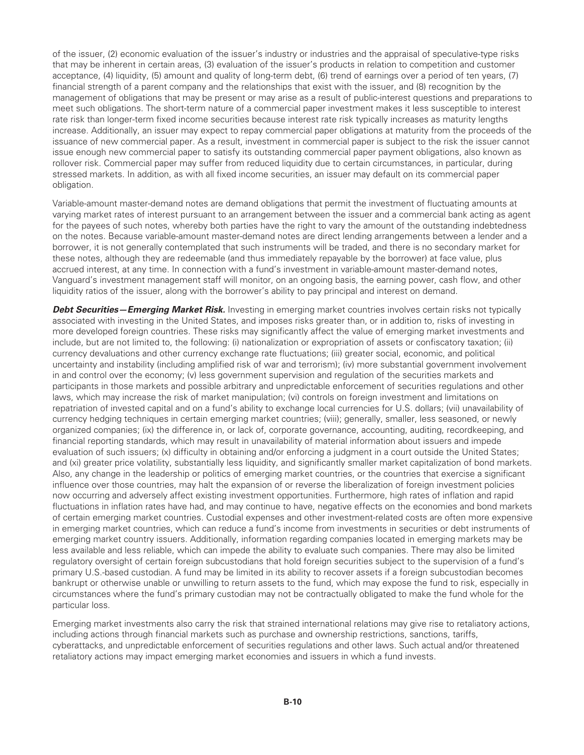of the issuer, (2) economic evaluation of the issuer's industry or industries and the appraisal of speculative-type risks that may be inherent in certain areas, (3) evaluation of the issuer's products in relation to competition and customer acceptance, (4) liquidity, (5) amount and quality of long-term debt, (6) trend of earnings over a period of ten years, (7) financial strength of a parent company and the relationships that exist with the issuer, and (8) recognition by the management of obligations that may be present or may arise as a result of public-interest questions and preparations to meet such obligations. The short-term nature of a commercial paper investment makes it less susceptible to interest rate risk than longer-term fixed income securities because interest rate risk typically increases as maturity lengths increase. Additionally, an issuer may expect to repay commercial paper obligations at maturity from the proceeds of the issuance of new commercial paper. As a result, investment in commercial paper is subject to the risk the issuer cannot issue enough new commercial paper to satisfy its outstanding commercial paper payment obligations, also known as rollover risk. Commercial paper may suffer from reduced liquidity due to certain circumstances, in particular, during stressed markets. In addition, as with all fixed income securities, an issuer may default on its commercial paper obligation.

Variable-amount master-demand notes are demand obligations that permit the investment of fluctuating amounts at varying market rates of interest pursuant to an arrangement between the issuer and a commercial bank acting as agent for the payees of such notes, whereby both parties have the right to vary the amount of the outstanding indebtedness on the notes. Because variable-amount master-demand notes are direct lending arrangements between a lender and a borrower, it is not generally contemplated that such instruments will be traded, and there is no secondary market for these notes, although they are redeemable (and thus immediately repayable by the borrower) at face value, plus accrued interest, at any time. In connection with a fund's investment in variable-amount master-demand notes, Vanguard's investment management staff will monitor, on an ongoing basis, the earning power, cash flow, and other liquidity ratios of the issuer, along with the borrower's ability to pay principal and interest on demand.

***Debt Securities—Emerging Market Risk.*** Investing in emerging market countries involves certain risks not typically associated with investing in the United States, and imposes risks greater than, or in addition to, risks of investing in more developed foreign countries. These risks may significantly affect the value of emerging market investments and include, but are not limited to, the following: (i) nationalization or expropriation of assets or confiscatory taxation; (ii) currency devaluations and other currency exchange rate fluctuations; (iii) greater social, economic, and political uncertainty and instability (including amplified risk of war and terrorism); (iv) more substantial government involvement in and control over the economy; (v) less government supervision and regulation of the securities markets and participants in those markets and possible arbitrary and unpredictable enforcement of securities regulations and other laws, which may increase the risk of market manipulation; (vi) controls on foreign investment and limitations on repatriation of invested capital and on a fund's ability to exchange local currencies for U.S. dollars; (vii) unavailability of currency hedging techniques in certain emerging market countries; (viii); generally, smaller, less seasoned, or newly organized companies; (ix) the difference in, or lack of, corporate governance, accounting, auditing, recordkeeping, and financial reporting standards, which may result in unavailability of material information about issuers and impede evaluation of such issuers; (x) difficulty in obtaining and/or enforcing a judgment in a court outside the United States; and (xi) greater price volatility, substantially less liquidity, and significantly smaller market capitalization of bond markets. Also, any change in the leadership or politics of emerging market countries, or the countries that exercise a significant influence over those countries, may halt the expansion of or reverse the liberalization of foreign investment policies now occurring and adversely affect existing investment opportunities. Furthermore, high rates of inflation and rapid fluctuations in inflation rates have had, and may continue to have, negative effects on the economies and bond markets of certain emerging market countries. Custodial expenses and other investment-related costs are often more expensive in emerging market countries, which can reduce a fund's income from investments in securities or debt instruments of emerging market country issuers. Additionally, information regarding companies located in emerging markets may be less available and less reliable, which can impede the ability to evaluate such companies. There may also be limited regulatory oversight of certain foreign subcustodians that hold foreign securities subject to the supervision of a fund's primary U.S.-based custodian. A fund may be limited in its ability to recover assets if a foreign subcustodian becomes bankrupt or otherwise unable or unwilling to return assets to the fund, which may expose the fund to risk, especially in circumstances where the fund's primary custodian may not be contractually obligated to make the fund whole for the particular loss.

Emerging market investments also carry the risk that strained international relations may give rise to retaliatory actions, including actions through financial markets such as purchase and ownership restrictions, sanctions, tariffs, cyberattacks, and unpredictable enforcement of securities regulations and other laws. Such actual and/or threatened retaliatory actions may impact emerging market economies and issuers in which a fund invests.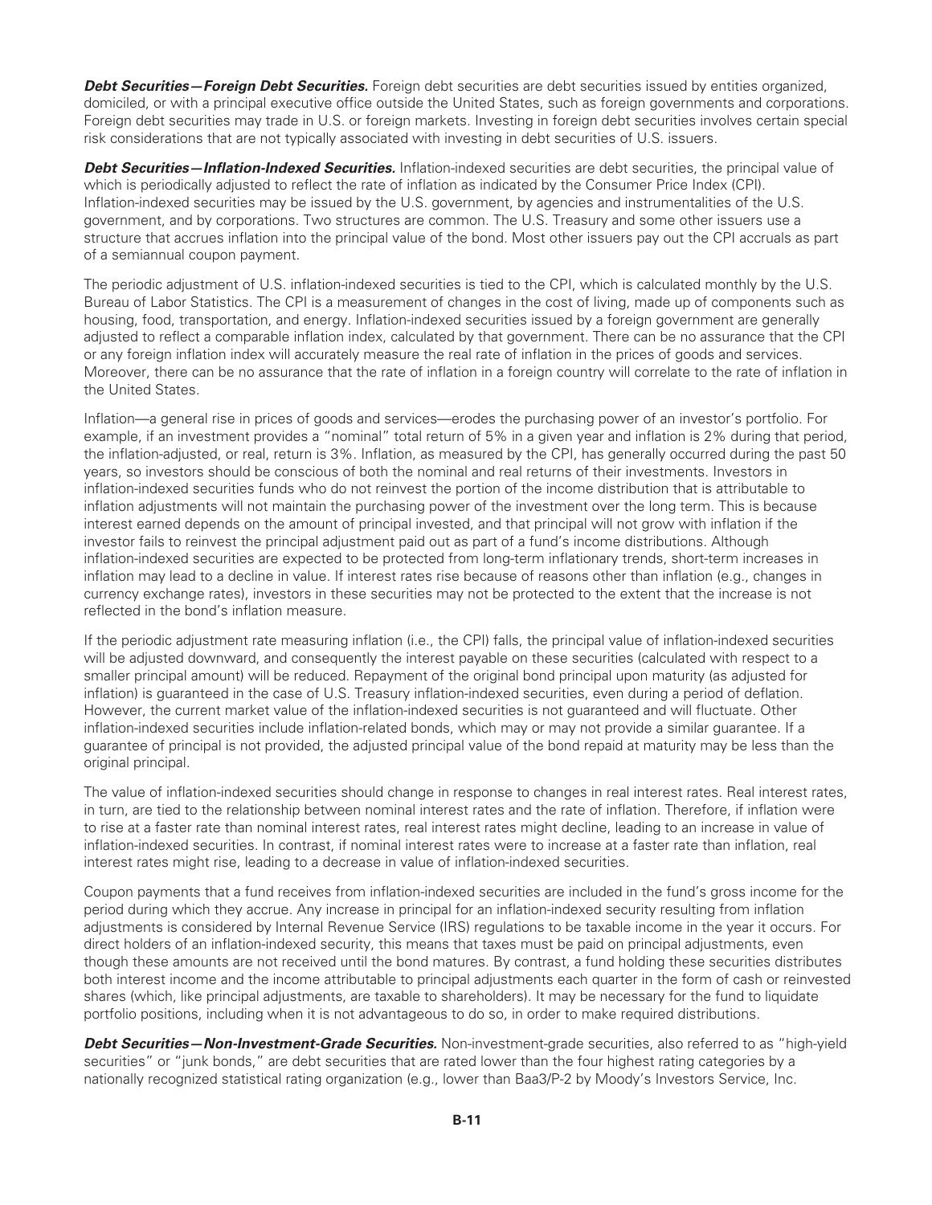***Debt Securities—Foreign Debt Securities.*** Foreign debt securities are debt securities issued by entities organized, domiciled, or with a principal executive office outside the United States, such as foreign governments and corporations. Foreign debt securities may trade in U.S. or foreign markets. Investing in foreign debt securities involves certain special risk considerations that are not typically associated with investing in debt securities of U.S. issuers.

***Debt Securities—Inflation-Indexed Securities.*** Inflation-indexed securities are debt securities, the principal value of which is periodically adjusted to reflect the rate of inflation as indicated by the Consumer Price Index (CPI). Inflation-indexed securities may be issued by the U.S. government, by agencies and instrumentalities of the U.S. government, and by corporations. Two structures are common. The U.S. Treasury and some other issuers use a structure that accrues inflation into the principal value of the bond. Most other issuers pay out the CPI accruals as part of a semiannual coupon payment.

The periodic adjustment of U.S. inflation-indexed securities is tied to the CPI, which is calculated monthly by the U.S. Bureau of Labor Statistics. The CPI is a measurement of changes in the cost of living, made up of components such as housing, food, transportation, and energy. Inflation-indexed securities issued by a foreign government are generally adjusted to reflect a comparable inflation index, calculated by that government. There can be no assurance that the CPI or any foreign inflation index will accurately measure the real rate of inflation in the prices of goods and services. Moreover, there can be no assurance that the rate of inflation in a foreign country will correlate to the rate of inflation in the United States.

Inflation—a general rise in prices of goods and services—erodes the purchasing power of an investor's portfolio. For example, if an investment provides a "nominal" total return of 5% in a given year and inflation is 2% during that period, the inflation-adjusted, or real, return is 3%. Inflation, as measured by the CPI, has generally occurred during the past 50 years, so investors should be conscious of both the nominal and real returns of their investments. Investors in inflation-indexed securities funds who do not reinvest the portion of the income distribution that is attributable to inflation adjustments will not maintain the purchasing power of the investment over the long term. This is because interest earned depends on the amount of principal invested, and that principal will not grow with inflation if the investor fails to reinvest the principal adjustment paid out as part of a fund's income distributions. Although inflation-indexed securities are expected to be protected from long-term inflationary trends, short-term increases in inflation may lead to a decline in value. If interest rates rise because of reasons other than inflation (e.g., changes in currency exchange rates), investors in these securities may not be protected to the extent that the increase is not reflected in the bond's inflation measure.

If the periodic adjustment rate measuring inflation (i.e., the CPI) falls, the principal value of inflation-indexed securities will be adjusted downward, and consequently the interest payable on these securities (calculated with respect to a smaller principal amount) will be reduced. Repayment of the original bond principal upon maturity (as adjusted for inflation) is guaranteed in the case of U.S. Treasury inflation-indexed securities, even during a period of deflation. However, the current market value of the inflation-indexed securities is not guaranteed and will fluctuate. Other inflation-indexed securities include inflation-related bonds, which may or may not provide a similar guarantee. If a guarantee of principal is not provided, the adjusted principal value of the bond repaid at maturity may be less than the original principal.

The value of inflation-indexed securities should change in response to changes in real interest rates. Real interest rates, in turn, are tied to the relationship between nominal interest rates and the rate of inflation. Therefore, if inflation were to rise at a faster rate than nominal interest rates, real interest rates might decline, leading to an increase in value of inflation-indexed securities. In contrast, if nominal interest rates were to increase at a faster rate than inflation, real interest rates might rise, leading to a decrease in value of inflation-indexed securities.

Coupon payments that a fund receives from inflation-indexed securities are included in the fund's gross income for the period during which they accrue. Any increase in principal for an inflation-indexed security resulting from inflation adjustments is considered by Internal Revenue Service (IRS) regulations to be taxable income in the year it occurs. For direct holders of an inflation-indexed security, this means that taxes must be paid on principal adjustments, even though these amounts are not received until the bond matures. By contrast, a fund holding these securities distributes both interest income and the income attributable to principal adjustments each quarter in the form of cash or reinvested shares (which, like principal adjustments, are taxable to shareholders). It may be necessary for the fund to liquidate portfolio positions, including when it is not advantageous to do so, in order to make required distributions.

***Debt Securities—Non-Investment-Grade Securities.*** Non-investment-grade securities, also referred to as "high-yield securities" or "junk bonds," are debt securities that are rated lower than the four highest rating categories by a nationally recognized statistical rating organization (e.g., lower than Baa3/P-2 by Moody's Investors Service, Inc.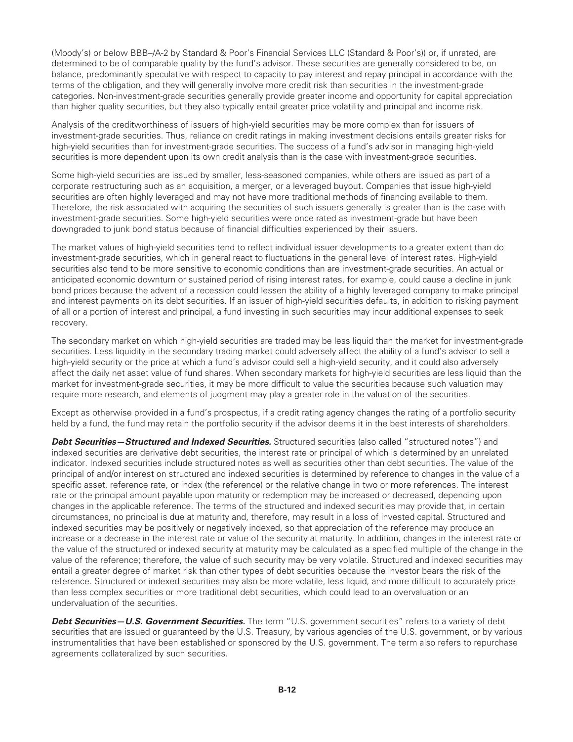(Moody's) or below BBB–/A-2 by Standard & Poor's Financial Services LLC (Standard & Poor's)) or, if unrated, are determined to be of comparable quality by the fund's advisor. These securities are generally considered to be, on balance, predominantly speculative with respect to capacity to pay interest and repay principal in accordance with the terms of the obligation, and they will generally involve more credit risk than securities in the investment-grade categories. Non-investment-grade securities generally provide greater income and opportunity for capital appreciation than higher quality securities, but they also typically entail greater price volatility and principal and income risk.

Analysis of the creditworthiness of issuers of high-yield securities may be more complex than for issuers of investment-grade securities. Thus, reliance on credit ratings in making investment decisions entails greater risks for high-yield securities than for investment-grade securities. The success of a fund's advisor in managing high-yield securities is more dependent upon its own credit analysis than is the case with investment-grade securities.

Some high-yield securities are issued by smaller, less-seasoned companies, while others are issued as part of a corporate restructuring such as an acquisition, a merger, or a leveraged buyout. Companies that issue high-yield securities are often highly leveraged and may not have more traditional methods of financing available to them. Therefore, the risk associated with acquiring the securities of such issuers generally is greater than is the case with investment-grade securities. Some high-yield securities were once rated as investment-grade but have been downgraded to junk bond status because of financial difficulties experienced by their issuers.

The market values of high-yield securities tend to reflect individual issuer developments to a greater extent than do investment-grade securities, which in general react to fluctuations in the general level of interest rates. High-yield securities also tend to be more sensitive to economic conditions than are investment-grade securities. An actual or anticipated economic downturn or sustained period of rising interest rates, for example, could cause a decline in junk bond prices because the advent of a recession could lessen the ability of a highly leveraged company to make principal and interest payments on its debt securities. If an issuer of high-yield securities defaults, in addition to risking payment of all or a portion of interest and principal, a fund investing in such securities may incur additional expenses to seek recovery.

The secondary market on which high-yield securities are traded may be less liquid than the market for investment-grade securities. Less liquidity in the secondary trading market could adversely affect the ability of a fund's advisor to sell a high-yield security or the price at which a fund's advisor could sell a high-yield security, and it could also adversely affect the daily net asset value of fund shares. When secondary markets for high-yield securities are less liquid than the market for investment-grade securities, it may be more difficult to value the securities because such valuation may require more research, and elements of judgment may play a greater role in the valuation of the securities.

Except as otherwise provided in a fund's prospectus, if a credit rating agency changes the rating of a portfolio security held by a fund, the fund may retain the portfolio security if the advisor deems it in the best interests of shareholders.

***Debt Securities—Structured and Indexed Securities.*** Structured securities (also called "structured notes") and indexed securities are derivative debt securities, the interest rate or principal of which is determined by an unrelated indicator. Indexed securities include structured notes as well as securities other than debt securities. The value of the principal of and/or interest on structured and indexed securities is determined by reference to changes in the value of a specific asset, reference rate, or index (the reference) or the relative change in two or more references. The interest rate or the principal amount payable upon maturity or redemption may be increased or decreased, depending upon changes in the applicable reference. The terms of the structured and indexed securities may provide that, in certain circumstances, no principal is due at maturity and, therefore, may result in a loss of invested capital. Structured and indexed securities may be positively or negatively indexed, so that appreciation of the reference may produce an increase or a decrease in the interest rate or value of the security at maturity. In addition, changes in the interest rate or the value of the structured or indexed security at maturity may be calculated as a specified multiple of the change in the value of the reference; therefore, the value of such security may be very volatile. Structured and indexed securities may entail a greater degree of market risk than other types of debt securities because the investor bears the risk of the reference. Structured or indexed securities may also be more volatile, less liquid, and more difficult to accurately price than less complex securities or more traditional debt securities, which could lead to an overvaluation or an undervaluation of the securities.

***Debt Securities—U.S. Government Securities.*** The term "U.S. government securities" refers to a variety of debt securities that are issued or guaranteed by the U.S. Treasury, by various agencies of the U.S. government, or by various instrumentalities that have been established or sponsored by the U.S. government. The term also refers to repurchase agreements collateralized by such securities.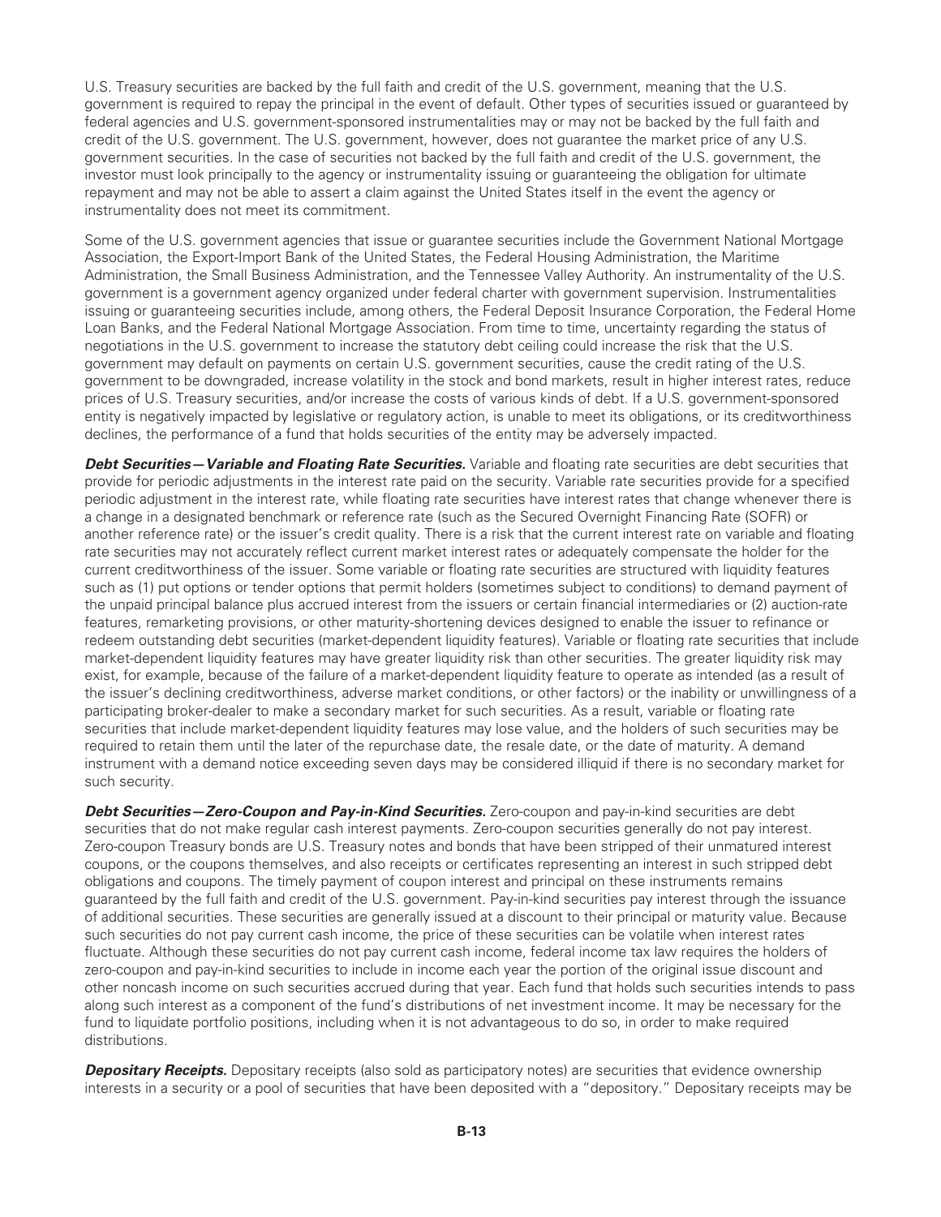U.S. Treasury securities are backed by the full faith and credit of the U.S. government, meaning that the U.S. government is required to repay the principal in the event of default. Other types of securities issued or guaranteed by federal agencies and U.S. government-sponsored instrumentalities may or may not be backed by the full faith and credit of the U.S. government. The U.S. government, however, does not guarantee the market price of any U.S. government securities. In the case of securities not backed by the full faith and credit of the U.S. government, the investor must look principally to the agency or instrumentality issuing or guaranteeing the obligation for ultimate repayment and may not be able to assert a claim against the United States itself in the event the agency or instrumentality does not meet its commitment.

Some of the U.S. government agencies that issue or guarantee securities include the Government National Mortgage Association, the Export-Import Bank of the United States, the Federal Housing Administration, the Maritime Administration, the Small Business Administration, and the Tennessee Valley Authority. An instrumentality of the U.S. government is a government agency organized under federal charter with government supervision. Instrumentalities issuing or guaranteeing securities include, among others, the Federal Deposit Insurance Corporation, the Federal Home Loan Banks, and the Federal National Mortgage Association. From time to time, uncertainty regarding the status of negotiations in the U.S. government to increase the statutory debt ceiling could increase the risk that the U.S. government may default on payments on certain U.S. government securities, cause the credit rating of the U.S. government to be downgraded, increase volatility in the stock and bond markets, result in higher interest rates, reduce prices of U.S. Treasury securities, and/or increase the costs of various kinds of debt. If a U.S. government-sponsored entity is negatively impacted by legislative or regulatory action, is unable to meet its obligations, or its creditworthiness declines, the performance of a fund that holds securities of the entity may be adversely impacted.

***Debt Securities—Variable and Floating Rate Securities.*** Variable and floating rate securities are debt securities that provide for periodic adjustments in the interest rate paid on the security. Variable rate securities provide for a specified periodic adjustment in the interest rate, while floating rate securities have interest rates that change whenever there is a change in a designated benchmark or reference rate (such as the Secured Overnight Financing Rate (SOFR) or another reference rate) or the issuer's credit quality. There is a risk that the current interest rate on variable and floating rate securities may not accurately reflect current market interest rates or adequately compensate the holder for the current creditworthiness of the issuer. Some variable or floating rate securities are structured with liquidity features such as (1) put options or tender options that permit holders (sometimes subject to conditions) to demand payment of the unpaid principal balance plus accrued interest from the issuers or certain financial intermediaries or (2) auction-rate features, remarketing provisions, or other maturity-shortening devices designed to enable the issuer to refinance or redeem outstanding debt securities (market-dependent liquidity features). Variable or floating rate securities that include market-dependent liquidity features may have greater liquidity risk than other securities. The greater liquidity risk may exist, for example, because of the failure of a market-dependent liquidity feature to operate as intended (as a result of the issuer's declining creditworthiness, adverse market conditions, or other factors) or the inability or unwillingness of a participating broker-dealer to make a secondary market for such securities. As a result, variable or floating rate securities that include market-dependent liquidity features may lose value, and the holders of such securities may be required to retain them until the later of the repurchase date, the resale date, or the date of maturity. A demand instrument with a demand notice exceeding seven days may be considered illiquid if there is no secondary market for such security.

***Debt Securities—Zero-Coupon and Pay-in-Kind Securities.*** Zero-coupon and pay-in-kind securities are debt securities that do not make regular cash interest payments. Zero-coupon securities generally do not pay interest. Zero-coupon Treasury bonds are U.S. Treasury notes and bonds that have been stripped of their unmatured interest coupons, or the coupons themselves, and also receipts or certificates representing an interest in such stripped debt obligations and coupons. The timely payment of coupon interest and principal on these instruments remains guaranteed by the full faith and credit of the U.S. government. Pay-in-kind securities pay interest through the issuance of additional securities. These securities are generally issued at a discount to their principal or maturity value. Because such securities do not pay current cash income, the price of these securities can be volatile when interest rates fluctuate. Although these securities do not pay current cash income, federal income tax law requires the holders of zero-coupon and pay-in-kind securities to include in income each year the portion of the original issue discount and other noncash income on such securities accrued during that year. Each fund that holds such securities intends to pass along such interest as a component of the fund's distributions of net investment income. It may be necessary for the fund to liquidate portfolio positions, including when it is not advantageous to do so, in order to make required distributions.

***Depositary Receipts.*** Depositary receipts (also sold as participatory notes) are securities that evidence ownership interests in a security or a pool of securities that have been deposited with a "depository." Depositary receipts may be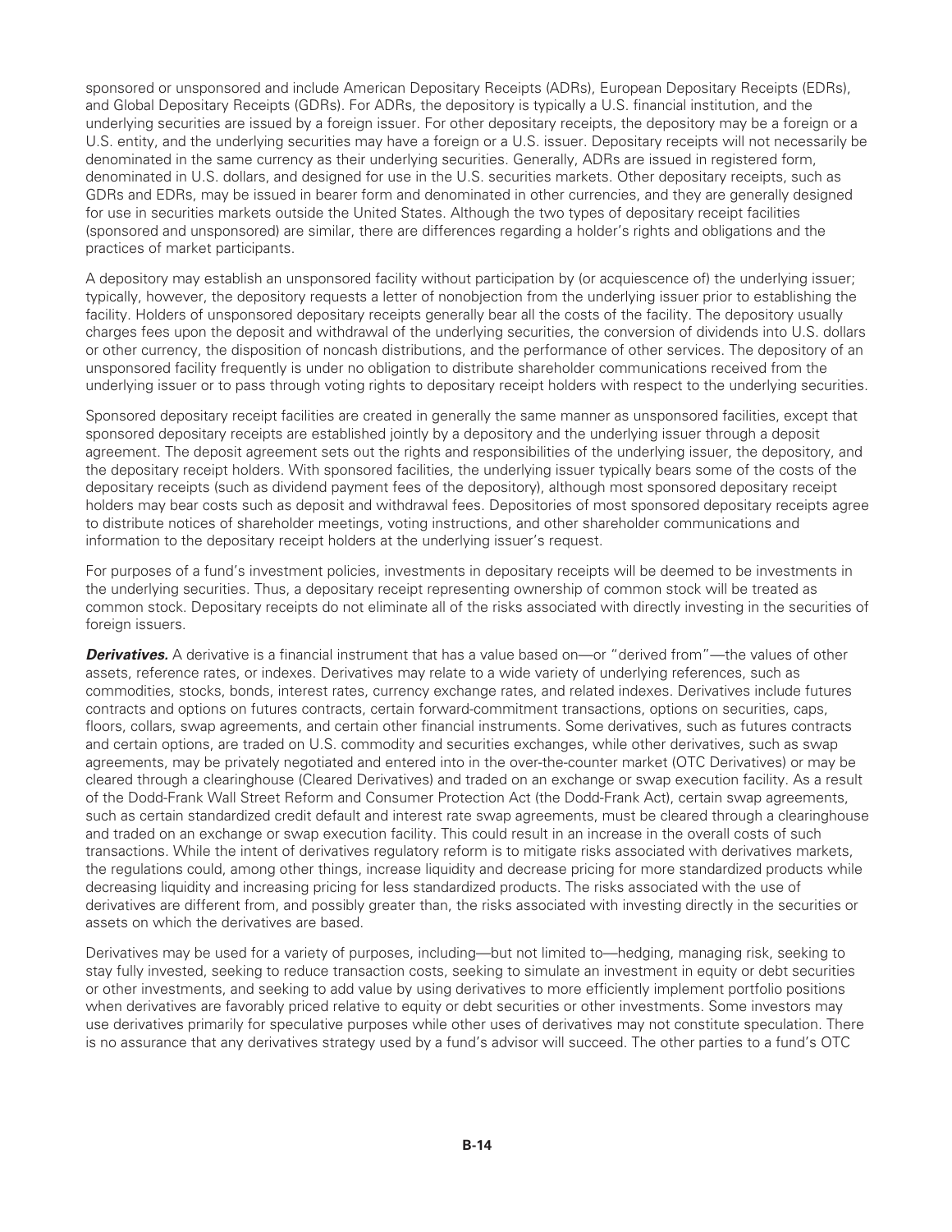sponsored or unsponsored and include American Depositary Receipts (ADRs), European Depositary Receipts (EDRs), and Global Depositary Receipts (GDRs). For ADRs, the depository is typically a U.S. financial institution, and the underlying securities are issued by a foreign issuer. For other depositary receipts, the depository may be a foreign or a U.S. entity, and the underlying securities may have a foreign or a U.S. issuer. Depositary receipts will not necessarily be denominated in the same currency as their underlying securities. Generally, ADRs are issued in registered form, denominated in U.S. dollars, and designed for use in the U.S. securities markets. Other depositary receipts, such as GDRs and EDRs, may be issued in bearer form and denominated in other currencies, and they are generally designed for use in securities markets outside the United States. Although the two types of depositary receipt facilities (sponsored and unsponsored) are similar, there are differences regarding a holder's rights and obligations and the practices of market participants.

A depository may establish an unsponsored facility without participation by (or acquiescence of) the underlying issuer; typically, however, the depository requests a letter of nonobjection from the underlying issuer prior to establishing the facility. Holders of unsponsored depositary receipts generally bear all the costs of the facility. The depository usually charges fees upon the deposit and withdrawal of the underlying securities, the conversion of dividends into U.S. dollars or other currency, the disposition of noncash distributions, and the performance of other services. The depository of an unsponsored facility frequently is under no obligation to distribute shareholder communications received from the underlying issuer or to pass through voting rights to depositary receipt holders with respect to the underlying securities.

Sponsored depositary receipt facilities are created in generally the same manner as unsponsored facilities, except that sponsored depositary receipts are established jointly by a depository and the underlying issuer through a deposit agreement. The deposit agreement sets out the rights and responsibilities of the underlying issuer, the depository, and the depositary receipt holders. With sponsored facilities, the underlying issuer typically bears some of the costs of the depositary receipts (such as dividend payment fees of the depository), although most sponsored depositary receipt holders may bear costs such as deposit and withdrawal fees. Depositories of most sponsored depositary receipts agree to distribute notices of shareholder meetings, voting instructions, and other shareholder communications and information to the depositary receipt holders at the underlying issuer's request.

For purposes of a fund's investment policies, investments in depositary receipts will be deemed to be investments in the underlying securities. Thus, a depositary receipt representing ownership of common stock will be treated as common stock. Depositary receipts do not eliminate all of the risks associated with directly investing in the securities of foreign issuers.

***Derivatives.*** A derivative is a financial instrument that has a value based on—or "derived from"—the values of other assets, reference rates, or indexes. Derivatives may relate to a wide variety of underlying references, such as commodities, stocks, bonds, interest rates, currency exchange rates, and related indexes. Derivatives include futures contracts and options on futures contracts, certain forward-commitment transactions, options on securities, caps, floors, collars, swap agreements, and certain other financial instruments. Some derivatives, such as futures contracts and certain options, are traded on U.S. commodity and securities exchanges, while other derivatives, such as swap agreements, may be privately negotiated and entered into in the over-the-counter market (OTC Derivatives) or may be cleared through a clearinghouse (Cleared Derivatives) and traded on an exchange or swap execution facility. As a result of the Dodd-Frank Wall Street Reform and Consumer Protection Act (the Dodd-Frank Act), certain swap agreements, such as certain standardized credit default and interest rate swap agreements, must be cleared through a clearinghouse and traded on an exchange or swap execution facility. This could result in an increase in the overall costs of such transactions. While the intent of derivatives regulatory reform is to mitigate risks associated with derivatives markets, the regulations could, among other things, increase liquidity and decrease pricing for more standardized products while decreasing liquidity and increasing pricing for less standardized products. The risks associated with the use of derivatives are different from, and possibly greater than, the risks associated with investing directly in the securities or assets on which the derivatives are based.

Derivatives may be used for a variety of purposes, including—but not limited to—hedging, managing risk, seeking to stay fully invested, seeking to reduce transaction costs, seeking to simulate an investment in equity or debt securities or other investments, and seeking to add value by using derivatives to more efficiently implement portfolio positions when derivatives are favorably priced relative to equity or debt securities or other investments. Some investors may use derivatives primarily for speculative purposes while other uses of derivatives may not constitute speculation. There is no assurance that any derivatives strategy used by a fund's advisor will succeed. The other parties to a fund's OTC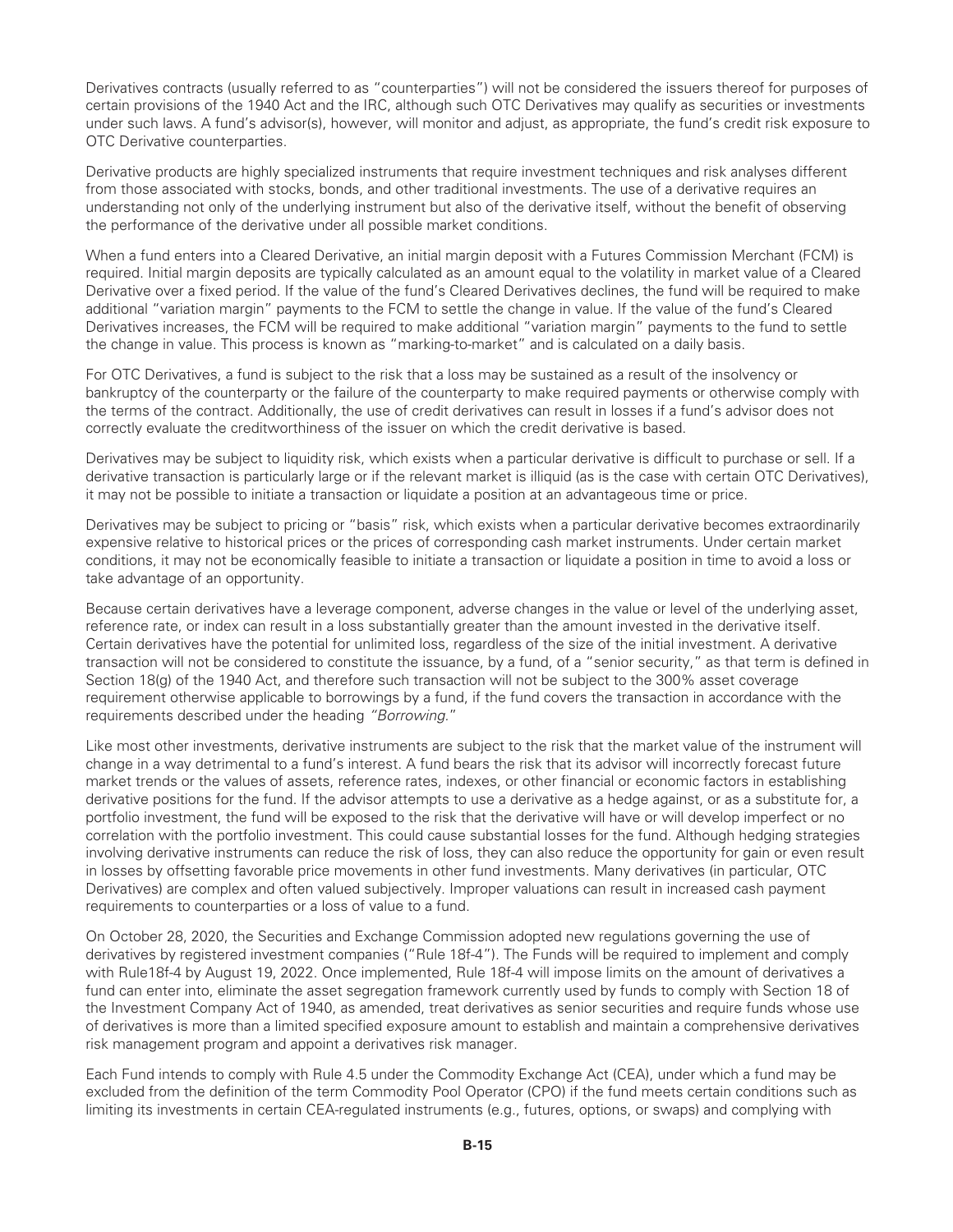Derivatives contracts (usually referred to as "counterparties") will not be considered the issuers thereof for purposes of certain provisions of the 1940 Act and the IRC, although such OTC Derivatives may qualify as securities or investments under such laws. A fund's advisor(s), however, will monitor and adjust, as appropriate, the fund's credit risk exposure to OTC Derivative counterparties.

Derivative products are highly specialized instruments that require investment techniques and risk analyses different from those associated with stocks, bonds, and other traditional investments. The use of a derivative requires an understanding not only of the underlying instrument but also of the derivative itself, without the benefit of observing the performance of the derivative under all possible market conditions.

When a fund enters into a Cleared Derivative, an initial margin deposit with a Futures Commission Merchant (FCM) is required. Initial margin deposits are typically calculated as an amount equal to the volatility in market value of a Cleared Derivative over a fixed period. If the value of the fund's Cleared Derivatives declines, the fund will be required to make additional "variation margin" payments to the FCM to settle the change in value. If the value of the fund's Cleared Derivatives increases, the FCM will be required to make additional "variation margin" payments to the fund to settle the change in value. This process is known as "marking-to-market" and is calculated on a daily basis.

For OTC Derivatives, a fund is subject to the risk that a loss may be sustained as a result of the insolvency or bankruptcy of the counterparty or the failure of the counterparty to make required payments or otherwise comply with the terms of the contract. Additionally, the use of credit derivatives can result in losses if a fund's advisor does not correctly evaluate the creditworthiness of the issuer on which the credit derivative is based.

Derivatives may be subject to liquidity risk, which exists when a particular derivative is difficult to purchase or sell. If a derivative transaction is particularly large or if the relevant market is illiquid (as is the case with certain OTC Derivatives), it may not be possible to initiate a transaction or liquidate a position at an advantageous time or price.

Derivatives may be subject to pricing or "basis" risk, which exists when a particular derivative becomes extraordinarily expensive relative to historical prices or the prices of corresponding cash market instruments. Under certain market conditions, it may not be economically feasible to initiate a transaction or liquidate a position in time to avoid a loss or take advantage of an opportunity.

Because certain derivatives have a leverage component, adverse changes in the value or level of the underlying asset, reference rate, or index can result in a loss substantially greater than the amount invested in the derivative itself. Certain derivatives have the potential for unlimited loss, regardless of the size of the initial investment. A derivative transaction will not be considered to constitute the issuance, by a fund, of a "senior security," as that term is defined in Section 18(g) of the 1940 Act, and therefore such transaction will not be subject to the 300% asset coverage requirement otherwise applicable to borrowings by a fund, if the fund covers the transaction in accordance with the requirements described under the heading *"Borrowing."*

Like most other investments, derivative instruments are subject to the risk that the market value of the instrument will change in a way detrimental to a fund's interest. A fund bears the risk that its advisor will incorrectly forecast future market trends or the values of assets, reference rates, indexes, or other financial or economic factors in establishing derivative positions for the fund. If the advisor attempts to use a derivative as a hedge against, or as a substitute for, a portfolio investment, the fund will be exposed to the risk that the derivative will have or will develop imperfect or no correlation with the portfolio investment. This could cause substantial losses for the fund. Although hedging strategies involving derivative instruments can reduce the risk of loss, they can also reduce the opportunity for gain or even result in losses by offsetting favorable price movements in other fund investments. Many derivatives (in particular, OTC Derivatives) are complex and often valued subjectively. Improper valuations can result in increased cash payment requirements to counterparties or a loss of value to a fund.

On October 28, 2020, the Securities and Exchange Commission adopted new regulations governing the use of derivatives by registered investment companies ("Rule 18f-4"). The Funds will be required to implement and comply with Rule18f-4 by August 19, 2022. Once implemented, Rule 18f-4 will impose limits on the amount of derivatives a fund can enter into, eliminate the asset segregation framework currently used by funds to comply with Section 18 of the Investment Company Act of 1940, as amended, treat derivatives as senior securities and require funds whose use of derivatives is more than a limited specified exposure amount to establish and maintain a comprehensive derivatives risk management program and appoint a derivatives risk manager.

Each Fund intends to comply with Rule 4.5 under the Commodity Exchange Act (CEA), under which a fund may be excluded from the definition of the term Commodity Pool Operator (CPO) if the fund meets certain conditions such as limiting its investments in certain CEA-regulated instruments (e.g., futures, options, or swaps) and complying with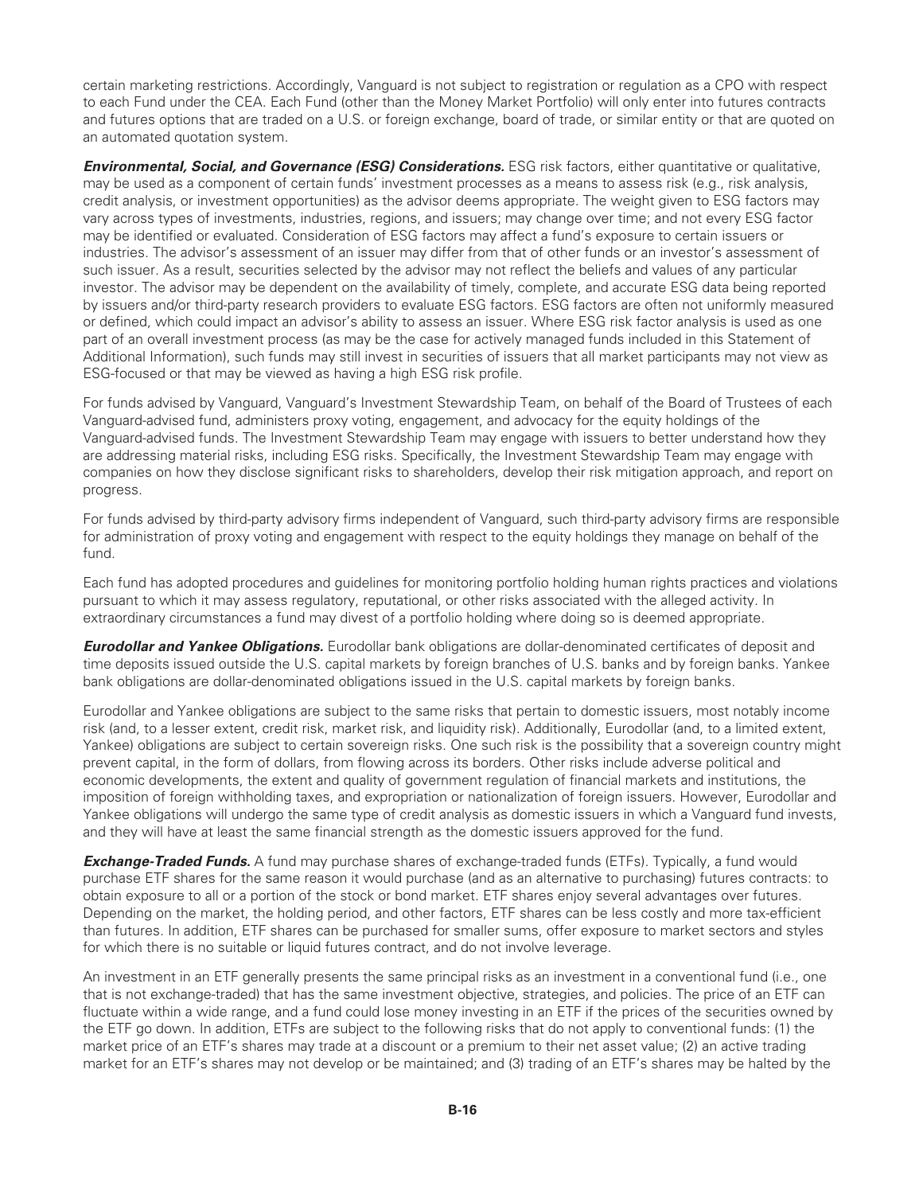certain marketing restrictions. Accordingly, Vanguard is not subject to registration or regulation as a CPO with respect to each Fund under the CEA. Each Fund (other than the Money Market Portfolio) will only enter into futures contracts and futures options that are traded on a U.S. or foreign exchange, board of trade, or similar entity or that are quoted on an automated quotation system.

***Environmental, Social, and Governance (ESG) Considerations.*** ESG risk factors, either quantitative or qualitative, may be used as a component of certain funds' investment processes as a means to assess risk (e.g., risk analysis, credit analysis, or investment opportunities) as the advisor deems appropriate. The weight given to ESG factors may vary across types of investments, industries, regions, and issuers; may change over time; and not every ESG factor may be identified or evaluated. Consideration of ESG factors may affect a fund's exposure to certain issuers or industries. The advisor's assessment of an issuer may differ from that of other funds or an investor's assessment of such issuer. As a result, securities selected by the advisor may not reflect the beliefs and values of any particular investor. The advisor may be dependent on the availability of timely, complete, and accurate ESG data being reported by issuers and/or third-party research providers to evaluate ESG factors. ESG factors are often not uniformly measured or defined, which could impact an advisor's ability to assess an issuer. Where ESG risk factor analysis is used as one part of an overall investment process (as may be the case for actively managed funds included in this Statement of Additional Information), such funds may still invest in securities of issuers that all market participants may not view as ESG-focused or that may be viewed as having a high ESG risk profile.

For funds advised by Vanguard, Vanguard's Investment Stewardship Team, on behalf of the Board of Trustees of each Vanguard-advised fund, administers proxy voting, engagement, and advocacy for the equity holdings of the Vanguard-advised funds. The Investment Stewardship Team may engage with issuers to better understand how they are addressing material risks, including ESG risks. Specifically, the Investment Stewardship Team may engage with companies on how they disclose significant risks to shareholders, develop their risk mitigation approach, and report on progress.

For funds advised by third-party advisory firms independent of Vanguard, such third-party advisory firms are responsible for administration of proxy voting and engagement with respect to the equity holdings they manage on behalf of the fund.

Each fund has adopted procedures and guidelines for monitoring portfolio holding human rights practices and violations pursuant to which it may assess regulatory, reputational, or other risks associated with the alleged activity. In extraordinary circumstances a fund may divest of a portfolio holding where doing so is deemed appropriate.

***Eurodollar and Yankee Obligations.*** Eurodollar bank obligations are dollar-denominated certificates of deposit and time deposits issued outside the U.S. capital markets by foreign branches of U.S. banks and by foreign banks. Yankee bank obligations are dollar-denominated obligations issued in the U.S. capital markets by foreign banks.

Eurodollar and Yankee obligations are subject to the same risks that pertain to domestic issuers, most notably income risk (and, to a lesser extent, credit risk, market risk, and liquidity risk). Additionally, Eurodollar (and, to a limited extent, Yankee) obligations are subject to certain sovereign risks. One such risk is the possibility that a sovereign country might prevent capital, in the form of dollars, from flowing across its borders. Other risks include adverse political and economic developments, the extent and quality of government regulation of financial markets and institutions, the imposition of foreign withholding taxes, and expropriation or nationalization of foreign issuers. However, Eurodollar and Yankee obligations will undergo the same type of credit analysis as domestic issuers in which a Vanguard fund invests, and they will have at least the same financial strength as the domestic issuers approved for the fund.

***Exchange-Traded Funds.*** A fund may purchase shares of exchange-traded funds (ETFs). Typically, a fund would purchase ETF shares for the same reason it would purchase (and as an alternative to purchasing) futures contracts: to obtain exposure to all or a portion of the stock or bond market. ETF shares enjoy several advantages over futures. Depending on the market, the holding period, and other factors, ETF shares can be less costly and more tax-efficient than futures. In addition, ETF shares can be purchased for smaller sums, offer exposure to market sectors and styles for which there is no suitable or liquid futures contract, and do not involve leverage.

An investment in an ETF generally presents the same principal risks as an investment in a conventional fund (i.e., one that is not exchange-traded) that has the same investment objective, strategies, and policies. The price of an ETF can fluctuate within a wide range, and a fund could lose money investing in an ETF if the prices of the securities owned by the ETF go down. In addition, ETFs are subject to the following risks that do not apply to conventional funds: (1) the market price of an ETF's shares may trade at a discount or a premium to their net asset value; (2) an active trading market for an ETF's shares may not develop or be maintained; and (3) trading of an ETF's shares may be halted by the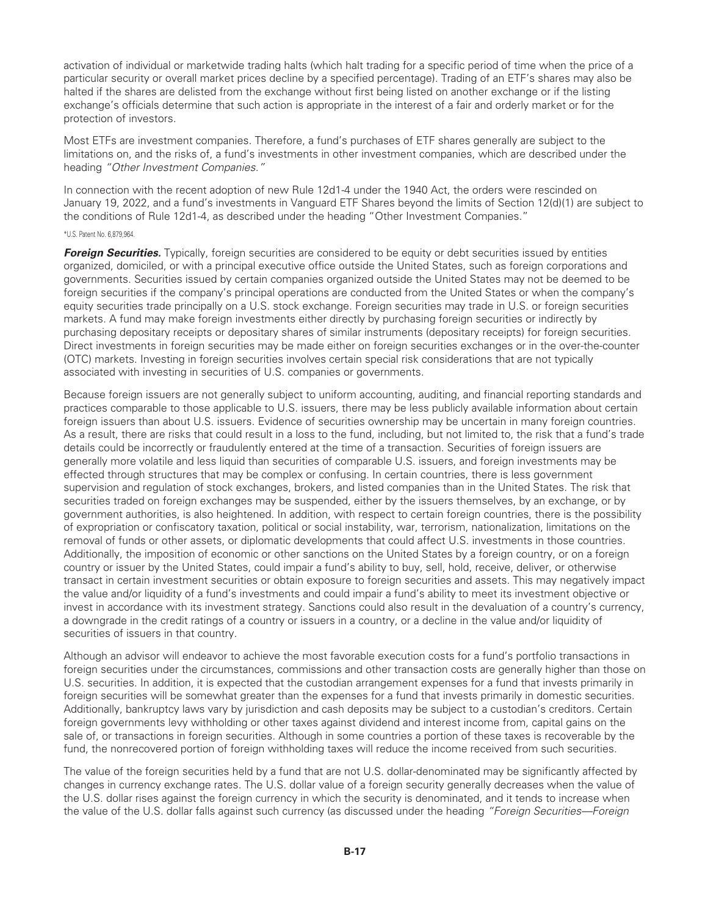activation of individual or marketwide trading halts (which halt trading for a specific period of time when the price of a particular security or overall market prices decline by a specified percentage). Trading of an ETF's shares may also be halted if the shares are delisted from the exchange without first being listed on another exchange or if the listing exchange's officials determine that such action is appropriate in the interest of a fair and orderly market or for the protection of investors.

Most ETFs are investment companies. Therefore, a fund's purchases of ETF shares generally are subject to the limitations on, and the risks of, a fund's investments in other investment companies, which are described under the heading *"Other Investment Companies."*

In connection with the recent adoption of new Rule 12d1-4 under the 1940 Act, the orders were rescinded on January 19, 2022, and a fund's investments in Vanguard ETF Shares beyond the limits of Section 12(d)(1) are subject to the conditions of Rule 12d1-4, as described under the heading "Other Investment Companies."

*U.S. Patent No. 6,879,964.

***Foreign Securities.*** Typically, foreign securities are considered to be equity or debt securities issued by entities organized, domiciled, or with a principal executive office outside the United States, such as foreign corporations and governments. Securities issued by certain companies organized outside the United States may not be deemed to be foreign securities if the company's principal operations are conducted from the United States or when the company's equity securities trade principally on a U.S. stock exchange. Foreign securities may trade in U.S. or foreign securities markets. A fund may make foreign investments either directly by purchasing foreign securities or indirectly by purchasing depositary receipts or depositary shares of similar instruments (depositary receipts) for foreign securities. Direct investments in foreign securities may be made either on foreign securities exchanges or in the over-the-counter (OTC) markets. Investing in foreign securities involves certain special risk considerations that are not typically associated with investing in securities of U.S. companies or governments.

Because foreign issuers are not generally subject to uniform accounting, auditing, and financial reporting standards and practices comparable to those applicable to U.S. issuers, there may be less publicly available information about certain foreign issuers than about U.S. issuers. Evidence of securities ownership may be uncertain in many foreign countries. As a result, there are risks that could result in a loss to the fund, including, but not limited to, the risk that a fund's trade details could be incorrectly or fraudulently entered at the time of a transaction. Securities of foreign issuers are generally more volatile and less liquid than securities of comparable U.S. issuers, and foreign investments may be effected through structures that may be complex or confusing. In certain countries, there is less government supervision and regulation of stock exchanges, brokers, and listed companies than in the United States. The risk that securities traded on foreign exchanges may be suspended, either by the issuers themselves, by an exchange, or by government authorities, is also heightened. In addition, with respect to certain foreign countries, there is the possibility of expropriation or confiscatory taxation, political or social instability, war, terrorism, nationalization, limitations on the removal of funds or other assets, or diplomatic developments that could affect U.S. investments in those countries. Additionally, the imposition of economic or other sanctions on the United States by a foreign country, or on a foreign country or issuer by the United States, could impair a fund's ability to buy, sell, hold, receive, deliver, or otherwise transact in certain investment securities or obtain exposure to foreign securities and assets. This may negatively impact the value and/or liquidity of a fund's investments and could impair a fund's ability to meet its investment objective or invest in accordance with its investment strategy. Sanctions could also result in the devaluation of a country's currency, a downgrade in the credit ratings of a country or issuers in a country, or a decline in the value and/or liquidity of securities of issuers in that country.

Although an advisor will endeavor to achieve the most favorable execution costs for a fund's portfolio transactions in foreign securities under the circumstances, commissions and other transaction costs are generally higher than those on U.S. securities. In addition, it is expected that the custodian arrangement expenses for a fund that invests primarily in foreign securities will be somewhat greater than the expenses for a fund that invests primarily in domestic securities. Additionally, bankruptcy laws vary by jurisdiction and cash deposits may be subject to a custodian's creditors. Certain foreign governments levy withholding or other taxes against dividend and interest income from, capital gains on the sale of, or transactions in foreign securities. Although in some countries a portion of these taxes is recoverable by the fund, the nonrecovered portion of foreign withholding taxes will reduce the income received from such securities.

The value of the foreign securities held by a fund that are not U.S. dollar-denominated may be significantly affected by changes in currency exchange rates. The U.S. dollar value of a foreign security generally decreases when the value of the U.S. dollar rises against the foreign currency in which the security is denominated, and it tends to increase when the value of the U.S. dollar falls against such currency (as discussed under the heading *"Foreign Securities—Foreign*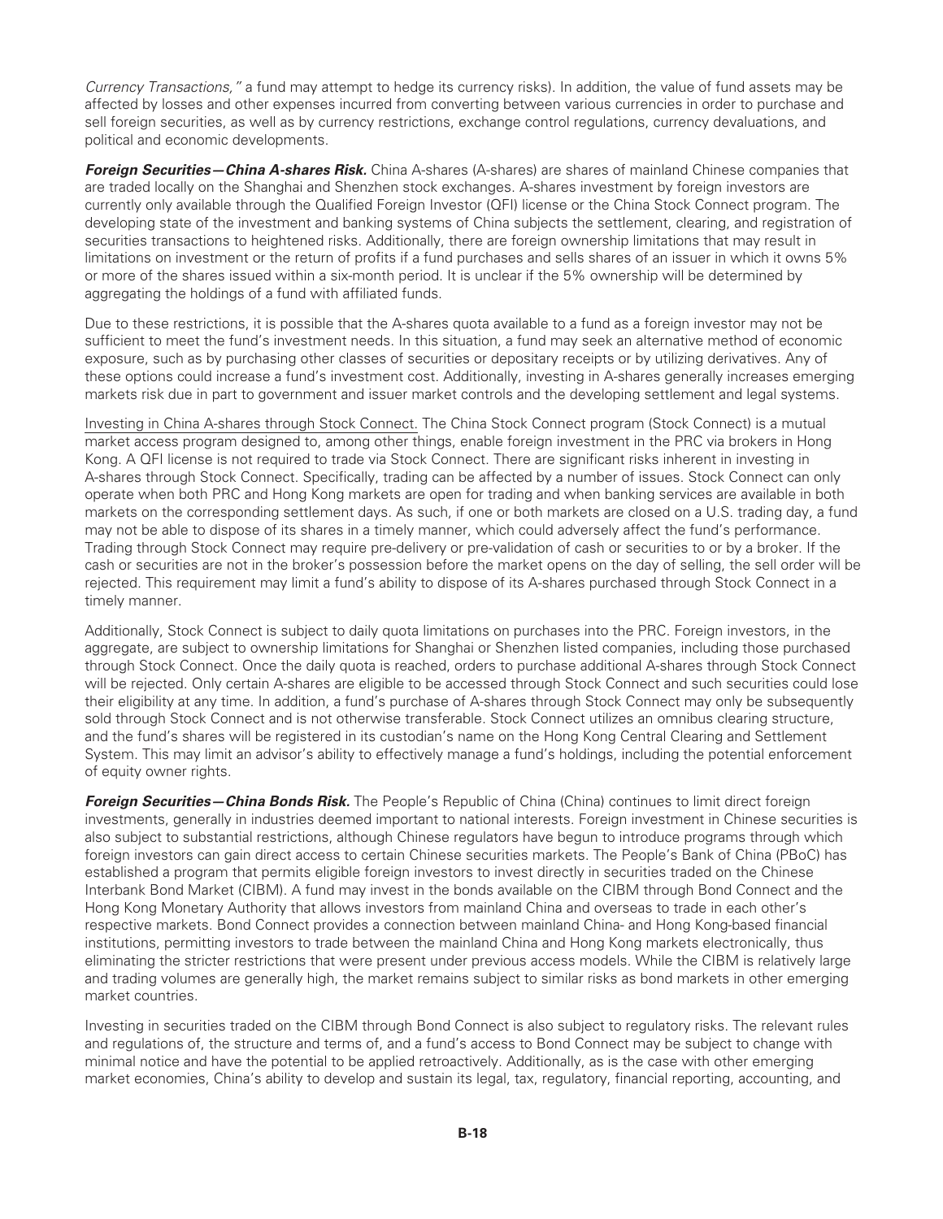*Currency Transactions,"* a fund may attempt to hedge its currency risks). In addition, the value of fund assets may be affected by losses and other expenses incurred from converting between various currencies in order to purchase and sell foreign securities, as well as by currency restrictions, exchange control regulations, currency devaluations, and political and economic developments.

***Foreign Securities—China A-shares Risk.*** China A-shares (A-shares) are shares of mainland Chinese companies that are traded locally on the Shanghai and Shenzhen stock exchanges. A-shares investment by foreign investors are currently only available through the Qualified Foreign Investor (QFI) license or the China Stock Connect program. The developing state of the investment and banking systems of China subjects the settlement, clearing, and registration of securities transactions to heightened risks. Additionally, there are foreign ownership limitations that may result in limitations on investment or the return of profits if a fund purchases and sells shares of an issuer in which it owns 5% or more of the shares issued within a six-month period. It is unclear if the 5% ownership will be determined by aggregating the holdings of a fund with affiliated funds.

Due to these restrictions, it is possible that the A-shares quota available to a fund as a foreign investor may not be sufficient to meet the fund's investment needs. In this situation, a fund may seek an alternative method of economic exposure, such as by purchasing other classes of securities or depositary receipts or by utilizing derivatives. Any of these options could increase a fund's investment cost. Additionally, investing in A-shares generally increases emerging markets risk due in part to government and issuer market controls and the developing settlement and legal systems.

Investing in China A-shares through Stock Connect. The China Stock Connect program (Stock Connect) is a mutual market access program designed to, among other things, enable foreign investment in the PRC via brokers in Hong Kong. A QFI license is not required to trade via Stock Connect. There are significant risks inherent in investing in A-shares through Stock Connect. Specifically, trading can be affected by a number of issues. Stock Connect can only operate when both PRC and Hong Kong markets are open for trading and when banking services are available in both markets on the corresponding settlement days. As such, if one or both markets are closed on a U.S. trading day, a fund may not be able to dispose of its shares in a timely manner, which could adversely affect the fund's performance. Trading through Stock Connect may require pre-delivery or pre-validation of cash or securities to or by a broker. If the cash or securities are not in the broker's possession before the market opens on the day of selling, the sell order will be rejected. This requirement may limit a fund's ability to dispose of its A-shares purchased through Stock Connect in a timely manner.

Additionally, Stock Connect is subject to daily quota limitations on purchases into the PRC. Foreign investors, in the aggregate, are subject to ownership limitations for Shanghai or Shenzhen listed companies, including those purchased through Stock Connect. Once the daily quota is reached, orders to purchase additional A-shares through Stock Connect will be rejected. Only certain A-shares are eligible to be accessed through Stock Connect and such securities could lose their eligibility at any time. In addition, a fund's purchase of A-shares through Stock Connect may only be subsequently sold through Stock Connect and is not otherwise transferable. Stock Connect utilizes an omnibus clearing structure, and the fund's shares will be registered in its custodian's name on the Hong Kong Central Clearing and Settlement System. This may limit an advisor's ability to effectively manage a fund's holdings, including the potential enforcement of equity owner rights.

***Foreign Securities—China Bonds Risk.*** The People's Republic of China (China) continues to limit direct foreign investments, generally in industries deemed important to national interests. Foreign investment in Chinese securities is also subject to substantial restrictions, although Chinese regulators have begun to introduce programs through which foreign investors can gain direct access to certain Chinese securities markets. The People's Bank of China (PBoC) has established a program that permits eligible foreign investors to invest directly in securities traded on the Chinese Interbank Bond Market (CIBM). A fund may invest in the bonds available on the CIBM through Bond Connect and the Hong Kong Monetary Authority that allows investors from mainland China and overseas to trade in each other's respective markets. Bond Connect provides a connection between mainland China- and Hong Kong-based financial institutions, permitting investors to trade between the mainland China and Hong Kong markets electronically, thus eliminating the stricter restrictions that were present under previous access models. While the CIBM is relatively large and trading volumes are generally high, the market remains subject to similar risks as bond markets in other emerging market countries.

Investing in securities traded on the CIBM through Bond Connect is also subject to regulatory risks. The relevant rules and regulations of, the structure and terms of, and a fund's access to Bond Connect may be subject to change with minimal notice and have the potential to be applied retroactively. Additionally, as is the case with other emerging market economies, China's ability to develop and sustain its legal, tax, regulatory, financial reporting, accounting, and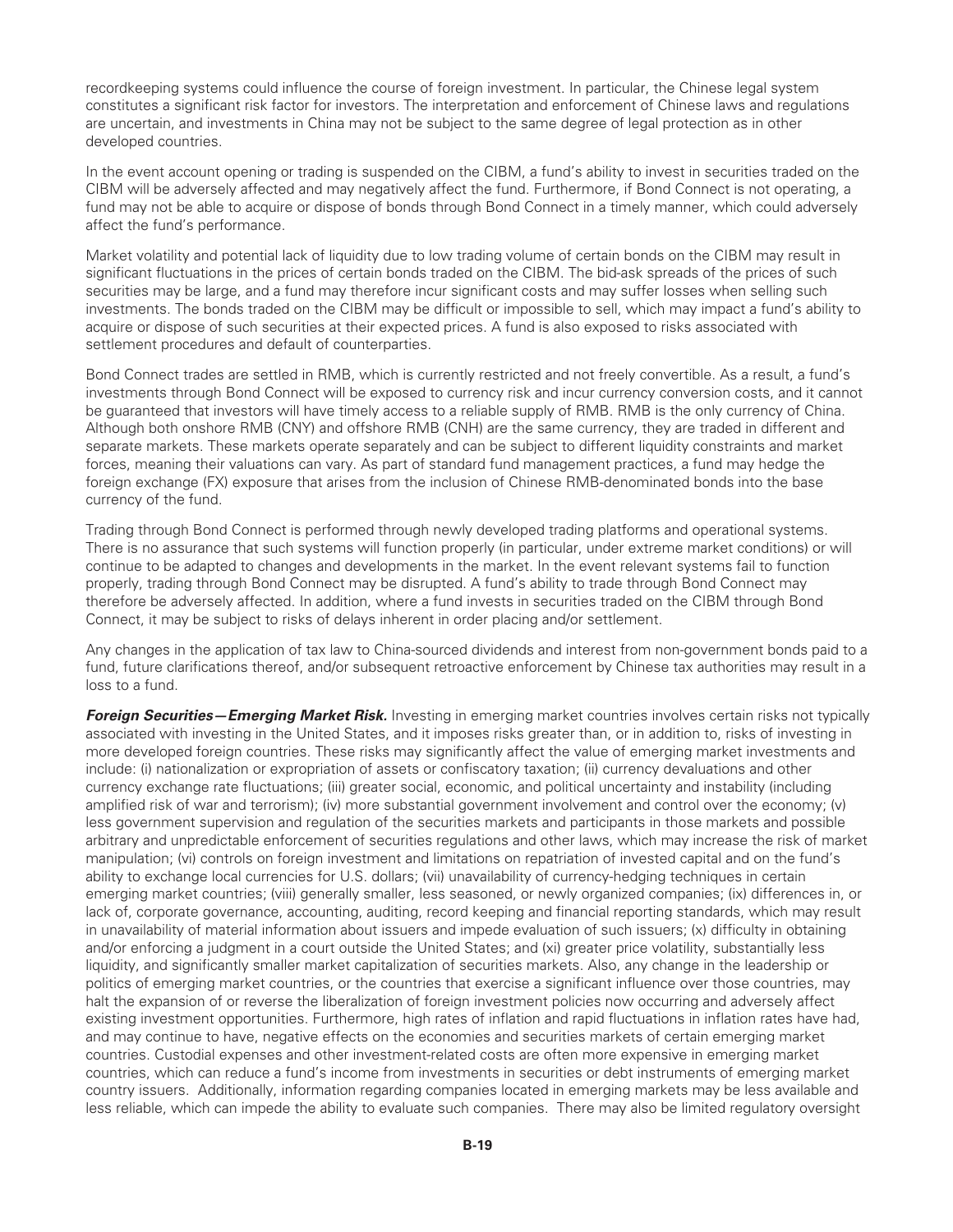recordkeeping systems could influence the course of foreign investment. In particular, the Chinese legal system constitutes a significant risk factor for investors. The interpretation and enforcement of Chinese laws and regulations are uncertain, and investments in China may not be subject to the same degree of legal protection as in other developed countries.

In the event account opening or trading is suspended on the CIBM, a fund's ability to invest in securities traded on the CIBM will be adversely affected and may negatively affect the fund. Furthermore, if Bond Connect is not operating, a fund may not be able to acquire or dispose of bonds through Bond Connect in a timely manner, which could adversely affect the fund's performance.

Market volatility and potential lack of liquidity due to low trading volume of certain bonds on the CIBM may result in significant fluctuations in the prices of certain bonds traded on the CIBM. The bid-ask spreads of the prices of such securities may be large, and a fund may therefore incur significant costs and may suffer losses when selling such investments. The bonds traded on the CIBM may be difficult or impossible to sell, which may impact a fund's ability to acquire or dispose of such securities at their expected prices. A fund is also exposed to risks associated with settlement procedures and default of counterparties.

Bond Connect trades are settled in RMB, which is currently restricted and not freely convertible. As a result, a fund's investments through Bond Connect will be exposed to currency risk and incur currency conversion costs, and it cannot be guaranteed that investors will have timely access to a reliable supply of RMB. RMB is the only currency of China. Although both onshore RMB (CNY) and offshore RMB (CNH) are the same currency, they are traded in different and separate markets. These markets operate separately and can be subject to different liquidity constraints and market forces, meaning their valuations can vary. As part of standard fund management practices, a fund may hedge the foreign exchange (FX) exposure that arises from the inclusion of Chinese RMB-denominated bonds into the base currency of the fund.

Trading through Bond Connect is performed through newly developed trading platforms and operational systems. There is no assurance that such systems will function properly (in particular, under extreme market conditions) or will continue to be adapted to changes and developments in the market. In the event relevant systems fail to function properly, trading through Bond Connect may be disrupted. A fund's ability to trade through Bond Connect may therefore be adversely affected. In addition, where a fund invests in securities traded on the CIBM through Bond Connect, it may be subject to risks of delays inherent in order placing and/or settlement.

Any changes in the application of tax law to China-sourced dividends and interest from non-government bonds paid to a fund, future clarifications thereof, and/or subsequent retroactive enforcement by Chinese tax authorities may result in a loss to a fund.

***Foreign Securities—Emerging Market Risk.*** Investing in emerging market countries involves certain risks not typically associated with investing in the United States, and it imposes risks greater than, or in addition to, risks of investing in more developed foreign countries. These risks may significantly affect the value of emerging market investments and include: (i) nationalization or expropriation of assets or confiscatory taxation; (ii) currency devaluations and other currency exchange rate fluctuations; (iii) greater social, economic, and political uncertainty and instability (including amplified risk of war and terrorism); (iv) more substantial government involvement and control over the economy; (v) less government supervision and regulation of the securities markets and participants in those markets and possible arbitrary and unpredictable enforcement of securities regulations and other laws, which may increase the risk of market manipulation; (vi) controls on foreign investment and limitations on repatriation of invested capital and on the fund's ability to exchange local currencies for U.S. dollars; (vii) unavailability of currency-hedging techniques in certain emerging market countries; (viii) generally smaller, less seasoned, or newly organized companies; (ix) differences in, or lack of, corporate governance, accounting, auditing, record keeping and financial reporting standards, which may result in unavailability of material information about issuers and impede evaluation of such issuers; (x) difficulty in obtaining and/or enforcing a judgment in a court outside the United States; and (xi) greater price volatility, substantially less liquidity, and significantly smaller market capitalization of securities markets. Also, any change in the leadership or politics of emerging market countries, or the countries that exercise a significant influence over those countries, may halt the expansion of or reverse the liberalization of foreign investment policies now occurring and adversely affect existing investment opportunities. Furthermore, high rates of inflation and rapid fluctuations in inflation rates have had, and may continue to have, negative effects on the economies and securities markets of certain emerging market countries. Custodial expenses and other investment-related costs are often more expensive in emerging market countries, which can reduce a fund's income from investments in securities or debt instruments of emerging market country issuers. Additionally, information regarding companies located in emerging markets may be less available and less reliable, which can impede the ability to evaluate such companies. There may also be limited regulatory oversight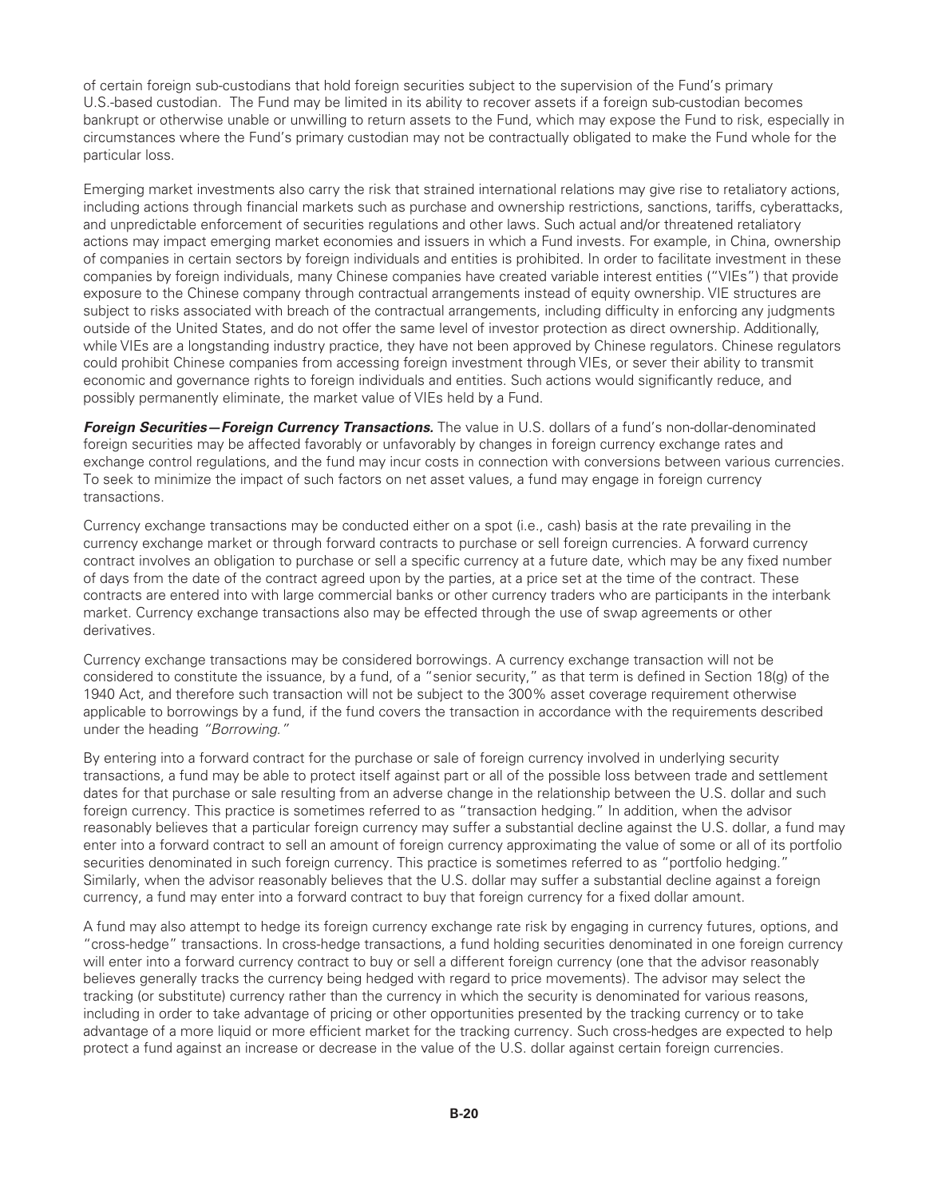of certain foreign sub-custodians that hold foreign securities subject to the supervision of the Fund's primary U.S.-based custodian. The Fund may be limited in its ability to recover assets if a foreign sub-custodian becomes bankrupt or otherwise unable or unwilling to return assets to the Fund, which may expose the Fund to risk, especially in circumstances where the Fund's primary custodian may not be contractually obligated to make the Fund whole for the particular loss.

Emerging market investments also carry the risk that strained international relations may give rise to retaliatory actions, including actions through financial markets such as purchase and ownership restrictions, sanctions, tariffs, cyberattacks, and unpredictable enforcement of securities regulations and other laws. Such actual and/or threatened retaliatory actions may impact emerging market economies and issuers in which a Fund invests. For example, in China, ownership of companies in certain sectors by foreign individuals and entities is prohibited. In order to facilitate investment in these companies by foreign individuals, many Chinese companies have created variable interest entities ("VIEs") that provide exposure to the Chinese company through contractual arrangements instead of equity ownership. VIE structures are subject to risks associated with breach of the contractual arrangements, including difficulty in enforcing any judgments outside of the United States, and do not offer the same level of investor protection as direct ownership. Additionally, while VIEs are a longstanding industry practice, they have not been approved by Chinese regulators. Chinese regulators could prohibit Chinese companies from accessing foreign investment through VIEs, or sever their ability to transmit economic and governance rights to foreign individuals and entities. Such actions would significantly reduce, and possibly permanently eliminate, the market value of VIEs held by a Fund.

***Foreign Securities—Foreign Currency Transactions.*** The value in U.S. dollars of a fund's non-dollar-denominated foreign securities may be affected favorably or unfavorably by changes in foreign currency exchange rates and exchange control regulations, and the fund may incur costs in connection with conversions between various currencies. To seek to minimize the impact of such factors on net asset values, a fund may engage in foreign currency transactions.

Currency exchange transactions may be conducted either on a spot (i.e., cash) basis at the rate prevailing in the currency exchange market or through forward contracts to purchase or sell foreign currencies. A forward currency contract involves an obligation to purchase or sell a specific currency at a future date, which may be any fixed number of days from the date of the contract agreed upon by the parties, at a price set at the time of the contract. These contracts are entered into with large commercial banks or other currency traders who are participants in the interbank market. Currency exchange transactions also may be effected through the use of swap agreements or other derivatives.

Currency exchange transactions may be considered borrowings. A currency exchange transaction will not be considered to constitute the issuance, by a fund, of a "senior security," as that term is defined in Section 18(g) of the 1940 Act, and therefore such transaction will not be subject to the 300% asset coverage requirement otherwise applicable to borrowings by a fund, if the fund covers the transaction in accordance with the requirements described under the heading *"Borrowing."*

By entering into a forward contract for the purchase or sale of foreign currency involved in underlying security transactions, a fund may be able to protect itself against part or all of the possible loss between trade and settlement dates for that purchase or sale resulting from an adverse change in the relationship between the U.S. dollar and such foreign currency. This practice is sometimes referred to as "transaction hedging." In addition, when the advisor reasonably believes that a particular foreign currency may suffer a substantial decline against the U.S. dollar, a fund may enter into a forward contract to sell an amount of foreign currency approximating the value of some or all of its portfolio securities denominated in such foreign currency. This practice is sometimes referred to as "portfolio hedging." Similarly, when the advisor reasonably believes that the U.S. dollar may suffer a substantial decline against a foreign currency, a fund may enter into a forward contract to buy that foreign currency for a fixed dollar amount.

A fund may also attempt to hedge its foreign currency exchange rate risk by engaging in currency futures, options, and "cross-hedge" transactions. In cross-hedge transactions, a fund holding securities denominated in one foreign currency will enter into a forward currency contract to buy or sell a different foreign currency (one that the advisor reasonably believes generally tracks the currency being hedged with regard to price movements). The advisor may select the tracking (or substitute) currency rather than the currency in which the security is denominated for various reasons, including in order to take advantage of pricing or other opportunities presented by the tracking currency or to take advantage of a more liquid or more efficient market for the tracking currency. Such cross-hedges are expected to help protect a fund against an increase or decrease in the value of the U.S. dollar against certain foreign currencies.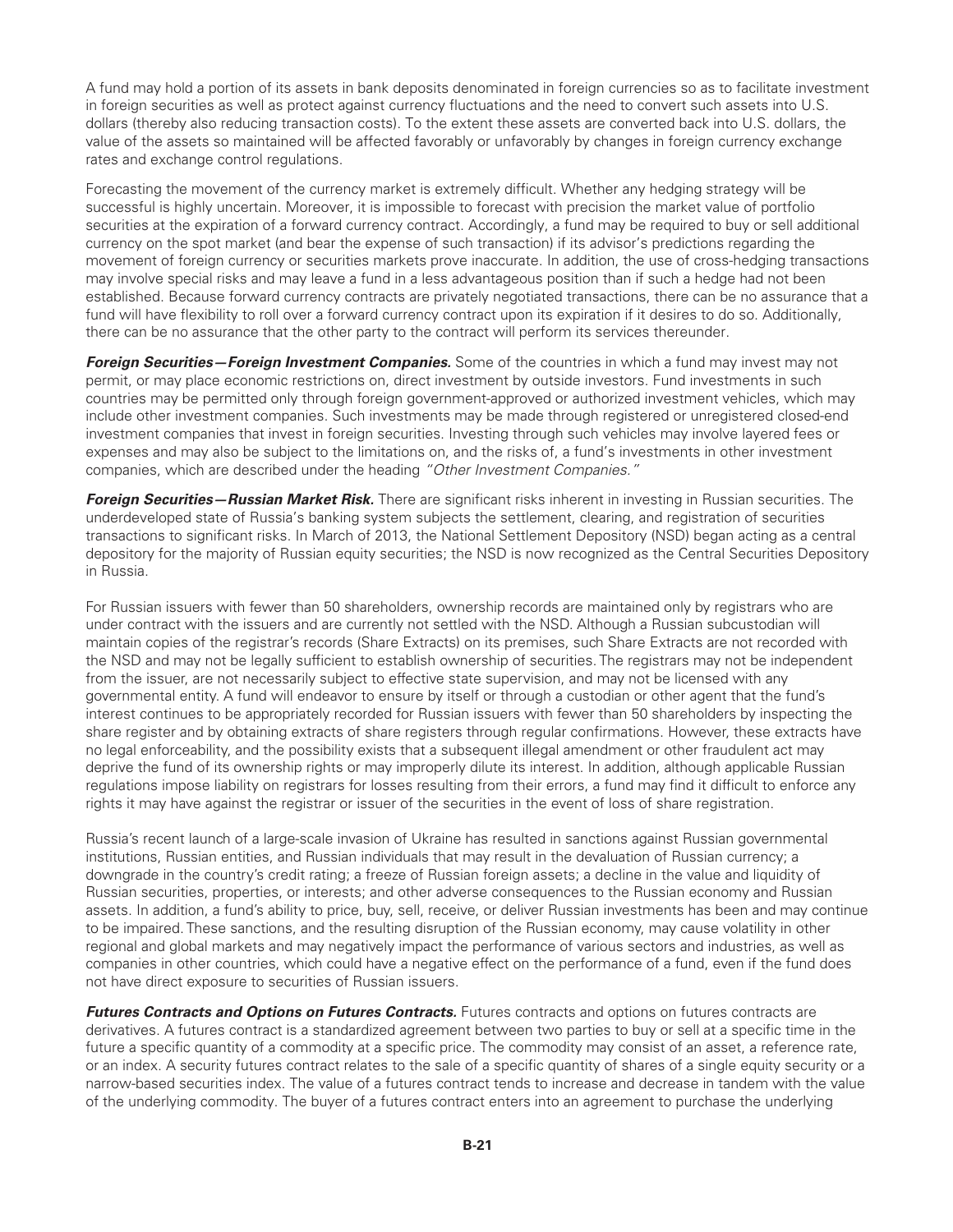A fund may hold a portion of its assets in bank deposits denominated in foreign currencies so as to facilitate investment in foreign securities as well as protect against currency fluctuations and the need to convert such assets into U.S. dollars (thereby also reducing transaction costs). To the extent these assets are converted back into U.S. dollars, the value of the assets so maintained will be affected favorably or unfavorably by changes in foreign currency exchange rates and exchange control regulations.

Forecasting the movement of the currency market is extremely difficult. Whether any hedging strategy will be successful is highly uncertain. Moreover, it is impossible to forecast with precision the market value of portfolio securities at the expiration of a forward currency contract. Accordingly, a fund may be required to buy or sell additional currency on the spot market (and bear the expense of such transaction) if its advisor's predictions regarding the movement of foreign currency or securities markets prove inaccurate. In addition, the use of cross-hedging transactions may involve special risks and may leave a fund in a less advantageous position than if such a hedge had not been established. Because forward currency contracts are privately negotiated transactions, there can be no assurance that a fund will have flexibility to roll over a forward currency contract upon its expiration if it desires to do so. Additionally, there can be no assurance that the other party to the contract will perform its services thereunder.

***Foreign Securities—Foreign Investment Companies.*** Some of the countries in which a fund may invest may not permit, or may place economic restrictions on, direct investment by outside investors. Fund investments in such countries may be permitted only through foreign government-approved or authorized investment vehicles, which may include other investment companies. Such investments may be made through registered or unregistered closed-end investment companies that invest in foreign securities. Investing through such vehicles may involve layered fees or expenses and may also be subject to the limitations on, and the risks of, a fund's investments in other investment companies, which are described under the heading *"Other Investment Companies."*

***Foreign Securities—Russian Market Risk.*** There are significant risks inherent in investing in Russian securities. The underdeveloped state of Russia's banking system subjects the settlement, clearing, and registration of securities transactions to significant risks. In March of 2013, the National Settlement Depository (NSD) began acting as a central depository for the majority of Russian equity securities; the NSD is now recognized as the Central Securities Depository in Russia.

For Russian issuers with fewer than 50 shareholders, ownership records are maintained only by registrars who are under contract with the issuers and are currently not settled with the NSD. Although a Russian subcustodian will maintain copies of the registrar's records (Share Extracts) on its premises, such Share Extracts are not recorded with the NSD and may not be legally sufficient to establish ownership of securities. The registrars may not be independent from the issuer, are not necessarily subject to effective state supervision, and may not be licensed with any governmental entity. A fund will endeavor to ensure by itself or through a custodian or other agent that the fund's interest continues to be appropriately recorded for Russian issuers with fewer than 50 shareholders by inspecting the share register and by obtaining extracts of share registers through regular confirmations. However, these extracts have no legal enforceability, and the possibility exists that a subsequent illegal amendment or other fraudulent act may deprive the fund of its ownership rights or may improperly dilute its interest. In addition, although applicable Russian regulations impose liability on registrars for losses resulting from their errors, a fund may find it difficult to enforce any rights it may have against the registrar or issuer of the securities in the event of loss of share registration.

Russia's recent launch of a large-scale invasion of Ukraine has resulted in sanctions against Russian governmental institutions, Russian entities, and Russian individuals that may result in the devaluation of Russian currency; a downgrade in the country's credit rating; a freeze of Russian foreign assets; a decline in the value and liquidity of Russian securities, properties, or interests; and other adverse consequences to the Russian economy and Russian assets. In addition, a fund's ability to price, buy, sell, receive, or deliver Russian investments has been and may continue to be impaired. These sanctions, and the resulting disruption of the Russian economy, may cause volatility in other regional and global markets and may negatively impact the performance of various sectors and industries, as well as companies in other countries, which could have a negative effect on the performance of a fund, even if the fund does not have direct exposure to securities of Russian issuers.

***Futures Contracts and Options on Futures Contracts.*** Futures contracts and options on futures contracts are derivatives. A futures contract is a standardized agreement between two parties to buy or sell at a specific time in the future a specific quantity of a commodity at a specific price. The commodity may consist of an asset, a reference rate, or an index. A security futures contract relates to the sale of a specific quantity of shares of a single equity security or a narrow-based securities index. The value of a futures contract tends to increase and decrease in tandem with the value of the underlying commodity. The buyer of a futures contract enters into an agreement to purchase the underlying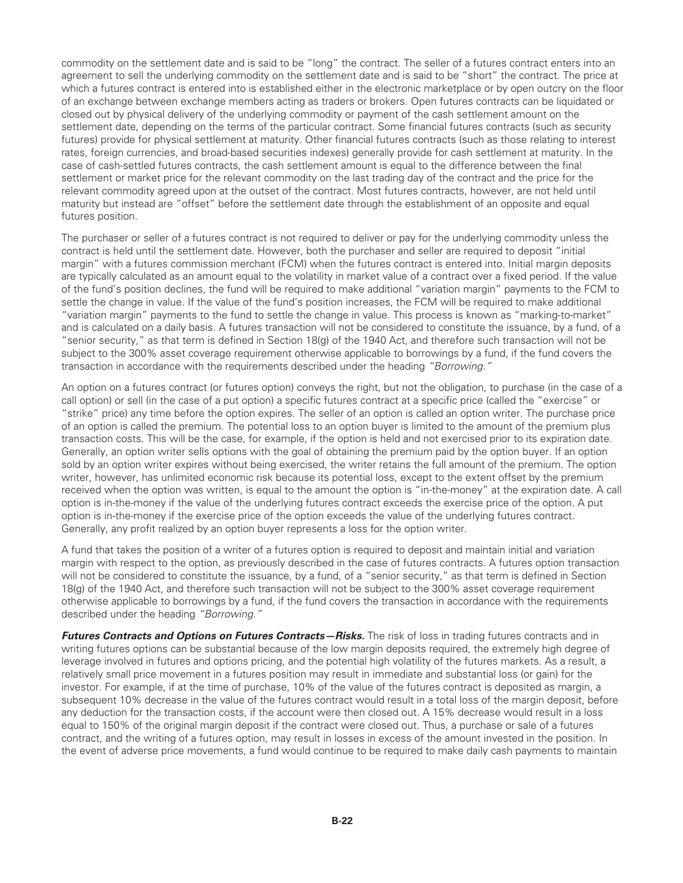commodity on the settlement date and is said to be "long" the contract. The seller of a futures contract enters into an agreement to sell the underlying commodity on the settlement date and is said to be "short" the contract. The price at which a futures contract is entered into is established either in the electronic marketplace or by open outcry on the floor of an exchange between exchange members acting as traders or brokers. Open futures contracts can be liquidated or closed out by physical delivery of the underlying commodity or payment of the cash settlement amount on the settlement date, depending on the terms of the particular contract. Some financial futures contracts (such as security futures) provide for physical settlement at maturity. Other financial futures contracts (such as those relating to interest rates, foreign currencies, and broad-based securities indexes) generally provide for cash settlement at maturity. In the case of cash-settled futures contracts, the cash settlement amount is equal to the difference between the final settlement or market price for the relevant commodity on the last trading day of the contract and the price for the relevant commodity agreed upon at the outset of the contract. Most futures contracts, however, are not held until maturity but instead are "offset" before the settlement date through the establishment of an opposite and equal futures position.

The purchaser or seller of a futures contract is not required to deliver or pay for the underlying commodity unless the contract is held until the settlement date. However, both the purchaser and seller are required to deposit "initial margin" with a futures commission merchant (FCM) when the futures contract is entered into. Initial margin deposits are typically calculated as an amount equal to the volatility in market value of a contract over a fixed period. If the value of the fund's position declines, the fund will be required to make additional "variation margin" payments to the FCM to settle the change in value. If the value of the fund's position increases, the FCM will be required to make additional "variation margin" payments to the fund to settle the change in value. This process is known as "marking-to-market" and is calculated on a daily basis. A futures transaction will not be considered to constitute the issuance, by a fund, of a "senior security," as that term is defined in Section 18(g) of the 1940 Act, and therefore such transaction will not be subject to the 300% asset coverage requirement otherwise applicable to borrowings by a fund, if the fund covers the transaction in accordance with the requirements described under the heading *"Borrowing."*

An option on a futures contract (or futures option) conveys the right, but not the obligation, to purchase (in the case of a call option) or sell (in the case of a put option) a specific futures contract at a specific price (called the "exercise" or "strike" price) any time before the option expires. The seller of an option is called an option writer. The purchase price of an option is called the premium. The potential loss to an option buyer is limited to the amount of the premium plus transaction costs. This will be the case, for example, if the option is held and not exercised prior to its expiration date. Generally, an option writer sells options with the goal of obtaining the premium paid by the option buyer. If an option sold by an option writer expires without being exercised, the writer retains the full amount of the premium. The option writer, however, has unlimited economic risk because its potential loss, except to the extent offset by the premium received when the option was written, is equal to the amount the option is "in-the-money" at the expiration date. A call option is in-the-money if the value of the underlying futures contract exceeds the exercise price of the option. A put option is in-the-money if the exercise price of the option exceeds the value of the underlying futures contract. Generally, any profit realized by an option buyer represents a loss for the option writer.

A fund that takes the position of a writer of a futures option is required to deposit and maintain initial and variation margin with respect to the option, as previously described in the case of futures contracts. A futures option transaction will not be considered to constitute the issuance, by a fund, of a "senior security," as that term is defined in Section 18(g) of the 1940 Act, and therefore such transaction will not be subject to the 300% asset coverage requirement otherwise applicable to borrowings by a fund, if the fund covers the transaction in accordance with the requirements described under the heading *"Borrowing."*

***Futures Contracts and Options on Futures Contracts—Risks.*** The risk of loss in trading futures contracts and in writing futures options can be substantial because of the low margin deposits required, the extremely high degree of leverage involved in futures and options pricing, and the potential high volatility of the futures markets. As a result, a relatively small price movement in a futures position may result in immediate and substantial loss (or gain) for the investor. For example, if at the time of purchase, 10% of the value of the futures contract is deposited as margin, a subsequent 10% decrease in the value of the futures contract would result in a total loss of the margin deposit, before any deduction for the transaction costs, if the account were then closed out. A 15% decrease would result in a loss equal to 150% of the original margin deposit if the contract were closed out. Thus, a purchase or sale of a futures contract, and the writing of a futures option, may result in losses in excess of the amount invested in the position. In the event of adverse price movements, a fund would continue to be required to make daily cash payments to maintain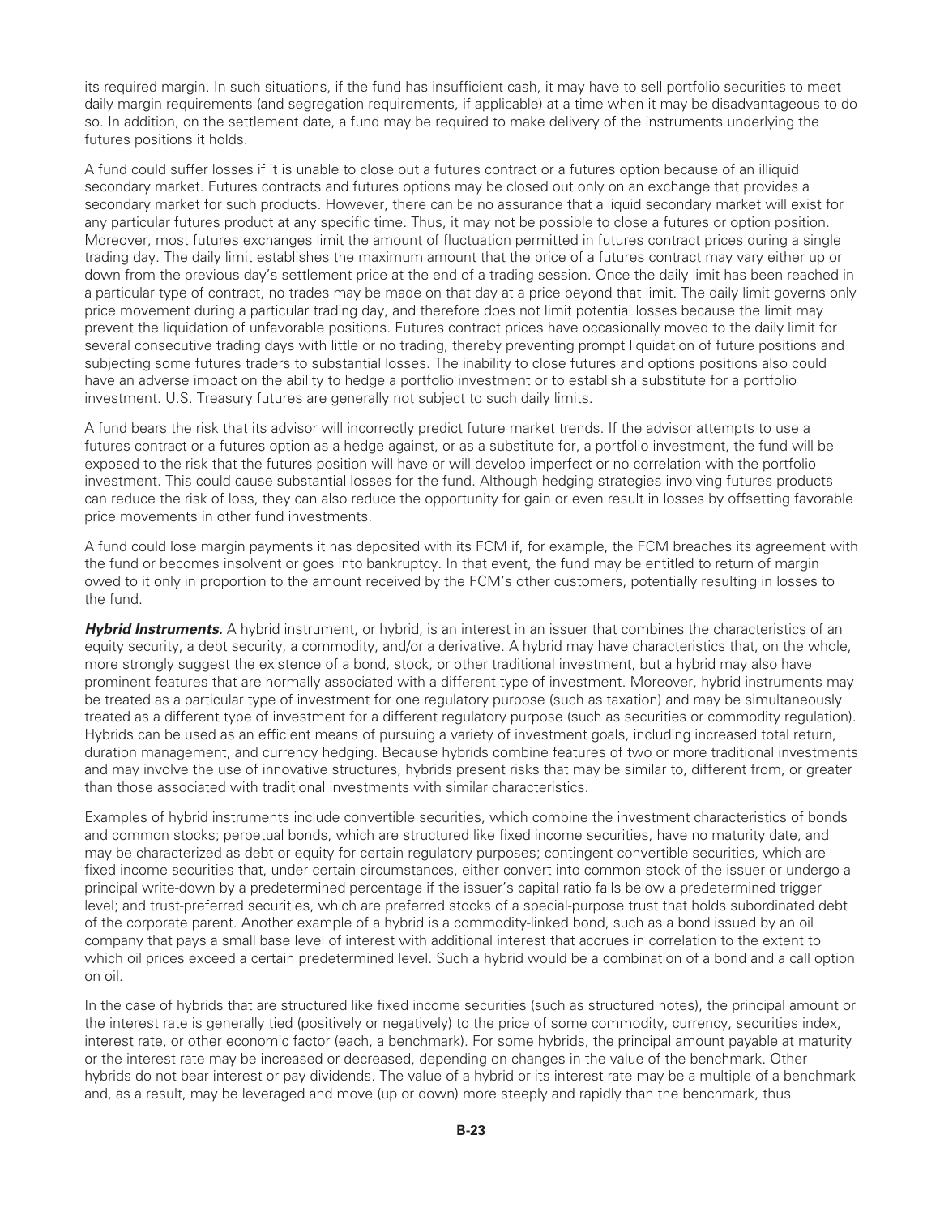its required margin. In such situations, if the fund has insufficient cash, it may have to sell portfolio securities to meet daily margin requirements (and segregation requirements, if applicable) at a time when it may be disadvantageous to do so. In addition, on the settlement date, a fund may be required to make delivery of the instruments underlying the futures positions it holds.

A fund could suffer losses if it is unable to close out a futures contract or a futures option because of an illiquid secondary market. Futures contracts and futures options may be closed out only on an exchange that provides a secondary market for such products. However, there can be no assurance that a liquid secondary market will exist for any particular futures product at any specific time. Thus, it may not be possible to close a futures or option position. Moreover, most futures exchanges limit the amount of fluctuation permitted in futures contract prices during a single trading day. The daily limit establishes the maximum amount that the price of a futures contract may vary either up or down from the previous day's settlement price at the end of a trading session. Once the daily limit has been reached in a particular type of contract, no trades may be made on that day at a price beyond that limit. The daily limit governs only price movement during a particular trading day, and therefore does not limit potential losses because the limit may prevent the liquidation of unfavorable positions. Futures contract prices have occasionally moved to the daily limit for several consecutive trading days with little or no trading, thereby preventing prompt liquidation of future positions and subjecting some futures traders to substantial losses. The inability to close futures and options positions also could have an adverse impact on the ability to hedge a portfolio investment or to establish a substitute for a portfolio investment. U.S. Treasury futures are generally not subject to such daily limits.

A fund bears the risk that its advisor will incorrectly predict future market trends. If the advisor attempts to use a futures contract or a futures option as a hedge against, or as a substitute for, a portfolio investment, the fund will be exposed to the risk that the futures position will have or will develop imperfect or no correlation with the portfolio investment. This could cause substantial losses for the fund. Although hedging strategies involving futures products can reduce the risk of loss, they can also reduce the opportunity for gain or even result in losses by offsetting favorable price movements in other fund investments.

A fund could lose margin payments it has deposited with its FCM if, for example, the FCM breaches its agreement with the fund or becomes insolvent or goes into bankruptcy. In that event, the fund may be entitled to return of margin owed to it only in proportion to the amount received by the FCM's other customers, potentially resulting in losses to the fund.

***Hybrid Instruments.*** A hybrid instrument, or hybrid, is an interest in an issuer that combines the characteristics of an equity security, a debt security, a commodity, and/or a derivative. A hybrid may have characteristics that, on the whole, more strongly suggest the existence of a bond, stock, or other traditional investment, but a hybrid may also have prominent features that are normally associated with a different type of investment. Moreover, hybrid instruments may be treated as a particular type of investment for one regulatory purpose (such as taxation) and may be simultaneously treated as a different type of investment for a different regulatory purpose (such as securities or commodity regulation). Hybrids can be used as an efficient means of pursuing a variety of investment goals, including increased total return, duration management, and currency hedging. Because hybrids combine features of two or more traditional investments and may involve the use of innovative structures, hybrids present risks that may be similar to, different from, or greater than those associated with traditional investments with similar characteristics.

Examples of hybrid instruments include convertible securities, which combine the investment characteristics of bonds and common stocks; perpetual bonds, which are structured like fixed income securities, have no maturity date, and may be characterized as debt or equity for certain regulatory purposes; contingent convertible securities, which are fixed income securities that, under certain circumstances, either convert into common stock of the issuer or undergo a principal write-down by a predetermined percentage if the issuer's capital ratio falls below a predetermined trigger level; and trust-preferred securities, which are preferred stocks of a special-purpose trust that holds subordinated debt of the corporate parent. Another example of a hybrid is a commodity-linked bond, such as a bond issued by an oil company that pays a small base level of interest with additional interest that accrues in correlation to the extent to which oil prices exceed a certain predetermined level. Such a hybrid would be a combination of a bond and a call option on oil.

In the case of hybrids that are structured like fixed income securities (such as structured notes), the principal amount or the interest rate is generally tied (positively or negatively) to the price of some commodity, currency, securities index, interest rate, or other economic factor (each, a benchmark). For some hybrids, the principal amount payable at maturity or the interest rate may be increased or decreased, depending on changes in the value of the benchmark. Other hybrids do not bear interest or pay dividends. The value of a hybrid or its interest rate may be a multiple of a benchmark and, as a result, may be leveraged and move (up or down) more steeply and rapidly than the benchmark, thus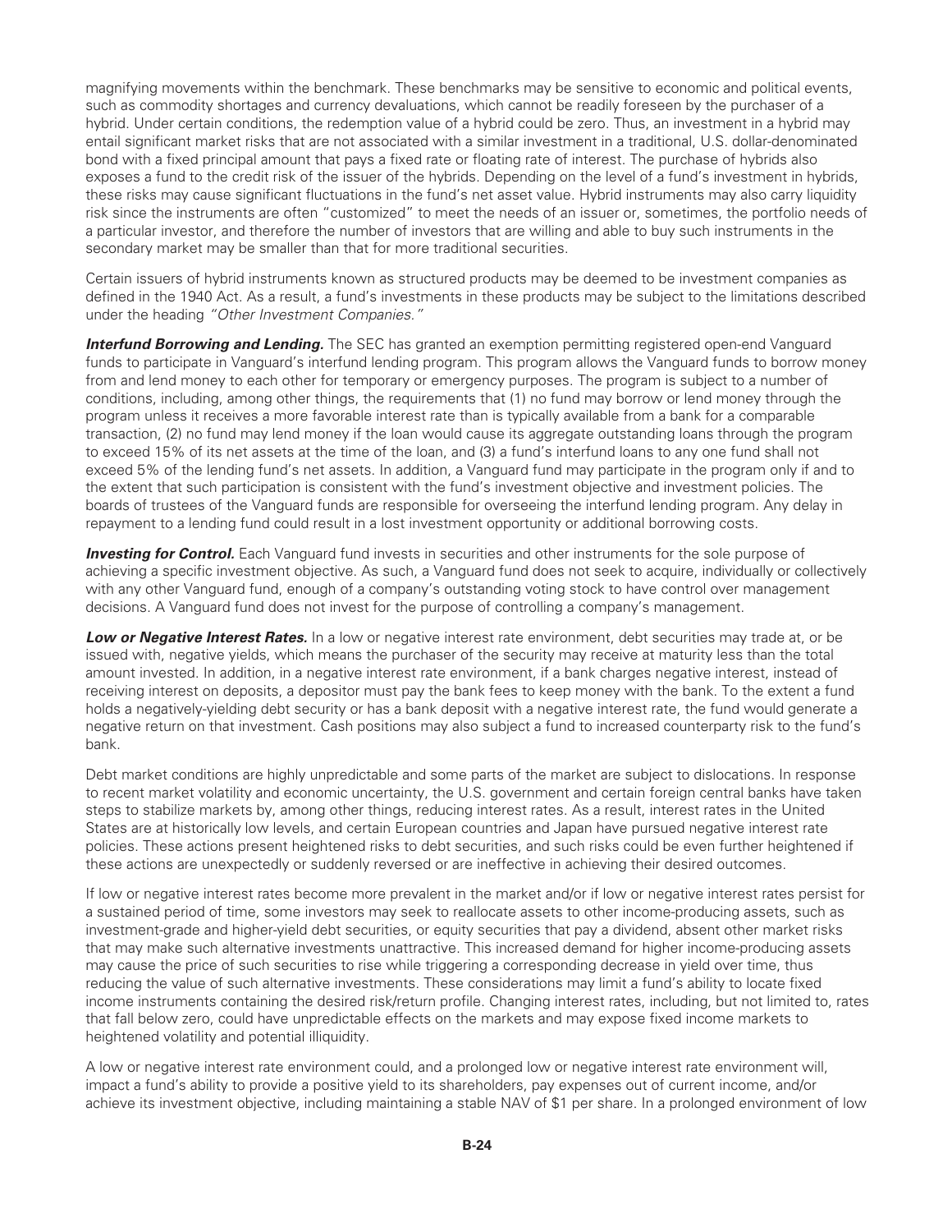magnifying movements within the benchmark. These benchmarks may be sensitive to economic and political events, such as commodity shortages and currency devaluations, which cannot be readily foreseen by the purchaser of a hybrid. Under certain conditions, the redemption value of a hybrid could be zero. Thus, an investment in a hybrid may entail significant market risks that are not associated with a similar investment in a traditional, U.S. dollar-denominated bond with a fixed principal amount that pays a fixed rate or floating rate of interest. The purchase of hybrids also exposes a fund to the credit risk of the issuer of the hybrids. Depending on the level of a fund's investment in hybrids, these risks may cause significant fluctuations in the fund's net asset value. Hybrid instruments may also carry liquidity risk since the instruments are often "customized" to meet the needs of an issuer or, sometimes, the portfolio needs of a particular investor, and therefore the number of investors that are willing and able to buy such instruments in the secondary market may be smaller than that for more traditional securities.

Certain issuers of hybrid instruments known as structured products may be deemed to be investment companies as defined in the 1940 Act. As a result, a fund's investments in these products may be subject to the limitations described under the heading *"Other Investment Companies."*

***Interfund Borrowing and Lending.*** The SEC has granted an exemption permitting registered open-end Vanguard funds to participate in Vanguard's interfund lending program. This program allows the Vanguard funds to borrow money from and lend money to each other for temporary or emergency purposes. The program is subject to a number of conditions, including, among other things, the requirements that (1) no fund may borrow or lend money through the program unless it receives a more favorable interest rate than is typically available from a bank for a comparable transaction, (2) no fund may lend money if the loan would cause its aggregate outstanding loans through the program to exceed 15% of its net assets at the time of the loan, and (3) a fund's interfund loans to any one fund shall not exceed 5% of the lending fund's net assets. In addition, a Vanguard fund may participate in the program only if and to the extent that such participation is consistent with the fund's investment objective and investment policies. The boards of trustees of the Vanguard funds are responsible for overseeing the interfund lending program. Any delay in repayment to a lending fund could result in a lost investment opportunity or additional borrowing costs.

***Investing for Control.*** Each Vanguard fund invests in securities and other instruments for the sole purpose of achieving a specific investment objective. As such, a Vanguard fund does not seek to acquire, individually or collectively with any other Vanguard fund, enough of a company's outstanding voting stock to have control over management decisions. A Vanguard fund does not invest for the purpose of controlling a company's management.

***Low or Negative Interest Rates.*** In a low or negative interest rate environment, debt securities may trade at, or be issued with, negative yields, which means the purchaser of the security may receive at maturity less than the total amount invested. In addition, in a negative interest rate environment, if a bank charges negative interest, instead of receiving interest on deposits, a depositor must pay the bank fees to keep money with the bank. To the extent a fund holds a negatively-yielding debt security or has a bank deposit with a negative interest rate, the fund would generate a negative return on that investment. Cash positions may also subject a fund to increased counterparty risk to the fund's bank.

Debt market conditions are highly unpredictable and some parts of the market are subject to dislocations. In response to recent market volatility and economic uncertainty, the U.S. government and certain foreign central banks have taken steps to stabilize markets by, among other things, reducing interest rates. As a result, interest rates in the United States are at historically low levels, and certain European countries and Japan have pursued negative interest rate policies. These actions present heightened risks to debt securities, and such risks could be even further heightened if these actions are unexpectedly or suddenly reversed or are ineffective in achieving their desired outcomes.

If low or negative interest rates become more prevalent in the market and/or if low or negative interest rates persist for a sustained period of time, some investors may seek to reallocate assets to other income-producing assets, such as investment-grade and higher-yield debt securities, or equity securities that pay a dividend, absent other market risks that may make such alternative investments unattractive. This increased demand for higher income-producing assets may cause the price of such securities to rise while triggering a corresponding decrease in yield over time, thus reducing the value of such alternative investments. These considerations may limit a fund's ability to locate fixed income instruments containing the desired risk/return profile. Changing interest rates, including, but not limited to, rates that fall below zero, could have unpredictable effects on the markets and may expose fixed income markets to heightened volatility and potential illiquidity.

A low or negative interest rate environment could, and a prolonged low or negative interest rate environment will, impact a fund's ability to provide a positive yield to its shareholders, pay expenses out of current income, and/or achieve its investment objective, including maintaining a stable NAV of $1 per share. In a prolonged environment of low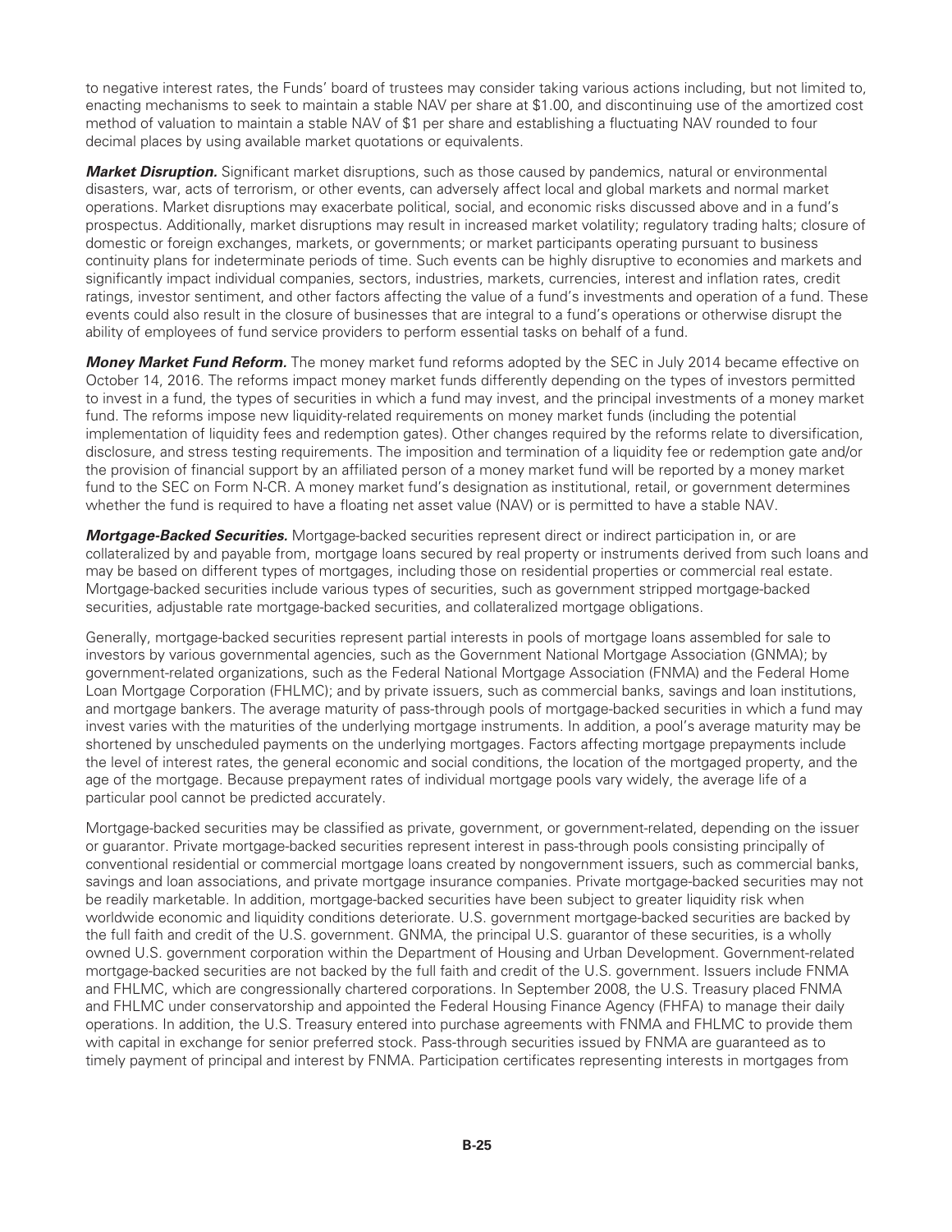to negative interest rates, the Funds' board of trustees may consider taking various actions including, but not limited to, enacting mechanisms to seek to maintain a stable NAV per share at $1.00, and discontinuing use of the amortized cost method of valuation to maintain a stable NAV of $1 per share and establishing a fluctuating NAV rounded to four decimal places by using available market quotations or equivalents.

***Market Disruption.*** Significant market disruptions, such as those caused by pandemics, natural or environmental disasters, war, acts of terrorism, or other events, can adversely affect local and global markets and normal market operations. Market disruptions may exacerbate political, social, and economic risks discussed above and in a fund's prospectus. Additionally, market disruptions may result in increased market volatility; regulatory trading halts; closure of domestic or foreign exchanges, markets, or governments; or market participants operating pursuant to business continuity plans for indeterminate periods of time. Such events can be highly disruptive to economies and markets and significantly impact individual companies, sectors, industries, markets, currencies, interest and inflation rates, credit ratings, investor sentiment, and other factors affecting the value of a fund's investments and operation of a fund. These events could also result in the closure of businesses that are integral to a fund's operations or otherwise disrupt the ability of employees of fund service providers to perform essential tasks on behalf of a fund.

***Money Market Fund Reform.*** The money market fund reforms adopted by the SEC in July 2014 became effective on October 14, 2016. The reforms impact money market funds differently depending on the types of investors permitted to invest in a fund, the types of securities in which a fund may invest, and the principal investments of a money market fund. The reforms impose new liquidity-related requirements on money market funds (including the potential implementation of liquidity fees and redemption gates). Other changes required by the reforms relate to diversification, disclosure, and stress testing requirements. The imposition and termination of a liquidity fee or redemption gate and/or the provision of financial support by an affiliated person of a money market fund will be reported by a money market fund to the SEC on Form N-CR. A money market fund's designation as institutional, retail, or government determines whether the fund is required to have a floating net asset value (NAV) or is permitted to have a stable NAV.

***Mortgage-Backed Securities.*** Mortgage-backed securities represent direct or indirect participation in, or are collateralized by and payable from, mortgage loans secured by real property or instruments derived from such loans and may be based on different types of mortgages, including those on residential properties or commercial real estate. Mortgage-backed securities include various types of securities, such as government stripped mortgage-backed securities, adjustable rate mortgage-backed securities, and collateralized mortgage obligations.

Generally, mortgage-backed securities represent partial interests in pools of mortgage loans assembled for sale to investors by various governmental agencies, such as the Government National Mortgage Association (GNMA); by government-related organizations, such as the Federal National Mortgage Association (FNMA) and the Federal Home Loan Mortgage Corporation (FHLMC); and by private issuers, such as commercial banks, savings and loan institutions, and mortgage bankers. The average maturity of pass-through pools of mortgage-backed securities in which a fund may invest varies with the maturities of the underlying mortgage instruments. In addition, a pool's average maturity may be shortened by unscheduled payments on the underlying mortgages. Factors affecting mortgage prepayments include the level of interest rates, the general economic and social conditions, the location of the mortgaged property, and the age of the mortgage. Because prepayment rates of individual mortgage pools vary widely, the average life of a particular pool cannot be predicted accurately.

Mortgage-backed securities may be classified as private, government, or government-related, depending on the issuer or guarantor. Private mortgage-backed securities represent interest in pass-through pools consisting principally of conventional residential or commercial mortgage loans created by nongovernment issuers, such as commercial banks, savings and loan associations, and private mortgage insurance companies. Private mortgage-backed securities may not be readily marketable. In addition, mortgage-backed securities have been subject to greater liquidity risk when worldwide economic and liquidity conditions deteriorate. U.S. government mortgage-backed securities are backed by the full faith and credit of the U.S. government. GNMA, the principal U.S. guarantor of these securities, is a wholly owned U.S. government corporation within the Department of Housing and Urban Development. Government-related mortgage-backed securities are not backed by the full faith and credit of the U.S. government. Issuers include FNMA and FHLMC, which are congressionally chartered corporations. In September 2008, the U.S. Treasury placed FNMA and FHLMC under conservatorship and appointed the Federal Housing Finance Agency (FHFA) to manage their daily operations. In addition, the U.S. Treasury entered into purchase agreements with FNMA and FHLMC to provide them with capital in exchange for senior preferred stock. Pass-through securities issued by FNMA are guaranteed as to timely payment of principal and interest by FNMA. Participation certificates representing interests in mortgages from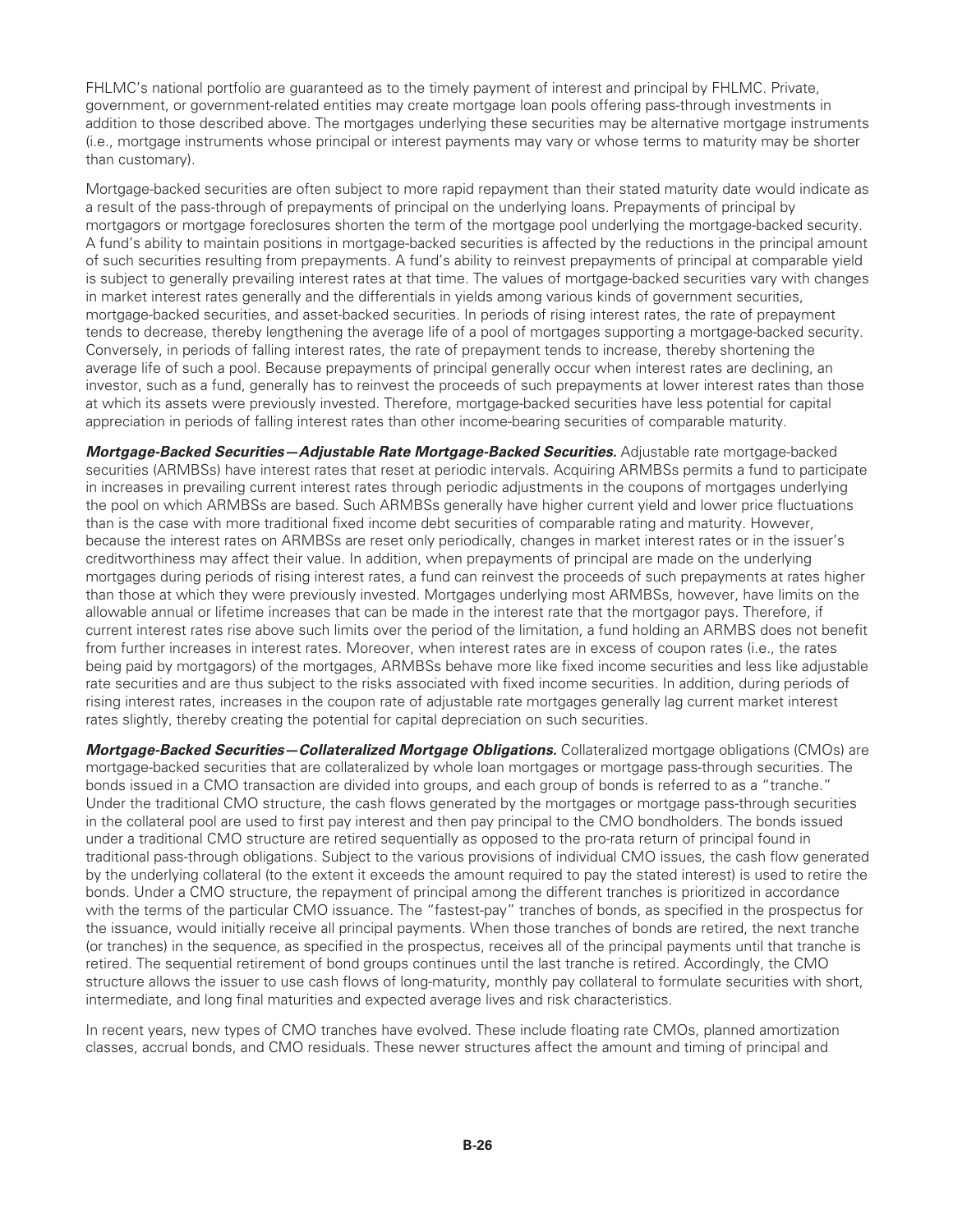FHLMC's national portfolio are guaranteed as to the timely payment of interest and principal by FHLMC. Private, government, or government-related entities may create mortgage loan pools offering pass-through investments in addition to those described above. The mortgages underlying these securities may be alternative mortgage instruments (i.e., mortgage instruments whose principal or interest payments may vary or whose terms to maturity may be shorter than customary).

Mortgage-backed securities are often subject to more rapid repayment than their stated maturity date would indicate as a result of the pass-through of prepayments of principal on the underlying loans. Prepayments of principal by mortgagors or mortgage foreclosures shorten the term of the mortgage pool underlying the mortgage-backed security. A fund's ability to maintain positions in mortgage-backed securities is affected by the reductions in the principal amount of such securities resulting from prepayments. A fund's ability to reinvest prepayments of principal at comparable yield is subject to generally prevailing interest rates at that time. The values of mortgage-backed securities vary with changes in market interest rates generally and the differentials in yields among various kinds of government securities, mortgage-backed securities, and asset-backed securities. In periods of rising interest rates, the rate of prepayment tends to decrease, thereby lengthening the average life of a pool of mortgages supporting a mortgage-backed security. Conversely, in periods of falling interest rates, the rate of prepayment tends to increase, thereby shortening the average life of such a pool. Because prepayments of principal generally occur when interest rates are declining, an investor, such as a fund, generally has to reinvest the proceeds of such prepayments at lower interest rates than those at which its assets were previously invested. Therefore, mortgage-backed securities have less potential for capital appreciation in periods of falling interest rates than other income-bearing securities of comparable maturity.

***Mortgage-Backed Securities—Adjustable Rate Mortgage-Backed Securities.*** Adjustable rate mortgage-backed securities (ARMBSs) have interest rates that reset at periodic intervals. Acquiring ARMBSs permits a fund to participate in increases in prevailing current interest rates through periodic adjustments in the coupons of mortgages underlying the pool on which ARMBSs are based. Such ARMBSs generally have higher current yield and lower price fluctuations than is the case with more traditional fixed income debt securities of comparable rating and maturity. However, because the interest rates on ARMBSs are reset only periodically, changes in market interest rates or in the issuer's creditworthiness may affect their value. In addition, when prepayments of principal are made on the underlying mortgages during periods of rising interest rates, a fund can reinvest the proceeds of such prepayments at rates higher than those at which they were previously invested. Mortgages underlying most ARMBSs, however, have limits on the allowable annual or lifetime increases that can be made in the interest rate that the mortgagor pays. Therefore, if current interest rates rise above such limits over the period of the limitation, a fund holding an ARMBS does not benefit from further increases in interest rates. Moreover, when interest rates are in excess of coupon rates (i.e., the rates being paid by mortgagors) of the mortgages, ARMBSs behave more like fixed income securities and less like adjustable rate securities and are thus subject to the risks associated with fixed income securities. In addition, during periods of rising interest rates, increases in the coupon rate of adjustable rate mortgages generally lag current market interest rates slightly, thereby creating the potential for capital depreciation on such securities.

***Mortgage-Backed Securities—Collateralized Mortgage Obligations.*** Collateralized mortgage obligations (CMOs) are mortgage-backed securities that are collateralized by whole loan mortgages or mortgage pass-through securities. The bonds issued in a CMO transaction are divided into groups, and each group of bonds is referred to as a "tranche." Under the traditional CMO structure, the cash flows generated by the mortgages or mortgage pass-through securities in the collateral pool are used to first pay interest and then pay principal to the CMO bondholders. The bonds issued under a traditional CMO structure are retired sequentially as opposed to the pro-rata return of principal found in traditional pass-through obligations. Subject to the various provisions of individual CMO issues, the cash flow generated by the underlying collateral (to the extent it exceeds the amount required to pay the stated interest) is used to retire the bonds. Under a CMO structure, the repayment of principal among the different tranches is prioritized in accordance with the terms of the particular CMO issuance. The "fastest-pay" tranches of bonds, as specified in the prospectus for the issuance, would initially receive all principal payments. When those tranches of bonds are retired, the next tranche (or tranches) in the sequence, as specified in the prospectus, receives all of the principal payments until that tranche is retired. The sequential retirement of bond groups continues until the last tranche is retired. Accordingly, the CMO structure allows the issuer to use cash flows of long-maturity, monthly pay collateral to formulate securities with short, intermediate, and long final maturities and expected average lives and risk characteristics.

In recent years, new types of CMO tranches have evolved. These include floating rate CMOs, planned amortization classes, accrual bonds, and CMO residuals. These newer structures affect the amount and timing of principal and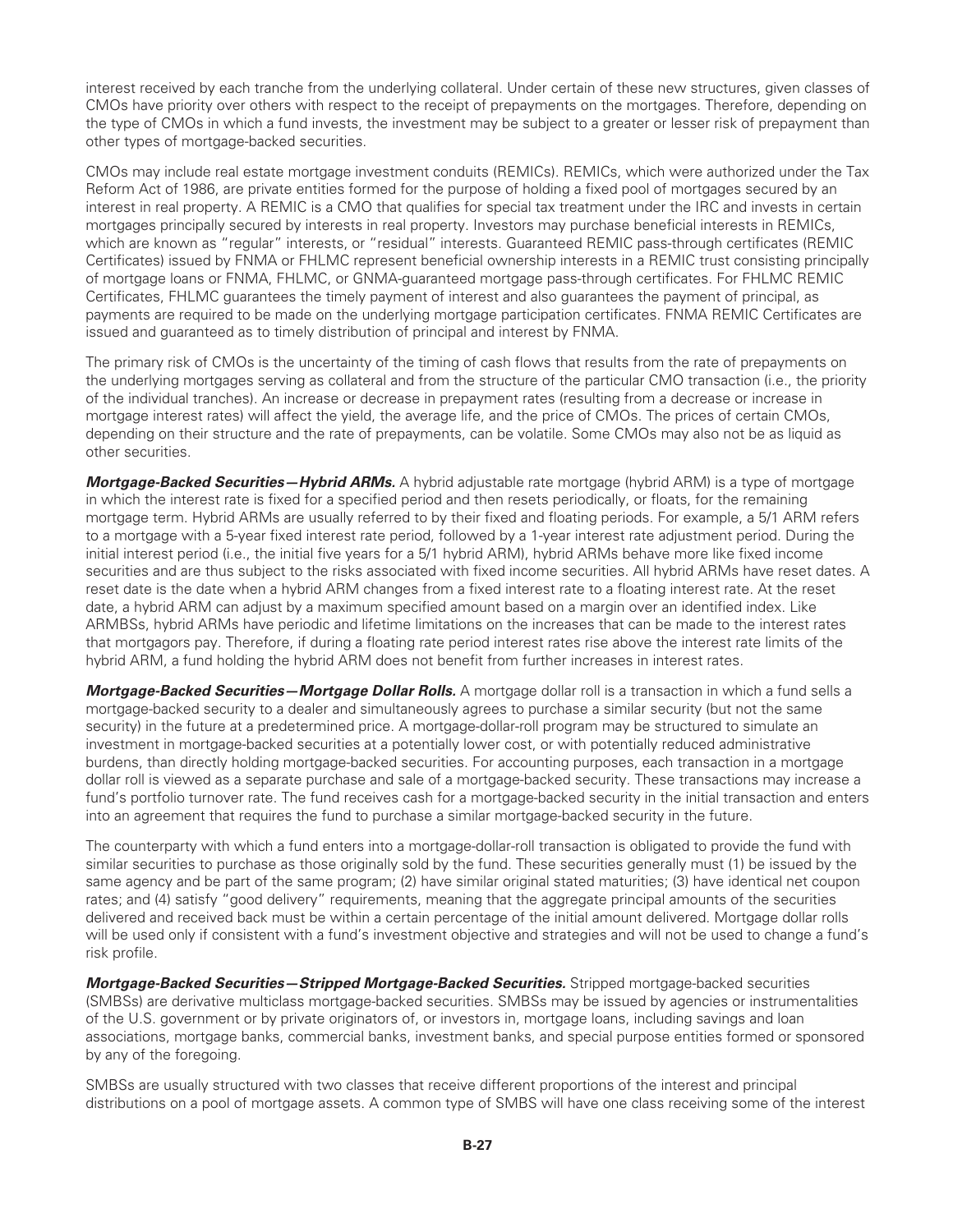interest received by each tranche from the underlying collateral. Under certain of these new structures, given classes of CMOs have priority over others with respect to the receipt of prepayments on the mortgages. Therefore, depending on the type of CMOs in which a fund invests, the investment may be subject to a greater or lesser risk of prepayment than other types of mortgage-backed securities.

CMOs may include real estate mortgage investment conduits (REMICs). REMICs, which were authorized under the Tax Reform Act of 1986, are private entities formed for the purpose of holding a fixed pool of mortgages secured by an interest in real property. A REMIC is a CMO that qualifies for special tax treatment under the IRC and invests in certain mortgages principally secured by interests in real property. Investors may purchase beneficial interests in REMICs, which are known as "regular" interests, or "residual" interests. Guaranteed REMIC pass-through certificates (REMIC Certificates) issued by FNMA or FHLMC represent beneficial ownership interests in a REMIC trust consisting principally of mortgage loans or FNMA, FHLMC, or GNMA-guaranteed mortgage pass-through certificates. For FHLMC REMIC Certificates, FHLMC guarantees the timely payment of interest and also guarantees the payment of principal, as payments are required to be made on the underlying mortgage participation certificates. FNMA REMIC Certificates are issued and guaranteed as to timely distribution of principal and interest by FNMA.

The primary risk of CMOs is the uncertainty of the timing of cash flows that results from the rate of prepayments on the underlying mortgages serving as collateral and from the structure of the particular CMO transaction (i.e., the priority of the individual tranches). An increase or decrease in prepayment rates (resulting from a decrease or increase in mortgage interest rates) will affect the yield, the average life, and the price of CMOs. The prices of certain CMOs, depending on their structure and the rate of prepayments, can be volatile. Some CMOs may also not be as liquid as other securities.

***Mortgage-Backed Securities—Hybrid ARMs.*** A hybrid adjustable rate mortgage (hybrid ARM) is a type of mortgage in which the interest rate is fixed for a specified period and then resets periodically, or floats, for the remaining mortgage term. Hybrid ARMs are usually referred to by their fixed and floating periods. For example, a 5/1 ARM refers to a mortgage with a 5-year fixed interest rate period, followed by a 1-year interest rate adjustment period. During the initial interest period (i.e., the initial five years for a 5/1 hybrid ARM), hybrid ARMs behave more like fixed income securities and are thus subject to the risks associated with fixed income securities. All hybrid ARMs have reset dates. A reset date is the date when a hybrid ARM changes from a fixed interest rate to a floating interest rate. At the reset date, a hybrid ARM can adjust by a maximum specified amount based on a margin over an identified index. Like ARMBSs, hybrid ARMs have periodic and lifetime limitations on the increases that can be made to the interest rates that mortgagors pay. Therefore, if during a floating rate period interest rates rise above the interest rate limits of the hybrid ARM, a fund holding the hybrid ARM does not benefit from further increases in interest rates.

***Mortgage-Backed Securities—Mortgage Dollar Rolls.*** A mortgage dollar roll is a transaction in which a fund sells a mortgage-backed security to a dealer and simultaneously agrees to purchase a similar security (but not the same security) in the future at a predetermined price. A mortgage-dollar-roll program may be structured to simulate an investment in mortgage-backed securities at a potentially lower cost, or with potentially reduced administrative burdens, than directly holding mortgage-backed securities. For accounting purposes, each transaction in a mortgage dollar roll is viewed as a separate purchase and sale of a mortgage-backed security. These transactions may increase a fund's portfolio turnover rate. The fund receives cash for a mortgage-backed security in the initial transaction and enters into an agreement that requires the fund to purchase a similar mortgage-backed security in the future.

The counterparty with which a fund enters into a mortgage-dollar-roll transaction is obligated to provide the fund with similar securities to purchase as those originally sold by the fund. These securities generally must (1) be issued by the same agency and be part of the same program; (2) have similar original stated maturities; (3) have identical net coupon rates; and (4) satisfy "good delivery" requirements, meaning that the aggregate principal amounts of the securities delivered and received back must be within a certain percentage of the initial amount delivered. Mortgage dollar rolls will be used only if consistent with a fund's investment objective and strategies and will not be used to change a fund's risk profile.

***Mortgage-Backed Securities—Stripped Mortgage-Backed Securities.*** Stripped mortgage-backed securities (SMBSs) are derivative multiclass mortgage-backed securities. SMBSs may be issued by agencies or instrumentalities of the U.S. government or by private originators of, or investors in, mortgage loans, including savings and loan associations, mortgage banks, commercial banks, investment banks, and special purpose entities formed or sponsored by any of the foregoing.

SMBSs are usually structured with two classes that receive different proportions of the interest and principal distributions on a pool of mortgage assets. A common type of SMBS will have one class receiving some of the interest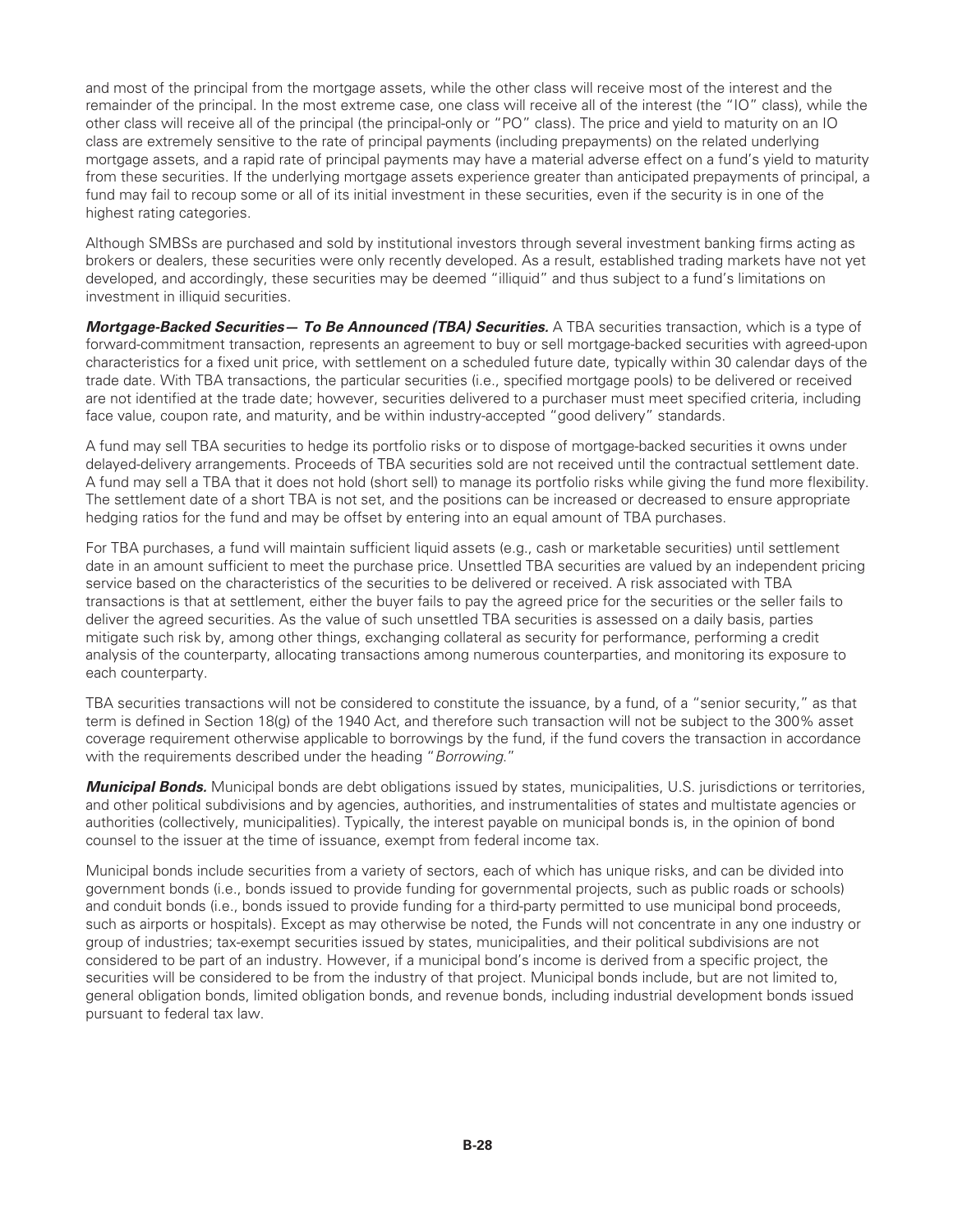and most of the principal from the mortgage assets, while the other class will receive most of the interest and the remainder of the principal. In the most extreme case, one class will receive all of the interest (the "IO" class), while the other class will receive all of the principal (the principal-only or "PO" class). The price and yield to maturity on an IO class are extremely sensitive to the rate of principal payments (including prepayments) on the related underlying mortgage assets, and a rapid rate of principal payments may have a material adverse effect on a fund's yield to maturity from these securities. If the underlying mortgage assets experience greater than anticipated prepayments of principal, a fund may fail to recoup some or all of its initial investment in these securities, even if the security is in one of the highest rating categories.

Although SMBSs are purchased and sold by institutional investors through several investment banking firms acting as brokers or dealers, these securities were only recently developed. As a result, established trading markets have not yet developed, and accordingly, these securities may be deemed "illiquid" and thus subject to a fund's limitations on investment in illiquid securities.

***Mortgage-Backed Securities— To Be Announced (TBA) Securities.*** A TBA securities transaction, which is a type of forward-commitment transaction, represents an agreement to buy or sell mortgage-backed securities with agreed-upon characteristics for a fixed unit price, with settlement on a scheduled future date, typically within 30 calendar days of the trade date. With TBA transactions, the particular securities (i.e., specified mortgage pools) to be delivered or received are not identified at the trade date; however, securities delivered to a purchaser must meet specified criteria, including face value, coupon rate, and maturity, and be within industry-accepted "good delivery" standards.

A fund may sell TBA securities to hedge its portfolio risks or to dispose of mortgage-backed securities it owns under delayed-delivery arrangements. Proceeds of TBA securities sold are not received until the contractual settlement date. A fund may sell a TBA that it does not hold (short sell) to manage its portfolio risks while giving the fund more flexibility. The settlement date of a short TBA is not set, and the positions can be increased or decreased to ensure appropriate hedging ratios for the fund and may be offset by entering into an equal amount of TBA purchases.

For TBA purchases, a fund will maintain sufficient liquid assets (e.g., cash or marketable securities) until settlement date in an amount sufficient to meet the purchase price. Unsettled TBA securities are valued by an independent pricing service based on the characteristics of the securities to be delivered or received. A risk associated with TBA transactions is that at settlement, either the buyer fails to pay the agreed price for the securities or the seller fails to deliver the agreed securities. As the value of such unsettled TBA securities is assessed on a daily basis, parties mitigate such risk by, among other things, exchanging collateral as security for performance, performing a credit analysis of the counterparty, allocating transactions among numerous counterparties, and monitoring its exposure to each counterparty.

TBA securities transactions will not be considered to constitute the issuance, by a fund, of a "senior security," as that term is defined in Section 18(g) of the 1940 Act, and therefore such transaction will not be subject to the 300% asset coverage requirement otherwise applicable to borrowings by the fund, if the fund covers the transaction in accordance with the requirements described under the heading "*Borrowing*."

***Municipal Bonds.*** Municipal bonds are debt obligations issued by states, municipalities, U.S. jurisdictions or territories, and other political subdivisions and by agencies, authorities, and instrumentalities of states and multistate agencies or authorities (collectively, municipalities). Typically, the interest payable on municipal bonds is, in the opinion of bond counsel to the issuer at the time of issuance, exempt from federal income tax.

Municipal bonds include securities from a variety of sectors, each of which has unique risks, and can be divided into government bonds (i.e., bonds issued to provide funding for governmental projects, such as public roads or schools) and conduit bonds (i.e., bonds issued to provide funding for a third-party permitted to use municipal bond proceeds, such as airports or hospitals). Except as may otherwise be noted, the Funds will not concentrate in any one industry or group of industries; tax-exempt securities issued by states, municipalities, and their political subdivisions are not considered to be part of an industry. However, if a municipal bond's income is derived from a specific project, the securities will be considered to be from the industry of that project. Municipal bonds include, but are not limited to, general obligation bonds, limited obligation bonds, and revenue bonds, including industrial development bonds issued pursuant to federal tax law.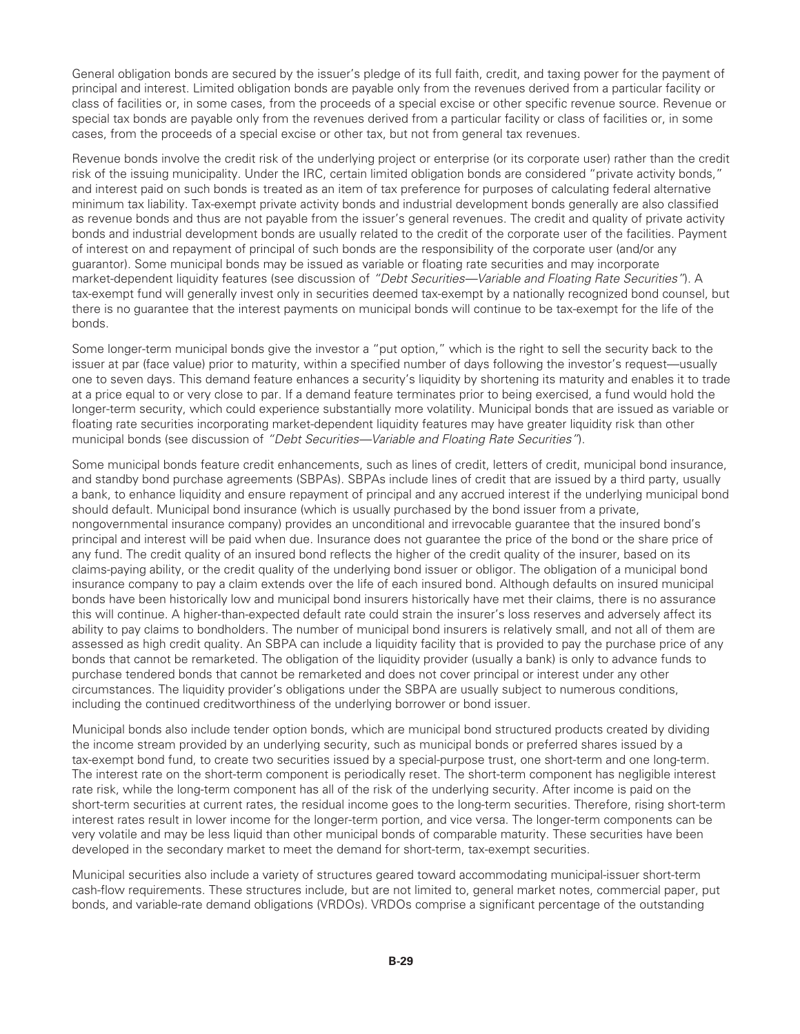General obligation bonds are secured by the issuer's pledge of its full faith, credit, and taxing power for the payment of principal and interest. Limited obligation bonds are payable only from the revenues derived from a particular facility or class of facilities or, in some cases, from the proceeds of a special excise or other specific revenue source. Revenue or special tax bonds are payable only from the revenues derived from a particular facility or class of facilities or, in some cases, from the proceeds of a special excise or other tax, but not from general tax revenues.

Revenue bonds involve the credit risk of the underlying project or enterprise (or its corporate user) rather than the credit risk of the issuing municipality. Under the IRC, certain limited obligation bonds are considered "private activity bonds," and interest paid on such bonds is treated as an item of tax preference for purposes of calculating federal alternative minimum tax liability. Tax-exempt private activity bonds and industrial development bonds generally are also classified as revenue bonds and thus are not payable from the issuer's general revenues. The credit and quality of private activity bonds and industrial development bonds are usually related to the credit of the corporate user of the facilities. Payment of interest on and repayment of principal of such bonds are the responsibility of the corporate user (and/or any guarantor). Some municipal bonds may be issued as variable or floating rate securities and may incorporate market-dependent liquidity features (see discussion of *"Debt Securities—Variable and Floating Rate Securities"*). A tax-exempt fund will generally invest only in securities deemed tax-exempt by a nationally recognized bond counsel, but there is no guarantee that the interest payments on municipal bonds will continue to be tax-exempt for the life of the bonds.

Some longer-term municipal bonds give the investor a "put option," which is the right to sell the security back to the issuer at par (face value) prior to maturity, within a specified number of days following the investor's request—usually one to seven days. This demand feature enhances a security's liquidity by shortening its maturity and enables it to trade at a price equal to or very close to par. If a demand feature terminates prior to being exercised, a fund would hold the longer-term security, which could experience substantially more volatility. Municipal bonds that are issued as variable or floating rate securities incorporating market-dependent liquidity features may have greater liquidity risk than other municipal bonds (see discussion of *"Debt Securities—Variable and Floating Rate Securities"*).

Some municipal bonds feature credit enhancements, such as lines of credit, letters of credit, municipal bond insurance, and standby bond purchase agreements (SBPAs). SBPAs include lines of credit that are issued by a third party, usually a bank, to enhance liquidity and ensure repayment of principal and any accrued interest if the underlying municipal bond should default. Municipal bond insurance (which is usually purchased by the bond issuer from a private, nongovernmental insurance company) provides an unconditional and irrevocable guarantee that the insured bond's principal and interest will be paid when due. Insurance does not guarantee the price of the bond or the share price of any fund. The credit quality of an insured bond reflects the higher of the credit quality of the insurer, based on its claims-paying ability, or the credit quality of the underlying bond issuer or obligor. The obligation of a municipal bond insurance company to pay a claim extends over the life of each insured bond. Although defaults on insured municipal bonds have been historically low and municipal bond insurers historically have met their claims, there is no assurance this will continue. A higher-than-expected default rate could strain the insurer's loss reserves and adversely affect its ability to pay claims to bondholders. The number of municipal bond insurers is relatively small, and not all of them are assessed as high credit quality. An SBPA can include a liquidity facility that is provided to pay the purchase price of any bonds that cannot be remarketed. The obligation of the liquidity provider (usually a bank) is only to advance funds to purchase tendered bonds that cannot be remarketed and does not cover principal or interest under any other circumstances. The liquidity provider's obligations under the SBPA are usually subject to numerous conditions, including the continued creditworthiness of the underlying borrower or bond issuer.

Municipal bonds also include tender option bonds, which are municipal bond structured products created by dividing the income stream provided by an underlying security, such as municipal bonds or preferred shares issued by a tax-exempt bond fund, to create two securities issued by a special-purpose trust, one short-term and one long-term. The interest rate on the short-term component is periodically reset. The short-term component has negligible interest rate risk, while the long-term component has all of the risk of the underlying security. After income is paid on the short-term securities at current rates, the residual income goes to the long-term securities. Therefore, rising short-term interest rates result in lower income for the longer-term portion, and vice versa. The longer-term components can be very volatile and may be less liquid than other municipal bonds of comparable maturity. These securities have been developed in the secondary market to meet the demand for short-term, tax-exempt securities.

Municipal securities also include a variety of structures geared toward accommodating municipal-issuer short-term cash-flow requirements. These structures include, but are not limited to, general market notes, commercial paper, put bonds, and variable-rate demand obligations (VRDOs). VRDOs comprise a significant percentage of the outstanding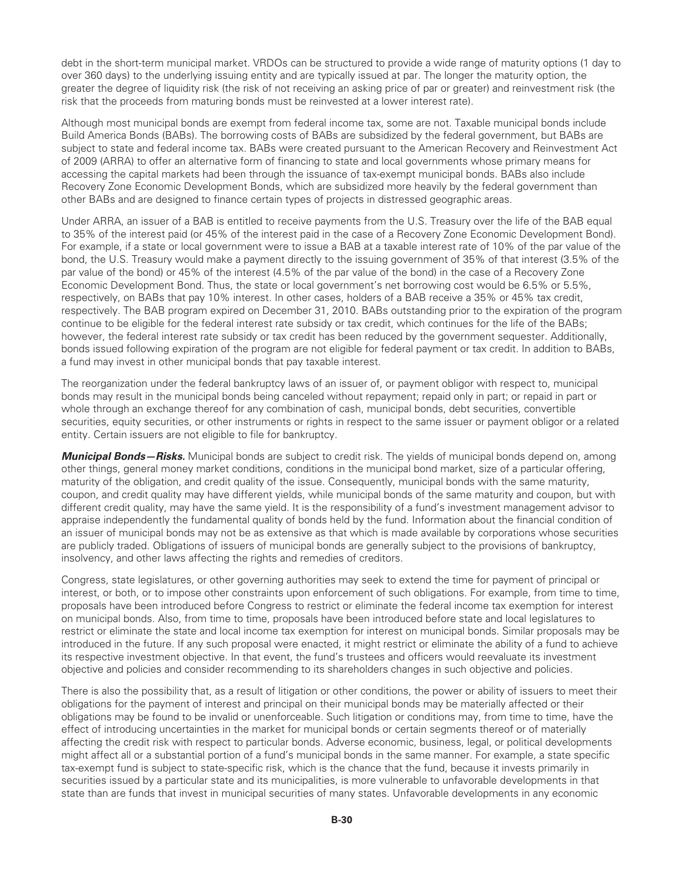debt in the short-term municipal market. VRDOs can be structured to provide a wide range of maturity options (1 day to over 360 days) to the underlying issuing entity and are typically issued at par. The longer the maturity option, the greater the degree of liquidity risk (the risk of not receiving an asking price of par or greater) and reinvestment risk (the risk that the proceeds from maturing bonds must be reinvested at a lower interest rate).

Although most municipal bonds are exempt from federal income tax, some are not. Taxable municipal bonds include Build America Bonds (BABs). The borrowing costs of BABs are subsidized by the federal government, but BABs are subject to state and federal income tax. BABs were created pursuant to the American Recovery and Reinvestment Act of 2009 (ARRA) to offer an alternative form of financing to state and local governments whose primary means for accessing the capital markets had been through the issuance of tax-exempt municipal bonds. BABs also include Recovery Zone Economic Development Bonds, which are subsidized more heavily by the federal government than other BABs and are designed to finance certain types of projects in distressed geographic areas.

Under ARRA, an issuer of a BAB is entitled to receive payments from the U.S. Treasury over the life of the BAB equal to 35% of the interest paid (or 45% of the interest paid in the case of a Recovery Zone Economic Development Bond). For example, if a state or local government were to issue a BAB at a taxable interest rate of 10% of the par value of the bond, the U.S. Treasury would make a payment directly to the issuing government of 35% of that interest (3.5% of the par value of the bond) or 45% of the interest (4.5% of the par value of the bond) in the case of a Recovery Zone Economic Development Bond. Thus, the state or local government's net borrowing cost would be 6.5% or 5.5%, respectively, on BABs that pay 10% interest. In other cases, holders of a BAB receive a 35% or 45% tax credit, respectively. The BAB program expired on December 31, 2010. BABs outstanding prior to the expiration of the program continue to be eligible for the federal interest rate subsidy or tax credit, which continues for the life of the BABs; however, the federal interest rate subsidy or tax credit has been reduced by the government sequester. Additionally, bonds issued following expiration of the program are not eligible for federal payment or tax credit. In addition to BABs, a fund may invest in other municipal bonds that pay taxable interest.

The reorganization under the federal bankruptcy laws of an issuer of, or payment obligor with respect to, municipal bonds may result in the municipal bonds being canceled without repayment; repaid only in part; or repaid in part or whole through an exchange thereof for any combination of cash, municipal bonds, debt securities, convertible securities, equity securities, or other instruments or rights in respect to the same issuer or payment obligor or a related entity. Certain issuers are not eligible to file for bankruptcy.

***Municipal Bonds—Risks.*** Municipal bonds are subject to credit risk. The yields of municipal bonds depend on, among other things, general money market conditions, conditions in the municipal bond market, size of a particular offering, maturity of the obligation, and credit quality of the issue. Consequently, municipal bonds with the same maturity, coupon, and credit quality may have different yields, while municipal bonds of the same maturity and coupon, but with different credit quality, may have the same yield. It is the responsibility of a fund's investment management advisor to appraise independently the fundamental quality of bonds held by the fund. Information about the financial condition of an issuer of municipal bonds may not be as extensive as that which is made available by corporations whose securities are publicly traded. Obligations of issuers of municipal bonds are generally subject to the provisions of bankruptcy, insolvency, and other laws affecting the rights and remedies of creditors.

Congress, state legislatures, or other governing authorities may seek to extend the time for payment of principal or interest, or both, or to impose other constraints upon enforcement of such obligations. For example, from time to time, proposals have been introduced before Congress to restrict or eliminate the federal income tax exemption for interest on municipal bonds. Also, from time to time, proposals have been introduced before state and local legislatures to restrict or eliminate the state and local income tax exemption for interest on municipal bonds. Similar proposals may be introduced in the future. If any such proposal were enacted, it might restrict or eliminate the ability of a fund to achieve its respective investment objective. In that event, the fund's trustees and officers would reevaluate its investment objective and policies and consider recommending to its shareholders changes in such objective and policies.

There is also the possibility that, as a result of litigation or other conditions, the power or ability of issuers to meet their obligations for the payment of interest and principal on their municipal bonds may be materially affected or their obligations may be found to be invalid or unenforceable. Such litigation or conditions may, from time to time, have the effect of introducing uncertainties in the market for municipal bonds or certain segments thereof or of materially affecting the credit risk with respect to particular bonds. Adverse economic, business, legal, or political developments might affect all or a substantial portion of a fund's municipal bonds in the same manner. For example, a state specific tax-exempt fund is subject to state-specific risk, which is the chance that the fund, because it invests primarily in securities issued by a particular state and its municipalities, is more vulnerable to unfavorable developments in that state than are funds that invest in municipal securities of many states. Unfavorable developments in any economic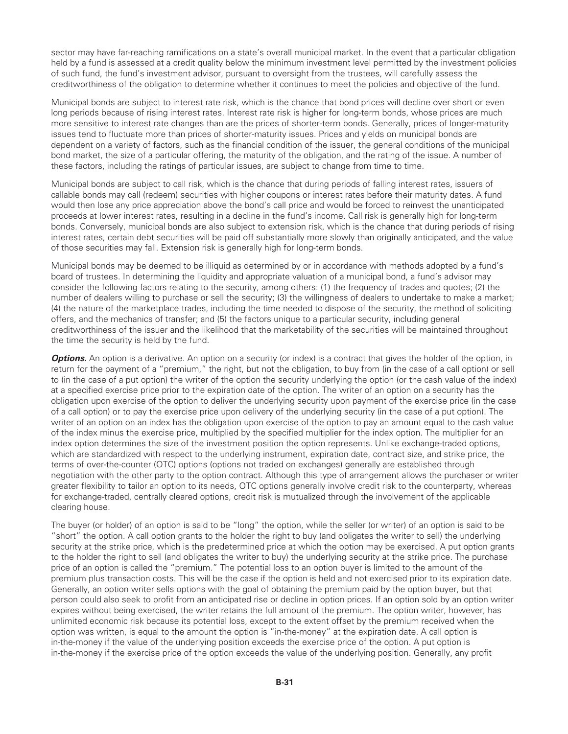sector may have far-reaching ramifications on a state's overall municipal market. In the event that a particular obligation held by a fund is assessed at a credit quality below the minimum investment level permitted by the investment policies of such fund, the fund's investment advisor, pursuant to oversight from the trustees, will carefully assess the creditworthiness of the obligation to determine whether it continues to meet the policies and objective of the fund.

Municipal bonds are subject to interest rate risk, which is the chance that bond prices will decline over short or even long periods because of rising interest rates. Interest rate risk is higher for long-term bonds, whose prices are much more sensitive to interest rate changes than are the prices of shorter-term bonds. Generally, prices of longer-maturity issues tend to fluctuate more than prices of shorter-maturity issues. Prices and yields on municipal bonds are dependent on a variety of factors, such as the financial condition of the issuer, the general conditions of the municipal bond market, the size of a particular offering, the maturity of the obligation, and the rating of the issue. A number of these factors, including the ratings of particular issues, are subject to change from time to time.

Municipal bonds are subject to call risk, which is the chance that during periods of falling interest rates, issuers of callable bonds may call (redeem) securities with higher coupons or interest rates before their maturity dates. A fund would then lose any price appreciation above the bond's call price and would be forced to reinvest the unanticipated proceeds at lower interest rates, resulting in a decline in the fund's income. Call risk is generally high for long-term bonds. Conversely, municipal bonds are also subject to extension risk, which is the chance that during periods of rising interest rates, certain debt securities will be paid off substantially more slowly than originally anticipated, and the value of those securities may fall. Extension risk is generally high for long-term bonds.

Municipal bonds may be deemed to be illiquid as determined by or in accordance with methods adopted by a fund's board of trustees. In determining the liquidity and appropriate valuation of a municipal bond, a fund's advisor may consider the following factors relating to the security, among others: (1) the frequency of trades and quotes; (2) the number of dealers willing to purchase or sell the security; (3) the willingness of dealers to undertake to make a market; (4) the nature of the marketplace trades, including the time needed to dispose of the security, the method of soliciting offers, and the mechanics of transfer; and (5) the factors unique to a particular security, including general creditworthiness of the issuer and the likelihood that the marketability of the securities will be maintained throughout the time the security is held by the fund.

***Options.*** An option is a derivative. An option on a security (or index) is a contract that gives the holder of the option, in return for the payment of a "premium," the right, but not the obligation, to buy from (in the case of a call option) or sell to (in the case of a put option) the writer of the option the security underlying the option (or the cash value of the index) at a specified exercise price prior to the expiration date of the option. The writer of an option on a security has the obligation upon exercise of the option to deliver the underlying security upon payment of the exercise price (in the case of a call option) or to pay the exercise price upon delivery of the underlying security (in the case of a put option). The writer of an option on an index has the obligation upon exercise of the option to pay an amount equal to the cash value of the index minus the exercise price, multiplied by the specified multiplier for the index option. The multiplier for an index option determines the size of the investment position the option represents. Unlike exchange-traded options, which are standardized with respect to the underlying instrument, expiration date, contract size, and strike price, the terms of over-the-counter (OTC) options (options not traded on exchanges) generally are established through negotiation with the other party to the option contract. Although this type of arrangement allows the purchaser or writer greater flexibility to tailor an option to its needs, OTC options generally involve credit risk to the counterparty, whereas for exchange-traded, centrally cleared options, credit risk is mutualized through the involvement of the applicable clearing house.

The buyer (or holder) of an option is said to be "long" the option, while the seller (or writer) of an option is said to be "short" the option. A call option grants to the holder the right to buy (and obligates the writer to sell) the underlying security at the strike price, which is the predetermined price at which the option may be exercised. A put option grants to the holder the right to sell (and obligates the writer to buy) the underlying security at the strike price. The purchase price of an option is called the "premium." The potential loss to an option buyer is limited to the amount of the premium plus transaction costs. This will be the case if the option is held and not exercised prior to its expiration date. Generally, an option writer sells options with the goal of obtaining the premium paid by the option buyer, but that person could also seek to profit from an anticipated rise or decline in option prices. If an option sold by an option writer expires without being exercised, the writer retains the full amount of the premium. The option writer, however, has unlimited economic risk because its potential loss, except to the extent offset by the premium received when the option was written, is equal to the amount the option is "in-the-money" at the expiration date. A call option is in-the-money if the value of the underlying position exceeds the exercise price of the option. A put option is in-the-money if the exercise price of the option exceeds the value of the underlying position. Generally, any profit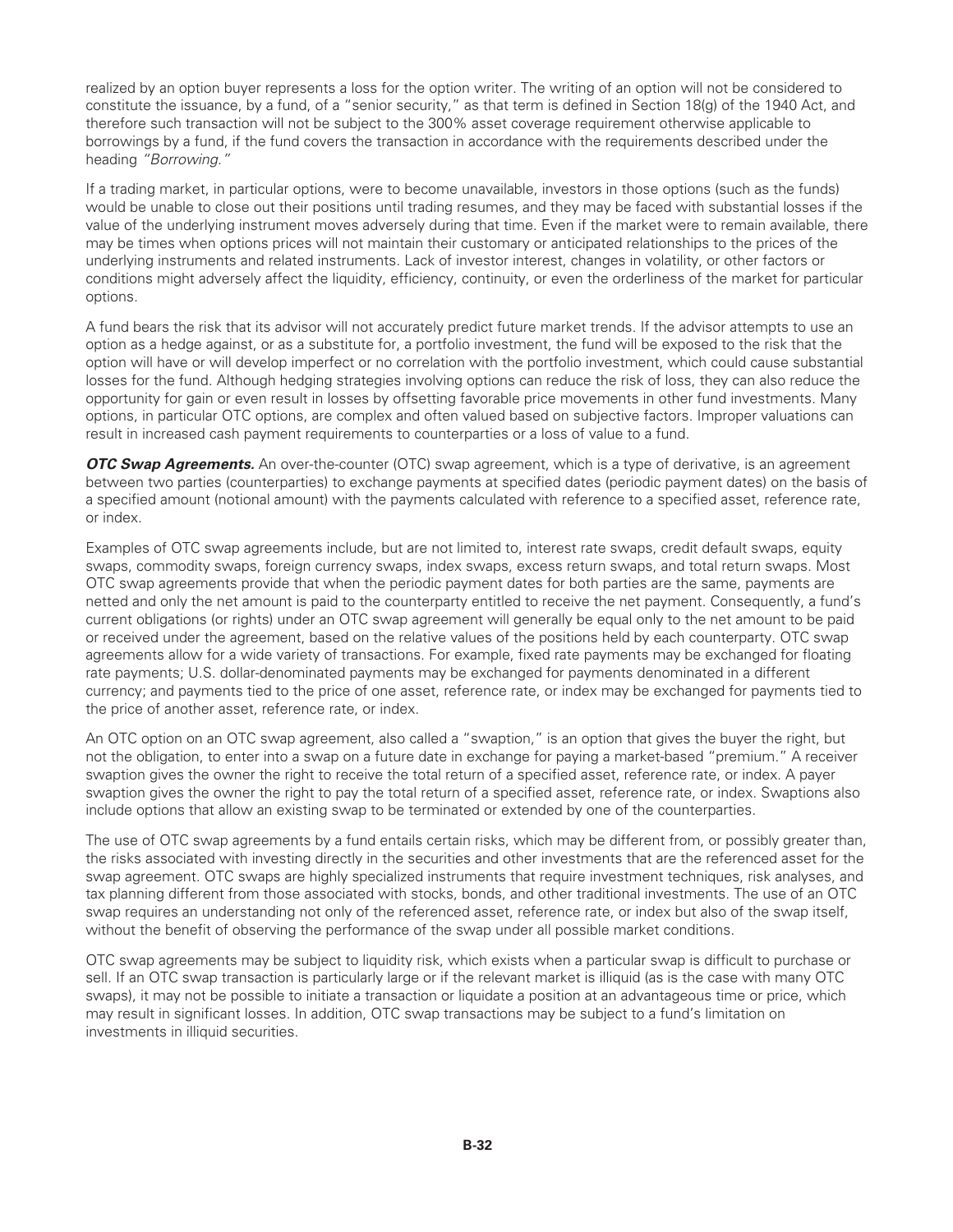realized by an option buyer represents a loss for the option writer. The writing of an option will not be considered to constitute the issuance, by a fund, of a "senior security," as that term is defined in Section 18(g) of the 1940 Act, and therefore such transaction will not be subject to the 300% asset coverage requirement otherwise applicable to borrowings by a fund, if the fund covers the transaction in accordance with the requirements described under the heading *"Borrowing."*

If a trading market, in particular options, were to become unavailable, investors in those options (such as the funds) would be unable to close out their positions until trading resumes, and they may be faced with substantial losses if the value of the underlying instrument moves adversely during that time. Even if the market were to remain available, there may be times when options prices will not maintain their customary or anticipated relationships to the prices of the underlying instruments and related instruments. Lack of investor interest, changes in volatility, or other factors or conditions might adversely affect the liquidity, efficiency, continuity, or even the orderliness of the market for particular options.

A fund bears the risk that its advisor will not accurately predict future market trends. If the advisor attempts to use an option as a hedge against, or as a substitute for, a portfolio investment, the fund will be exposed to the risk that the option will have or will develop imperfect or no correlation with the portfolio investment, which could cause substantial losses for the fund. Although hedging strategies involving options can reduce the risk of loss, they can also reduce the opportunity for gain or even result in losses by offsetting favorable price movements in other fund investments. Many options, in particular OTC options, are complex and often valued based on subjective factors. Improper valuations can result in increased cash payment requirements to counterparties or a loss of value to a fund.

***OTC Swap Agreements.*** An over-the-counter (OTC) swap agreement, which is a type of derivative, is an agreement between two parties (counterparties) to exchange payments at specified dates (periodic payment dates) on the basis of a specified amount (notional amount) with the payments calculated with reference to a specified asset, reference rate, or index.

Examples of OTC swap agreements include, but are not limited to, interest rate swaps, credit default swaps, equity swaps, commodity swaps, foreign currency swaps, index swaps, excess return swaps, and total return swaps. Most OTC swap agreements provide that when the periodic payment dates for both parties are the same, payments are netted and only the net amount is paid to the counterparty entitled to receive the net payment. Consequently, a fund's current obligations (or rights) under an OTC swap agreement will generally be equal only to the net amount to be paid or received under the agreement, based on the relative values of the positions held by each counterparty. OTC swap agreements allow for a wide variety of transactions. For example, fixed rate payments may be exchanged for floating rate payments; U.S. dollar-denominated payments may be exchanged for payments denominated in a different currency; and payments tied to the price of one asset, reference rate, or index may be exchanged for payments tied to the price of another asset, reference rate, or index.

An OTC option on an OTC swap agreement, also called a "swaption," is an option that gives the buyer the right, but not the obligation, to enter into a swap on a future date in exchange for paying a market-based "premium." A receiver swaption gives the owner the right to receive the total return of a specified asset, reference rate, or index. A payer swaption gives the owner the right to pay the total return of a specified asset, reference rate, or index. Swaptions also include options that allow an existing swap to be terminated or extended by one of the counterparties.

The use of OTC swap agreements by a fund entails certain risks, which may be different from, or possibly greater than, the risks associated with investing directly in the securities and other investments that are the referenced asset for the swap agreement. OTC swaps are highly specialized instruments that require investment techniques, risk analyses, and tax planning different from those associated with stocks, bonds, and other traditional investments. The use of an OTC swap requires an understanding not only of the referenced asset, reference rate, or index but also of the swap itself, without the benefit of observing the performance of the swap under all possible market conditions.

OTC swap agreements may be subject to liquidity risk, which exists when a particular swap is difficult to purchase or sell. If an OTC swap transaction is particularly large or if the relevant market is illiquid (as is the case with many OTC swaps), it may not be possible to initiate a transaction or liquidate a position at an advantageous time or price, which may result in significant losses. In addition, OTC swap transactions may be subject to a fund's limitation on investments in illiquid securities.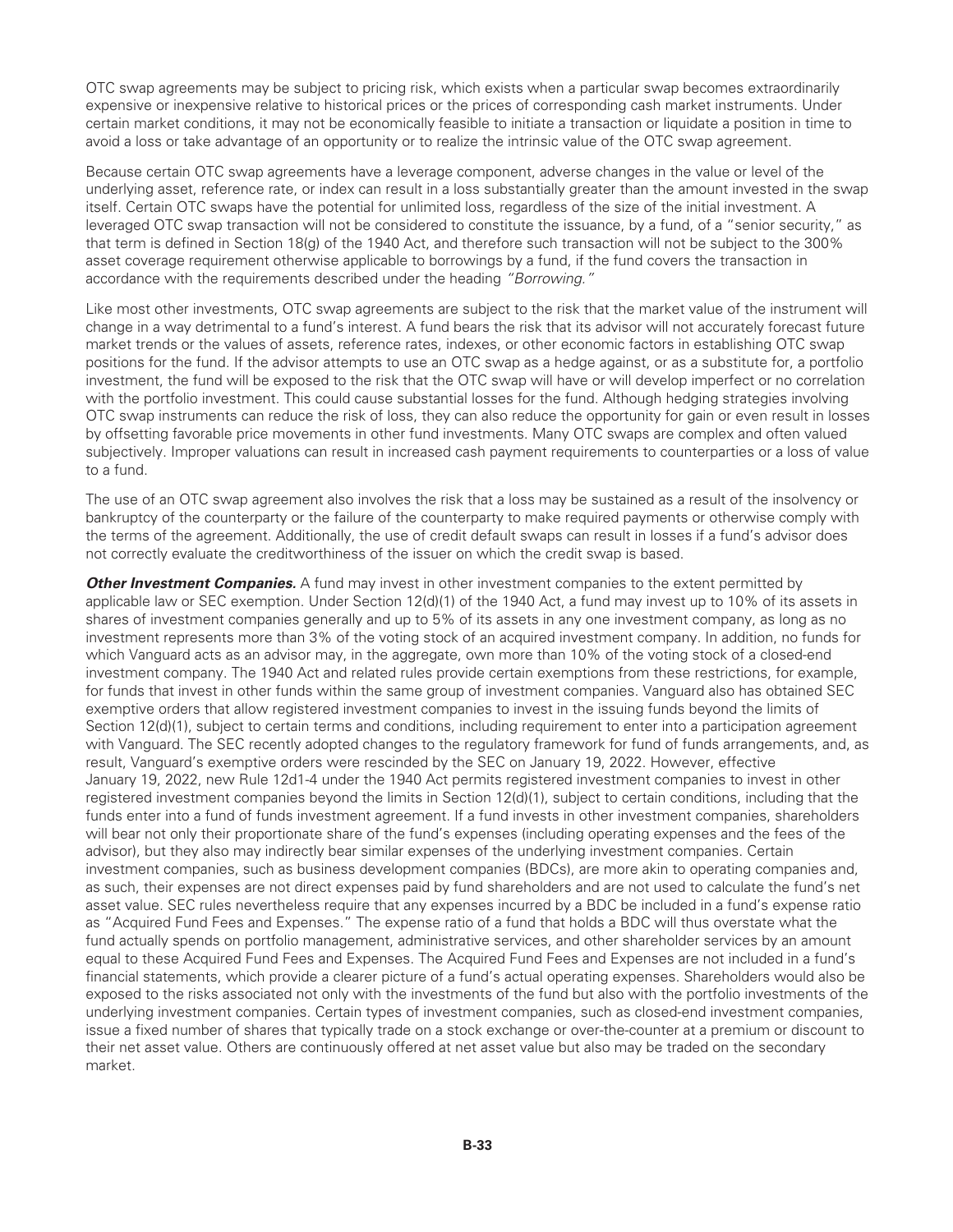OTC swap agreements may be subject to pricing risk, which exists when a particular swap becomes extraordinarily expensive or inexpensive relative to historical prices or the prices of corresponding cash market instruments. Under certain market conditions, it may not be economically feasible to initiate a transaction or liquidate a position in time to avoid a loss or take advantage of an opportunity or to realize the intrinsic value of the OTC swap agreement.

Because certain OTC swap agreements have a leverage component, adverse changes in the value or level of the underlying asset, reference rate, or index can result in a loss substantially greater than the amount invested in the swap itself. Certain OTC swaps have the potential for unlimited loss, regardless of the size of the initial investment. A leveraged OTC swap transaction will not be considered to constitute the issuance, by a fund, of a "senior security," as that term is defined in Section 18(g) of the 1940 Act, and therefore such transaction will not be subject to the 300% asset coverage requirement otherwise applicable to borrowings by a fund, if the fund covers the transaction in accordance with the requirements described under the heading *"Borrowing."*

Like most other investments, OTC swap agreements are subject to the risk that the market value of the instrument will change in a way detrimental to a fund's interest. A fund bears the risk that its advisor will not accurately forecast future market trends or the values of assets, reference rates, indexes, or other economic factors in establishing OTC swap positions for the fund. If the advisor attempts to use an OTC swap as a hedge against, or as a substitute for, a portfolio investment, the fund will be exposed to the risk that the OTC swap will have or will develop imperfect or no correlation with the portfolio investment. This could cause substantial losses for the fund. Although hedging strategies involving OTC swap instruments can reduce the risk of loss, they can also reduce the opportunity for gain or even result in losses by offsetting favorable price movements in other fund investments. Many OTC swaps are complex and often valued subjectively. Improper valuations can result in increased cash payment requirements to counterparties or a loss of value to a fund.

The use of an OTC swap agreement also involves the risk that a loss may be sustained as a result of the insolvency or bankruptcy of the counterparty or the failure of the counterparty to make required payments or otherwise comply with the terms of the agreement. Additionally, the use of credit default swaps can result in losses if a fund's advisor does not correctly evaluate the creditworthiness of the issuer on which the credit swap is based.

***Other Investment Companies.*** A fund may invest in other investment companies to the extent permitted by applicable law or SEC exemption. Under Section 12(d)(1) of the 1940 Act, a fund may invest up to 10% of its assets in shares of investment companies generally and up to 5% of its assets in any one investment company, as long as no investment represents more than 3% of the voting stock of an acquired investment company. In addition, no funds for which Vanguard acts as an advisor may, in the aggregate, own more than 10% of the voting stock of a closed-end investment company. The 1940 Act and related rules provide certain exemptions from these restrictions, for example, for funds that invest in other funds within the same group of investment companies. Vanguard also has obtained SEC exemptive orders that allow registered investment companies to invest in the issuing funds beyond the limits of Section 12(d)(1), subject to certain terms and conditions, including requirement to enter into a participation agreement with Vanguard. The SEC recently adopted changes to the regulatory framework for fund of funds arrangements, and, as result, Vanguard's exemptive orders were rescinded by the SEC on January 19, 2022. However, effective January 19, 2022, new Rule 12d1-4 under the 1940 Act permits registered investment companies to invest in other registered investment companies beyond the limits in Section 12(d)(1), subject to certain conditions, including that the funds enter into a fund of funds investment agreement. If a fund invests in other investment companies, shareholders will bear not only their proportionate share of the fund's expenses (including operating expenses and the fees of the advisor), but they also may indirectly bear similar expenses of the underlying investment companies. Certain investment companies, such as business development companies (BDCs), are more akin to operating companies and, as such, their expenses are not direct expenses paid by fund shareholders and are not used to calculate the fund's net asset value. SEC rules nevertheless require that any expenses incurred by a BDC be included in a fund's expense ratio as "Acquired Fund Fees and Expenses." The expense ratio of a fund that holds a BDC will thus overstate what the fund actually spends on portfolio management, administrative services, and other shareholder services by an amount equal to these Acquired Fund Fees and Expenses. The Acquired Fund Fees and Expenses are not included in a fund's financial statements, which provide a clearer picture of a fund's actual operating expenses. Shareholders would also be exposed to the risks associated not only with the investments of the fund but also with the portfolio investments of the underlying investment companies. Certain types of investment companies, such as closed-end investment companies, issue a fixed number of shares that typically trade on a stock exchange or over-the-counter at a premium or discount to their net asset value. Others are continuously offered at net asset value but also may be traded on the secondary market.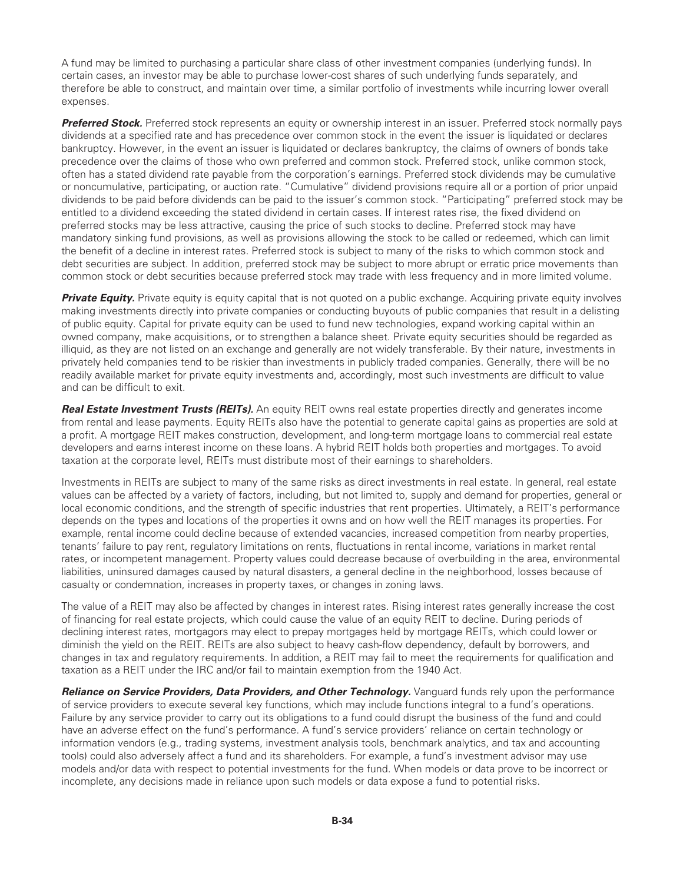A fund may be limited to purchasing a particular share class of other investment companies (underlying funds). In certain cases, an investor may be able to purchase lower-cost shares of such underlying funds separately, and therefore be able to construct, and maintain over time, a similar portfolio of investments while incurring lower overall expenses.

***Preferred Stock.*** Preferred stock represents an equity or ownership interest in an issuer. Preferred stock normally pays dividends at a specified rate and has precedence over common stock in the event the issuer is liquidated or declares bankruptcy. However, in the event an issuer is liquidated or declares bankruptcy, the claims of owners of bonds take precedence over the claims of those who own preferred and common stock. Preferred stock, unlike common stock, often has a stated dividend rate payable from the corporation's earnings. Preferred stock dividends may be cumulative or noncumulative, participating, or auction rate. "Cumulative" dividend provisions require all or a portion of prior unpaid dividends to be paid before dividends can be paid to the issuer's common stock. "Participating" preferred stock may be entitled to a dividend exceeding the stated dividend in certain cases. If interest rates rise, the fixed dividend on preferred stocks may be less attractive, causing the price of such stocks to decline. Preferred stock may have mandatory sinking fund provisions, as well as provisions allowing the stock to be called or redeemed, which can limit the benefit of a decline in interest rates. Preferred stock is subject to many of the risks to which common stock and debt securities are subject. In addition, preferred stock may be subject to more abrupt or erratic price movements than common stock or debt securities because preferred stock may trade with less frequency and in more limited volume.

***Private Equity.*** Private equity is equity capital that is not quoted on a public exchange. Acquiring private equity involves making investments directly into private companies or conducting buyouts of public companies that result in a delisting of public equity. Capital for private equity can be used to fund new technologies, expand working capital within an owned company, make acquisitions, or to strengthen a balance sheet. Private equity securities should be regarded as illiquid, as they are not listed on an exchange and generally are not widely transferable. By their nature, investments in privately held companies tend to be riskier than investments in publicly traded companies. Generally, there will be no readily available market for private equity investments and, accordingly, most such investments are difficult to value and can be difficult to exit.

***Real Estate Investment Trusts (REITs).*** An equity REIT owns real estate properties directly and generates income from rental and lease payments. Equity REITs also have the potential to generate capital gains as properties are sold at a profit. A mortgage REIT makes construction, development, and long-term mortgage loans to commercial real estate developers and earns interest income on these loans. A hybrid REIT holds both properties and mortgages. To avoid taxation at the corporate level, REITs must distribute most of their earnings to shareholders.

Investments in REITs are subject to many of the same risks as direct investments in real estate. In general, real estate values can be affected by a variety of factors, including, but not limited to, supply and demand for properties, general or local economic conditions, and the strength of specific industries that rent properties. Ultimately, a REIT's performance depends on the types and locations of the properties it owns and on how well the REIT manages its properties. For example, rental income could decline because of extended vacancies, increased competition from nearby properties, tenants' failure to pay rent, regulatory limitations on rents, fluctuations in rental income, variations in market rental rates, or incompetent management. Property values could decrease because of overbuilding in the area, environmental liabilities, uninsured damages caused by natural disasters, a general decline in the neighborhood, losses because of casualty or condemnation, increases in property taxes, or changes in zoning laws.

The value of a REIT may also be affected by changes in interest rates. Rising interest rates generally increase the cost of financing for real estate projects, which could cause the value of an equity REIT to decline. During periods of declining interest rates, mortgagors may elect to prepay mortgages held by mortgage REITs, which could lower or diminish the yield on the REIT. REITs are also subject to heavy cash-flow dependency, default by borrowers, and changes in tax and regulatory requirements. In addition, a REIT may fail to meet the requirements for qualification and taxation as a REIT under the IRC and/or fail to maintain exemption from the 1940 Act.

***Reliance on Service Providers, Data Providers, and Other Technology.*** Vanguard funds rely upon the performance of service providers to execute several key functions, which may include functions integral to a fund's operations. Failure by any service provider to carry out its obligations to a fund could disrupt the business of the fund and could have an adverse effect on the fund's performance. A fund's service providers' reliance on certain technology or information vendors (e.g., trading systems, investment analysis tools, benchmark analytics, and tax and accounting tools) could also adversely affect a fund and its shareholders. For example, a fund's investment advisor may use models and/or data with respect to potential investments for the fund. When models or data prove to be incorrect or incomplete, any decisions made in reliance upon such models or data expose a fund to potential risks.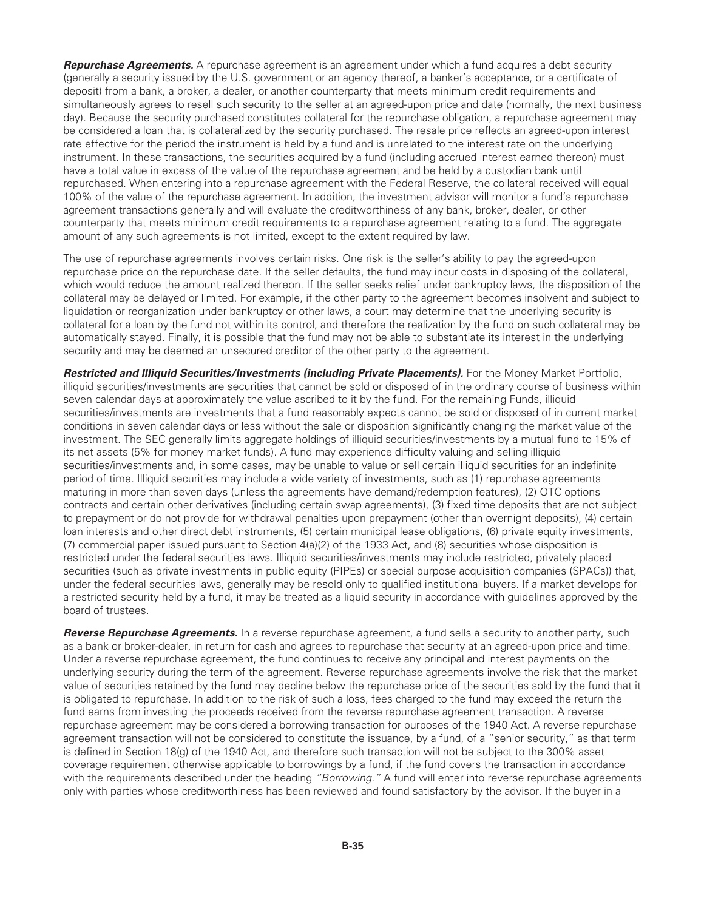***Repurchase Agreements.*** A repurchase agreement is an agreement under which a fund acquires a debt security (generally a security issued by the U.S. government or an agency thereof, a banker's acceptance, or a certificate of deposit) from a bank, a broker, a dealer, or another counterparty that meets minimum credit requirements and simultaneously agrees to resell such security to the seller at an agreed-upon price and date (normally, the next business day). Because the security purchased constitutes collateral for the repurchase obligation, a repurchase agreement may be considered a loan that is collateralized by the security purchased. The resale price reflects an agreed-upon interest rate effective for the period the instrument is held by a fund and is unrelated to the interest rate on the underlying instrument. In these transactions, the securities acquired by a fund (including accrued interest earned thereon) must have a total value in excess of the value of the repurchase agreement and be held by a custodian bank until repurchased. When entering into a repurchase agreement with the Federal Reserve, the collateral received will equal 100% of the value of the repurchase agreement. In addition, the investment advisor will monitor a fund's repurchase agreement transactions generally and will evaluate the creditworthiness of any bank, broker, dealer, or other counterparty that meets minimum credit requirements to a repurchase agreement relating to a fund. The aggregate amount of any such agreements is not limited, except to the extent required by law.

The use of repurchase agreements involves certain risks. One risk is the seller's ability to pay the agreed-upon repurchase price on the repurchase date. If the seller defaults, the fund may incur costs in disposing of the collateral, which would reduce the amount realized thereon. If the seller seeks relief under bankruptcy laws, the disposition of the collateral may be delayed or limited. For example, if the other party to the agreement becomes insolvent and subject to liquidation or reorganization under bankruptcy or other laws, a court may determine that the underlying security is collateral for a loan by the fund not within its control, and therefore the realization by the fund on such collateral may be automatically stayed. Finally, it is possible that the fund may not be able to substantiate its interest in the underlying security and may be deemed an unsecured creditor of the other party to the agreement.

***Restricted and Illiquid Securities/Investments (including Private Placements).*** For the Money Market Portfolio, illiquid securities/investments are securities that cannot be sold or disposed of in the ordinary course of business within seven calendar days at approximately the value ascribed to it by the fund. For the remaining Funds, illiquid securities/investments are investments that a fund reasonably expects cannot be sold or disposed of in current market conditions in seven calendar days or less without the sale or disposition significantly changing the market value of the investment. The SEC generally limits aggregate holdings of illiquid securities/investments by a mutual fund to 15% of its net assets (5% for money market funds). A fund may experience difficulty valuing and selling illiquid securities/investments and, in some cases, may be unable to value or sell certain illiquid securities for an indefinite period of time. Illiquid securities may include a wide variety of investments, such as (1) repurchase agreements maturing in more than seven days (unless the agreements have demand/redemption features), (2) OTC options contracts and certain other derivatives (including certain swap agreements), (3) fixed time deposits that are not subject to prepayment or do not provide for withdrawal penalties upon prepayment (other than overnight deposits), (4) certain loan interests and other direct debt instruments, (5) certain municipal lease obligations, (6) private equity investments, (7) commercial paper issued pursuant to Section 4(a)(2) of the 1933 Act, and (8) securities whose disposition is restricted under the federal securities laws. Illiquid securities/investments may include restricted, privately placed securities (such as private investments in public equity (PIPEs) or special purpose acquisition companies (SPACs)) that, under the federal securities laws, generally may be resold only to qualified institutional buyers. If a market develops for a restricted security held by a fund, it may be treated as a liquid security in accordance with guidelines approved by the board of trustees.

***Reverse Repurchase Agreements.*** In a reverse repurchase agreement, a fund sells a security to another party, such as a bank or broker-dealer, in return for cash and agrees to repurchase that security at an agreed-upon price and time. Under a reverse repurchase agreement, the fund continues to receive any principal and interest payments on the underlying security during the term of the agreement. Reverse repurchase agreements involve the risk that the market value of securities retained by the fund may decline below the repurchase price of the securities sold by the fund that it is obligated to repurchase. In addition to the risk of such a loss, fees charged to the fund may exceed the return the fund earns from investing the proceeds received from the reverse repurchase agreement transaction. A reverse repurchase agreement may be considered a borrowing transaction for purposes of the 1940 Act. A reverse repurchase agreement transaction will not be considered to constitute the issuance, by a fund, of a "senior security," as that term is defined in Section 18(g) of the 1940 Act, and therefore such transaction will not be subject to the 300% asset coverage requirement otherwise applicable to borrowings by a fund, if the fund covers the transaction in accordance with the requirements described under the heading *"Borrowing."* A fund will enter into reverse repurchase agreements only with parties whose creditworthiness has been reviewed and found satisfactory by the advisor. If the buyer in a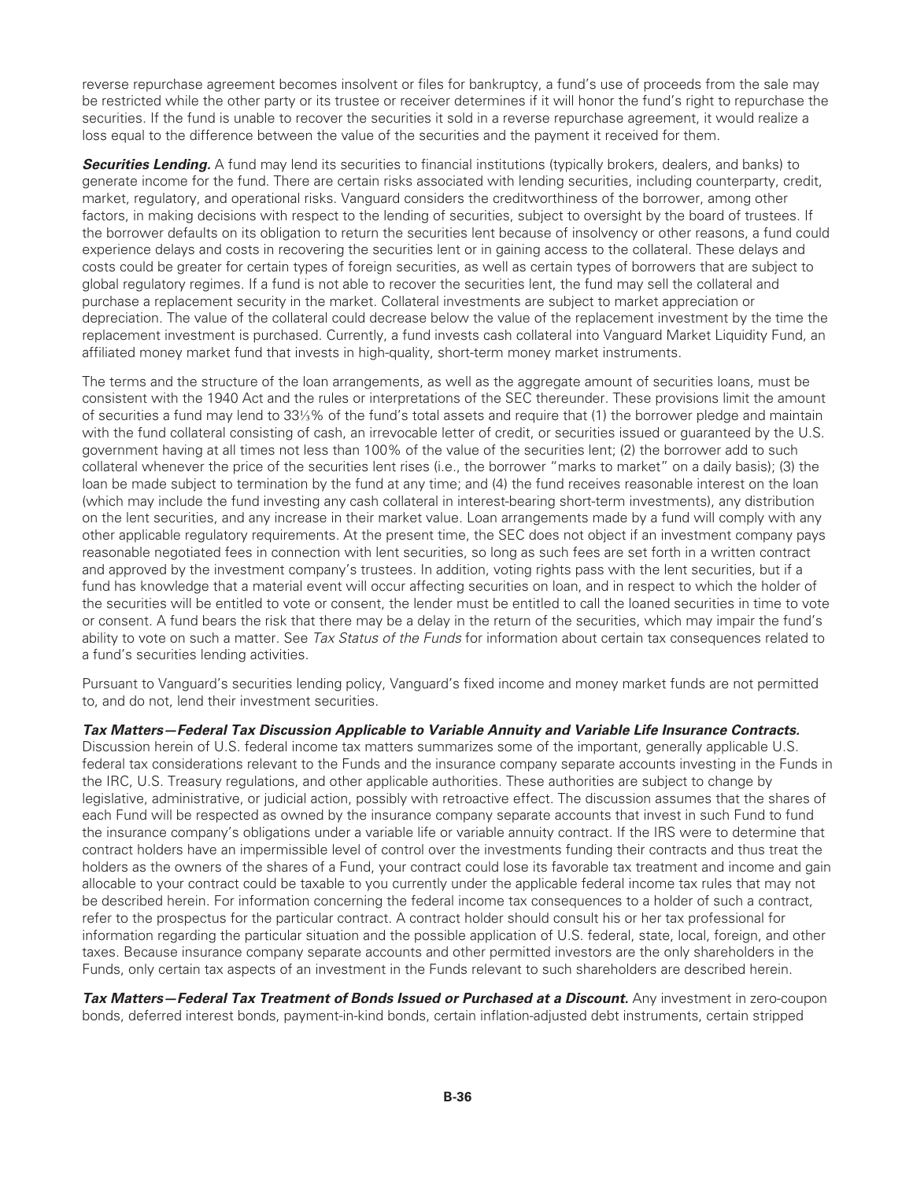reverse repurchase agreement becomes insolvent or files for bankruptcy, a fund's use of proceeds from the sale may be restricted while the other party or its trustee or receiver determines if it will honor the fund's right to repurchase the securities. If the fund is unable to recover the securities it sold in a reverse repurchase agreement, it would realize a loss equal to the difference between the value of the securities and the payment it received for them.

***Securities Lending.*** A fund may lend its securities to financial institutions (typically brokers, dealers, and banks) to generate income for the fund. There are certain risks associated with lending securities, including counterparty, credit, market, regulatory, and operational risks. Vanguard considers the creditworthiness of the borrower, among other factors, in making decisions with respect to the lending of securities, subject to oversight by the board of trustees. If the borrower defaults on its obligation to return the securities lent because of insolvency or other reasons, a fund could experience delays and costs in recovering the securities lent or in gaining access to the collateral. These delays and costs could be greater for certain types of foreign securities, as well as certain types of borrowers that are subject to global regulatory regimes. If a fund is not able to recover the securities lent, the fund may sell the collateral and purchase a replacement security in the market. Collateral investments are subject to market appreciation or depreciation. The value of the collateral could decrease below the value of the replacement investment by the time the replacement investment is purchased. Currently, a fund invests cash collateral into Vanguard Market Liquidity Fund, an affiliated money market fund that invests in high-quality, short-term money market instruments.

The terms and the structure of the loan arrangements, as well as the aggregate amount of securities loans, must be consistent with the 1940 Act and the rules or interpretations of the SEC thereunder. These provisions limit the amount of securities a fund may lend to 33⅓% of the fund's total assets and require that (1) the borrower pledge and maintain with the fund collateral consisting of cash, an irrevocable letter of credit, or securities issued or guaranteed by the U.S. government having at all times not less than 100% of the value of the securities lent; (2) the borrower add to such collateral whenever the price of the securities lent rises (i.e., the borrower "marks to market" on a daily basis); (3) the loan be made subject to termination by the fund at any time; and (4) the fund receives reasonable interest on the loan (which may include the fund investing any cash collateral in interest-bearing short-term investments), any distribution on the lent securities, and any increase in their market value. Loan arrangements made by a fund will comply with any other applicable regulatory requirements. At the present time, the SEC does not object if an investment company pays reasonable negotiated fees in connection with lent securities, so long as such fees are set forth in a written contract and approved by the investment company's trustees. In addition, voting rights pass with the lent securities, but if a fund has knowledge that a material event will occur affecting securities on loan, and in respect to which the holder of the securities will be entitled to vote or consent, the lender must be entitled to call the loaned securities in time to vote or consent. A fund bears the risk that there may be a delay in the return of the securities, which may impair the fund's ability to vote on such a matter. See *Tax Status of the Funds* for information about certain tax consequences related to a fund's securities lending activities.

Pursuant to Vanguard's securities lending policy, Vanguard's fixed income and money market funds are not permitted to, and do not, lend their investment securities.

***Tax Matters—Federal Tax Discussion Applicable to Variable Annuity and Variable Life Insurance Contracts.*** Discussion herein of U.S. federal income tax matters summarizes some of the important, generally applicable U.S. federal tax considerations relevant to the Funds and the insurance company separate accounts investing in the Funds in the IRC, U.S. Treasury regulations, and other applicable authorities. These authorities are subject to change by legislative, administrative, or judicial action, possibly with retroactive effect. The discussion assumes that the shares of each Fund will be respected as owned by the insurance company separate accounts that invest in such Fund to fund the insurance company's obligations under a variable life or variable annuity contract. If the IRS were to determine that contract holders have an impermissible level of control over the investments funding their contracts and thus treat the holders as the owners of the shares of a Fund, your contract could lose its favorable tax treatment and income and gain allocable to your contract could be taxable to you currently under the applicable federal income tax rules that may not be described herein. For information concerning the federal income tax consequences to a holder of such a contract, refer to the prospectus for the particular contract. A contract holder should consult his or her tax professional for information regarding the particular situation and the possible application of U.S. federal, state, local, foreign, and other taxes. Because insurance company separate accounts and other permitted investors are the only shareholders in the Funds, only certain tax aspects of an investment in the Funds relevant to such shareholders are described herein.

***Tax Matters—Federal Tax Treatment of Bonds Issued or Purchased at a Discount.*** Any investment in zero-coupon bonds, deferred interest bonds, payment-in-kind bonds, certain inflation-adjusted debt instruments, certain stripped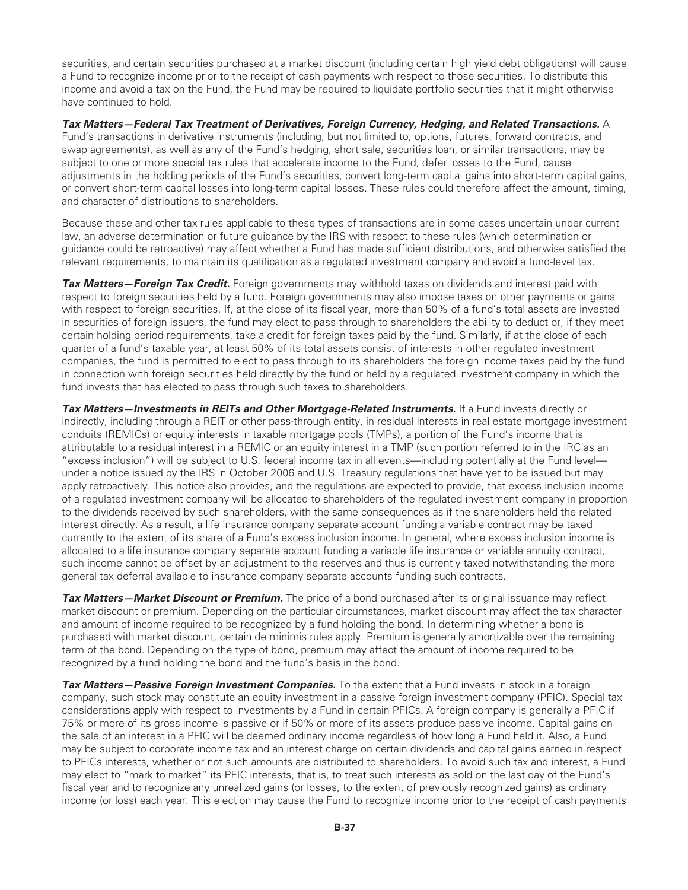securities, and certain securities purchased at a market discount (including certain high yield debt obligations) will cause a Fund to recognize income prior to the receipt of cash payments with respect to those securities. To distribute this income and avoid a tax on the Fund, the Fund may be required to liquidate portfolio securities that it might otherwise have continued to hold.

***Tax Matters—Federal Tax Treatment of Derivatives, Foreign Currency, Hedging, and Related Transactions.*** A Fund's transactions in derivative instruments (including, but not limited to, options, futures, forward contracts, and swap agreements), as well as any of the Fund's hedging, short sale, securities loan, or similar transactions, may be subject to one or more special tax rules that accelerate income to the Fund, defer losses to the Fund, cause adjustments in the holding periods of the Fund's securities, convert long-term capital gains into short-term capital gains, or convert short-term capital losses into long-term capital losses. These rules could therefore affect the amount, timing, and character of distributions to shareholders.

Because these and other tax rules applicable to these types of transactions are in some cases uncertain under current law, an adverse determination or future guidance by the IRS with respect to these rules (which determination or guidance could be retroactive) may affect whether a Fund has made sufficient distributions, and otherwise satisfied the relevant requirements, to maintain its qualification as a regulated investment company and avoid a fund-level tax.

***Tax Matters—Foreign Tax Credit.*** Foreign governments may withhold taxes on dividends and interest paid with respect to foreign securities held by a fund. Foreign governments may also impose taxes on other payments or gains with respect to foreign securities. If, at the close of its fiscal year, more than 50% of a fund's total assets are invested in securities of foreign issuers, the fund may elect to pass through to shareholders the ability to deduct or, if they meet certain holding period requirements, take a credit for foreign taxes paid by the fund. Similarly, if at the close of each quarter of a fund's taxable year, at least 50% of its total assets consist of interests in other regulated investment companies, the fund is permitted to elect to pass through to its shareholders the foreign income taxes paid by the fund in connection with foreign securities held directly by the fund or held by a regulated investment company in which the fund invests that has elected to pass through such taxes to shareholders.

***Tax Matters—Investments in REITs and Other Mortgage-Related Instruments.*** If a Fund invests directly or indirectly, including through a REIT or other pass-through entity, in residual interests in real estate mortgage investment conduits (REMICs) or equity interests in taxable mortgage pools (TMPs), a portion of the Fund's income that is attributable to a residual interest in a REMIC or an equity interest in a TMP (such portion referred to in the IRC as an "excess inclusion") will be subject to U.S. federal income tax in all events—including potentially at the Fund level—under a notice issued by the IRS in October 2006 and U.S. Treasury regulations that have yet to be issued but may apply retroactively. This notice also provides, and the regulations are expected to provide, that excess inclusion income of a regulated investment company will be allocated to shareholders of the regulated investment company in proportion to the dividends received by such shareholders, with the same consequences as if the shareholders held the related interest directly. As a result, a life insurance company separate account funding a variable contract may be taxed currently to the extent of its share of a Fund's excess inclusion income. In general, where excess inclusion income is allocated to a life insurance company separate account funding a variable life insurance or variable annuity contract, such income cannot be offset by an adjustment to the reserves and thus is currently taxed notwithstanding the more general tax deferral available to insurance company separate accounts funding such contracts.

***Tax Matters—Market Discount or Premium.*** The price of a bond purchased after its original issuance may reflect market discount or premium. Depending on the particular circumstances, market discount may affect the tax character and amount of income required to be recognized by a fund holding the bond. In determining whether a bond is purchased with market discount, certain de minimis rules apply. Premium is generally amortizable over the remaining term of the bond. Depending on the type of bond, premium may affect the amount of income required to be recognized by a fund holding the bond and the fund's basis in the bond.

***Tax Matters—Passive Foreign Investment Companies.*** To the extent that a Fund invests in stock in a foreign company, such stock may constitute an equity investment in a passive foreign investment company (PFIC). Special tax considerations apply with respect to investments by a Fund in certain PFICs. A foreign company is generally a PFIC if 75% or more of its gross income is passive or if 50% or more of its assets produce passive income. Capital gains on the sale of an interest in a PFIC will be deemed ordinary income regardless of how long a Fund held it. Also, a Fund may be subject to corporate income tax and an interest charge on certain dividends and capital gains earned in respect to PFICs interests, whether or not such amounts are distributed to shareholders. To avoid such tax and interest, a Fund may elect to "mark to market" its PFIC interests, that is, to treat such interests as sold on the last day of the Fund's fiscal year and to recognize any unrealized gains (or losses, to the extent of previously recognized gains) as ordinary income (or loss) each year. This election may cause the Fund to recognize income prior to the receipt of cash payments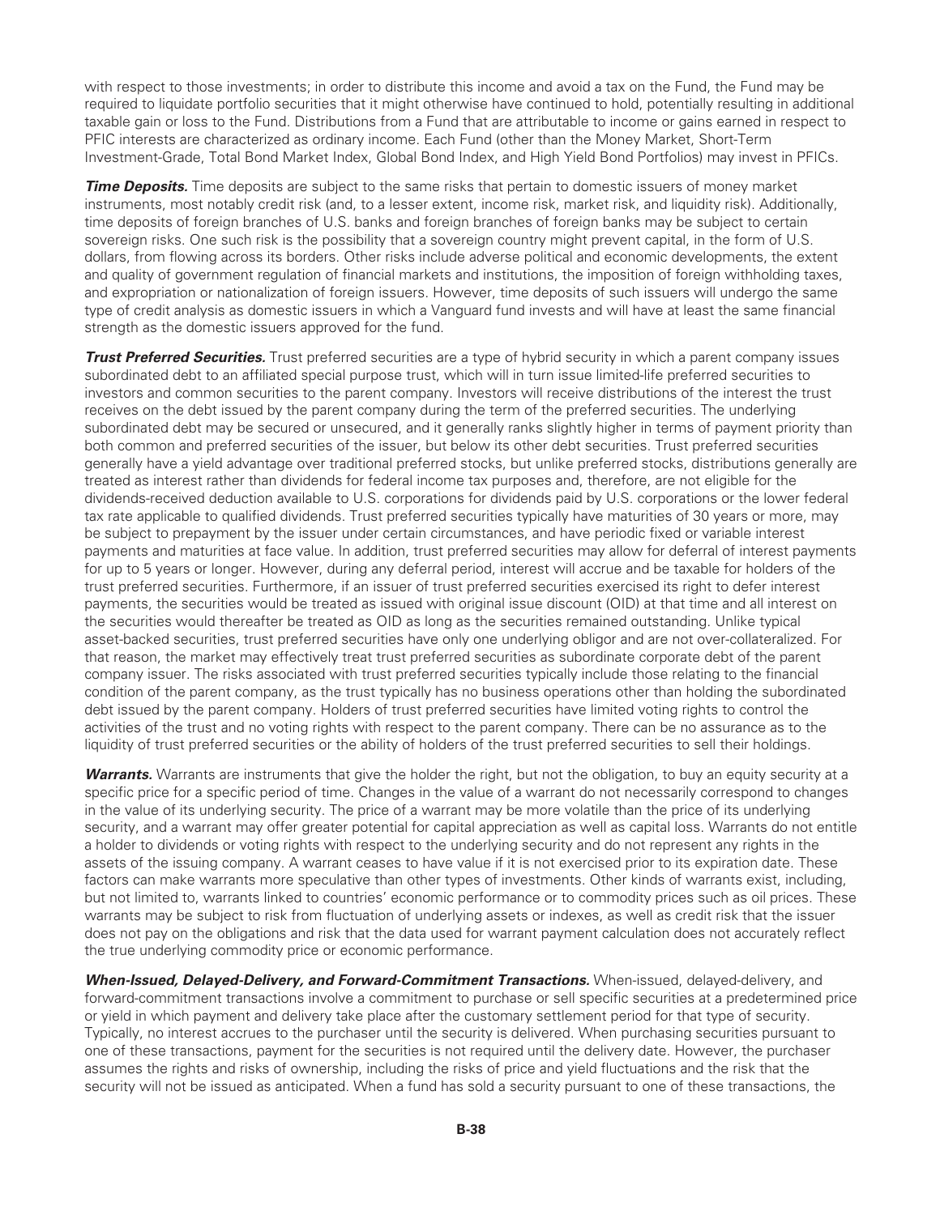with respect to those investments; in order to distribute this income and avoid a tax on the Fund, the Fund may be required to liquidate portfolio securities that it might otherwise have continued to hold, potentially resulting in additional taxable gain or loss to the Fund. Distributions from a Fund that are attributable to income or gains earned in respect to PFIC interests are characterized as ordinary income. Each Fund (other than the Money Market, Short-Term Investment-Grade, Total Bond Market Index, Global Bond Index, and High Yield Bond Portfolios) may invest in PFICs.

***Time Deposits.*** Time deposits are subject to the same risks that pertain to domestic issuers of money market instruments, most notably credit risk (and, to a lesser extent, income risk, market risk, and liquidity risk). Additionally, time deposits of foreign branches of U.S. banks and foreign branches of foreign banks may be subject to certain sovereign risks. One such risk is the possibility that a sovereign country might prevent capital, in the form of U.S. dollars, from flowing across its borders. Other risks include adverse political and economic developments, the extent and quality of government regulation of financial markets and institutions, the imposition of foreign withholding taxes, and expropriation or nationalization of foreign issuers. However, time deposits of such issuers will undergo the same type of credit analysis as domestic issuers in which a Vanguard fund invests and will have at least the same financial strength as the domestic issuers approved for the fund.

***Trust Preferred Securities.*** Trust preferred securities are a type of hybrid security in which a parent company issues subordinated debt to an affiliated special purpose trust, which will in turn issue limited-life preferred securities to investors and common securities to the parent company. Investors will receive distributions of the interest the trust receives on the debt issued by the parent company during the term of the preferred securities. The underlying subordinated debt may be secured or unsecured, and it generally ranks slightly higher in terms of payment priority than both common and preferred securities of the issuer, but below its other debt securities. Trust preferred securities generally have a yield advantage over traditional preferred stocks, but unlike preferred stocks, distributions generally are treated as interest rather than dividends for federal income tax purposes and, therefore, are not eligible for the dividends-received deduction available to U.S. corporations for dividends paid by U.S. corporations or the lower federal tax rate applicable to qualified dividends. Trust preferred securities typically have maturities of 30 years or more, may be subject to prepayment by the issuer under certain circumstances, and have periodic fixed or variable interest payments and maturities at face value. In addition, trust preferred securities may allow for deferral of interest payments for up to 5 years or longer. However, during any deferral period, interest will accrue and be taxable for holders of the trust preferred securities. Furthermore, if an issuer of trust preferred securities exercised its right to defer interest payments, the securities would be treated as issued with original issue discount (OID) at that time and all interest on the securities would thereafter be treated as OID as long as the securities remained outstanding. Unlike typical asset-backed securities, trust preferred securities have only one underlying obligor and are not over-collateralized. For that reason, the market may effectively treat trust preferred securities as subordinate corporate debt of the parent company issuer. The risks associated with trust preferred securities typically include those relating to the financial condition of the parent company, as the trust typically has no business operations other than holding the subordinated debt issued by the parent company. Holders of trust preferred securities have limited voting rights to control the activities of the trust and no voting rights with respect to the parent company. There can be no assurance as to the liquidity of trust preferred securities or the ability of holders of the trust preferred securities to sell their holdings.

***Warrants.*** Warrants are instruments that give the holder the right, but not the obligation, to buy an equity security at a specific price for a specific period of time. Changes in the value of a warrant do not necessarily correspond to changes in the value of its underlying security. The price of a warrant may be more volatile than the price of its underlying security, and a warrant may offer greater potential for capital appreciation as well as capital loss. Warrants do not entitle a holder to dividends or voting rights with respect to the underlying security and do not represent any rights in the assets of the issuing company. A warrant ceases to have value if it is not exercised prior to its expiration date. These factors can make warrants more speculative than other types of investments. Other kinds of warrants exist, including, but not limited to, warrants linked to countries' economic performance or to commodity prices such as oil prices. These warrants may be subject to risk from fluctuation of underlying assets or indexes, as well as credit risk that the issuer does not pay on the obligations and risk that the data used for warrant payment calculation does not accurately reflect the true underlying commodity price or economic performance.

***When-Issued, Delayed-Delivery, and Forward-Commitment Transactions.*** When-issued, delayed-delivery, and forward-commitment transactions involve a commitment to purchase or sell specific securities at a predetermined price or yield in which payment and delivery take place after the customary settlement period for that type of security. Typically, no interest accrues to the purchaser until the security is delivered. When purchasing securities pursuant to one of these transactions, payment for the securities is not required until the delivery date. However, the purchaser assumes the rights and risks of ownership, including the risks of price and yield fluctuations and the risk that the security will not be issued as anticipated. When a fund has sold a security pursuant to one of these transactions, the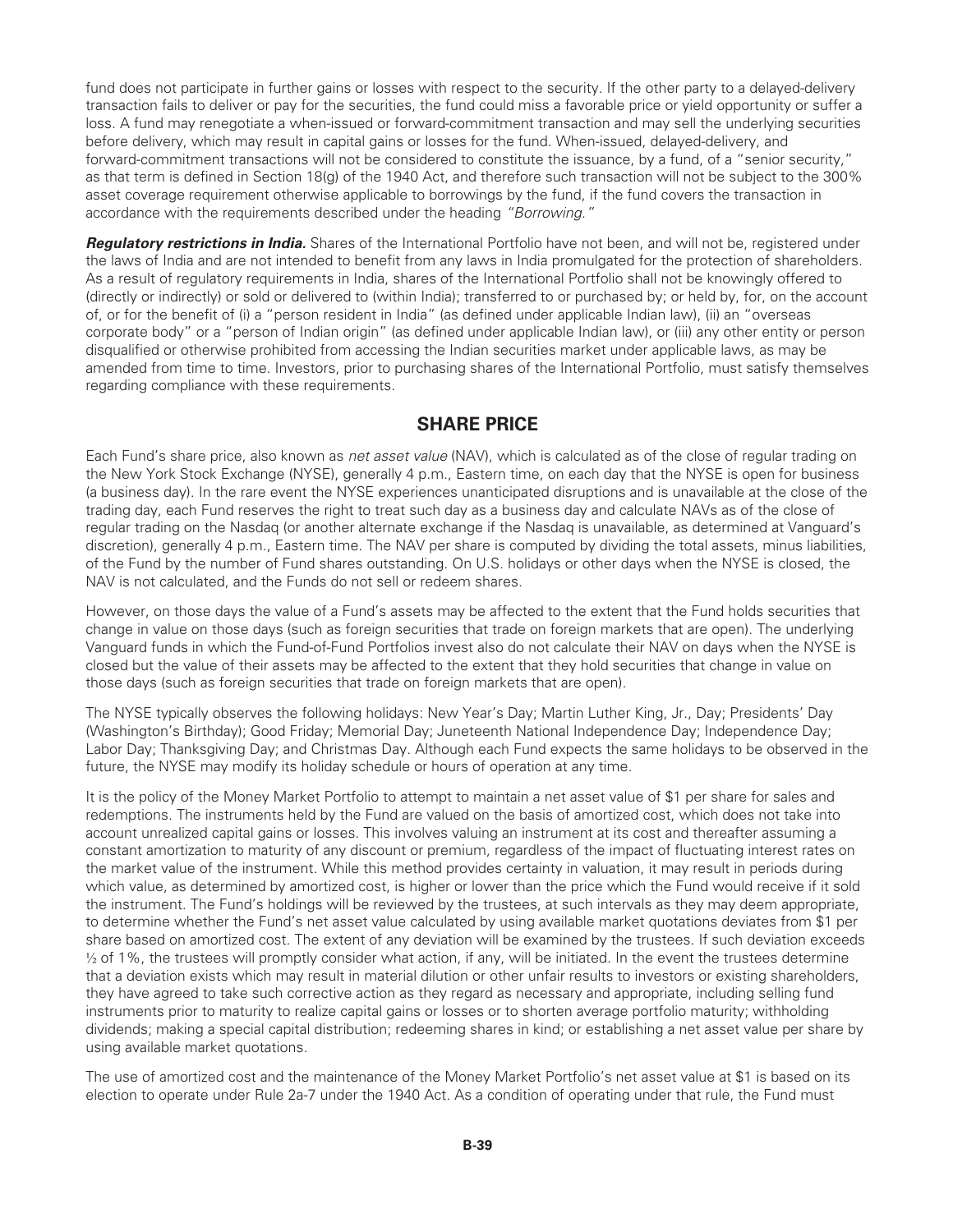fund does not participate in further gains or losses with respect to the security. If the other party to a delayed-delivery transaction fails to deliver or pay for the securities, the fund could miss a favorable price or yield opportunity or suffer a loss. A fund may renegotiate a when-issued or forward-commitment transaction and may sell the underlying securities before delivery, which may result in capital gains or losses for the fund. When-issued, delayed-delivery, and forward-commitment transactions will not be considered to constitute the issuance, by a fund, of a "senior security," as that term is defined in Section 18(g) of the 1940 Act, and therefore such transaction will not be subject to the 300% asset coverage requirement otherwise applicable to borrowings by the fund, if the fund covers the transaction in accordance with the requirements described under the heading *"Borrowing."*

***Regulatory restrictions in India.*** Shares of the International Portfolio have not been, and will not be, registered under the laws of India and are not intended to benefit from any laws in India promulgated for the protection of shareholders. As a result of regulatory requirements in India, shares of the International Portfolio shall not be knowingly offered to (directly or indirectly) or sold or delivered to (within India); transferred to or purchased by; or held by, for, on the account of, or for the benefit of (i) a "person resident in India" (as defined under applicable Indian law), (ii) an "overseas corporate body" or a "person of Indian origin" (as defined under applicable Indian law), or (iii) any other entity or person disqualified or otherwise prohibited from accessing the Indian securities market under applicable laws, as may be amended from time to time. Investors, prior to purchasing shares of the International Portfolio, must satisfy themselves regarding compliance with these requirements.

## SHARE PRICE

Each Fund's share price, also known as *net asset value* (NAV), which is calculated as of the close of regular trading on the New York Stock Exchange (NYSE), generally 4 p.m., Eastern time, on each day that the NYSE is open for business (a business day). In the rare event the NYSE experiences unanticipated disruptions and is unavailable at the close of the trading day, each Fund reserves the right to treat such day as a business day and calculate NAVs as of the close of regular trading on the Nasdaq (or another alternate exchange if the Nasdaq is unavailable, as determined at Vanguard's discretion), generally 4 p.m., Eastern time. The NAV per share is computed by dividing the total assets, minus liabilities, of the Fund by the number of Fund shares outstanding. On U.S. holidays or other days when the NYSE is closed, the NAV is not calculated, and the Funds do not sell or redeem shares.

However, on those days the value of a Fund's assets may be affected to the extent that the Fund holds securities that change in value on those days (such as foreign securities that trade on foreign markets that are open). The underlying Vanguard funds in which the Fund-of-Fund Portfolios invest also do not calculate their NAV on days when the NYSE is closed but the value of their assets may be affected to the extent that they hold securities that change in value on those days (such as foreign securities that trade on foreign markets that are open).

The NYSE typically observes the following holidays: New Year's Day; Martin Luther King, Jr., Day; Presidents' Day (Washington's Birthday); Good Friday; Memorial Day; Juneteenth National Independence Day; Independence Day; Labor Day; Thanksgiving Day; and Christmas Day. Although each Fund expects the same holidays to be observed in the future, the NYSE may modify its holiday schedule or hours of operation at any time.

It is the policy of the Money Market Portfolio to attempt to maintain a net asset value of $1 per share for sales and redemptions. The instruments held by the Fund are valued on the basis of amortized cost, which does not take into account unrealized capital gains or losses. This involves valuing an instrument at its cost and thereafter assuming a constant amortization to maturity of any discount or premium, regardless of the impact of fluctuating interest rates on the market value of the instrument. While this method provides certainty in valuation, it may result in periods during which value, as determined by amortized cost, is higher or lower than the price which the Fund would receive if it sold the instrument. The Fund's holdings will be reviewed by the trustees, at such intervals as they may deem appropriate, to determine whether the Fund's net asset value calculated by using available market quotations deviates from $1 per share based on amortized cost. The extent of any deviation will be examined by the trustees. If such deviation exceeds ½ of 1%, the trustees will promptly consider what action, if any, will be initiated. In the event the trustees determine that a deviation exists which may result in material dilution or other unfair results to investors or existing shareholders, they have agreed to take such corrective action as they regard as necessary and appropriate, including selling fund instruments prior to maturity to realize capital gains or losses or to shorten average portfolio maturity; withholding dividends; making a special capital distribution; redeeming shares in kind; or establishing a net asset value per share by using available market quotations.

The use of amortized cost and the maintenance of the Money Market Portfolio's net asset value at $1 is based on its election to operate under Rule 2a-7 under the 1940 Act. As a condition of operating under that rule, the Fund must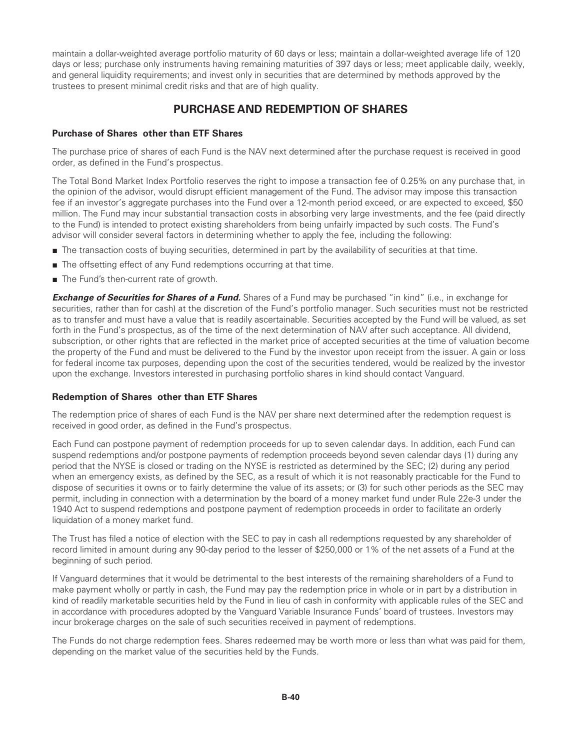maintain a dollar-weighted average portfolio maturity of 60 days or less; maintain a dollar-weighted average life of 120 days or less; purchase only instruments having remaining maturities of 397 days or less; meet applicable daily, weekly, and general liquidity requirements; and invest only in securities that are determined by methods approved by the trustees to present minimal credit risks and that are of high quality.

## PURCHASE AND REDEMPTION OF SHARES

### Purchase of Shares other than ETF Shares

The purchase price of shares of each Fund is the NAV next determined after the purchase request is received in good order, as defined in the Fund's prospectus.

The Total Bond Market Index Portfolio reserves the right to impose a transaction fee of 0.25% on any purchase that, in the opinion of the advisor, would disrupt efficient management of the Fund. The advisor may impose this transaction fee if an investor's aggregate purchases into the Fund over a 12-month period exceed, or are expected to exceed, $50 million. The Fund may incur substantial transaction costs in absorbing very large investments, and the fee (paid directly to the Fund) is intended to protect existing shareholders from being unfairly impacted by such costs. The Fund's advisor will consider several factors in determining whether to apply the fee, including the following:

- The transaction costs of buying securities, determined in part by the availability of securities at that time.
- The offsetting effect of any Fund redemptions occurring at that time.
- The Fund's then-current rate of growth.

***Exchange of Securities for Shares of a Fund.*** Shares of a Fund may be purchased "in kind" (i.e., in exchange for securities, rather than for cash) at the discretion of the Fund's portfolio manager. Such securities must not be restricted as to transfer and must have a value that is readily ascertainable. Securities accepted by the Fund will be valued, as set forth in the Fund's prospectus, as of the time of the next determination of NAV after such acceptance. All dividend, subscription, or other rights that are reflected in the market price of accepted securities at the time of valuation become the property of the Fund and must be delivered to the Fund by the investor upon receipt from the issuer. A gain or loss for federal income tax purposes, depending upon the cost of the securities tendered, would be realized by the investor upon the exchange. Investors interested in purchasing portfolio shares in kind should contact Vanguard.

### Redemption of Shares other than ETF Shares

The redemption price of shares of each Fund is the NAV per share next determined after the redemption request is received in good order, as defined in the Fund's prospectus.

Each Fund can postpone payment of redemption proceeds for up to seven calendar days. In addition, each Fund can suspend redemptions and/or postpone payments of redemption proceeds beyond seven calendar days (1) during any period that the NYSE is closed or trading on the NYSE is restricted as determined by the SEC; (2) during any period when an emergency exists, as defined by the SEC, as a result of which it is not reasonably practicable for the Fund to dispose of securities it owns or to fairly determine the value of its assets; or (3) for such other periods as the SEC may permit, including in connection with a determination by the board of a money market fund under Rule 22e-3 under the 1940 Act to suspend redemptions and postpone payment of redemption proceeds in order to facilitate an orderly liquidation of a money market fund.

The Trust has filed a notice of election with the SEC to pay in cash all redemptions requested by any shareholder of record limited in amount during any 90-day period to the lesser of $250,000 or 1% of the net assets of a Fund at the beginning of such period.

If Vanguard determines that it would be detrimental to the best interests of the remaining shareholders of a Fund to make payment wholly or partly in cash, the Fund may pay the redemption price in whole or in part by a distribution in kind of readily marketable securities held by the Fund in lieu of cash in conformity with applicable rules of the SEC and in accordance with procedures adopted by the Vanguard Variable Insurance Funds' board of trustees. Investors may incur brokerage charges on the sale of such securities received in payment of redemptions.

The Funds do not charge redemption fees. Shares redeemed may be worth more or less than what was paid for them, depending on the market value of the securities held by the Funds.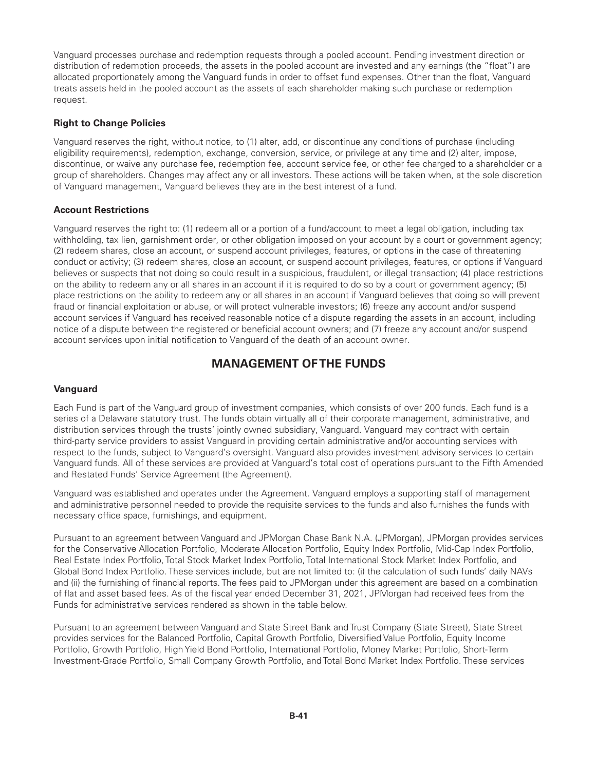Vanguard processes purchase and redemption requests through a pooled account. Pending investment direction or distribution of redemption proceeds, the assets in the pooled account are invested and any earnings (the "float") are allocated proportionately among the Vanguard funds in order to offset fund expenses. Other than the float, Vanguard treats assets held in the pooled account as the assets of each shareholder making such purchase or redemption request.

### Right to Change Policies

Vanguard reserves the right, without notice, to (1) alter, add, or discontinue any conditions of purchase (including eligibility requirements), redemption, exchange, conversion, service, or privilege at any time and (2) alter, impose, discontinue, or waive any purchase fee, redemption fee, account service fee, or other fee charged to a shareholder or a group of shareholders. Changes may affect any or all investors. These actions will be taken when, at the sole discretion of Vanguard management, Vanguard believes they are in the best interest of a fund.

### Account Restrictions

Vanguard reserves the right to: (1) redeem all or a portion of a fund/account to meet a legal obligation, including tax withholding, tax lien, garnishment order, or other obligation imposed on your account by a court or government agency; (2) redeem shares, close an account, or suspend account privileges, features, or options in the case of threatening conduct or activity; (3) redeem shares, close an account, or suspend account privileges, features, or options if Vanguard believes or suspects that not doing so could result in a suspicious, fraudulent, or illegal transaction; (4) place restrictions on the ability to redeem any or all shares in an account if it is required to do so by a court or government agency; (5) place restrictions on the ability to redeem any or all shares in an account if Vanguard believes that doing so will prevent fraud or financial exploitation or abuse, or will protect vulnerable investors; (6) freeze any account and/or suspend account services if Vanguard has received reasonable notice of a dispute regarding the assets in an account, including notice of a dispute between the registered or beneficial account owners; and (7) freeze any account and/or suspend account services upon initial notification to Vanguard of the death of an account owner.

## MANAGEMENT OF THE FUNDS

### Vanguard

Each Fund is part of the Vanguard group of investment companies, which consists of over 200 funds. Each fund is a series of a Delaware statutory trust. The funds obtain virtually all of their corporate management, administrative, and distribution services through the trusts' jointly owned subsidiary, Vanguard. Vanguard may contract with certain third-party service providers to assist Vanguard in providing certain administrative and/or accounting services with respect to the funds, subject to Vanguard's oversight. Vanguard also provides investment advisory services to certain Vanguard funds. All of these services are provided at Vanguard's total cost of operations pursuant to the Fifth Amended and Restated Funds' Service Agreement (the Agreement).

Vanguard was established and operates under the Agreement. Vanguard employs a supporting staff of management and administrative personnel needed to provide the requisite services to the funds and also furnishes the funds with necessary office space, furnishings, and equipment.

Pursuant to an agreement between Vanguard and JPMorgan Chase Bank N.A. (JPMorgan), JPMorgan provides services for the Conservative Allocation Portfolio, Moderate Allocation Portfolio, Equity Index Portfolio, Mid-Cap Index Portfolio, Real Estate Index Portfolio, Total Stock Market Index Portfolio, Total International Stock Market Index Portfolio, and Global Bond Index Portfolio. These services include, but are not limited to: (i) the calculation of such funds' daily NAVs and (ii) the furnishing of financial reports. The fees paid to JPMorgan under this agreement are based on a combination of flat and asset based fees. As of the fiscal year ended December 31, 2021, JPMorgan had received fees from the Funds for administrative services rendered as shown in the table below.

Pursuant to an agreement between Vanguard and State Street Bank and Trust Company (State Street), State Street provides services for the Balanced Portfolio, Capital Growth Portfolio, Diversified Value Portfolio, Equity Income Portfolio, Growth Portfolio, High Yield Bond Portfolio, International Portfolio, Money Market Portfolio, Short-Term Investment-Grade Portfolio, Small Company Growth Portfolio, and Total Bond Market Index Portfolio. These services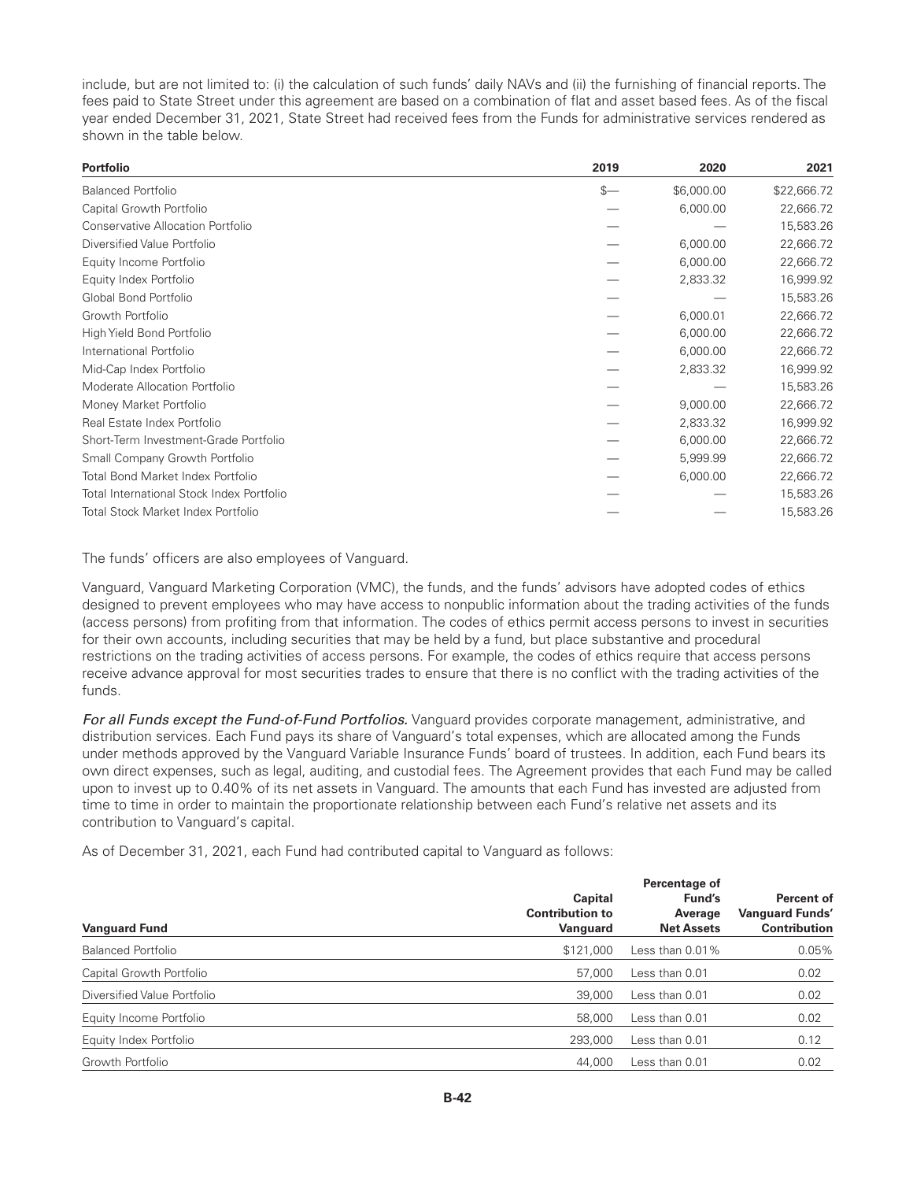include, but are not limited to: (i) the calculation of such funds' daily NAVs and (ii) the furnishing of financial reports. The fees paid to State Street under this agreement are based on a combination of flat and asset based fees. As of the fiscal year ended December 31, 2021, State Street had received fees from the Funds for administrative services rendered as shown in the table below.

| Portfolio | 2019 | 2020 | 2021 |
|---|---|---|---|
| Balanced Portfolio | $— | $6,000.00 | $22,666.72 |
| Capital Growth Portfolio | — | 6,000.00 | 22,666.72 |
| Conservative Allocation Portfolio | — | — | 15,583.26 |
| Diversified Value Portfolio | — | 6,000.00 | 22,666.72 |
| Equity Income Portfolio | — | 6,000.00 | 22,666.72 |
| Equity Index Portfolio | — | 2,833.32 | 16,999.92 |
| Global Bond Portfolio | — | — | 15,583.26 |
| Growth Portfolio | — | 6,000.01 | 22,666.72 |
| High Yield Bond Portfolio | — | 6,000.00 | 22,666.72 |
| International Portfolio | — | 6,000.00 | 22,666.72 |
| Mid-Cap Index Portfolio | — | 2,833.32 | 16,999.92 |
| Moderate Allocation Portfolio | — | — | 15,583.26 |
| Money Market Portfolio | — | 9,000.00 | 22,666.72 |
| Real Estate Index Portfolio | — | 2,833.32 | 16,999.92 |
| Short-Term Investment-Grade Portfolio | — | 6,000.00 | 22,666.72 |
| Small Company Growth Portfolio | — | 5,999.99 | 22,666.72 |
| Total Bond Market Index Portfolio | — | 6,000.00 | 22,666.72 |
| Total International Stock Index Portfolio | — | — | 15,583.26 |
| Total Stock Market Index Portfolio | — | — | 15,583.26 |

The funds' officers are also employees of Vanguard.

Vanguard, Vanguard Marketing Corporation (VMC), the funds, and the funds' advisors have adopted codes of ethics designed to prevent employees who may have access to nonpublic information about the trading activities of the funds (access persons) from profiting from that information. The codes of ethics permit access persons to invest in securities for their own accounts, including securities that may be held by a fund, but place substantive and procedural restrictions on the trading activities of access persons. For example, the codes of ethics require that access persons receive advance approval for most securities trades to ensure that there is no conflict with the trading activities of the funds.

*For all Funds except the Fund-of-Fund Portfolios.* Vanguard provides corporate management, administrative, and distribution services. Each Fund pays its share of Vanguard's total expenses, which are allocated among the Funds under methods approved by the Vanguard Variable Insurance Funds' board of trustees. In addition, each Fund bears its own direct expenses, such as legal, auditing, and custodial fees. The Agreement provides that each Fund may be called upon to invest up to 0.40% of its net assets in Vanguard. The amounts that each Fund has invested are adjusted from time to time in order to maintain the proportionate relationship between each Fund's relative net assets and its contribution to Vanguard's capital.

As of December 31, 2021, each Fund had contributed capital to Vanguard as follows:

| Vanguard Fund | Capital Contribution to Vanguard | Percentage of Fund's Average Net Assets | Percent of Vanguard Funds' Contribution |
|---|---|---|---|
| Balanced Portfolio | $121,000 | Less than 0.01% | 0.05% |
| Capital Growth Portfolio | 57,000 | Less than 0.01 | 0.02 |
| Diversified Value Portfolio | 39,000 | Less than 0.01 | 0.02 |
| Equity Income Portfolio | 58,000 | Less than 0.01 | 0.02 |
| Equity Index Portfolio | 293,000 | Less than 0.01 | 0.12 |
| Growth Portfolio | 44,000 | Less than 0.01 | 0.02 |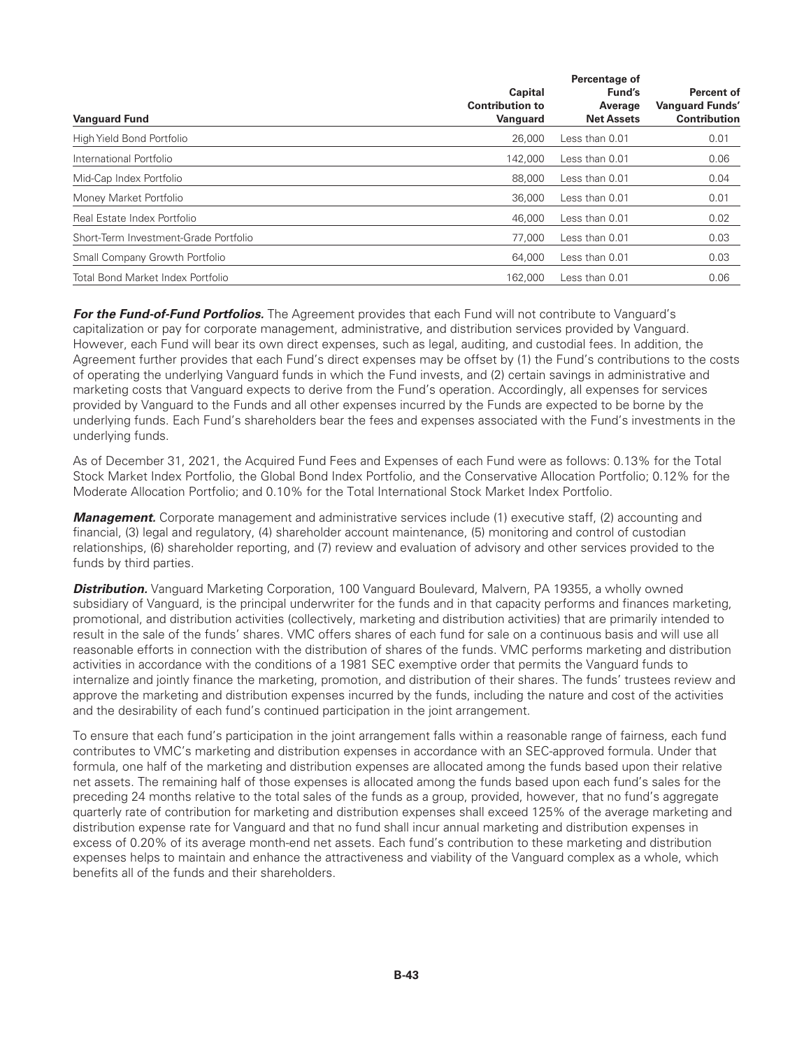| Vanguard Fund | Capital Contribution to Vanguard | Percentage of Fund's Average Net Assets | Percent of Vanguard Funds' Contribution |
|---|---|---|---|
| High Yield Bond Portfolio | 26,000 | Less than 0.01 | 0.01 |
| International Portfolio | 142,000 | Less than 0.01 | 0.06 |
| Mid-Cap Index Portfolio | 88,000 | Less than 0.01 | 0.04 |
| Money Market Portfolio | 36,000 | Less than 0.01 | 0.01 |
| Real Estate Index Portfolio | 46,000 | Less than 0.01 | 0.02 |
| Short-Term Investment-Grade Portfolio | 77,000 | Less than 0.01 | 0.03 |
| Small Company Growth Portfolio | 64,000 | Less than 0.01 | 0.03 |
| Total Bond Market Index Portfolio | 162,000 | Less than 0.01 | 0.06 |

***For the Fund-of-Fund Portfolios.*** The Agreement provides that each Fund will not contribute to Vanguard's capitalization or pay for corporate management, administrative, and distribution services provided by Vanguard. However, each Fund will bear its own direct expenses, such as legal, auditing, and custodial fees. In addition, the Agreement further provides that each Fund's direct expenses may be offset by (1) the Fund's contributions to the costs of operating the underlying Vanguard funds in which the Fund invests, and (2) certain savings in administrative and marketing costs that Vanguard expects to derive from the Fund's operation. Accordingly, all expenses for services provided by Vanguard to the Funds and all other expenses incurred by the Funds are expected to be borne by the underlying funds. Each Fund's shareholders bear the fees and expenses associated with the Fund's investments in the underlying funds.

As of December 31, 2021, the Acquired Fund Fees and Expenses of each Fund were as follows: 0.13% for the Total Stock Market Index Portfolio, the Global Bond Index Portfolio, and the Conservative Allocation Portfolio; 0.12% for the Moderate Allocation Portfolio; and 0.10% for the Total International Stock Market Index Portfolio.

***Management.*** Corporate management and administrative services include (1) executive staff, (2) accounting and financial, (3) legal and regulatory, (4) shareholder account maintenance, (5) monitoring and control of custodian relationships, (6) shareholder reporting, and (7) review and evaluation of advisory and other services provided to the funds by third parties.

***Distribution.*** Vanguard Marketing Corporation, 100 Vanguard Boulevard, Malvern, PA 19355, a wholly owned subsidiary of Vanguard, is the principal underwriter for the funds and in that capacity performs and finances marketing, promotional, and distribution activities (collectively, marketing and distribution activities) that are primarily intended to result in the sale of the funds' shares. VMC offers shares of each fund for sale on a continuous basis and will use all reasonable efforts in connection with the distribution of shares of the funds. VMC performs marketing and distribution activities in accordance with the conditions of a 1981 SEC exemptive order that permits the Vanguard funds to internalize and jointly finance the marketing, promotion, and distribution of their shares. The funds' trustees review and approve the marketing and distribution expenses incurred by the funds, including the nature and cost of the activities and the desirability of each fund's continued participation in the joint arrangement.

To ensure that each fund's participation in the joint arrangement falls within a reasonable range of fairness, each fund contributes to VMC's marketing and distribution expenses in accordance with an SEC-approved formula. Under that formula, one half of the marketing and distribution expenses are allocated among the funds based upon their relative net assets. The remaining half of those expenses is allocated among the funds based upon each fund's sales for the preceding 24 months relative to the total sales of the funds as a group, provided, however, that no fund's aggregate quarterly rate of contribution for marketing and distribution expenses shall exceed 125% of the average marketing and distribution expense rate for Vanguard and that no fund shall incur annual marketing and distribution expenses in excess of 0.20% of its average month-end net assets. Each fund's contribution to these marketing and distribution expenses helps to maintain and enhance the attractiveness and viability of the Vanguard complex as a whole, which benefits all of the funds and their shareholders.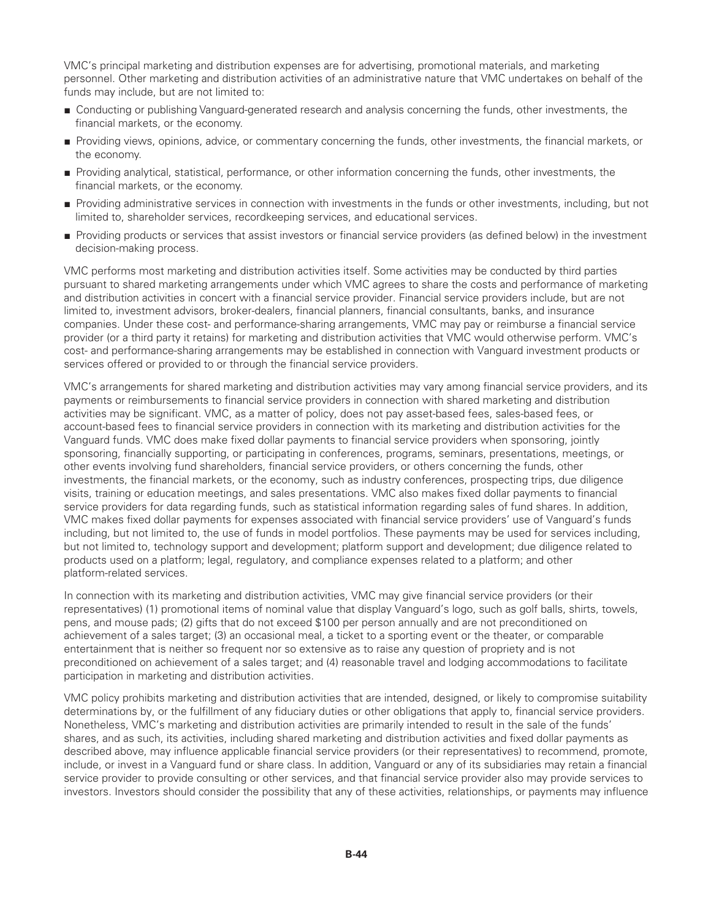VMC's principal marketing and distribution expenses are for advertising, promotional materials, and marketing personnel. Other marketing and distribution activities of an administrative nature that VMC undertakes on behalf of the funds may include, but are not limited to:

- Conducting or publishing Vanguard-generated research and analysis concerning the funds, other investments, the financial markets, or the economy.
- Providing views, opinions, advice, or commentary concerning the funds, other investments, the financial markets, or the economy.
- Providing analytical, statistical, performance, or other information concerning the funds, other investments, the financial markets, or the economy.
- Providing administrative services in connection with investments in the funds or other investments, including, but not limited to, shareholder services, recordkeeping services, and educational services.
- Providing products or services that assist investors or financial service providers (as defined below) in the investment decision-making process.

VMC performs most marketing and distribution activities itself. Some activities may be conducted by third parties pursuant to shared marketing arrangements under which VMC agrees to share the costs and performance of marketing and distribution activities in concert with a financial service provider. Financial service providers include, but are not limited to, investment advisors, broker-dealers, financial planners, financial consultants, banks, and insurance companies. Under these cost- and performance-sharing arrangements, VMC may pay or reimburse a financial service provider (or a third party it retains) for marketing and distribution activities that VMC would otherwise perform. VMC's cost- and performance-sharing arrangements may be established in connection with Vanguard investment products or services offered or provided to or through the financial service providers.

VMC's arrangements for shared marketing and distribution activities may vary among financial service providers, and its payments or reimbursements to financial service providers in connection with shared marketing and distribution activities may be significant. VMC, as a matter of policy, does not pay asset-based fees, sales-based fees, or account-based fees to financial service providers in connection with its marketing and distribution activities for the Vanguard funds. VMC does make fixed dollar payments to financial service providers when sponsoring, jointly sponsoring, financially supporting, or participating in conferences, programs, seminars, presentations, meetings, or other events involving fund shareholders, financial service providers, or others concerning the funds, other investments, the financial markets, or the economy, such as industry conferences, prospecting trips, due diligence visits, training or education meetings, and sales presentations. VMC also makes fixed dollar payments to financial service providers for data regarding funds, such as statistical information regarding sales of fund shares. In addition, VMC makes fixed dollar payments for expenses associated with financial service providers' use of Vanguard's funds including, but not limited to, the use of funds in model portfolios. These payments may be used for services including, but not limited to, technology support and development; platform support and development; due diligence related to products used on a platform; legal, regulatory, and compliance expenses related to a platform; and other platform-related services.

In connection with its marketing and distribution activities, VMC may give financial service providers (or their representatives) (1) promotional items of nominal value that display Vanguard's logo, such as golf balls, shirts, towels, pens, and mouse pads; (2) gifts that do not exceed $100 per person annually and are not preconditioned on achievement of a sales target; (3) an occasional meal, a ticket to a sporting event or the theater, or comparable entertainment that is neither so frequent nor so extensive as to raise any question of propriety and is not preconditioned on achievement of a sales target; and (4) reasonable travel and lodging accommodations to facilitate participation in marketing and distribution activities.

VMC policy prohibits marketing and distribution activities that are intended, designed, or likely to compromise suitability determinations by, or the fulfillment of any fiduciary duties or other obligations that apply to, financial service providers. Nonetheless, VMC's marketing and distribution activities are primarily intended to result in the sale of the funds' shares, and as such, its activities, including shared marketing and distribution activities and fixed dollar payments as described above, may influence applicable financial service providers (or their representatives) to recommend, promote, include, or invest in a Vanguard fund or share class. In addition, Vanguard or any of its subsidiaries may retain a financial service provider to provide consulting or other services, and that financial service provider also may provide services to investors. Investors should consider the possibility that any of these activities, relationships, or payments may influence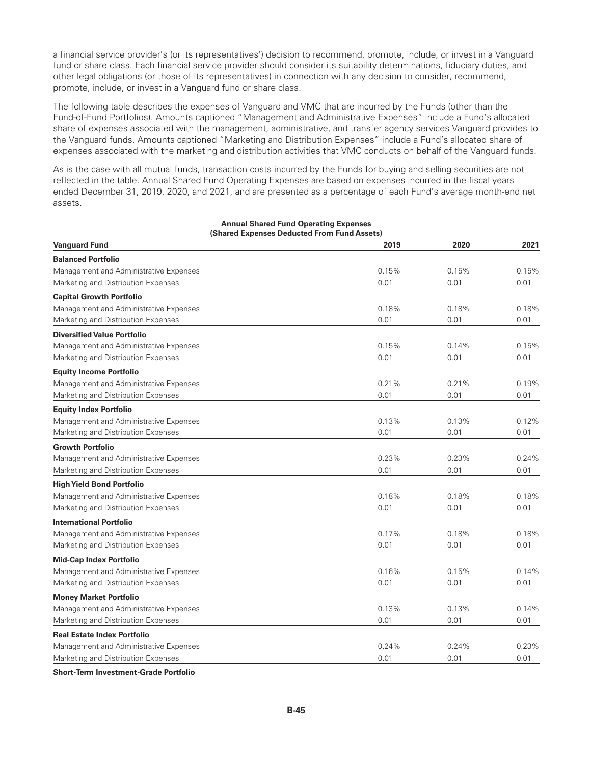a financial service provider's (or its representatives') decision to recommend, promote, include, or invest in a Vanguard fund or share class. Each financial service provider should consider its suitability determinations, fiduciary duties, and other legal obligations (or those of its representatives) in connection with any decision to consider, recommend, promote, include, or invest in a Vanguard fund or share class.

The following table describes the expenses of Vanguard and VMC that are incurred by the Funds (other than the Fund-of-Fund Portfolios). Amounts captioned "Management and Administrative Expenses" include a Fund's allocated share of expenses associated with the management, administrative, and transfer agency services Vanguard provides to the Vanguard funds. Amounts captioned "Marketing and Distribution Expenses" include a Fund's allocated share of expenses associated with the marketing and distribution activities that VMC conducts on behalf of the Vanguard funds.

As is the case with all mutual funds, transaction costs incurred by the Funds for buying and selling securities are not reflected in the table. Annual Shared Fund Operating Expenses are based on expenses incurred in the fiscal years ended December 31, 2019, 2020, and 2021, and are presented as a percentage of each Fund's average month-end net assets.

**Annual Shared Fund Operating Expenses**
**(Shared Expenses Deducted From Fund Assets)**

| Vanguard Fund | 2019 | 2020 | 2021 |
|---|---|---|---|
| **Balanced Portfolio** | | | |
| Management and Administrative Expenses | 0.15% | 0.15% | 0.15% |
| Marketing and Distribution Expenses | 0.01 | 0.01 | 0.01 |
| **Capital Growth Portfolio** | | | |
| Management and Administrative Expenses | 0.18% | 0.18% | 0.18% |
| Marketing and Distribution Expenses | 0.01 | 0.01 | 0.01 |
| **Diversified Value Portfolio** | | | |
| Management and Administrative Expenses | 0.15% | 0.14% | 0.15% |
| Marketing and Distribution Expenses | 0.01 | 0.01 | 0.01 |
| **Equity Income Portfolio** | | | |
| Management and Administrative Expenses | 0.21% | 0.21% | 0.19% |
| Marketing and Distribution Expenses | 0.01 | 0.01 | 0.01 |
| **Equity Index Portfolio** | | | |
| Management and Administrative Expenses | 0.13% | 0.13% | 0.12% |
| Marketing and Distribution Expenses | 0.01 | 0.01 | 0.01 |
| **Growth Portfolio** | | | |
| Management and Administrative Expenses | 0.23% | 0.23% | 0.24% |
| Marketing and Distribution Expenses | 0.01 | 0.01 | 0.01 |
| **High Yield Bond Portfolio** | | | |
| Management and Administrative Expenses | 0.18% | 0.18% | 0.18% |
| Marketing and Distribution Expenses | 0.01 | 0.01 | 0.01 |
| **International Portfolio** | | | |
| Management and Administrative Expenses | 0.17% | 0.18% | 0.18% |
| Marketing and Distribution Expenses | 0.01 | 0.01 | 0.01 |
| **Mid-Cap Index Portfolio** | | | |
| Management and Administrative Expenses | 0.16% | 0.15% | 0.14% |
| Marketing and Distribution Expenses | 0.01 | 0.01 | 0.01 |
| **Money Market Portfolio** | | | |
| Management and Administrative Expenses | 0.13% | 0.13% | 0.14% |
| Marketing and Distribution Expenses | 0.01 | 0.01 | 0.01 |
| **Real Estate Index Portfolio** | | | |
| Management and Administrative Expenses | 0.24% | 0.24% | 0.23% |
| Marketing and Distribution Expenses | 0.01 | 0.01 | 0.01 |
| **Short-Term Investment-Grade Portfolio** | | | |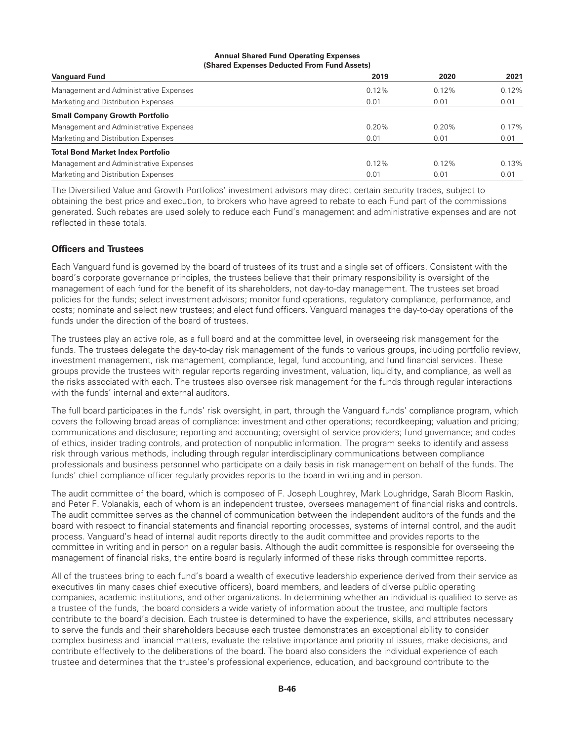**Annual Shared Fund Operating Expenses**
**(Shared Expenses Deducted From Fund Assets)**

| Vanguard Fund | 2019 | 2020 | 2021 |
|---|---|---|---|
| Management and Administrative Expenses | 0.12% | 0.12% | 0.12% |
| Marketing and Distribution Expenses | 0.01 | 0.01 | 0.01 |
| **Small Company Growth Portfolio** | | | |
| Management and Administrative Expenses | 0.20% | 0.20% | 0.17% |
| Marketing and Distribution Expenses | 0.01 | 0.01 | 0.01 |
| **Total Bond Market Index Portfolio** | | | |
| Management and Administrative Expenses | 0.12% | 0.12% | 0.13% |
| Marketing and Distribution Expenses | 0.01 | 0.01 | 0.01 |

The Diversified Value and Growth Portfolios' investment advisors may direct certain security trades, subject to obtaining the best price and execution, to brokers who have agreed to rebate to each Fund part of the commissions generated. Such rebates are used solely to reduce each Fund's management and administrative expenses and are not reflected in these totals.

### Officers and Trustees

Each Vanguard fund is governed by the board of trustees of its trust and a single set of officers. Consistent with the board's corporate governance principles, the trustees believe that their primary responsibility is oversight of the management of each fund for the benefit of its shareholders, not day-to-day management. The trustees set broad policies for the funds; select investment advisors; monitor fund operations, regulatory compliance, performance, and costs; nominate and select new trustees; and elect fund officers. Vanguard manages the day-to-day operations of the funds under the direction of the board of trustees.

The trustees play an active role, as a full board and at the committee level, in overseeing risk management for the funds. The trustees delegate the day-to-day risk management of the funds to various groups, including portfolio review, investment management, risk management, compliance, legal, fund accounting, and fund financial services. These groups provide the trustees with regular reports regarding investment, valuation, liquidity, and compliance, as well as the risks associated with each. The trustees also oversee risk management for the funds through regular interactions with the funds' internal and external auditors.

The full board participates in the funds' risk oversight, in part, through the Vanguard funds' compliance program, which covers the following broad areas of compliance: investment and other operations; recordkeeping; valuation and pricing; communications and disclosure; reporting and accounting; oversight of service providers; fund governance; and codes of ethics, insider trading controls, and protection of nonpublic information. The program seeks to identify and assess risk through various methods, including through regular interdisciplinary communications between compliance professionals and business personnel who participate on a daily basis in risk management on behalf of the funds. The funds' chief compliance officer regularly provides reports to the board in writing and in person.

The audit committee of the board, which is composed of F. Joseph Loughrey, Mark Loughridge, Sarah Bloom Raskin, and Peter F. Volanakis, each of whom is an independent trustee, oversees management of financial risks and controls. The audit committee serves as the channel of communication between the independent auditors of the funds and the board with respect to financial statements and financial reporting processes, systems of internal control, and the audit process. Vanguard's head of internal audit reports directly to the audit committee and provides reports to the committee in writing and in person on a regular basis. Although the audit committee is responsible for overseeing the management of financial risks, the entire board is regularly informed of these risks through committee reports.

All of the trustees bring to each fund's board a wealth of executive leadership experience derived from their service as executives (in many cases chief executive officers), board members, and leaders of diverse public operating companies, academic institutions, and other organizations. In determining whether an individual is qualified to serve as a trustee of the funds, the board considers a wide variety of information about the trustee, and multiple factors contribute to the board's decision. Each trustee is determined to have the experience, skills, and attributes necessary to serve the funds and their shareholders because each trustee demonstrates an exceptional ability to consider complex business and financial matters, evaluate the relative importance and priority of issues, make decisions, and contribute effectively to the deliberations of the board. The board also considers the individual experience of each trustee and determines that the trustee's professional experience, education, and background contribute to the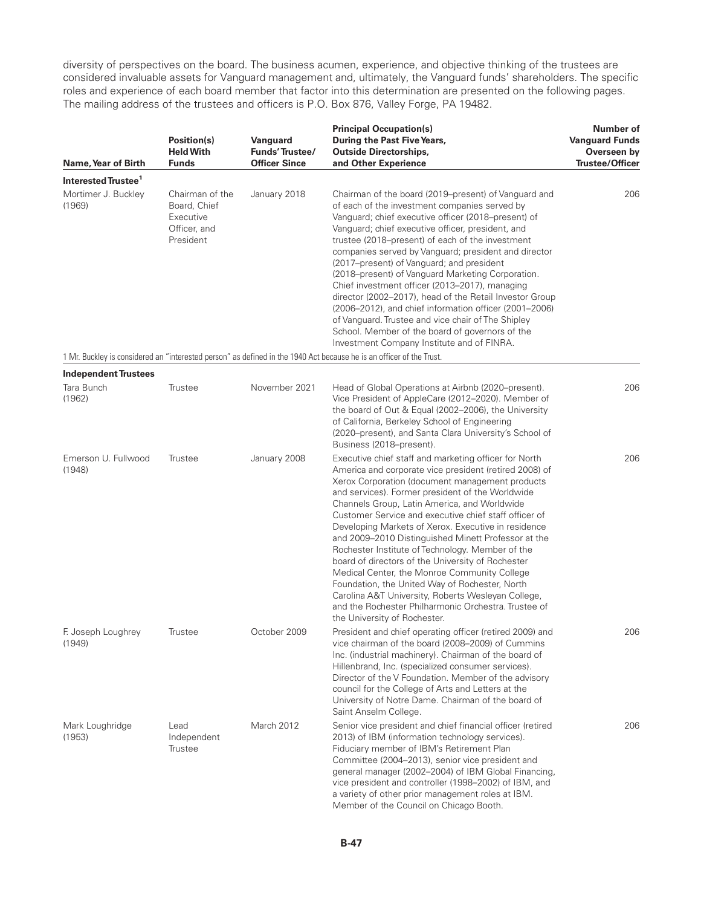diversity of perspectives on the board. The business acumen, experience, and objective thinking of the trustees are considered invaluable assets for Vanguard management and, ultimately, the Vanguard funds' shareholders. The specific roles and experience of each board member that factor into this determination are presented on the following pages. The mailing address of the trustees and officers is P.O. Box 876, Valley Forge, PA 19482.

| Name, Year of Birth | Position(s) Held With Funds | Vanguard Funds' Trustee/ Officer Since | Principal Occupation(s) During the Past Five Years, Outside Directorships, and Other Experience | Number of Vanguard Funds Overseen by Trustee/Officer |
|---|---|---|---|---|
| **Interested Trustee[1]** | | | | |
| Mortimer J. Buckley (1969) | Chairman of the Board, Chief Executive Officer, and President | January 2018 | Chairman of the board (2019–present) of Vanguard and of each of the investment companies served by Vanguard; chief executive officer (2018–present) of Vanguard; chief executive officer, president, and trustee (2018–present) of each of the investment companies served by Vanguard; president and director (2017–present) of Vanguard; and president (2018–present) of Vanguard Marketing Corporation. Chief investment officer (2013–2017), managing director (2002–2017), head of the Retail Investor Group (2006–2012), and chief information officer (2001–2006) of Vanguard. Trustee and vice chair of The Shipley School. Member of the board of governors of the Investment Company Institute and of FINRA. | 206 |

1 Mr. Buckley is considered an "interested person" as defined in the 1940 Act because he is an officer of the Trust.

| Name, Year of Birth | Position(s) Held With Funds | Vanguard Funds' Trustee/ Officer Since | Principal Occupation(s) During the Past Five Years, Outside Directorships, and Other Experience | Number of Vanguard Funds Overseen by Trustee/Officer |
|---|---|---|---|---|
| **Independent Trustees** | | | | |
| Tara Bunch (1962) | Trustee | November 2021 | Head of Global Operations at Airbnb (2020–present). Vice President of AppleCare (2012–2020). Member of the board of Out & Equal (2002–2006), the University of California, Berkeley School of Engineering (2020–present), and Santa Clara University's School of Business (2018–present). | 206 |
| Emerson U. Fullwood (1948) | Trustee | January 2008 | Executive chief staff and marketing officer for North America and corporate vice president (retired 2008) of Xerox Corporation (document management products and services). Former president of the Worldwide Channels Group, Latin America, and Worldwide Customer Service and executive chief staff officer of Developing Markets of Xerox. Executive in residence and 2009–2010 Distinguished Minett Professor at the Rochester Institute of Technology. Member of the board of directors of the University of Rochester Medical Center, the Monroe Community College Foundation, the United Way of Rochester, North Carolina A&T University, Roberts Wesleyan College, and the Rochester Philharmonic Orchestra. Trustee of the University of Rochester. | 206 |
| F. Joseph Loughrey (1949) | Trustee | October 2009 | President and chief operating officer (retired 2009) and vice chairman of the board (2008–2009) of Cummins Inc. (industrial machinery). Chairman of the board of Hillenbrand, Inc. (specialized consumer services). Director of the V Foundation. Member of the advisory council for the College of Arts and Letters at the University of Notre Dame. Chairman of the board of Saint Anselm College. | 206 |
| Mark Loughridge (1953) | Lead Independent Trustee | March 2012 | Senior vice president and chief financial officer (retired 2013) of IBM (information technology services). Fiduciary member of IBM's Retirement Plan Committee (2004–2013), senior vice president and general manager (2002–2004) of IBM Global Financing, vice president and controller (1998–2002) of IBM, and a variety of other prior management roles at IBM. Member of the Council on Chicago Booth. | 206 |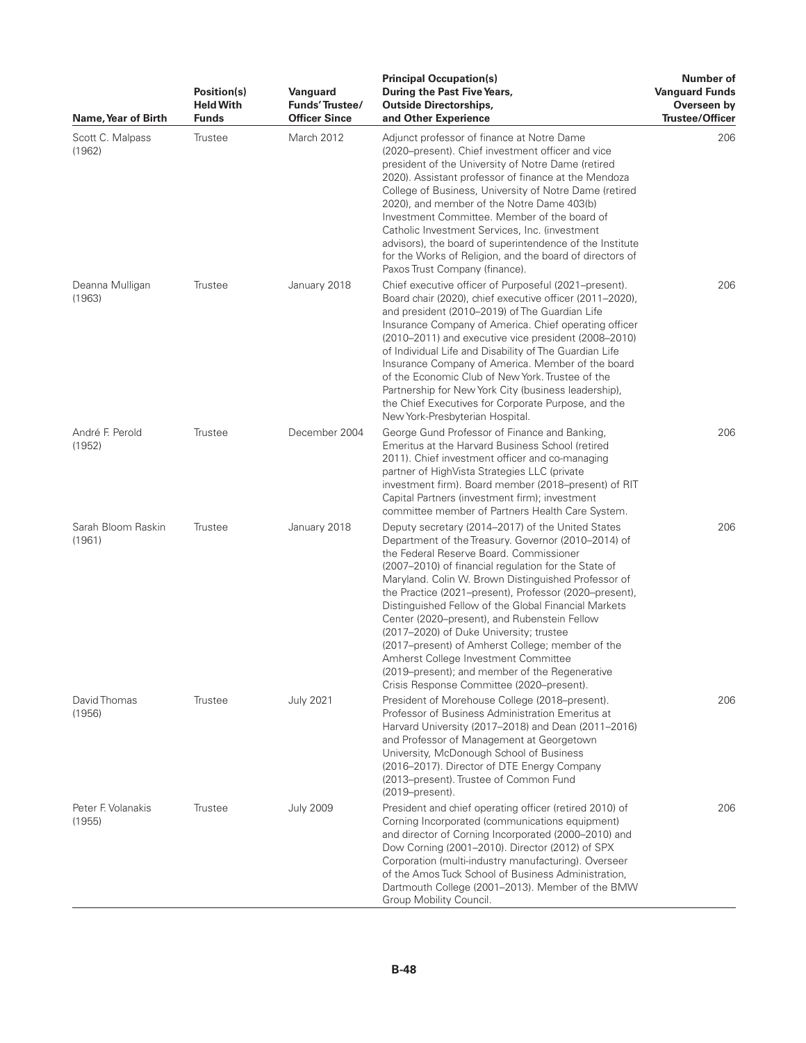| Name, Year of Birth | Position(s) Held With Funds | Vanguard Funds' Trustee/ Officer Since | Principal Occupation(s) During the Past Five Years, Outside Directorships, and Other Experience | Number of Vanguard Funds Overseen by Trustee/Officer |
| --- | --- | --- | --- | --- |
| Scott C. Malpass (1962) | Trustee | March 2012 | Adjunct professor of finance at Notre Dame (2020–present). Chief investment officer and vice president of the University of Notre Dame (retired 2020). Assistant professor of finance at the Mendoza College of Business, University of Notre Dame (retired 2020), and member of the Notre Dame 403(b) Investment Committee. Member of the board of Catholic Investment Services, Inc. (investment advisors), the board of superintendence of the Institute for the Works of Religion, and the board of directors of Paxos Trust Company (finance). | 206 |
| Deanna Mulligan (1963) | Trustee | January 2018 | Chief executive officer of Purposeful (2021–present). Board chair (2020), chief executive officer (2011–2020), and president (2010–2019) of The Guardian Life Insurance Company of America. Chief operating officer (2010–2011) and executive vice president (2008–2010) of Individual Life and Disability of The Guardian Life Insurance Company of America. Member of the board of the Economic Club of New York. Trustee of the Partnership for New York City (business leadership), the Chief Executives for Corporate Purpose, and the New York-Presbyterian Hospital. | 206 |
| André F. Perold (1952) | Trustee | December 2004 | George Gund Professor of Finance and Banking, Emeritus at the Harvard Business School (retired 2011). Chief investment officer and co-managing partner of HighVista Strategies LLC (private investment firm). Board member (2018–present) of RIT Capital Partners (investment firm); investment committee member of Partners Health Care System. | 206 |
| Sarah Bloom Raskin (1961) | Trustee | January 2018 | Deputy secretary (2014–2017) of the United States Department of the Treasury. Governor (2010–2014) of the Federal Reserve Board. Commissioner (2007–2010) of financial regulation for the State of Maryland. Colin W. Brown Distinguished Professor of the Practice (2021–present), Professor (2020–present), Distinguished Fellow of the Global Financial Markets Center (2020–present), and Rubenstein Fellow (2017–2020) of Duke University; trustee (2017–present) of Amherst College; member of the Amherst College Investment Committee (2019–present); and member of the Regenerative Crisis Response Committee (2020–present). | 206 |
| David Thomas (1956) | Trustee | July 2021 | President of Morehouse College (2018–present). Professor of Business Administration Emeritus at Harvard University (2017–2018) and Dean (2011–2016) and Professor of Management at Georgetown University, McDonough School of Business (2016–2017). Director of DTE Energy Company (2013–present). Trustee of Common Fund (2019–present). | 206 |
| Peter F. Volanakis (1955) | Trustee | July 2009 | President and chief operating officer (retired 2010) of Corning Incorporated (communications equipment) and director of Corning Incorporated (2000–2010) and Dow Corning (2001–2010). Director (2012) of SPX Corporation (multi-industry manufacturing). Overseer of the Amos Tuck School of Business Administration, Dartmouth College (2001–2013). Member of the BMW Group Mobility Council. | 206 |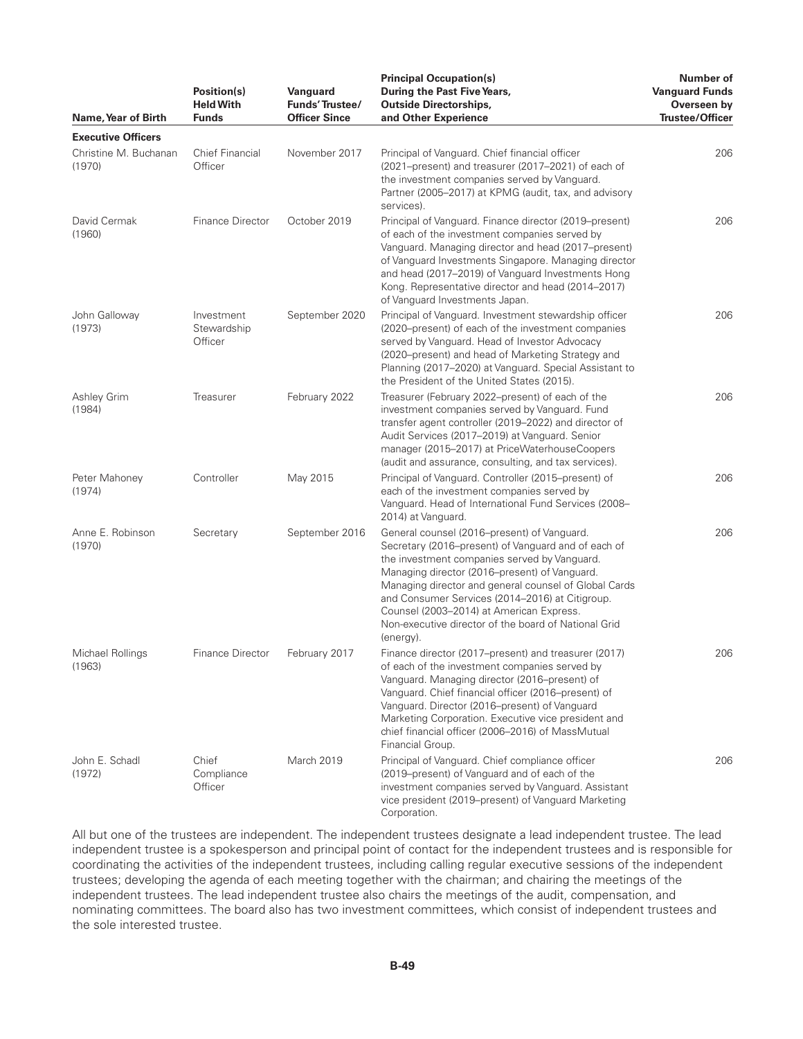| Name, Year of Birth | Position(s) Held With Funds | Vanguard Funds' Trustee/ Officer Since | Principal Occupation(s) During the Past Five Years, Outside Directorships, and Other Experience | Number of Vanguard Funds Overseen by Trustee/Officer |
|---|---|---|---|---|
| **Executive Officers** | | | | |
| Christine M. Buchanan (1970) | Chief Financial Officer | November 2017 | Principal of Vanguard. Chief financial officer (2021–present) and treasurer (2017–2021) of each of the investment companies served by Vanguard. Partner (2005–2017) at KPMG (audit, tax, and advisory services). | 206 |
| David Cermak (1960) | Finance Director | October 2019 | Principal of Vanguard. Finance director (2019–present) of each of the investment companies served by Vanguard. Managing director and head (2017–present) of Vanguard Investments Singapore. Managing director and head (2017–2019) of Vanguard Investments Hong Kong. Representative director and head (2014–2017) of Vanguard Investments Japan. | 206 |
| John Galloway (1973) | Investment Stewardship Officer | September 2020 | Principal of Vanguard. Investment stewardship officer (2020–present) of each of the investment companies served by Vanguard. Head of Investor Advocacy (2020–present) and head of Marketing Strategy and Planning (2017–2020) at Vanguard. Special Assistant to the President of the United States (2015). | 206 |
| Ashley Grim (1984) | Treasurer | February 2022 | Treasurer (February 2022–present) of each of the investment companies served by Vanguard. Fund transfer agent controller (2019–2022) and director of Audit Services (2017–2019) at Vanguard. Senior manager (2015–2017) at PriceWaterhouseCoopers (audit and assurance, consulting, and tax services). | 206 |
| Peter Mahoney (1974) | Controller | May 2015 | Principal of Vanguard. Controller (2015–present) of each of the investment companies served by Vanguard. Head of International Fund Services (2008–2014) at Vanguard. | 206 |
| Anne E. Robinson (1970) | Secretary | September 2016 | General counsel (2016–present) of Vanguard. Secretary (2016–present) of Vanguard and of each of the investment companies served by Vanguard. Managing director (2016–present) of Vanguard. Managing director and general counsel of Global Cards and Consumer Services (2014–2016) at Citigroup. Counsel (2003–2014) at American Express. Non-executive director of the board of National Grid (energy). | 206 |
| Michael Rollings (1963) | Finance Director | February 2017 | Finance director (2017–present) and treasurer (2017) of each of the investment companies served by Vanguard. Managing director (2016–present) of Vanguard. Chief financial officer (2016–present) of Vanguard. Director (2016–present) of Vanguard Marketing Corporation. Executive vice president and chief financial officer (2006–2016) of MassMutual Financial Group. | 206 |
| John E. Schadl (1972) | Chief Compliance Officer | March 2019 | Principal of Vanguard. Chief compliance officer (2019–present) of Vanguard and of each of the investment companies served by Vanguard. Assistant vice president (2019–present) of Vanguard Marketing Corporation. | 206 |

All but one of the trustees are independent. The independent trustees designate a lead independent trustee. The lead independent trustee is a spokesperson and principal point of contact for the independent trustees and is responsible for coordinating the activities of the independent trustees, including calling regular executive sessions of the independent trustees; developing the agenda of each meeting together with the chairman; and chairing the meetings of the independent trustees. The lead independent trustee also chairs the meetings of the audit, compensation, and nominating committees. The board also has two investment committees, which consist of independent trustees and the sole interested trustee.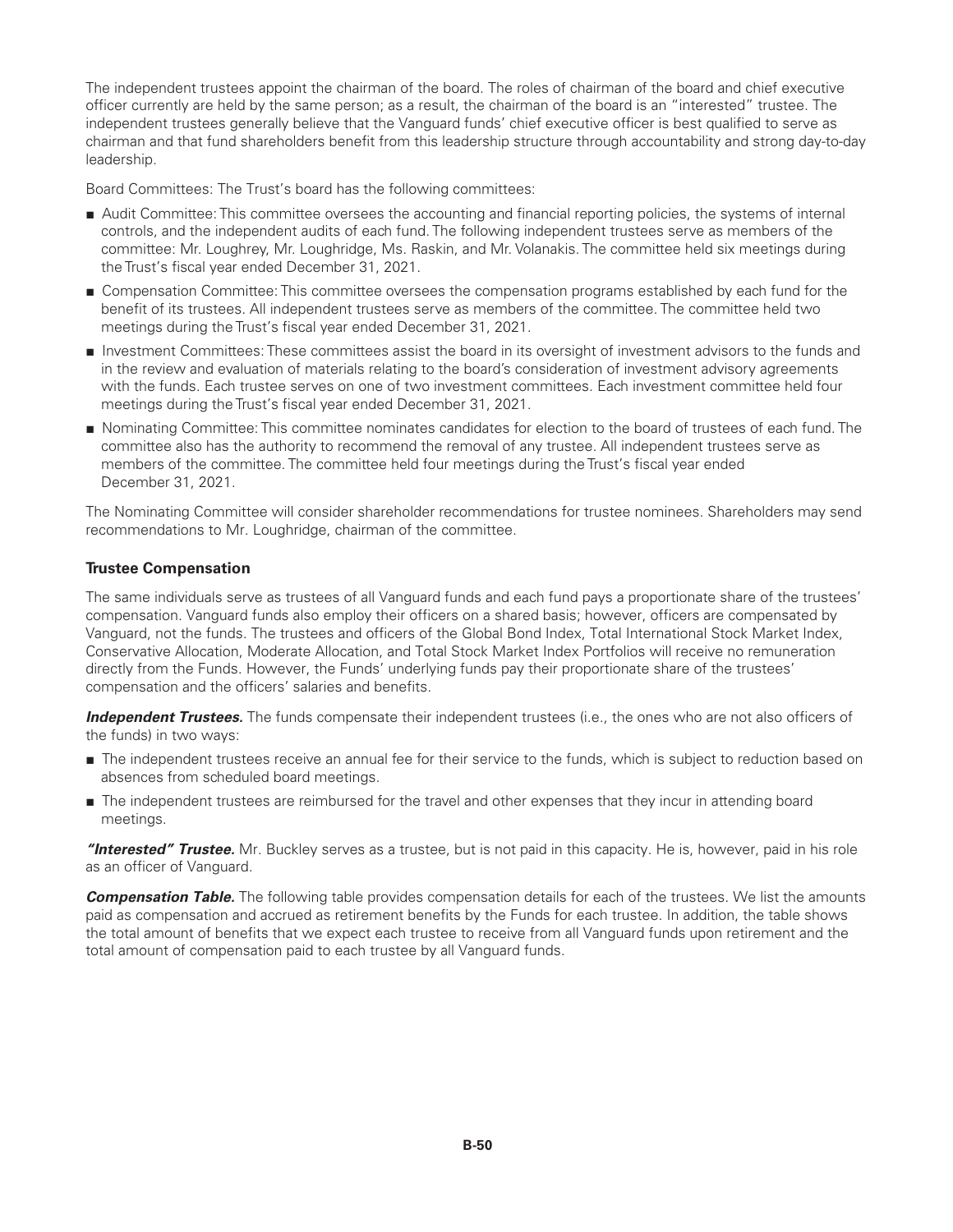The independent trustees appoint the chairman of the board. The roles of chairman of the board and chief executive officer currently are held by the same person; as a result, the chairman of the board is an "interested" trustee. The independent trustees generally believe that the Vanguard funds' chief executive officer is best qualified to serve as chairman and that fund shareholders benefit from this leadership structure through accountability and strong day-to-day leadership.

Board Committees: The Trust's board has the following committees:

- Audit Committee: This committee oversees the accounting and financial reporting policies, the systems of internal controls, and the independent audits of each fund. The following independent trustees serve as members of the committee: Mr. Loughrey, Mr. Loughridge, Ms. Raskin, and Mr. Volanakis. The committee held six meetings during the Trust's fiscal year ended December 31, 2021.
- Compensation Committee: This committee oversees the compensation programs established by each fund for the benefit of its trustees. All independent trustees serve as members of the committee. The committee held two meetings during the Trust's fiscal year ended December 31, 2021.
- Investment Committees: These committees assist the board in its oversight of investment advisors to the funds and in the review and evaluation of materials relating to the board's consideration of investment advisory agreements with the funds. Each trustee serves on one of two investment committees. Each investment committee held four meetings during the Trust's fiscal year ended December 31, 2021.
- Nominating Committee: This committee nominates candidates for election to the board of trustees of each fund. The committee also has the authority to recommend the removal of any trustee. All independent trustees serve as members of the committee. The committee held four meetings during the Trust's fiscal year ended December 31, 2021.

The Nominating Committee will consider shareholder recommendations for trustee nominees. Shareholders may send recommendations to Mr. Loughridge, chairman of the committee.

### Trustee Compensation

The same individuals serve as trustees of all Vanguard funds and each fund pays a proportionate share of the trustees' compensation. Vanguard funds also employ their officers on a shared basis; however, officers are compensated by Vanguard, not the funds. The trustees and officers of the Global Bond Index, Total International Stock Market Index, Conservative Allocation, Moderate Allocation, and Total Stock Market Index Portfolios will receive no remuneration directly from the Funds. However, the Funds' underlying funds pay their proportionate share of the trustees' compensation and the officers' salaries and benefits.

***Independent Trustees.*** The funds compensate their independent trustees (i.e., the ones who are not also officers of the funds) in two ways:

- The independent trustees receive an annual fee for their service to the funds, which is subject to reduction based on absences from scheduled board meetings.
- The independent trustees are reimbursed for the travel and other expenses that they incur in attending board meetings.

***"Interested" Trustee.*** Mr. Buckley serves as a trustee, but is not paid in this capacity. He is, however, paid in his role as an officer of Vanguard.

***Compensation Table.*** The following table provides compensation details for each of the trustees. We list the amounts paid as compensation and accrued as retirement benefits by the Funds for each trustee. In addition, the table shows the total amount of benefits that we expect each trustee to receive from all Vanguard funds upon retirement and the total amount of compensation paid to each trustee by all Vanguard funds.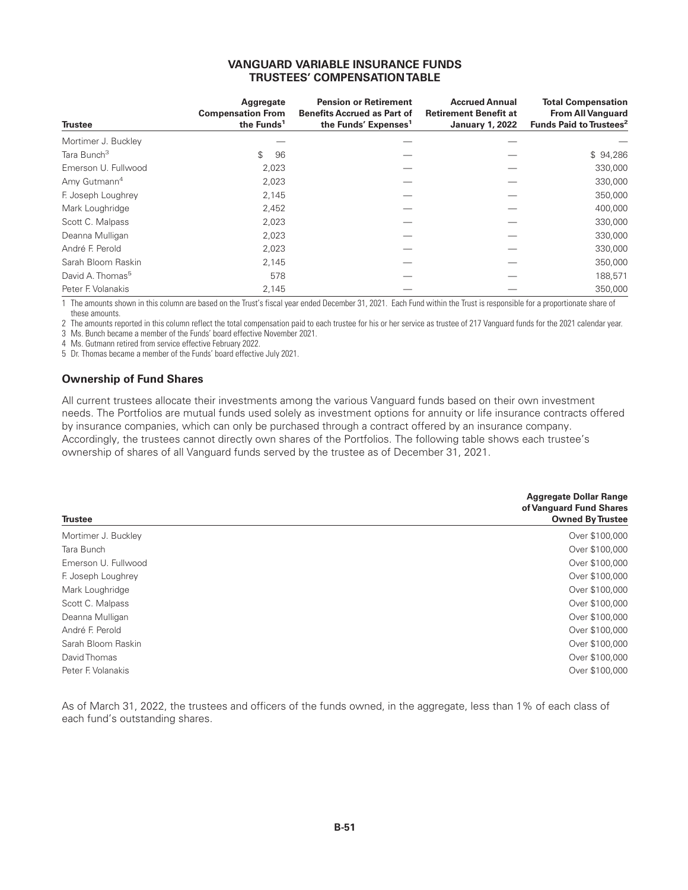# VANGUARD VARIABLE INSURANCE FUNDS
## TRUSTEES' COMPENSATION TABLE

| Trustee | Aggregate Compensation From the Funds[1] | Pension or Retirement Benefits Accrued as Part of the Funds' Expenses[1] | Accrued Annual Retirement Benefit at January 1, 2022 | Total Compensation From All Vanguard Funds Paid to Trustees[2] |
|---|---|---|---|---|
| Mortimer J. Buckley | — | — | — | — |
| Tara Bunch[3] | $ 96 | — | — | $ 94,286 |
| Emerson U. Fullwood | 2,023 | — | — | 330,000 |
| Amy Gutmann[4] | 2,023 | — | — | 330,000 |
| F. Joseph Loughrey | 2,145 | — | — | 350,000 |
| Mark Loughridge | 2,452 | — | — | 400,000 |
| Scott C. Malpass | 2,023 | — | — | 330,000 |
| Deanna Mulligan | 2,023 | — | — | 330,000 |
| André F. Perold | 2,023 | — | — | 330,000 |
| Sarah Bloom Raskin | 2,145 | — | — | 350,000 |
| David A. Thomas[5] | 578 | — | — | 188,571 |
| Peter F. Volanakis | 2,145 | — | — | 350,000 |

1 The amounts shown in this column are based on the Trust's fiscal year ended December 31, 2021. Each Fund within the Trust is responsible for a proportionate share of these amounts.

2 The amounts reported in this column reflect the total compensation paid to each trustee for his or her service as trustee of 217 Vanguard funds for the 2021 calendar year.

3 Ms. Bunch became a member of the Funds' board effective November 2021.

4 Ms. Gutmann retired from service effective February 2022.

5 Dr. Thomas became a member of the Funds' board effective July 2021.

### Ownership of Fund Shares

All current trustees allocate their investments among the various Vanguard funds based on their own investment needs. The Portfolios are mutual funds used solely as investment options for annuity or life insurance contracts offered by insurance companies, which can only be purchased through a contract offered by an insurance company. Accordingly, the trustees cannot directly own shares of the Portfolios. The following table shows each trustee's ownership of shares of all Vanguard funds served by the trustee as of December 31, 2021.

| Trustee | Aggregate Dollar Range of Vanguard Fund Shares Owned By Trustee |
|---|---|
| Mortimer J. Buckley | Over $100,000 |
| Tara Bunch | Over $100,000 |
| Emerson U. Fullwood | Over $100,000 |
| F. Joseph Loughrey | Over $100,000 |
| Mark Loughridge | Over $100,000 |
| Scott C. Malpass | Over $100,000 |
| Deanna Mulligan | Over $100,000 |
| André F. Perold | Over $100,000 |
| Sarah Bloom Raskin | Over $100,000 |
| David Thomas | Over $100,000 |
| Peter F. Volanakis | Over $100,000 |

As of March 31, 2022, the trustees and officers of the funds owned, in the aggregate, less than 1% of each class of each fund's outstanding shares.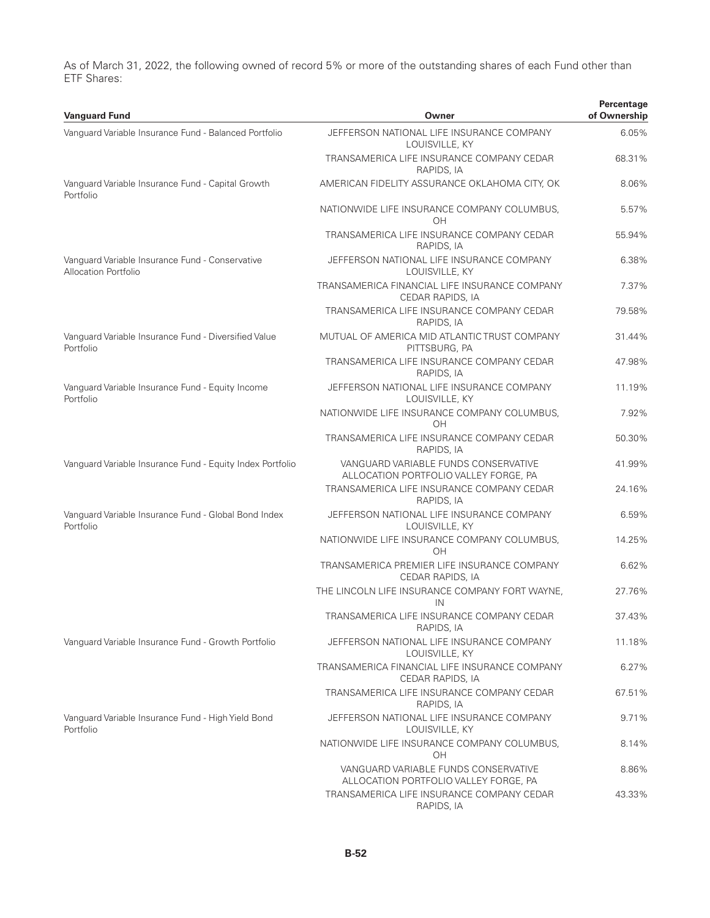As of March 31, 2022, the following owned of record 5% or more of the outstanding shares of each Fund other than ETF Shares:

| Vanguard Fund | Owner | Percentage of Ownership |
|---|---|---|
| Vanguard Variable Insurance Fund - Balanced Portfolio | JEFFERSON NATIONAL LIFE INSURANCE COMPANY LOUISVILLE, KY | 6.05% |
| | TRANSAMERICA LIFE INSURANCE COMPANY CEDAR RAPIDS, IA | 68.31% |
| Vanguard Variable Insurance Fund - Capital Growth Portfolio | AMERICAN FIDELITY ASSURANCE OKLAHOMA CITY, OK | 8.06% |
| | NATIONWIDE LIFE INSURANCE COMPANY COLUMBUS, OH | 5.57% |
| | TRANSAMERICA LIFE INSURANCE COMPANY CEDAR RAPIDS, IA | 55.94% |
| Vanguard Variable Insurance Fund - Conservative Allocation Portfolio | JEFFERSON NATIONAL LIFE INSURANCE COMPANY LOUISVILLE, KY | 6.38% |
| | TRANSAMERICA FINANCIAL LIFE INSURANCE COMPANY CEDAR RAPIDS, IA | 7.37% |
| | TRANSAMERICA LIFE INSURANCE COMPANY CEDAR RAPIDS, IA | 79.58% |
| Vanguard Variable Insurance Fund - Diversified Value Portfolio | MUTUAL OF AMERICA MID ATLANTIC TRUST COMPANY PITTSBURG, PA | 31.44% |
| | TRANSAMERICA LIFE INSURANCE COMPANY CEDAR RAPIDS, IA | 47.98% |
| Vanguard Variable Insurance Fund - Equity Income Portfolio | JEFFERSON NATIONAL LIFE INSURANCE COMPANY LOUISVILLE, KY | 11.19% |
| | NATIONWIDE LIFE INSURANCE COMPANY COLUMBUS, OH | 7.92% |
| | TRANSAMERICA LIFE INSURANCE COMPANY CEDAR RAPIDS, IA | 50.30% |
| Vanguard Variable Insurance Fund - Equity Index Portfolio | VANGUARD VARIABLE FUNDS CONSERVATIVE ALLOCATION PORTFOLIO VALLEY FORGE, PA | 41.99% |
| | TRANSAMERICA LIFE INSURANCE COMPANY CEDAR RAPIDS, IA | 24.16% |
| Vanguard Variable Insurance Fund - Global Bond Index Portfolio | JEFFERSON NATIONAL LIFE INSURANCE COMPANY LOUISVILLE, KY | 6.59% |
| | NATIONWIDE LIFE INSURANCE COMPANY COLUMBUS, OH | 14.25% |
| | TRANSAMERICA PREMIER LIFE INSURANCE COMPANY CEDAR RAPIDS, IA | 6.62% |
| | THE LINCOLN LIFE INSURANCE COMPANY FORT WAYNE, IN | 27.76% |
| | TRANSAMERICA LIFE INSURANCE COMPANY CEDAR RAPIDS, IA | 37.43% |
| Vanguard Variable Insurance Fund - Growth Portfolio | JEFFERSON NATIONAL LIFE INSURANCE COMPANY LOUISVILLE, KY | 11.18% |
| | TRANSAMERICA FINANCIAL LIFE INSURANCE COMPANY CEDAR RAPIDS, IA | 6.27% |
| | TRANSAMERICA LIFE INSURANCE COMPANY CEDAR RAPIDS, IA | 67.51% |
| Vanguard Variable Insurance Fund - High Yield Bond Portfolio | JEFFERSON NATIONAL LIFE INSURANCE COMPANY LOUISVILLE, KY | 9.71% |
| | NATIONWIDE LIFE INSURANCE COMPANY COLUMBUS, OH | 8.14% |
| | VANGUARD VARIABLE FUNDS CONSERVATIVE ALLOCATION PORTFOLIO VALLEY FORGE, PA | 8.86% |
| | TRANSAMERICA LIFE INSURANCE COMPANY CEDAR RAPIDS, IA | 43.33% |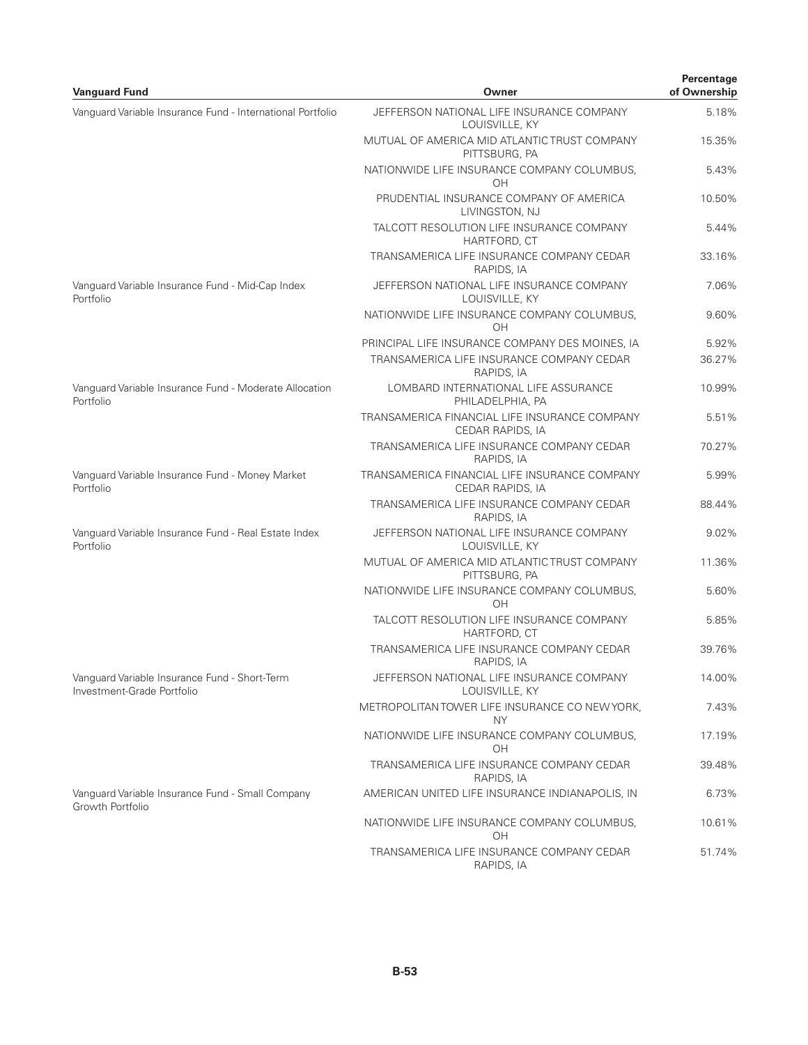| Vanguard Fund | Owner | Percentage of Ownership |
|---|---|---|
| Vanguard Variable Insurance Fund - International Portfolio | JEFFERSON NATIONAL LIFE INSURANCE COMPANY LOUISVILLE, KY | 5.18% |
| | MUTUAL OF AMERICA MID ATLANTIC TRUST COMPANY PITTSBURG, PA | 15.35% |
| | NATIONWIDE LIFE INSURANCE COMPANY COLUMBUS, OH | 5.43% |
| | PRUDENTIAL INSURANCE COMPANY OF AMERICA LIVINGSTON, NJ | 10.50% |
| | TALCOTT RESOLUTION LIFE INSURANCE COMPANY HARTFORD, CT | 5.44% |
| | TRANSAMERICA LIFE INSURANCE COMPANY CEDAR RAPIDS, IA | 33.16% |
| Vanguard Variable Insurance Fund - Mid-Cap Index Portfolio | JEFFERSON NATIONAL LIFE INSURANCE COMPANY LOUISVILLE, KY | 7.06% |
| | NATIONWIDE LIFE INSURANCE COMPANY COLUMBUS, OH | 9.60% |
| | PRINCIPAL LIFE INSURANCE COMPANY DES MOINES, IA | 5.92% |
| | TRANSAMERICA LIFE INSURANCE COMPANY CEDAR RAPIDS, IA | 36.27% |
| Vanguard Variable Insurance Fund - Moderate Allocation Portfolio | LOMBARD INTERNATIONAL LIFE ASSURANCE PHILADELPHIA, PA | 10.99% |
| | TRANSAMERICA FINANCIAL LIFE INSURANCE COMPANY CEDAR RAPIDS, IA | 5.51% |
| | TRANSAMERICA LIFE INSURANCE COMPANY CEDAR RAPIDS, IA | 70.27% |
| Vanguard Variable Insurance Fund - Money Market Portfolio | TRANSAMERICA FINANCIAL LIFE INSURANCE COMPANY CEDAR RAPIDS, IA | 5.99% |
| | TRANSAMERICA LIFE INSURANCE COMPANY CEDAR RAPIDS, IA | 88.44% |
| Vanguard Variable Insurance Fund - Real Estate Index Portfolio | JEFFERSON NATIONAL LIFE INSURANCE COMPANY LOUISVILLE, KY | 9.02% |
| | MUTUAL OF AMERICA MID ATLANTIC TRUST COMPANY PITTSBURG, PA | 11.36% |
| | NATIONWIDE LIFE INSURANCE COMPANY COLUMBUS, OH | 5.60% |
| | TALCOTT RESOLUTION LIFE INSURANCE COMPANY HARTFORD, CT | 5.85% |
| | TRANSAMERICA LIFE INSURANCE COMPANY CEDAR RAPIDS, IA | 39.76% |
| Vanguard Variable Insurance Fund - Short-Term Investment-Grade Portfolio | JEFFERSON NATIONAL LIFE INSURANCE COMPANY LOUISVILLE, KY | 14.00% |
| | METROPOLITAN TOWER LIFE INSURANCE CO NEW YORK, NY | 7.43% |
| | NATIONWIDE LIFE INSURANCE COMPANY COLUMBUS, OH | 17.19% |
| | TRANSAMERICA LIFE INSURANCE COMPANY CEDAR RAPIDS, IA | 39.48% |
| Vanguard Variable Insurance Fund - Small Company Growth Portfolio | AMERICAN UNITED LIFE INSURANCE INDIANAPOLIS, IN | 6.73% |
| | NATIONWIDE LIFE INSURANCE COMPANY COLUMBUS, OH | 10.61% |
| | TRANSAMERICA LIFE INSURANCE COMPANY CEDAR RAPIDS, IA | 51.74% |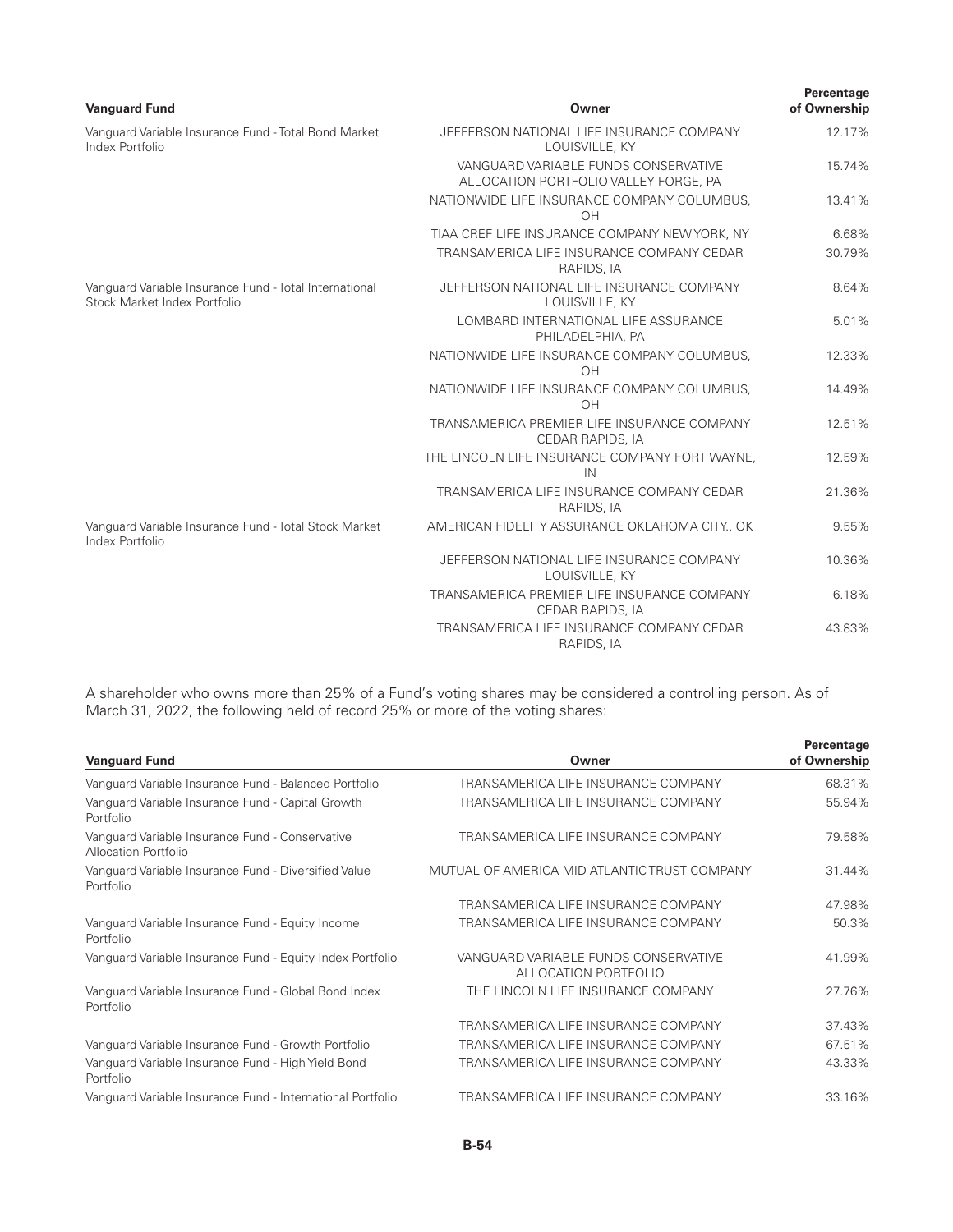| Vanguard Fund | Owner | Percentage of Ownership |
| --- | --- | --- |
| Vanguard Variable Insurance Fund - Total Bond Market Index Portfolio | JEFFERSON NATIONAL LIFE INSURANCE COMPANY LOUISVILLE, KY | 12.17% |
| | VANGUARD VARIABLE FUNDS CONSERVATIVE ALLOCATION PORTFOLIO VALLEY FORGE, PA | 15.74% |
| | NATIONWIDE LIFE INSURANCE COMPANY COLUMBUS, OH | 13.41% |
| | TIAA CREF LIFE INSURANCE COMPANY NEW YORK, NY | 6.68% |
| | TRANSAMERICA LIFE INSURANCE COMPANY CEDAR RAPIDS, IA | 30.79% |
| Vanguard Variable Insurance Fund - Total International Stock Market Index Portfolio | JEFFERSON NATIONAL LIFE INSURANCE COMPANY LOUISVILLE, KY | 8.64% |
| | LOMBARD INTERNATIONAL LIFE ASSURANCE PHILADELPHIA, PA | 5.01% |
| | NATIONWIDE LIFE INSURANCE COMPANY COLUMBUS, OH | 12.33% |
| | NATIONWIDE LIFE INSURANCE COMPANY COLUMBUS, OH | 14.49% |
| | TRANSAMERICA PREMIER LIFE INSURANCE COMPANY CEDAR RAPIDS, IA | 12.51% |
| | THE LINCOLN LIFE INSURANCE COMPANY FORT WAYNE, IN | 12.59% |
| | TRANSAMERICA LIFE INSURANCE COMPANY CEDAR RAPIDS, IA | 21.36% |
| Vanguard Variable Insurance Fund - Total Stock Market Index Portfolio | AMERICAN FIDELITY ASSURANCE OKLAHOMA CITY., OK | 9.55% |
| | JEFFERSON NATIONAL LIFE INSURANCE COMPANY LOUISVILLE, KY | 10.36% |
| | TRANSAMERICA PREMIER LIFE INSURANCE COMPANY CEDAR RAPIDS, IA | 6.18% |
| | TRANSAMERICA LIFE INSURANCE COMPANY CEDAR RAPIDS, IA | 43.83% |

A shareholder who owns more than 25% of a Fund's voting shares may be considered a controlling person. As of March 31, 2022, the following held of record 25% or more of the voting shares:

| Vanguard Fund | Owner | Percentage of Ownership |
| --- | --- | --- |
| Vanguard Variable Insurance Fund - Balanced Portfolio | TRANSAMERICA LIFE INSURANCE COMPANY | 68.31% |
| Vanguard Variable Insurance Fund - Capital Growth Portfolio | TRANSAMERICA LIFE INSURANCE COMPANY | 55.94% |
| Vanguard Variable Insurance Fund - Conservative Allocation Portfolio | TRANSAMERICA LIFE INSURANCE COMPANY | 79.58% |
| Vanguard Variable Insurance Fund - Diversified Value Portfolio | MUTUAL OF AMERICA MID ATLANTIC TRUST COMPANY | 31.44% |
| | TRANSAMERICA LIFE INSURANCE COMPANY | 47.98% |
| Vanguard Variable Insurance Fund - Equity Income Portfolio | TRANSAMERICA LIFE INSURANCE COMPANY | 50.3% |
| Vanguard Variable Insurance Fund - Equity Index Portfolio | VANGUARD VARIABLE FUNDS CONSERVATIVE ALLOCATION PORTFOLIO | 41.99% |
| Vanguard Variable Insurance Fund - Global Bond Index Portfolio | THE LINCOLN LIFE INSURANCE COMPANY | 27.76% |
| | TRANSAMERICA LIFE INSURANCE COMPANY | 37.43% |
| Vanguard Variable Insurance Fund - Growth Portfolio | TRANSAMERICA LIFE INSURANCE COMPANY | 67.51% |
| Vanguard Variable Insurance Fund - High Yield Bond Portfolio | TRANSAMERICA LIFE INSURANCE COMPANY | 43.33% |
| Vanguard Variable Insurance Fund - International Portfolio | TRANSAMERICA LIFE INSURANCE COMPANY | 33.16% |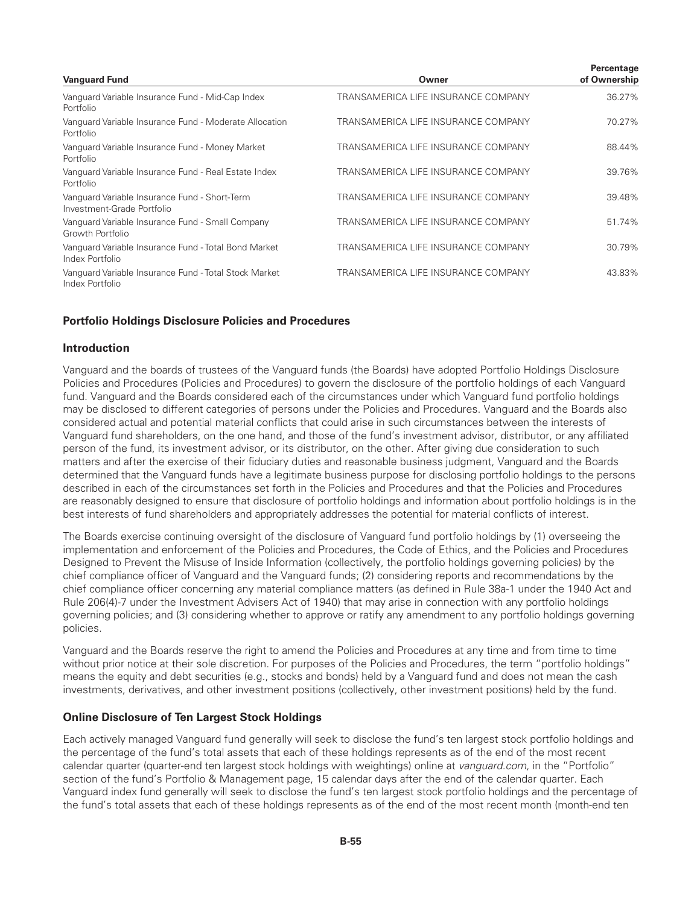| Vanguard Fund | Owner | Percentage of Ownership |
|---|---|---|
| Vanguard Variable Insurance Fund - Mid-Cap Index Portfolio | TRANSAMERICA LIFE INSURANCE COMPANY | 36.27% |
| Vanguard Variable Insurance Fund - Moderate Allocation Portfolio | TRANSAMERICA LIFE INSURANCE COMPANY | 70.27% |
| Vanguard Variable Insurance Fund - Money Market Portfolio | TRANSAMERICA LIFE INSURANCE COMPANY | 88.44% |
| Vanguard Variable Insurance Fund - Real Estate Index Portfolio | TRANSAMERICA LIFE INSURANCE COMPANY | 39.76% |
| Vanguard Variable Insurance Fund - Short-Term Investment-Grade Portfolio | TRANSAMERICA LIFE INSURANCE COMPANY | 39.48% |
| Vanguard Variable Insurance Fund - Small Company Growth Portfolio | TRANSAMERICA LIFE INSURANCE COMPANY | 51.74% |
| Vanguard Variable Insurance Fund - Total Bond Market Index Portfolio | TRANSAMERICA LIFE INSURANCE COMPANY | 30.79% |
| Vanguard Variable Insurance Fund - Total Stock Market Index Portfolio | TRANSAMERICA LIFE INSURANCE COMPANY | 43.83% |

### Portfolio Holdings Disclosure Policies and Procedures

### Introduction

Vanguard and the boards of trustees of the Vanguard funds (the Boards) have adopted Portfolio Holdings Disclosure Policies and Procedures (Policies and Procedures) to govern the disclosure of the portfolio holdings of each Vanguard fund. Vanguard and the Boards considered each of the circumstances under which Vanguard fund portfolio holdings may be disclosed to different categories of persons under the Policies and Procedures. Vanguard and the Boards also considered actual and potential material conflicts that could arise in such circumstances between the interests of Vanguard fund shareholders, on the one hand, and those of the fund's investment advisor, distributor, or any affiliated person of the fund, its investment advisor, or its distributor, on the other. After giving due consideration to such matters and after the exercise of their fiduciary duties and reasonable business judgment, Vanguard and the Boards determined that the Vanguard funds have a legitimate business purpose for disclosing portfolio holdings to the persons described in each of the circumstances set forth in the Policies and Procedures and that the Policies and Procedures are reasonably designed to ensure that disclosure of portfolio holdings and information about portfolio holdings is in the best interests of fund shareholders and appropriately addresses the potential for material conflicts of interest.

The Boards exercise continuing oversight of the disclosure of Vanguard fund portfolio holdings by (1) overseeing the implementation and enforcement of the Policies and Procedures, the Code of Ethics, and the Policies and Procedures Designed to Prevent the Misuse of Inside Information (collectively, the portfolio holdings governing policies) by the chief compliance officer of Vanguard and the Vanguard funds; (2) considering reports and recommendations by the chief compliance officer concerning any material compliance matters (as defined in Rule 38a-1 under the 1940 Act and Rule 206(4)-7 under the Investment Advisers Act of 1940) that may arise in connection with any portfolio holdings governing policies; and (3) considering whether to approve or ratify any amendment to any portfolio holdings governing policies.

Vanguard and the Boards reserve the right to amend the Policies and Procedures at any time and from time to time without prior notice at their sole discretion. For purposes of the Policies and Procedures, the term "portfolio holdings" means the equity and debt securities (e.g., stocks and bonds) held by a Vanguard fund and does not mean the cash investments, derivatives, and other investment positions (collectively, other investment positions) held by the fund.

### Online Disclosure of Ten Largest Stock Holdings

Each actively managed Vanguard fund generally will seek to disclose the fund's ten largest stock portfolio holdings and the percentage of the fund's total assets that each of these holdings represents as of the end of the most recent calendar quarter (quarter-end ten largest stock holdings with weightings) online at *vanguard.com,* in the "Portfolio" section of the fund's Portfolio & Management page, 15 calendar days after the end of the calendar quarter. Each Vanguard index fund generally will seek to disclose the fund's ten largest stock portfolio holdings and the percentage of the fund's total assets that each of these holdings represents as of the end of the most recent month (month-end ten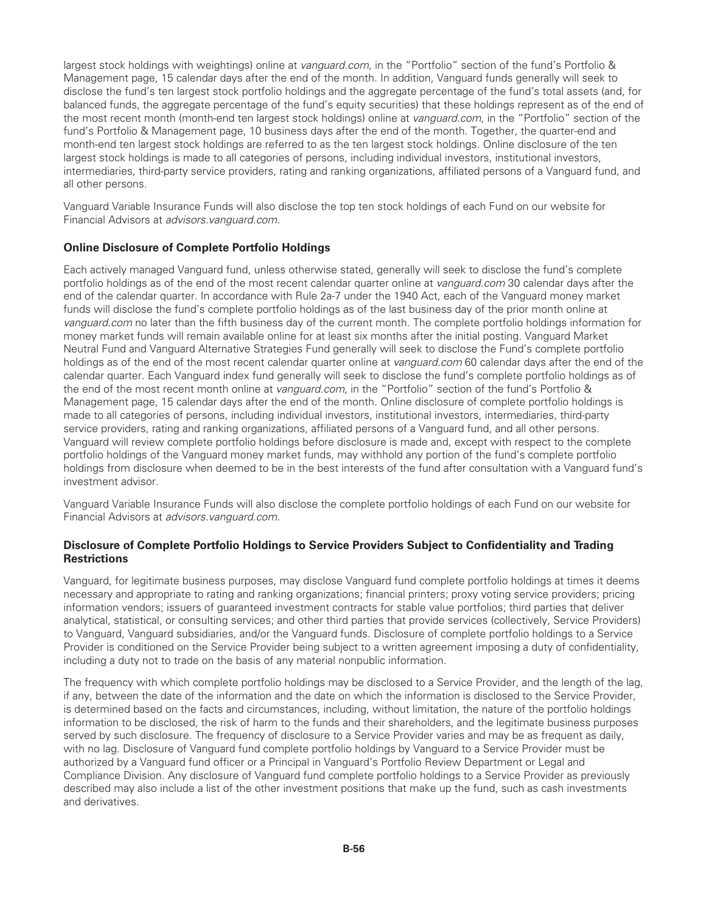largest stock holdings with weightings) online at *vanguard.com,* in the "Portfolio" section of the fund's Portfolio & Management page, 15 calendar days after the end of the month. In addition, Vanguard funds generally will seek to disclose the fund's ten largest stock portfolio holdings and the aggregate percentage of the fund's total assets (and, for balanced funds, the aggregate percentage of the fund's equity securities) that these holdings represent as of the end of the most recent month (month-end ten largest stock holdings) online at *vanguard.com,* in the "Portfolio" section of the fund's Portfolio & Management page, 10 business days after the end of the month. Together, the quarter-end and month-end ten largest stock holdings are referred to as the ten largest stock holdings. Online disclosure of the ten largest stock holdings is made to all categories of persons, including individual investors, institutional investors, intermediaries, third-party service providers, rating and ranking organizations, affiliated persons of a Vanguard fund, and all other persons.

Vanguard Variable Insurance Funds will also disclose the top ten stock holdings of each Fund on our website for Financial Advisors at *advisors.vanguard.com*.

### Online Disclosure of Complete Portfolio Holdings

Each actively managed Vanguard fund, unless otherwise stated, generally will seek to disclose the fund's complete portfolio holdings as of the end of the most recent calendar quarter online at *vanguard.com* 30 calendar days after the end of the calendar quarter. In accordance with Rule 2a-7 under the 1940 Act, each of the Vanguard money market funds will disclose the fund's complete portfolio holdings as of the last business day of the prior month online at *vanguard.com* no later than the fifth business day of the current month. The complete portfolio holdings information for money market funds will remain available online for at least six months after the initial posting. Vanguard Market Neutral Fund and Vanguard Alternative Strategies Fund generally will seek to disclose the Fund's complete portfolio holdings as of the end of the most recent calendar quarter online at *vanguard.com* 60 calendar days after the end of the calendar quarter. Each Vanguard index fund generally will seek to disclose the fund's complete portfolio holdings as of the end of the most recent month online at *vanguard.com,* in the "Portfolio" section of the fund's Portfolio & Management page, 15 calendar days after the end of the month. Online disclosure of complete portfolio holdings is made to all categories of persons, including individual investors, institutional investors, intermediaries, third-party service providers, rating and ranking organizations, affiliated persons of a Vanguard fund, and all other persons. Vanguard will review complete portfolio holdings before disclosure is made and, except with respect to the complete portfolio holdings of the Vanguard money market funds, may withhold any portion of the fund's complete portfolio holdings from disclosure when deemed to be in the best interests of the fund after consultation with a Vanguard fund's investment advisor.

Vanguard Variable Insurance Funds will also disclose the complete portfolio holdings of each Fund on our website for Financial Advisors at *advisors.vanguard.com*.

### Disclosure of Complete Portfolio Holdings to Service Providers Subject to Confidentiality and Trading Restrictions

Vanguard, for legitimate business purposes, may disclose Vanguard fund complete portfolio holdings at times it deems necessary and appropriate to rating and ranking organizations; financial printers; proxy voting service providers; pricing information vendors; issuers of guaranteed investment contracts for stable value portfolios; third parties that deliver analytical, statistical, or consulting services; and other third parties that provide services (collectively, Service Providers) to Vanguard, Vanguard subsidiaries, and/or the Vanguard funds. Disclosure of complete portfolio holdings to a Service Provider is conditioned on the Service Provider being subject to a written agreement imposing a duty of confidentiality, including a duty not to trade on the basis of any material nonpublic information.

The frequency with which complete portfolio holdings may be disclosed to a Service Provider, and the length of the lag, if any, between the date of the information and the date on which the information is disclosed to the Service Provider, is determined based on the facts and circumstances, including, without limitation, the nature of the portfolio holdings information to be disclosed, the risk of harm to the funds and their shareholders, and the legitimate business purposes served by such disclosure. The frequency of disclosure to a Service Provider varies and may be as frequent as daily, with no lag. Disclosure of Vanguard fund complete portfolio holdings by Vanguard to a Service Provider must be authorized by a Vanguard fund officer or a Principal in Vanguard's Portfolio Review Department or Legal and Compliance Division. Any disclosure of Vanguard fund complete portfolio holdings to a Service Provider as previously described may also include a list of the other investment positions that make up the fund, such as cash investments and derivatives.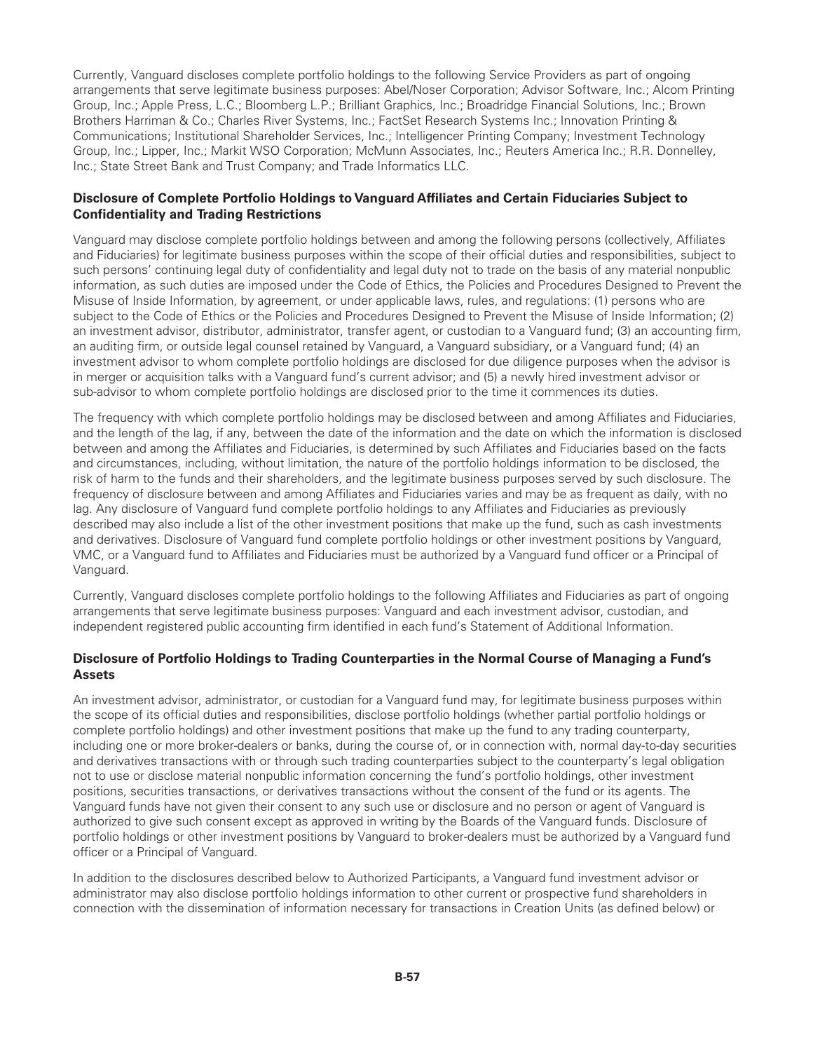Currently, Vanguard discloses complete portfolio holdings to the following Service Providers as part of ongoing arrangements that serve legitimate business purposes: Abel/Noser Corporation; Advisor Software, Inc.; Alcom Printing Group, Inc.; Apple Press, L.C.; Bloomberg L.P.; Brilliant Graphics, Inc.; Broadridge Financial Solutions, Inc.; Brown Brothers Harriman & Co.; Charles River Systems, Inc.; FactSet Research Systems Inc.; Innovation Printing & Communications; Institutional Shareholder Services, Inc.; Intelligencer Printing Company; Investment Technology Group, Inc.; Lipper, Inc.; Markit WSO Corporation; McMunn Associates, Inc.; Reuters America Inc.; R.R. Donnelley, Inc.; State Street Bank and Trust Company; and Trade Informatics LLC.

**Disclosure of Complete Portfolio Holdings to Vanguard Affiliates and Certain Fiduciaries Subject to Confidentiality and Trading Restrictions**

Vanguard may disclose complete portfolio holdings between and among the following persons (collectively, Affiliates and Fiduciaries) for legitimate business purposes within the scope of their official duties and responsibilities, subject to such persons' continuing legal duty of confidentiality and legal duty not to trade on the basis of any material nonpublic information, as such duties are imposed under the Code of Ethics, the Policies and Procedures Designed to Prevent the Misuse of Inside Information, by agreement, or under applicable laws, rules, and regulations: (1) persons who are subject to the Code of Ethics or the Policies and Procedures Designed to Prevent the Misuse of Inside Information; (2) an investment advisor, distributor, administrator, transfer agent, or custodian to a Vanguard fund; (3) an accounting firm, an auditing firm, or outside legal counsel retained by Vanguard, a Vanguard subsidiary, or a Vanguard fund; (4) an investment advisor to whom complete portfolio holdings are disclosed for due diligence purposes when the advisor is in merger or acquisition talks with a Vanguard fund's current advisor; and (5) a newly hired investment advisor or sub-advisor to whom complete portfolio holdings are disclosed prior to the time it commences its duties.

The frequency with which complete portfolio holdings may be disclosed between and among Affiliates and Fiduciaries, and the length of the lag, if any, between the date of the information and the date on which the information is disclosed between and among the Affiliates and Fiduciaries, is determined by such Affiliates and Fiduciaries based on the facts and circumstances, including, without limitation, the nature of the portfolio holdings information to be disclosed, the risk of harm to the funds and their shareholders, and the legitimate business purposes served by such disclosure. The frequency of disclosure between and among Affiliates and Fiduciaries varies and may be as frequent as daily, with no lag. Any disclosure of Vanguard fund complete portfolio holdings to any Affiliates and Fiduciaries as previously described may also include a list of the other investment positions that make up the fund, such as cash investments and derivatives. Disclosure of Vanguard fund complete portfolio holdings or other investment positions by Vanguard, VMC, or a Vanguard fund to Affiliates and Fiduciaries must be authorized by a Vanguard fund officer or a Principal of Vanguard.

Currently, Vanguard discloses complete portfolio holdings to the following Affiliates and Fiduciaries as part of ongoing arrangements that serve legitimate business purposes: Vanguard and each investment advisor, custodian, and independent registered public accounting firm identified in each fund's Statement of Additional Information.

**Disclosure of Portfolio Holdings to Trading Counterparties in the Normal Course of Managing a Fund's Assets**

An investment advisor, administrator, or custodian for a Vanguard fund may, for legitimate business purposes within the scope of its official duties and responsibilities, disclose portfolio holdings (whether partial portfolio holdings or complete portfolio holdings) and other investment positions that make up the fund to any trading counterparty, including one or more broker-dealers or banks, during the course of, or in connection with, normal day-to-day securities and derivatives transactions with or through such trading counterparties subject to the counterparty's legal obligation not to use or disclose material nonpublic information concerning the fund's portfolio holdings, other investment positions, securities transactions, or derivatives transactions without the consent of the fund or its agents. The Vanguard funds have not given their consent to any such use or disclosure and no person or agent of Vanguard is authorized to give such consent except as approved in writing by the Boards of the Vanguard funds. Disclosure of portfolio holdings or other investment positions by Vanguard to broker-dealers must be authorized by a Vanguard fund officer or a Principal of Vanguard.

In addition to the disclosures described below to Authorized Participants, a Vanguard fund investment advisor or administrator may also disclose portfolio holdings information to other current or prospective fund shareholders in connection with the dissemination of information necessary for transactions in Creation Units (as defined below) or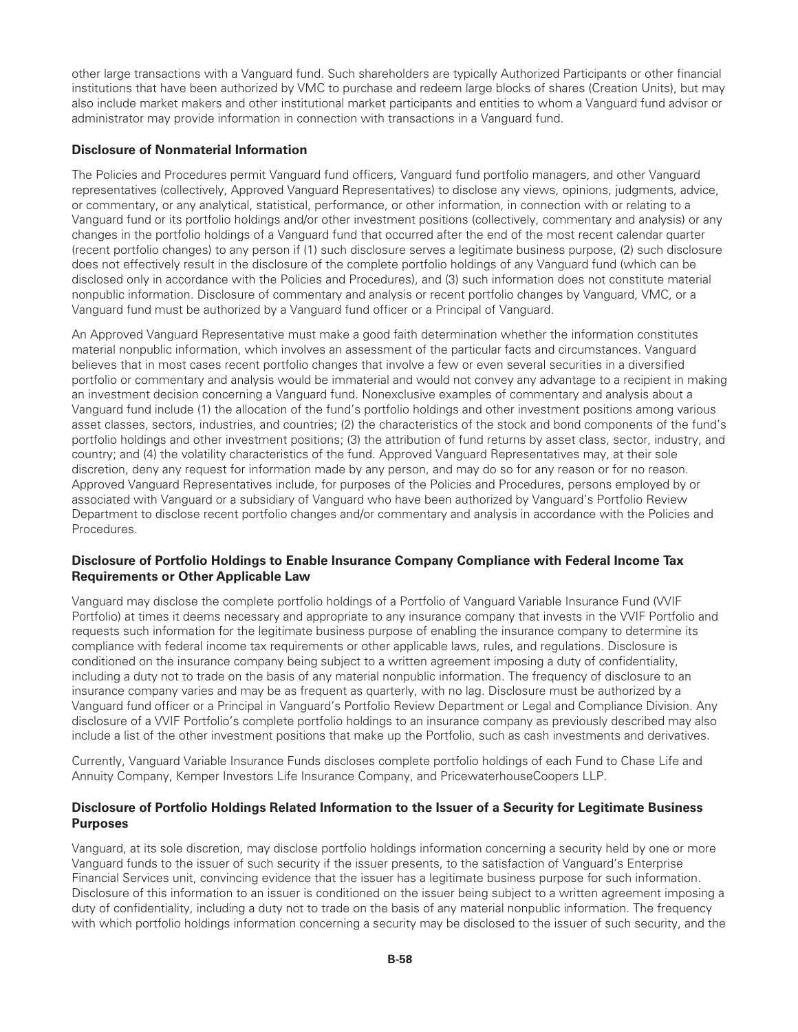other large transactions with a Vanguard fund. Such shareholders are typically Authorized Participants or other financial institutions that have been authorized by VMC to purchase and redeem large blocks of shares (Creation Units), but may also include market makers and other institutional market participants and entities to whom a Vanguard fund advisor or administrator may provide information in connection with transactions in a Vanguard fund.

**Disclosure of Nonmaterial Information**

The Policies and Procedures permit Vanguard fund officers, Vanguard fund portfolio managers, and other Vanguard representatives (collectively, Approved Vanguard Representatives) to disclose any views, opinions, judgments, advice, or commentary, or any analytical, statistical, performance, or other information, in connection with or relating to a Vanguard fund or its portfolio holdings and/or other investment positions (collectively, commentary and analysis) or any changes in the portfolio holdings of a Vanguard fund that occurred after the end of the most recent calendar quarter (recent portfolio changes) to any person if (1) such disclosure serves a legitimate business purpose, (2) such disclosure does not effectively result in the disclosure of the complete portfolio holdings of any Vanguard fund (which can be disclosed only in accordance with the Policies and Procedures), and (3) such information does not constitute material nonpublic information. Disclosure of commentary and analysis or recent portfolio changes by Vanguard, VMC, or a Vanguard fund must be authorized by a Vanguard fund officer or a Principal of Vanguard.

An Approved Vanguard Representative must make a good faith determination whether the information constitutes material nonpublic information, which involves an assessment of the particular facts and circumstances. Vanguard believes that in most cases recent portfolio changes that involve a few or even several securities in a diversified portfolio or commentary and analysis would be immaterial and would not convey any advantage to a recipient in making an investment decision concerning a Vanguard fund. Nonexclusive examples of commentary and analysis about a Vanguard fund include (1) the allocation of the fund's portfolio holdings and other investment positions among various asset classes, sectors, industries, and countries; (2) the characteristics of the stock and bond components of the fund's portfolio holdings and other investment positions; (3) the attribution of fund returns by asset class, sector, industry, and country; and (4) the volatility characteristics of the fund. Approved Vanguard Representatives may, at their sole discretion, deny any request for information made by any person, and may do so for any reason or for no reason. Approved Vanguard Representatives include, for purposes of the Policies and Procedures, persons employed by or associated with Vanguard or a subsidiary of Vanguard who have been authorized by Vanguard's Portfolio Review Department to disclose recent portfolio changes and/or commentary and analysis in accordance with the Policies and Procedures.

**Disclosure of Portfolio Holdings to Enable Insurance Company Compliance with Federal Income Tax Requirements or Other Applicable Law**

Vanguard may disclose the complete portfolio holdings of a Portfolio of Vanguard Variable Insurance Fund (VVIF Portfolio) at times it deems necessary and appropriate to any insurance company that invests in the VVIF Portfolio and requests such information for the legitimate business purpose of enabling the insurance company to determine its compliance with federal income tax requirements or other applicable laws, rules, and regulations. Disclosure is conditioned on the insurance company being subject to a written agreement imposing a duty of confidentiality, including a duty not to trade on the basis of any material nonpublic information. The frequency of disclosure to an insurance company varies and may be as frequent as quarterly, with no lag. Disclosure must be authorized by a Vanguard fund officer or a Principal in Vanguard's Portfolio Review Department or Legal and Compliance Division. Any disclosure of a VVIF Portfolio's complete portfolio holdings to an insurance company as previously described may also include a list of the other investment positions that make up the Portfolio, such as cash investments and derivatives.

Currently, Vanguard Variable Insurance Funds discloses complete portfolio holdings of each Fund to Chase Life and Annuity Company, Kemper Investors Life Insurance Company, and PricewaterhouseCoopers LLP.

**Disclosure of Portfolio Holdings Related Information to the Issuer of a Security for Legitimate Business Purposes**

Vanguard, at its sole discretion, may disclose portfolio holdings information concerning a security held by one or more Vanguard funds to the issuer of such security if the issuer presents, to the satisfaction of Vanguard's Enterprise Financial Services unit, convincing evidence that the issuer has a legitimate business purpose for such information. Disclosure of this information to an issuer is conditioned on the issuer being subject to a written agreement imposing a duty of confidentiality, including a duty not to trade on the basis of any material nonpublic information. The frequency with which portfolio holdings information concerning a security may be disclosed to the issuer of such security, and the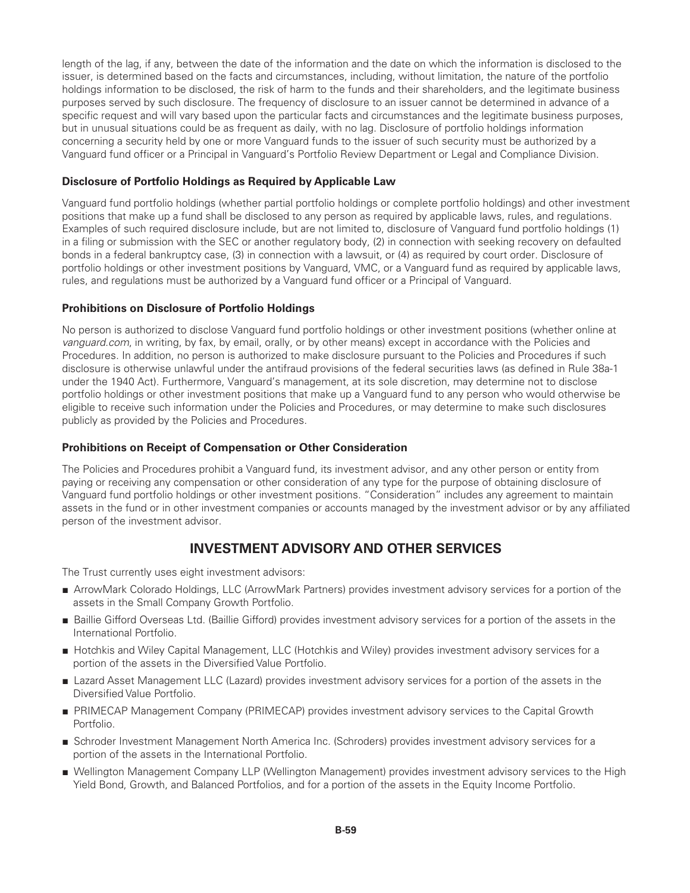length of the lag, if any, between the date of the information and the date on which the information is disclosed to the issuer, is determined based on the facts and circumstances, including, without limitation, the nature of the portfolio holdings information to be disclosed, the risk of harm to the funds and their shareholders, and the legitimate business purposes served by such disclosure. The frequency of disclosure to an issuer cannot be determined in advance of a specific request and will vary based upon the particular facts and circumstances and the legitimate business purposes, but in unusual situations could be as frequent as daily, with no lag. Disclosure of portfolio holdings information concerning a security held by one or more Vanguard funds to the issuer of such security must be authorized by a Vanguard fund officer or a Principal in Vanguard's Portfolio Review Department or Legal and Compliance Division.

### Disclosure of Portfolio Holdings as Required by Applicable Law

Vanguard fund portfolio holdings (whether partial portfolio holdings or complete portfolio holdings) and other investment positions that make up a fund shall be disclosed to any person as required by applicable laws, rules, and regulations. Examples of such required disclosure include, but are not limited to, disclosure of Vanguard fund portfolio holdings (1) in a filing or submission with the SEC or another regulatory body, (2) in connection with seeking recovery on defaulted bonds in a federal bankruptcy case, (3) in connection with a lawsuit, or (4) as required by court order. Disclosure of portfolio holdings or other investment positions by Vanguard, VMC, or a Vanguard fund as required by applicable laws, rules, and regulations must be authorized by a Vanguard fund officer or a Principal of Vanguard.

### Prohibitions on Disclosure of Portfolio Holdings

No person is authorized to disclose Vanguard fund portfolio holdings or other investment positions (whether online at *vanguard.com*, in writing, by fax, by email, orally, or by other means) except in accordance with the Policies and Procedures. In addition, no person is authorized to make disclosure pursuant to the Policies and Procedures if such disclosure is otherwise unlawful under the antifraud provisions of the federal securities laws (as defined in Rule 38a-1 under the 1940 Act). Furthermore, Vanguard's management, at its sole discretion, may determine not to disclose portfolio holdings or other investment positions that make up a Vanguard fund to any person who would otherwise be eligible to receive such information under the Policies and Procedures, or may determine to make such disclosures publicly as provided by the Policies and Procedures.

### Prohibitions on Receipt of Compensation or Other Consideration

The Policies and Procedures prohibit a Vanguard fund, its investment advisor, and any other person or entity from paying or receiving any compensation or other consideration of any type for the purpose of obtaining disclosure of Vanguard fund portfolio holdings or other investment positions. "Consideration" includes any agreement to maintain assets in the fund or in other investment companies or accounts managed by the investment advisor or by any affiliated person of the investment advisor.

## INVESTMENT ADVISORY AND OTHER SERVICES

The Trust currently uses eight investment advisors:

- ArrowMark Colorado Holdings, LLC (ArrowMark Partners) provides investment advisory services for a portion of the assets in the Small Company Growth Portfolio.
- Baillie Gifford Overseas Ltd. (Baillie Gifford) provides investment advisory services for a portion of the assets in the International Portfolio.
- Hotchkis and Wiley Capital Management, LLC (Hotchkis and Wiley) provides investment advisory services for a portion of the assets in the Diversified Value Portfolio.
- Lazard Asset Management LLC (Lazard) provides investment advisory services for a portion of the assets in the Diversified Value Portfolio.
- PRIMECAP Management Company (PRIMECAP) provides investment advisory services to the Capital Growth Portfolio.
- Schroder Investment Management North America Inc. (Schroders) provides investment advisory services for a portion of the assets in the International Portfolio.
- Wellington Management Company LLP (Wellington Management) provides investment advisory services to the High Yield Bond, Growth, and Balanced Portfolios, and for a portion of the assets in the Equity Income Portfolio.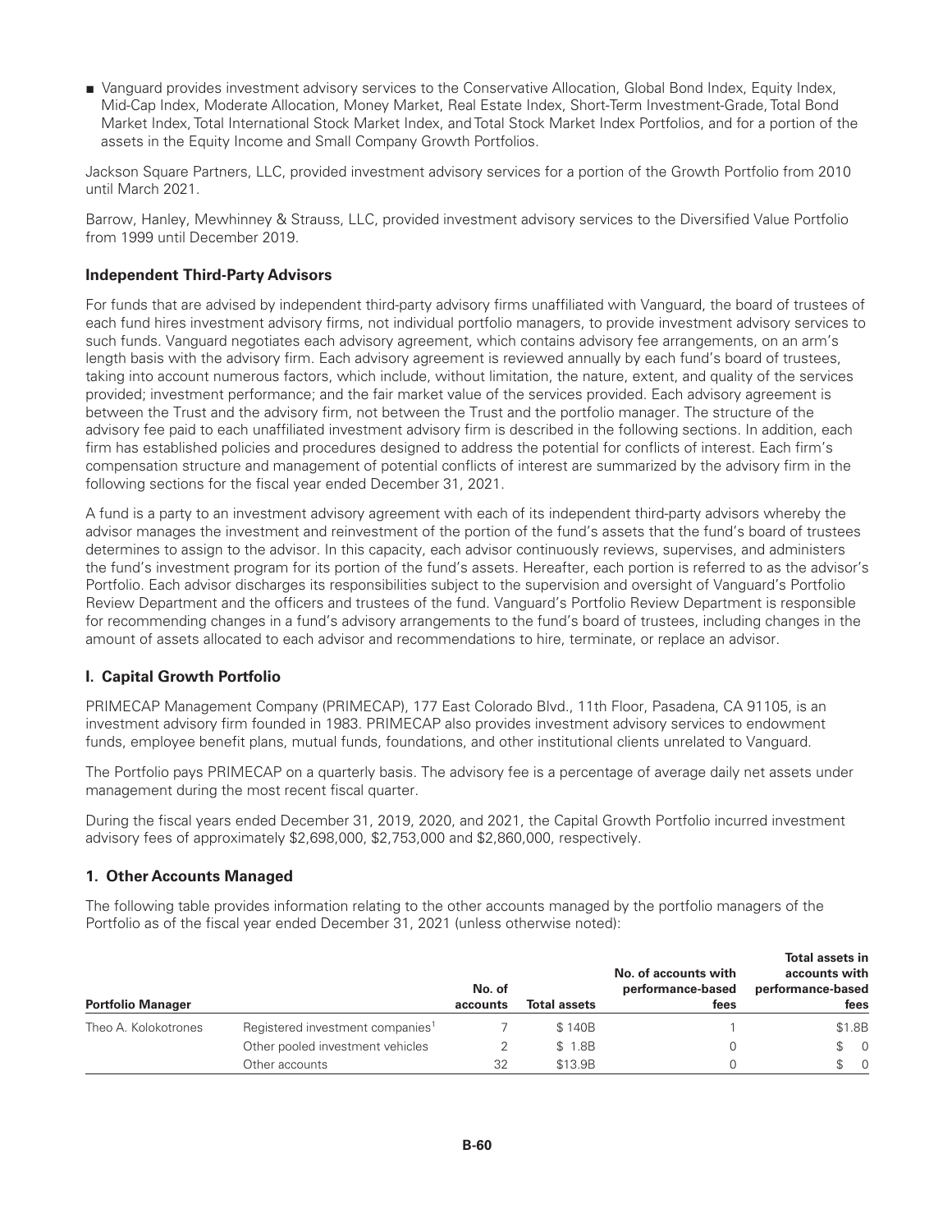- Vanguard provides investment advisory services to the Conservative Allocation, Global Bond Index, Equity Index, Mid-Cap Index, Moderate Allocation, Money Market, Real Estate Index, Short-Term Investment-Grade, Total Bond Market Index, Total International Stock Market Index, and Total Stock Market Index Portfolios, and for a portion of the assets in the Equity Income and Small Company Growth Portfolios.

Jackson Square Partners, LLC, provided investment advisory services for a portion of the Growth Portfolio from 2010 until March 2021.

Barrow, Hanley, Mewhinney & Strauss, LLC, provided investment advisory services to the Diversified Value Portfolio from 1999 until December 2019.

### Independent Third-Party Advisors

For funds that are advised by independent third-party advisory firms unaffiliated with Vanguard, the board of trustees of each fund hires investment advisory firms, not individual portfolio managers, to provide investment advisory services to such funds. Vanguard negotiates each advisory agreement, which contains advisory fee arrangements, on an arm's length basis with the advisory firm. Each advisory agreement is reviewed annually by each fund's board of trustees, taking into account numerous factors, which include, without limitation, the nature, extent, and quality of the services provided; investment performance; and the fair market value of the services provided. Each advisory agreement is between the Trust and the advisory firm, not between the Trust and the portfolio manager. The structure of the advisory fee paid to each unaffiliated investment advisory firm is described in the following sections. In addition, each firm has established policies and procedures designed to address the potential for conflicts of interest. Each firm's compensation structure and management of potential conflicts of interest are summarized by the advisory firm in the following sections for the fiscal year ended December 31, 2021.

A fund is a party to an investment advisory agreement with each of its independent third-party advisors whereby the advisor manages the investment and reinvestment of the portion of the fund's assets that the fund's board of trustees determines to assign to the advisor. In this capacity, each advisor continuously reviews, supervises, and administers the fund's investment program for its portion of the fund's assets. Hereafter, each portion is referred to as the advisor's Portfolio. Each advisor discharges its responsibilities subject to the supervision and oversight of Vanguard's Portfolio Review Department and the officers and trustees of the fund. Vanguard's Portfolio Review Department is responsible for recommending changes in a fund's advisory arrangements to the fund's board of trustees, including changes in the amount of assets allocated to each advisor and recommendations to hire, terminate, or replace an advisor.

### I. Capital Growth Portfolio

PRIMECAP Management Company (PRIMECAP), 177 East Colorado Blvd., 11th Floor, Pasadena, CA 91105, is an investment advisory firm founded in 1983. PRIMECAP also provides investment advisory services to endowment funds, employee benefit plans, mutual funds, foundations, and other institutional clients unrelated to Vanguard.

The Portfolio pays PRIMECAP on a quarterly basis. The advisory fee is a percentage of average daily net assets under management during the most recent fiscal quarter.

During the fiscal years ended December 31, 2019, 2020, and 2021, the Capital Growth Portfolio incurred investment advisory fees of approximately $2,698,000, $2,753,000 and $2,860,000, respectively.

### 1. Other Accounts Managed

The following table provides information relating to the other accounts managed by the portfolio managers of the Portfolio as of the fiscal year ended December 31, 2021 (unless otherwise noted):

| Portfolio Manager | | No. of accounts | Total assets | No. of accounts with performance-based fees | Total assets in accounts with performance-based fees |
|---|---|---|---|---|---|
| Theo A. Kolokotrones | Registered investment companies[1] | 7 | $ 140B | 1 | $1.8B |
| | Other pooled investment vehicles | 2 | $ 1.8B | 0 | $ 0 |
| | Other accounts | 32 | $13.9B | 0 | $ 0 |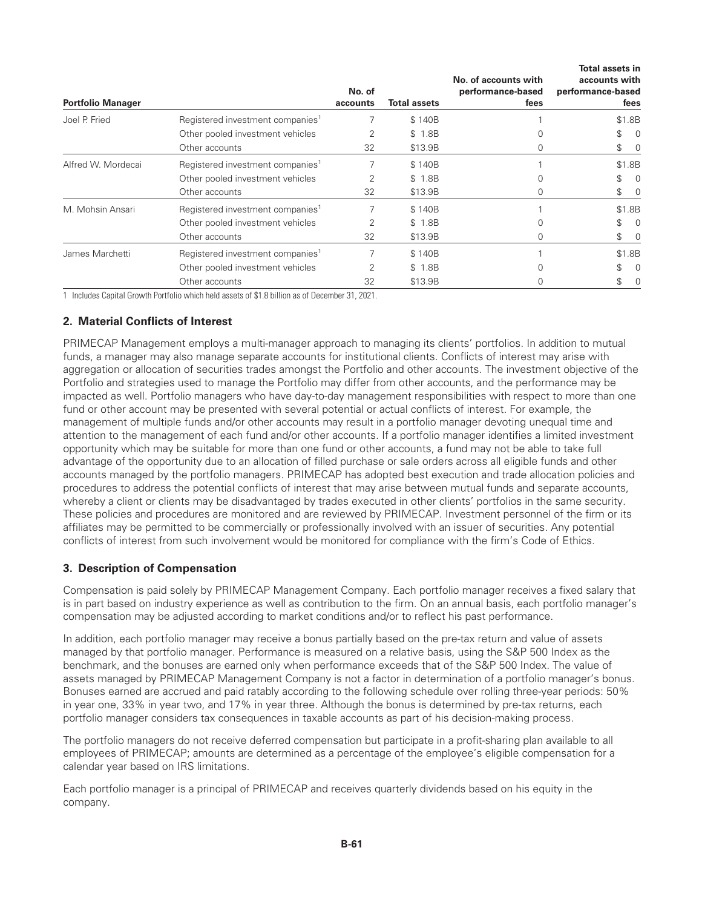| Portfolio Manager | | No. of accounts | Total assets | No. of accounts with performance-based fees | Total assets in accounts with performance-based fees |
|---|---|---|---|---|---|
| Joel P. Fried | Registered investment companies[1] | 7 | $ 140B | 1 | $1.8B |
| | Other pooled investment vehicles | 2 | $ 1.8B | 0 | $ 0 |
| | Other accounts | 32 | $13.9B | 0 | $ 0 |
| Alfred W. Mordecai | Registered investment companies[1] | 7 | $ 140B | 1 | $1.8B |
| | Other pooled investment vehicles | 2 | $ 1.8B | 0 | $ 0 |
| | Other accounts | 32 | $13.9B | 0 | $ 0 |
| M. Mohsin Ansari | Registered investment companies[1] | 7 | $ 140B | 1 | $1.8B |
| | Other pooled investment vehicles | 2 | $ 1.8B | 0 | $ 0 |
| | Other accounts | 32 | $13.9B | 0 | $ 0 |
| James Marchetti | Registered investment companies[1] | 7 | $ 140B | 1 | $1.8B |
| | Other pooled investment vehicles | 2 | $ 1.8B | 0 | $ 0 |
| | Other accounts | 32 | $13.9B | 0 | $ 0 |

1 Includes Capital Growth Portfolio which held assets of $1.8 billion as of December 31, 2021.

### 2. Material Conflicts of Interest

PRIMECAP Management employs a multi-manager approach to managing its clients' portfolios. In addition to mutual funds, a manager may also manage separate accounts for institutional clients. Conflicts of interest may arise with aggregation or allocation of securities trades amongst the Portfolio and other accounts. The investment objective of the Portfolio and strategies used to manage the Portfolio may differ from other accounts, and the performance may be impacted as well. Portfolio managers who have day-to-day management responsibilities with respect to more than one fund or other account may be presented with several potential or actual conflicts of interest. For example, the management of multiple funds and/or other accounts may result in a portfolio manager devoting unequal time and attention to the management of each fund and/or other accounts. If a portfolio manager identifies a limited investment opportunity which may be suitable for more than one fund or other accounts, a fund may not be able to take full advantage of the opportunity due to an allocation of filled purchase or sale orders across all eligible funds and other accounts managed by the portfolio managers. PRIMECAP has adopted best execution and trade allocation policies and procedures to address the potential conflicts of interest that may arise between mutual funds and separate accounts, whereby a client or clients may be disadvantaged by trades executed in other clients' portfolios in the same security. These policies and procedures are monitored and are reviewed by PRIMECAP. Investment personnel of the firm or its affiliates may be permitted to be commercially or professionally involved with an issuer of securities. Any potential conflicts of interest from such involvement would be monitored for compliance with the firm's Code of Ethics.

### 3. Description of Compensation

Compensation is paid solely by PRIMECAP Management Company. Each portfolio manager receives a fixed salary that is in part based on industry experience as well as contribution to the firm. On an annual basis, each portfolio manager's compensation may be adjusted according to market conditions and/or to reflect his past performance.

In addition, each portfolio manager may receive a bonus partially based on the pre-tax return and value of assets managed by that portfolio manager. Performance is measured on a relative basis, using the S&P 500 Index as the benchmark, and the bonuses are earned only when performance exceeds that of the S&P 500 Index. The value of assets managed by PRIMECAP Management Company is not a factor in determination of a portfolio manager's bonus. Bonuses earned are accrued and paid ratably according to the following schedule over rolling three-year periods: 50% in year one, 33% in year two, and 17% in year three. Although the bonus is determined by pre-tax returns, each portfolio manager considers tax consequences in taxable accounts as part of his decision-making process.

The portfolio managers do not receive deferred compensation but participate in a profit-sharing plan available to all employees of PRIMECAP; amounts are determined as a percentage of the employee's eligible compensation for a calendar year based on IRS limitations.

Each portfolio manager is a principal of PRIMECAP and receives quarterly dividends based on his equity in the company.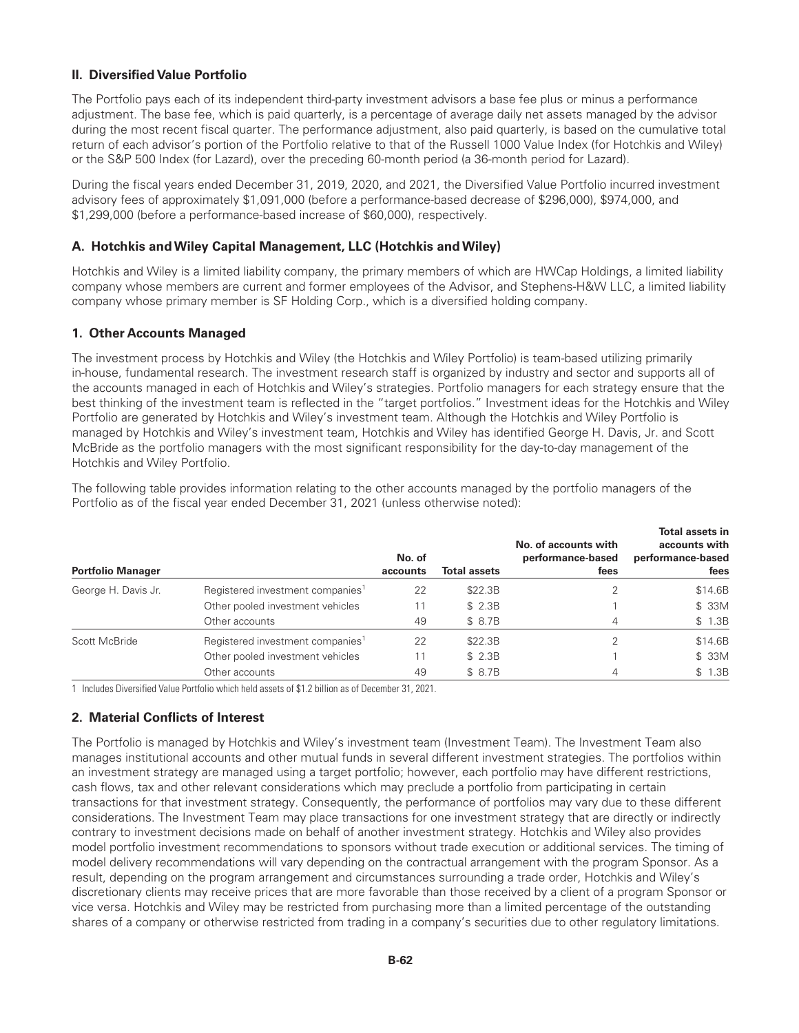## II. Diversified Value Portfolio

The Portfolio pays each of its independent third-party investment advisors a base fee plus or minus a performance adjustment. The base fee, which is paid quarterly, is a percentage of average daily net assets managed by the advisor during the most recent fiscal quarter. The performance adjustment, also paid quarterly, is based on the cumulative total return of each advisor's portion of the Portfolio relative to that of the Russell 1000 Value Index (for Hotchkis and Wiley) or the S&P 500 Index (for Lazard), over the preceding 60-month period (a 36-month period for Lazard).

During the fiscal years ended December 31, 2019, 2020, and 2021, the Diversified Value Portfolio incurred investment advisory fees of approximately $1,091,000 (before a performance-based decrease of $296,000), $974,000, and $1,299,000 (before a performance-based increase of $60,000), respectively.

### A. Hotchkis and Wiley Capital Management, LLC (Hotchkis and Wiley)

Hotchkis and Wiley is a limited liability company, the primary members of which are HWCap Holdings, a limited liability company whose members are current and former employees of the Advisor, and Stephens-H&W LLC, a limited liability company whose primary member is SF Holding Corp., which is a diversified holding company.

### 1. Other Accounts Managed

The investment process by Hotchkis and Wiley (the Hotchkis and Wiley Portfolio) is team-based utilizing primarily in-house, fundamental research. The investment research staff is organized by industry and sector and supports all of the accounts managed in each of Hotchkis and Wiley's strategies. Portfolio managers for each strategy ensure that the best thinking of the investment team is reflected in the "target portfolios." Investment ideas for the Hotchkis and Wiley Portfolio are generated by Hotchkis and Wiley's investment team. Although the Hotchkis and Wiley Portfolio is managed by Hotchkis and Wiley's investment team, Hotchkis and Wiley has identified George H. Davis, Jr. and Scott McBride as the portfolio managers with the most significant responsibility for the day-to-day management of the Hotchkis and Wiley Portfolio.

The following table provides information relating to the other accounts managed by the portfolio managers of the Portfolio as of the fiscal year ended December 31, 2021 (unless otherwise noted):

| Portfolio Manager | | No. of accounts | Total assets | No. of accounts with performance-based fees | Total assets in accounts with performance-based fees |
|---|---|---|---|---|---|
| George H. Davis Jr. | Registered investment companies[1] | 22 | $22.3B | 2 | $14.6B |
| | Other pooled investment vehicles | 11 | $ 2.3B | 1 | $ 33M |
| | Other accounts | 49 | $ 8.7B | 4 | $ 1.3B |
| Scott McBride | Registered investment companies[1] | 22 | $22.3B | 2 | $14.6B |
| | Other pooled investment vehicles | 11 | $ 2.3B | 1 | $ 33M |
| | Other accounts | 49 | $ 8.7B | 4 | $ 1.3B |

1 Includes Diversified Value Portfolio which held assets of $1.2 billion as of December 31, 2021.

### 2. Material Conflicts of Interest

The Portfolio is managed by Hotchkis and Wiley's investment team (Investment Team). The Investment Team also manages institutional accounts and other mutual funds in several different investment strategies. The portfolios within an investment strategy are managed using a target portfolio; however, each portfolio may have different restrictions, cash flows, tax and other relevant considerations which may preclude a portfolio from participating in certain transactions for that investment strategy. Consequently, the performance of portfolios may vary due to these different considerations. The Investment Team may place transactions for one investment strategy that are directly or indirectly contrary to investment decisions made on behalf of another investment strategy. Hotchkis and Wiley also provides model portfolio investment recommendations to sponsors without trade execution or additional services. The timing of model delivery recommendations will vary depending on the contractual arrangement with the program Sponsor. As a result, depending on the program arrangement and circumstances surrounding a trade order, Hotchkis and Wiley's discretionary clients may receive prices that are more favorable than those received by a client of a program Sponsor or vice versa. Hotchkis and Wiley may be restricted from purchasing more than a limited percentage of the outstanding shares of a company or otherwise restricted from trading in a company's securities due to other regulatory limitations.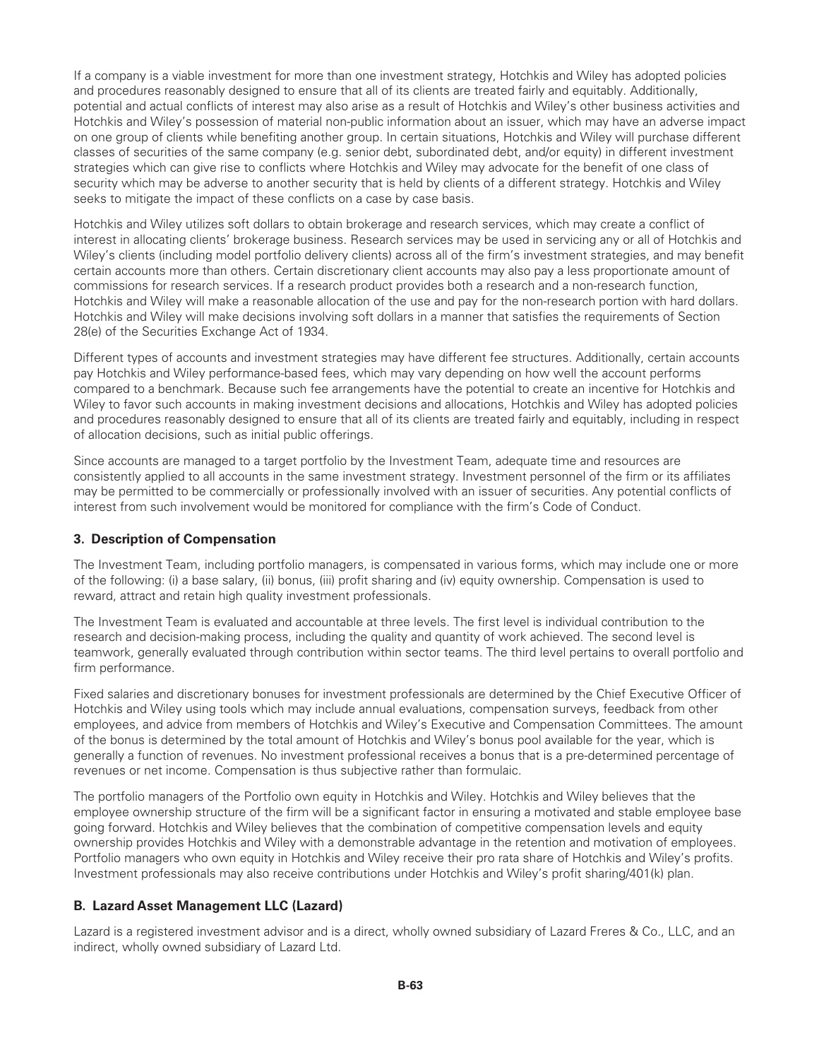If a company is a viable investment for more than one investment strategy, Hotchkis and Wiley has adopted policies and procedures reasonably designed to ensure that all of its clients are treated fairly and equitably. Additionally, potential and actual conflicts of interest may also arise as a result of Hotchkis and Wiley's other business activities and Hotchkis and Wiley's possession of material non-public information about an issuer, which may have an adverse impact on one group of clients while benefiting another group. In certain situations, Hotchkis and Wiley will purchase different classes of securities of the same company (e.g. senior debt, subordinated debt, and/or equity) in different investment strategies which can give rise to conflicts where Hotchkis and Wiley may advocate for the benefit of one class of security which may be adverse to another security that is held by clients of a different strategy. Hotchkis and Wiley seeks to mitigate the impact of these conflicts on a case by case basis.

Hotchkis and Wiley utilizes soft dollars to obtain brokerage and research services, which may create a conflict of interest in allocating clients' brokerage business. Research services may be used in servicing any or all of Hotchkis and Wiley's clients (including model portfolio delivery clients) across all of the firm's investment strategies, and may benefit certain accounts more than others. Certain discretionary client accounts may also pay a less proportionate amount of commissions for research services. If a research product provides both a research and a non-research function, Hotchkis and Wiley will make a reasonable allocation of the use and pay for the non-research portion with hard dollars. Hotchkis and Wiley will make decisions involving soft dollars in a manner that satisfies the requirements of Section 28(e) of the Securities Exchange Act of 1934.

Different types of accounts and investment strategies may have different fee structures. Additionally, certain accounts pay Hotchkis and Wiley performance-based fees, which may vary depending on how well the account performs compared to a benchmark. Because such fee arrangements have the potential to create an incentive for Hotchkis and Wiley to favor such accounts in making investment decisions and allocations, Hotchkis and Wiley has adopted policies and procedures reasonably designed to ensure that all of its clients are treated fairly and equitably, including in respect of allocation decisions, such as initial public offerings.

Since accounts are managed to a target portfolio by the Investment Team, adequate time and resources are consistently applied to all accounts in the same investment strategy. Investment personnel of the firm or its affiliates may be permitted to be commercially or professionally involved with an issuer of securities. Any potential conflicts of interest from such involvement would be monitored for compliance with the firm's Code of Conduct.

### 3. Description of Compensation

The Investment Team, including portfolio managers, is compensated in various forms, which may include one or more of the following: (i) a base salary, (ii) bonus, (iii) profit sharing and (iv) equity ownership. Compensation is used to reward, attract and retain high quality investment professionals.

The Investment Team is evaluated and accountable at three levels. The first level is individual contribution to the research and decision-making process, including the quality and quantity of work achieved. The second level is teamwork, generally evaluated through contribution within sector teams. The third level pertains to overall portfolio and firm performance.

Fixed salaries and discretionary bonuses for investment professionals are determined by the Chief Executive Officer of Hotchkis and Wiley using tools which may include annual evaluations, compensation surveys, feedback from other employees, and advice from members of Hotchkis and Wiley's Executive and Compensation Committees. The amount of the bonus is determined by the total amount of Hotchkis and Wiley's bonus pool available for the year, which is generally a function of revenues. No investment professional receives a bonus that is a pre-determined percentage of revenues or net income. Compensation is thus subjective rather than formulaic.

The portfolio managers of the Portfolio own equity in Hotchkis and Wiley. Hotchkis and Wiley believes that the employee ownership structure of the firm will be a significant factor in ensuring a motivated and stable employee base going forward. Hotchkis and Wiley believes that the combination of competitive compensation levels and equity ownership provides Hotchkis and Wiley with a demonstrable advantage in the retention and motivation of employees. Portfolio managers who own equity in Hotchkis and Wiley receive their pro rata share of Hotchkis and Wiley's profits. Investment professionals may also receive contributions under Hotchkis and Wiley's profit sharing/401(k) plan.

## B. Lazard Asset Management LLC (Lazard)

Lazard is a registered investment advisor and is a direct, wholly owned subsidiary of Lazard Freres & Co., LLC, and an indirect, wholly owned subsidiary of Lazard Ltd.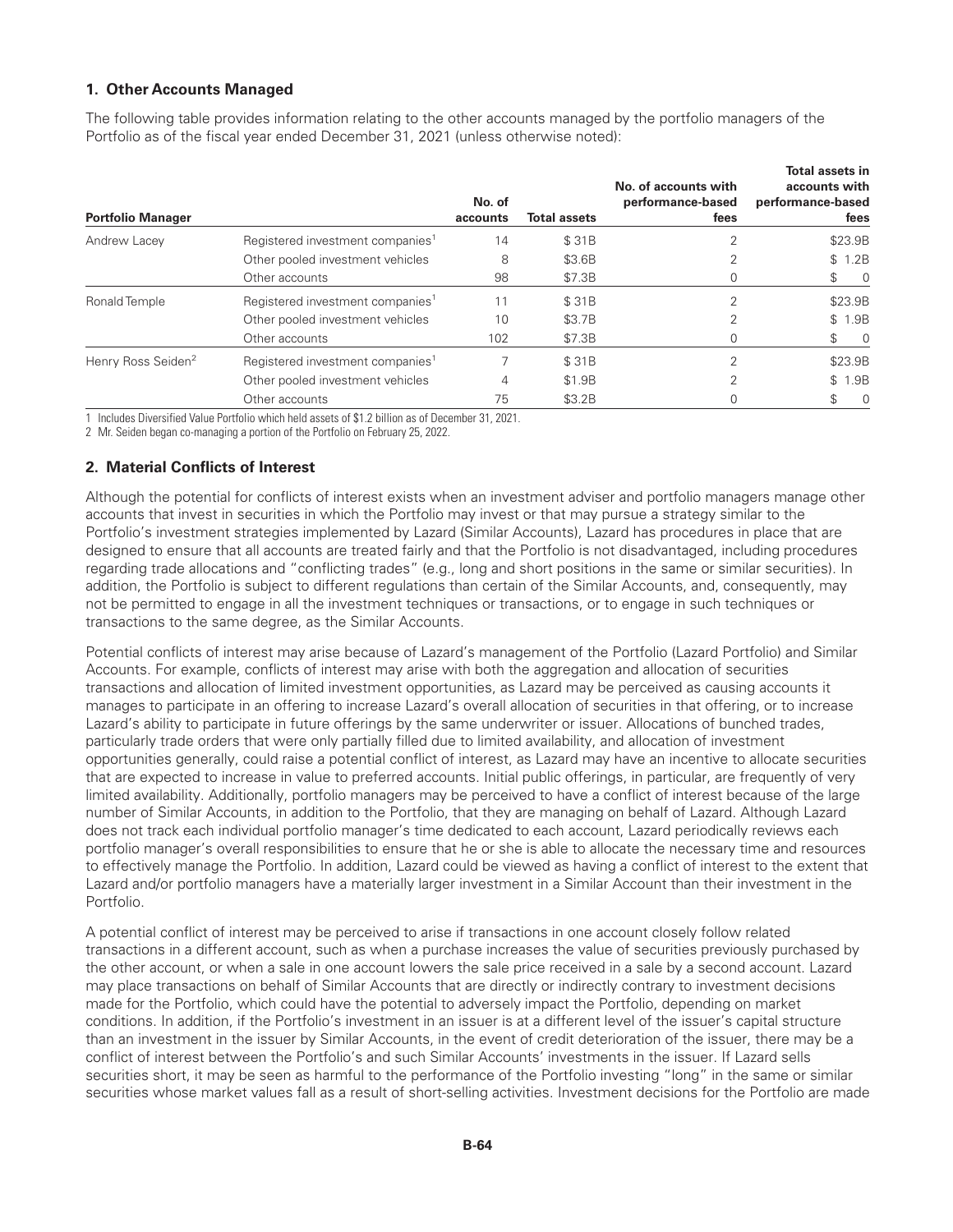## 1. Other Accounts Managed

The following table provides information relating to the other accounts managed by the portfolio managers of the Portfolio as of the fiscal year ended December 31, 2021 (unless otherwise noted):

| Portfolio Manager | | No. of accounts | Total assets | No. of accounts with performance-based fees | Total assets in accounts with performance-based fees |
|---|---|---|---|---|---|
| Andrew Lacey | Registered investment companies[1] | 14 | $ 31B | 2 | $23.9B |
| | Other pooled investment vehicles | 8 | $3.6B | 2 | $ 1.2B |
| | Other accounts | 98 | $7.3B | 0 | $ 0 |
| Ronald Temple | Registered investment companies[1] | 11 | $ 31B | 2 | $23.9B |
| | Other pooled investment vehicles | 10 | $3.7B | 2 | $ 1.9B |
| | Other accounts | 102 | $7.3B | 0 | $ 0 |
| Henry Ross Seiden[2] | Registered investment companies[1] | 7 | $ 31B | 2 | $23.9B |
| | Other pooled investment vehicles | 4 | $1.9B | 2 | $ 1.9B |
| | Other accounts | 75 | $3.2B | 0 | $ 0 |

1 Includes Diversified Value Portfolio which held assets of $1.2 billion as of December 31, 2021.

2 Mr. Seiden began co-managing a portion of the Portfolio on February 25, 2022.

## 2. Material Conflicts of Interest

Although the potential for conflicts of interest exists when an investment adviser and portfolio managers manage other accounts that invest in securities in which the Portfolio may invest or that may pursue a strategy similar to the Portfolio's investment strategies implemented by Lazard (Similar Accounts), Lazard has procedures in place that are designed to ensure that all accounts are treated fairly and that the Portfolio is not disadvantaged, including procedures regarding trade allocations and "conflicting trades" (e.g., long and short positions in the same or similar securities). In addition, the Portfolio is subject to different regulations than certain of the Similar Accounts, and, consequently, may not be permitted to engage in all the investment techniques or transactions, or to engage in such techniques or transactions to the same degree, as the Similar Accounts.

Potential conflicts of interest may arise because of Lazard's management of the Portfolio (Lazard Portfolio) and Similar Accounts. For example, conflicts of interest may arise with both the aggregation and allocation of securities transactions and allocation of limited investment opportunities, as Lazard may be perceived as causing accounts it manages to participate in an offering to increase Lazard's overall allocation of securities in that offering, or to increase Lazard's ability to participate in future offerings by the same underwriter or issuer. Allocations of bunched trades, particularly trade orders that were only partially filled due to limited availability, and allocation of investment opportunities generally, could raise a potential conflict of interest, as Lazard may have an incentive to allocate securities that are expected to increase in value to preferred accounts. Initial public offerings, in particular, are frequently of very limited availability. Additionally, portfolio managers may be perceived to have a conflict of interest because of the large number of Similar Accounts, in addition to the Portfolio, that they are managing on behalf of Lazard. Although Lazard does not track each individual portfolio manager's time dedicated to each account, Lazard periodically reviews each portfolio manager's overall responsibilities to ensure that he or she is able to allocate the necessary time and resources to effectively manage the Portfolio. In addition, Lazard could be viewed as having a conflict of interest to the extent that Lazard and/or portfolio managers have a materially larger investment in a Similar Account than their investment in the Portfolio.

A potential conflict of interest may be perceived to arise if transactions in one account closely follow related transactions in a different account, such as when a purchase increases the value of securities previously purchased by the other account, or when a sale in one account lowers the sale price received in a sale by a second account. Lazard may place transactions on behalf of Similar Accounts that are directly or indirectly contrary to investment decisions made for the Portfolio, which could have the potential to adversely impact the Portfolio, depending on market conditions. In addition, if the Portfolio's investment in an issuer is at a different level of the issuer's capital structure than an investment in the issuer by Similar Accounts, in the event of credit deterioration of the issuer, there may be a conflict of interest between the Portfolio's and such Similar Accounts' investments in the issuer. If Lazard sells securities short, it may be seen as harmful to the performance of the Portfolio investing "long" in the same or similar securities whose market values fall as a result of short-selling activities. Investment decisions for the Portfolio are made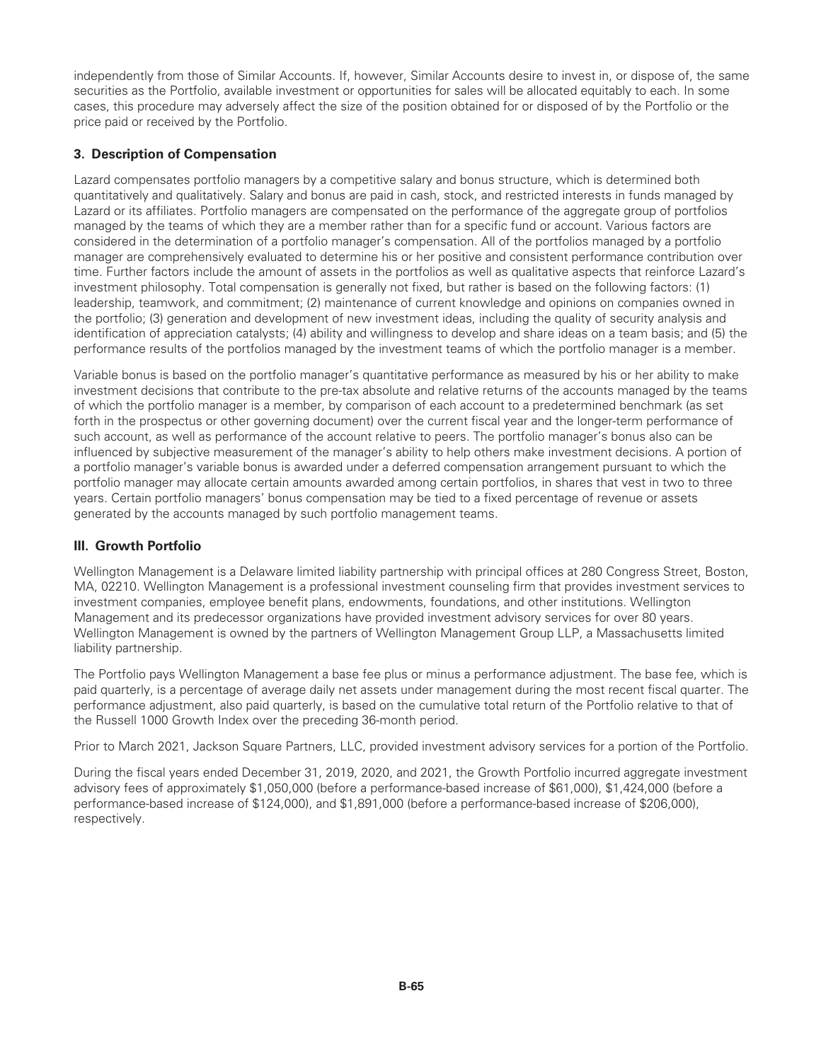independently from those of Similar Accounts. If, however, Similar Accounts desire to invest in, or dispose of, the same securities as the Portfolio, available investment or opportunities for sales will be allocated equitably to each. In some cases, this procedure may adversely affect the size of the position obtained for or disposed of by the Portfolio or the price paid or received by the Portfolio.

### 3. Description of Compensation

Lazard compensates portfolio managers by a competitive salary and bonus structure, which is determined both quantitatively and qualitatively. Salary and bonus are paid in cash, stock, and restricted interests in funds managed by Lazard or its affiliates. Portfolio managers are compensated on the performance of the aggregate group of portfolios managed by the teams of which they are a member rather than for a specific fund or account. Various factors are considered in the determination of a portfolio manager's compensation. All of the portfolios managed by a portfolio manager are comprehensively evaluated to determine his or her positive and consistent performance contribution over time. Further factors include the amount of assets in the portfolios as well as qualitative aspects that reinforce Lazard's investment philosophy. Total compensation is generally not fixed, but rather is based on the following factors: (1) leadership, teamwork, and commitment; (2) maintenance of current knowledge and opinions on companies owned in the portfolio; (3) generation and development of new investment ideas, including the quality of security analysis and identification of appreciation catalysts; (4) ability and willingness to develop and share ideas on a team basis; and (5) the performance results of the portfolios managed by the investment teams of which the portfolio manager is a member.

Variable bonus is based on the portfolio manager's quantitative performance as measured by his or her ability to make investment decisions that contribute to the pre-tax absolute and relative returns of the accounts managed by the teams of which the portfolio manager is a member, by comparison of each account to a predetermined benchmark (as set forth in the prospectus or other governing document) over the current fiscal year and the longer-term performance of such account, as well as performance of the account relative to peers. The portfolio manager's bonus also can be influenced by subjective measurement of the manager's ability to help others make investment decisions. A portion of a portfolio manager's variable bonus is awarded under a deferred compensation arrangement pursuant to which the portfolio manager may allocate certain amounts awarded among certain portfolios, in shares that vest in two to three years. Certain portfolio managers' bonus compensation may be tied to a fixed percentage of revenue or assets generated by the accounts managed by such portfolio management teams.

## III. Growth Portfolio

Wellington Management is a Delaware limited liability partnership with principal offices at 280 Congress Street, Boston, MA, 02210. Wellington Management is a professional investment counseling firm that provides investment services to investment companies, employee benefit plans, endowments, foundations, and other institutions. Wellington Management and its predecessor organizations have provided investment advisory services for over 80 years. Wellington Management is owned by the partners of Wellington Management Group LLP, a Massachusetts limited liability partnership.

The Portfolio pays Wellington Management a base fee plus or minus a performance adjustment. The base fee, which is paid quarterly, is a percentage of average daily net assets under management during the most recent fiscal quarter. The performance adjustment, also paid quarterly, is based on the cumulative total return of the Portfolio relative to that of the Russell 1000 Growth Index over the preceding 36-month period.

Prior to March 2021, Jackson Square Partners, LLC, provided investment advisory services for a portion of the Portfolio.

During the fiscal years ended December 31, 2019, 2020, and 2021, the Growth Portfolio incurred aggregate investment advisory fees of approximately $1,050,000 (before a performance-based increase of $61,000), $1,424,000 (before a performance-based increase of $124,000), and $1,891,000 (before a performance-based increase of $206,000), respectively.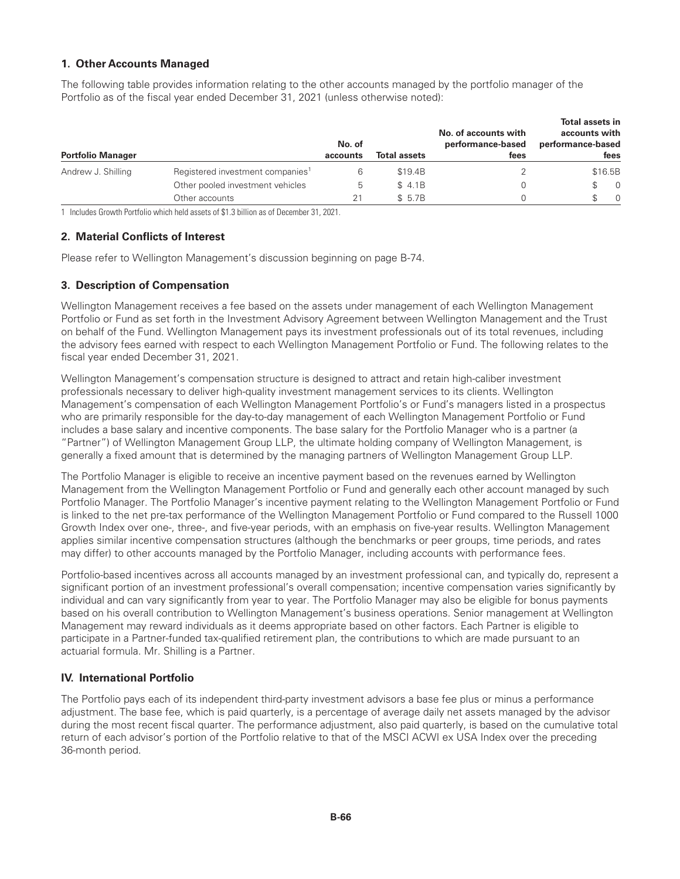### 1. Other Accounts Managed

The following table provides information relating to the other accounts managed by the portfolio manager of the Portfolio as of the fiscal year ended December 31, 2021 (unless otherwise noted):

| Portfolio Manager | | No. of accounts | Total assets | No. of accounts with performance-based fees | Total assets in accounts with performance-based fees |
|---|---|---|---|---|---|
| Andrew J. Shilling | Registered investment companies[1] | 6 | \$19.4B | 2 | \$16.5B |
| | Other pooled investment vehicles | 5 | \$ 4.1B | 0 | \$ 0 |
| | Other accounts | 21 | \$ 5.7B | 0 | \$ 0 |

1 Includes Growth Portfolio which held assets of \$1.3 billion as of December 31, 2021.

### 2. Material Conflicts of Interest

Please refer to Wellington Management's discussion beginning on page B-74.

### 3. Description of Compensation

Wellington Management receives a fee based on the assets under management of each Wellington Management Portfolio or Fund as set forth in the Investment Advisory Agreement between Wellington Management and the Trust on behalf of the Fund. Wellington Management pays its investment professionals out of its total revenues, including the advisory fees earned with respect to each Wellington Management Portfolio or Fund. The following relates to the fiscal year ended December 31, 2021.

Wellington Management's compensation structure is designed to attract and retain high-caliber investment professionals necessary to deliver high-quality investment management services to its clients. Wellington Management's compensation of each Wellington Management Portfolio's or Fund's managers listed in a prospectus who are primarily responsible for the day-to-day management of each Wellington Management Portfolio or Fund includes a base salary and incentive components. The base salary for the Portfolio Manager who is a partner (a "Partner") of Wellington Management Group LLP, the ultimate holding company of Wellington Management, is generally a fixed amount that is determined by the managing partners of Wellington Management Group LLP.

The Portfolio Manager is eligible to receive an incentive payment based on the revenues earned by Wellington Management from the Wellington Management Portfolio or Fund and generally each other account managed by such Portfolio Manager. The Portfolio Manager's incentive payment relating to the Wellington Management Portfolio or Fund is linked to the net pre-tax performance of the Wellington Management Portfolio or Fund compared to the Russell 1000 Growth Index over one-, three-, and five-year periods, with an emphasis on five-year results. Wellington Management applies similar incentive compensation structures (although the benchmarks or peer groups, time periods, and rates may differ) to other accounts managed by the Portfolio Manager, including accounts with performance fees.

Portfolio-based incentives across all accounts managed by an investment professional can, and typically do, represent a significant portion of an investment professional's overall compensation; incentive compensation varies significantly by individual and can vary significantly from year to year. The Portfolio Manager may also be eligible for bonus payments based on his overall contribution to Wellington Management's business operations. Senior management at Wellington Management may reward individuals as it deems appropriate based on other factors. Each Partner is eligible to participate in a Partner-funded tax-qualified retirement plan, the contributions to which are made pursuant to an actuarial formula. Mr. Shilling is a Partner.

### IV. International Portfolio

The Portfolio pays each of its independent third-party investment advisors a base fee plus or minus a performance adjustment. The base fee, which is paid quarterly, is a percentage of average daily net assets managed by the advisor during the most recent fiscal quarter. The performance adjustment, also paid quarterly, is based on the cumulative total return of each advisor's portion of the Portfolio relative to that of the MSCI ACWI ex USA Index over the preceding 36-month period.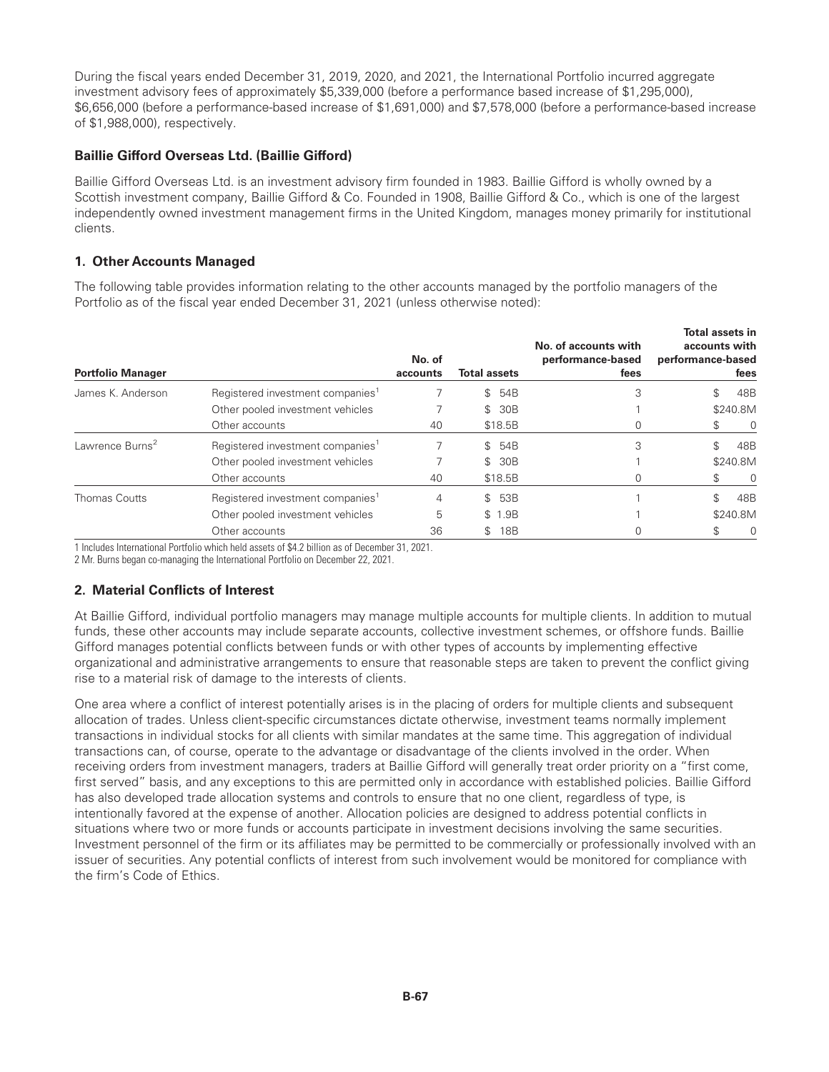During the fiscal years ended December 31, 2019, 2020, and 2021, the International Portfolio incurred aggregate investment advisory fees of approximately $5,339,000 (before a performance based increase of $1,295,000), $6,656,000 (before a performance-based increase of $1,691,000) and $7,578,000 (before a performance-based increase of $1,988,000), respectively.

### Baillie Gifford Overseas Ltd. (Baillie Gifford)

Baillie Gifford Overseas Ltd. is an investment advisory firm founded in 1983. Baillie Gifford is wholly owned by a Scottish investment company, Baillie Gifford & Co. Founded in 1908, Baillie Gifford & Co., which is one of the largest independently owned investment management firms in the United Kingdom, manages money primarily for institutional clients.

### 1. Other Accounts Managed

The following table provides information relating to the other accounts managed by the portfolio managers of the Portfolio as of the fiscal year ended December 31, 2021 (unless otherwise noted):

| Portfolio Manager | | No. of accounts | Total assets | No. of accounts with performance-based fees | Total assets in accounts with performance-based fees |
|---|---|---|---|---|---|
| James K. Anderson | Registered investment companies[1] | 7 | $ 54B | 3 | $ 48B |
| | Other pooled investment vehicles | 7 | $ 30B | 1 | $240.8M |
| | Other accounts | 40 | $18.5B | 0 | $ 0 |
| Lawrence Burns[2] | Registered investment companies[1] | 7 | $ 54B | 3 | $ 48B |
| | Other pooled investment vehicles | 7 | $ 30B | 1 | $240.8M |
| | Other accounts | 40 | $18.5B | 0 | $ 0 |
| Thomas Coutts | Registered investment companies[1] | 4 | $ 53B | 1 | $ 48B |
| | Other pooled investment vehicles | 5 | $ 1.9B | 1 | $240.8M |
| | Other accounts | 36 | $ 18B | 0 | $ 0 |

1 Includes International Portfolio which held assets of $4.2 billion as of December 31, 2021.

2 Mr. Burns began co-managing the International Portfolio on December 22, 2021.

### 2. Material Conflicts of Interest

At Baillie Gifford, individual portfolio managers may manage multiple accounts for multiple clients. In addition to mutual funds, these other accounts may include separate accounts, collective investment schemes, or offshore funds. Baillie Gifford manages potential conflicts between funds or with other types of accounts by implementing effective organizational and administrative arrangements to ensure that reasonable steps are taken to prevent the conflict giving rise to a material risk of damage to the interests of clients.

One area where a conflict of interest potentially arises is in the placing of orders for multiple clients and subsequent allocation of trades. Unless client-specific circumstances dictate otherwise, investment teams normally implement transactions in individual stocks for all clients with similar mandates at the same time. This aggregation of individual transactions can, of course, operate to the advantage or disadvantage of the clients involved in the order. When receiving orders from investment managers, traders at Baillie Gifford will generally treat order priority on a "first come, first served" basis, and any exceptions to this are permitted only in accordance with established policies. Baillie Gifford has also developed trade allocation systems and controls to ensure that no one client, regardless of type, is intentionally favored at the expense of another. Allocation policies are designed to address potential conflicts in situations where two or more funds or accounts participate in investment decisions involving the same securities. Investment personnel of the firm or its affiliates may be permitted to be commercially or professionally involved with an issuer of securities. Any potential conflicts of interest from such involvement would be monitored for compliance with the firm's Code of Ethics.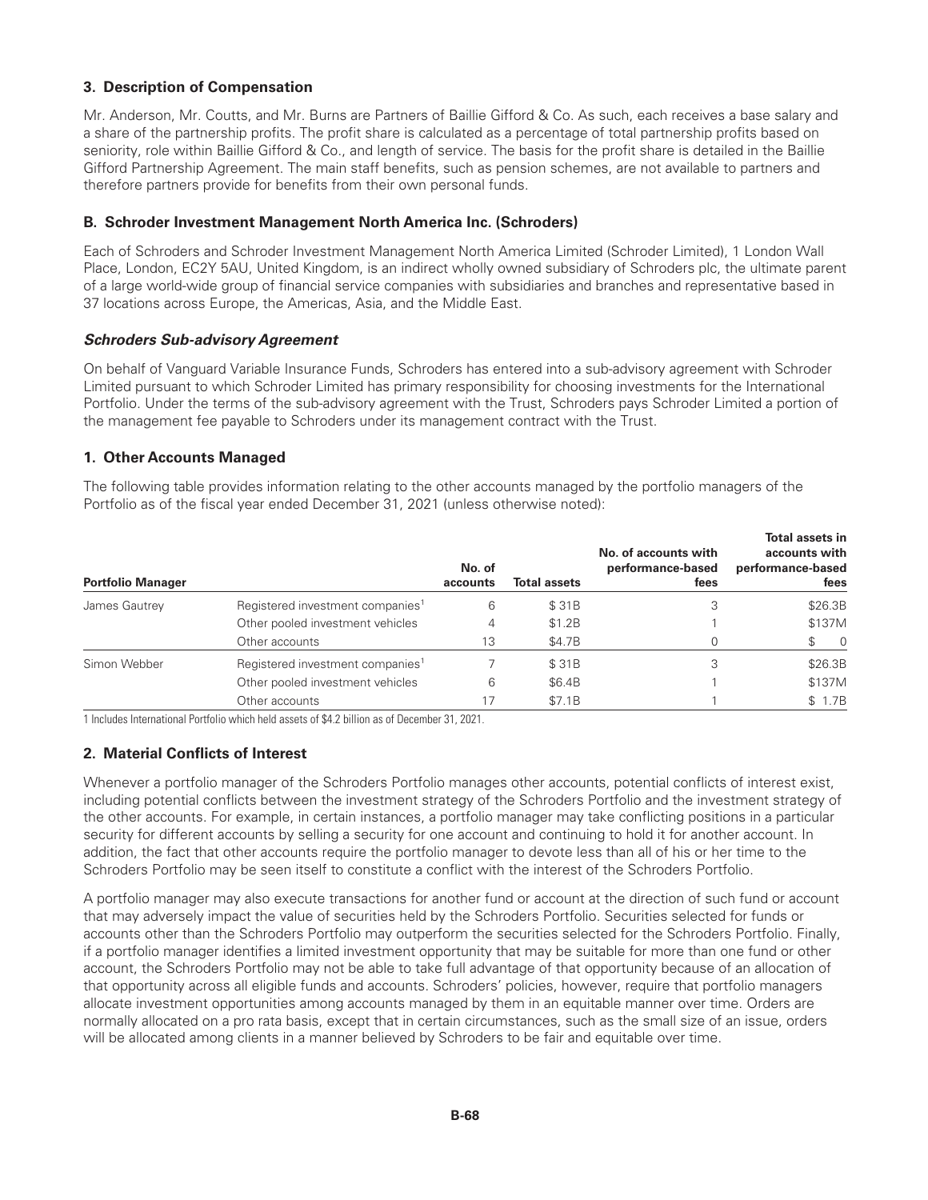### 3. Description of Compensation

Mr. Anderson, Mr. Coutts, and Mr. Burns are Partners of Baillie Gifford & Co. As such, each receives a base salary and a share of the partnership profits. The profit share is calculated as a percentage of total partnership profits based on seniority, role within Baillie Gifford & Co., and length of service. The basis for the profit share is detailed in the Baillie Gifford Partnership Agreement. The main staff benefits, such as pension schemes, are not available to partners and therefore partners provide for benefits from their own personal funds.

### B. Schroder Investment Management North America Inc. (Schroders)

Each of Schroders and Schroder Investment Management North America Limited (Schroder Limited), 1 London Wall Place, London, EC2Y 5AU, United Kingdom, is an indirect wholly owned subsidiary of Schroders plc, the ultimate parent of a large world-wide group of financial service companies with subsidiaries and branches and representative based in 37 locations across Europe, the Americas, Asia, and the Middle East.

#### *Schroders Sub-advisory Agreement*

On behalf of Vanguard Variable Insurance Funds, Schroders has entered into a sub-advisory agreement with Schroder Limited pursuant to which Schroder Limited has primary responsibility for choosing investments for the International Portfolio. Under the terms of the sub-advisory agreement with the Trust, Schroders pays Schroder Limited a portion of the management fee payable to Schroders under its management contract with the Trust.

### 1. Other Accounts Managed

The following table provides information relating to the other accounts managed by the portfolio managers of the Portfolio as of the fiscal year ended December 31, 2021 (unless otherwise noted):

| Portfolio Manager | | No. of accounts | Total assets | No. of accounts with performance-based fees | Total assets in accounts with performance-based fees |
|---|---|---|---|---|---|
| James Gautrey | Registered investment companies[1] | 6 | $ 31B | 3 | $26.3B |
| | Other pooled investment vehicles | 4 | $1.2B | 1 | $137M |
| | Other accounts | 13 | $4.7B | 0 | $ 0 |
| Simon Webber | Registered investment companies[1] | 7 | $ 31B | 3 | $26.3B |
| | Other pooled investment vehicles | 6 | $6.4B | 1 | $137M |
| | Other accounts | 17 | $7.1B | 1 | $ 1.7B |

1 Includes International Portfolio which held assets of $4.2 billion as of December 31, 2021.

### 2. Material Conflicts of Interest

Whenever a portfolio manager of the Schroders Portfolio manages other accounts, potential conflicts of interest exist, including potential conflicts between the investment strategy of the Schroders Portfolio and the investment strategy of the other accounts. For example, in certain instances, a portfolio manager may take conflicting positions in a particular security for different accounts by selling a security for one account and continuing to hold it for another account. In addition, the fact that other accounts require the portfolio manager to devote less than all of his or her time to the Schroders Portfolio may be seen itself to constitute a conflict with the interest of the Schroders Portfolio.

A portfolio manager may also execute transactions for another fund or account at the direction of such fund or account that may adversely impact the value of securities held by the Schroders Portfolio. Securities selected for funds or accounts other than the Schroders Portfolio may outperform the securities selected for the Schroders Portfolio. Finally, if a portfolio manager identifies a limited investment opportunity that may be suitable for more than one fund or other account, the Schroders Portfolio may not be able to take full advantage of that opportunity because of an allocation of that opportunity across all eligible funds and accounts. Schroders' policies, however, require that portfolio managers allocate investment opportunities among accounts managed by them in an equitable manner over time. Orders are normally allocated on a pro rata basis, except that in certain circumstances, such as the small size of an issue, orders will be allocated among clients in a manner believed by Schroders to be fair and equitable over time.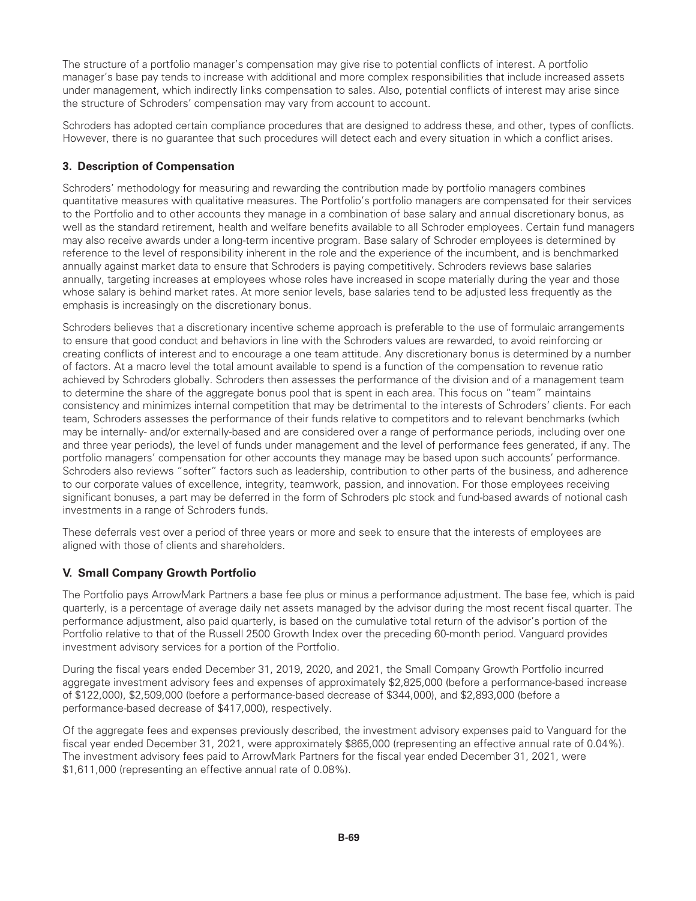The structure of a portfolio manager's compensation may give rise to potential conflicts of interest. A portfolio manager's base pay tends to increase with additional and more complex responsibilities that include increased assets under management, which indirectly links compensation to sales. Also, potential conflicts of interest may arise since the structure of Schroders' compensation may vary from account to account.

Schroders has adopted certain compliance procedures that are designed to address these, and other, types of conflicts. However, there is no guarantee that such procedures will detect each and every situation in which a conflict arises.

### 3. Description of Compensation

Schroders' methodology for measuring and rewarding the contribution made by portfolio managers combines quantitative measures with qualitative measures. The Portfolio's portfolio managers are compensated for their services to the Portfolio and to other accounts they manage in a combination of base salary and annual discretionary bonus, as well as the standard retirement, health and welfare benefits available to all Schroder employees. Certain fund managers may also receive awards under a long-term incentive program. Base salary of Schroder employees is determined by reference to the level of responsibility inherent in the role and the experience of the incumbent, and is benchmarked annually against market data to ensure that Schroders is paying competitively. Schroders reviews base salaries annually, targeting increases at employees whose roles have increased in scope materially during the year and those whose salary is behind market rates. At more senior levels, base salaries tend to be adjusted less frequently as the emphasis is increasingly on the discretionary bonus.

Schroders believes that a discretionary incentive scheme approach is preferable to the use of formulaic arrangements to ensure that good conduct and behaviors in line with the Schroders values are rewarded, to avoid reinforcing or creating conflicts of interest and to encourage a one team attitude. Any discretionary bonus is determined by a number of factors. At a macro level the total amount available to spend is a function of the compensation to revenue ratio achieved by Schroders globally. Schroders then assesses the performance of the division and of a management team to determine the share of the aggregate bonus pool that is spent in each area. This focus on "team" maintains consistency and minimizes internal competition that may be detrimental to the interests of Schroders' clients. For each team, Schroders assesses the performance of their funds relative to competitors and to relevant benchmarks (which may be internally- and/or externally-based and are considered over a range of performance periods, including over one and three year periods), the level of funds under management and the level of performance fees generated, if any. The portfolio managers' compensation for other accounts they manage may be based upon such accounts' performance. Schroders also reviews "softer" factors such as leadership, contribution to other parts of the business, and adherence to our corporate values of excellence, integrity, teamwork, passion, and innovation. For those employees receiving significant bonuses, a part may be deferred in the form of Schroders plc stock and fund-based awards of notional cash investments in a range of Schroders funds.

These deferrals vest over a period of three years or more and seek to ensure that the interests of employees are aligned with those of clients and shareholders.

## V. Small Company Growth Portfolio

The Portfolio pays ArrowMark Partners a base fee plus or minus a performance adjustment. The base fee, which is paid quarterly, is a percentage of average daily net assets managed by the advisor during the most recent fiscal quarter. The performance adjustment, also paid quarterly, is based on the cumulative total return of the advisor's portion of the Portfolio relative to that of the Russell 2500 Growth Index over the preceding 60-month period. Vanguard provides investment advisory services for a portion of the Portfolio.

During the fiscal years ended December 31, 2019, 2020, and 2021, the Small Company Growth Portfolio incurred aggregate investment advisory fees and expenses of approximately $2,825,000 (before a performance-based increase of $122,000), $2,509,000 (before a performance-based decrease of $344,000), and $2,893,000 (before a performance-based decrease of $417,000), respectively.

Of the aggregate fees and expenses previously described, the investment advisory expenses paid to Vanguard for the fiscal year ended December 31, 2021, were approximately $865,000 (representing an effective annual rate of 0.04%). The investment advisory fees paid to ArrowMark Partners for the fiscal year ended December 31, 2021, were $1,611,000 (representing an effective annual rate of 0.08%).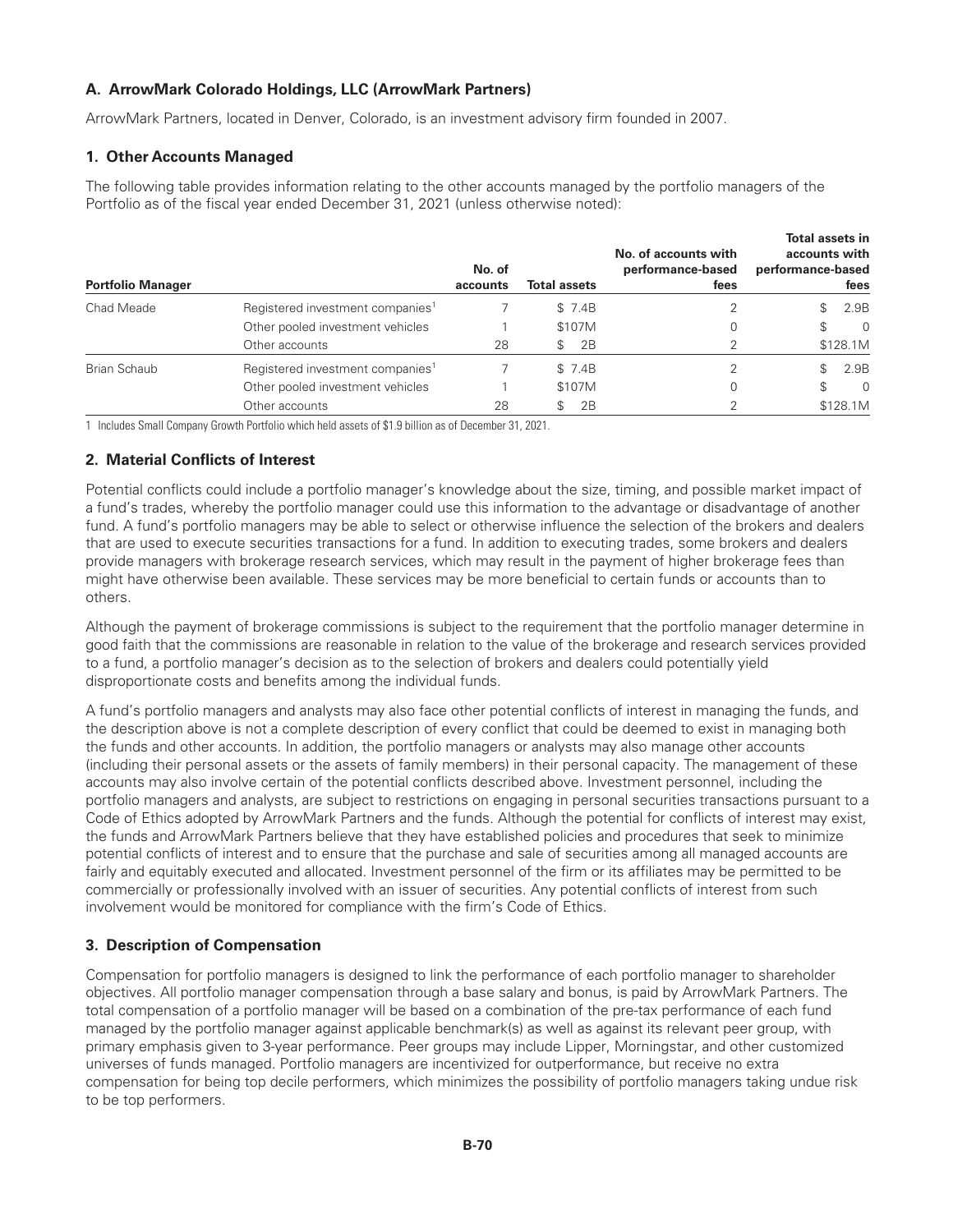### A. ArrowMark Colorado Holdings, LLC (ArrowMark Partners)

ArrowMark Partners, located in Denver, Colorado, is an investment advisory firm founded in 2007.

#### 1. Other Accounts Managed

The following table provides information relating to the other accounts managed by the portfolio managers of the Portfolio as of the fiscal year ended December 31, 2021 (unless otherwise noted):

| Portfolio Manager | | No. of accounts | Total assets | No. of accounts with performance-based fees | Total assets in accounts with performance-based fees |
|---|---|---|---|---|---|
| Chad Meade | Registered investment companies[1] | 7 | $ 7.4B | 2 | $ 2.9B |
| | Other pooled investment vehicles | 1 | $107M | 0 | $ 0 |
| | Other accounts | 28 | $ 2B | 2 | $128.1M |
| Brian Schaub | Registered investment companies[1] | 7 | $ 7.4B | 2 | $ 2.9B |
| | Other pooled investment vehicles | 1 | $107M | 0 | $ 0 |
| | Other accounts | 28 | $ 2B | 2 | $128.1M |

1 Includes Small Company Growth Portfolio which held assets of $1.9 billion as of December 31, 2021.

#### 2. Material Conflicts of Interest

Potential conflicts could include a portfolio manager's knowledge about the size, timing, and possible market impact of a fund's trades, whereby the portfolio manager could use this information to the advantage or disadvantage of another fund. A fund's portfolio managers may be able to select or otherwise influence the selection of the brokers and dealers that are used to execute securities transactions for a fund. In addition to executing trades, some brokers and dealers provide managers with brokerage research services, which may result in the payment of higher brokerage fees than might have otherwise been available. These services may be more beneficial to certain funds or accounts than to others.

Although the payment of brokerage commissions is subject to the requirement that the portfolio manager determine in good faith that the commissions are reasonable in relation to the value of the brokerage and research services provided to a fund, a portfolio manager's decision as to the selection of brokers and dealers could potentially yield disproportionate costs and benefits among the individual funds.

A fund's portfolio managers and analysts may also face other potential conflicts of interest in managing the funds, and the description above is not a complete description of every conflict that could be deemed to exist in managing both the funds and other accounts. In addition, the portfolio managers or analysts may also manage other accounts (including their personal assets or the assets of family members) in their personal capacity. The management of these accounts may also involve certain of the potential conflicts described above. Investment personnel, including the portfolio managers and analysts, are subject to restrictions on engaging in personal securities transactions pursuant to a Code of Ethics adopted by ArrowMark Partners and the funds. Although the potential for conflicts of interest may exist, the funds and ArrowMark Partners believe that they have established policies and procedures that seek to minimize potential conflicts of interest and to ensure that the purchase and sale of securities among all managed accounts are fairly and equitably executed and allocated. Investment personnel of the firm or its affiliates may be permitted to be commercially or professionally involved with an issuer of securities. Any potential conflicts of interest from such involvement would be monitored for compliance with the firm's Code of Ethics.

#### 3. Description of Compensation

Compensation for portfolio managers is designed to link the performance of each portfolio manager to shareholder objectives. All portfolio manager compensation through a base salary and bonus, is paid by ArrowMark Partners. The total compensation of a portfolio manager will be based on a combination of the pre-tax performance of each fund managed by the portfolio manager against applicable benchmark(s) as well as against its relevant peer group, with primary emphasis given to 3-year performance. Peer groups may include Lipper, Morningstar, and other customized universes of funds managed. Portfolio managers are incentivized for outperformance, but receive no extra compensation for being top decile performers, which minimizes the possibility of portfolio managers taking undue risk to be top performers.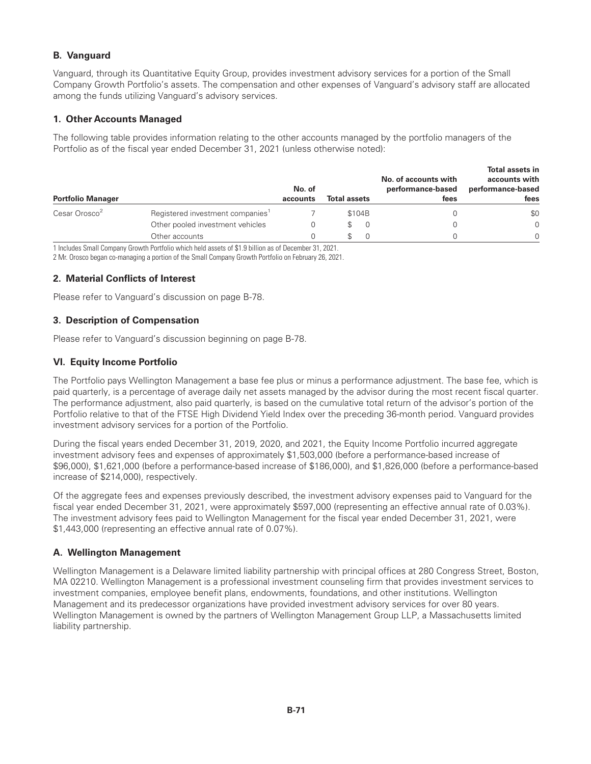### B. Vanguard

Vanguard, through its Quantitative Equity Group, provides investment advisory services for a portion of the Small Company Growth Portfolio's assets. The compensation and other expenses of Vanguard's advisory staff are allocated among the funds utilizing Vanguard's advisory services.

#### 1. Other Accounts Managed

The following table provides information relating to the other accounts managed by the portfolio managers of the Portfolio as of the fiscal year ended December 31, 2021 (unless otherwise noted):

| Portfolio Manager | | No. of accounts | Total assets | No. of accounts with performance-based fees | Total assets in accounts with performance-based fees |
|---|---|---|---|---|---|
| Cesar Orosco[2] | Registered investment companies[1] | 7 | $104B | 0 | $0 |
| | Other pooled investment vehicles | 0 | $ 0 | 0 | 0 |
| | Other accounts | 0 | $ 0 | 0 | 0 |

1 Includes Small Company Growth Portfolio which held assets of $1.9 billion as of December 31, 2021.

2 Mr. Orosco began co-managing a portion of the Small Company Growth Portfolio on February 26, 2021.

#### 2. Material Conflicts of Interest

Please refer to Vanguard's discussion on page B-78.

#### 3. Description of Compensation

Please refer to Vanguard's discussion beginning on page B-78.

### VI. Equity Income Portfolio

The Portfolio pays Wellington Management a base fee plus or minus a performance adjustment. The base fee, which is paid quarterly, is a percentage of average daily net assets managed by the advisor during the most recent fiscal quarter. The performance adjustment, also paid quarterly, is based on the cumulative total return of the advisor's portion of the Portfolio relative to that of the FTSE High Dividend Yield Index over the preceding 36-month period. Vanguard provides investment advisory services for a portion of the Portfolio.

During the fiscal years ended December 31, 2019, 2020, and 2021, the Equity Income Portfolio incurred aggregate investment advisory fees and expenses of approximately $1,503,000 (before a performance-based increase of $96,000), $1,621,000 (before a performance-based increase of $186,000), and $1,826,000 (before a performance-based increase of $214,000), respectively.

Of the aggregate fees and expenses previously described, the investment advisory expenses paid to Vanguard for the fiscal year ended December 31, 2021, were approximately $597,000 (representing an effective annual rate of 0.03%). The investment advisory fees paid to Wellington Management for the fiscal year ended December 31, 2021, were $1,443,000 (representing an effective annual rate of 0.07%).

### A. Wellington Management

Wellington Management is a Delaware limited liability partnership with principal offices at 280 Congress Street, Boston, MA 02210. Wellington Management is a professional investment counseling firm that provides investment services to investment companies, employee benefit plans, endowments, foundations, and other institutions. Wellington Management and its predecessor organizations have provided investment advisory services for over 80 years. Wellington Management is owned by the partners of Wellington Management Group LLP, a Massachusetts limited liability partnership.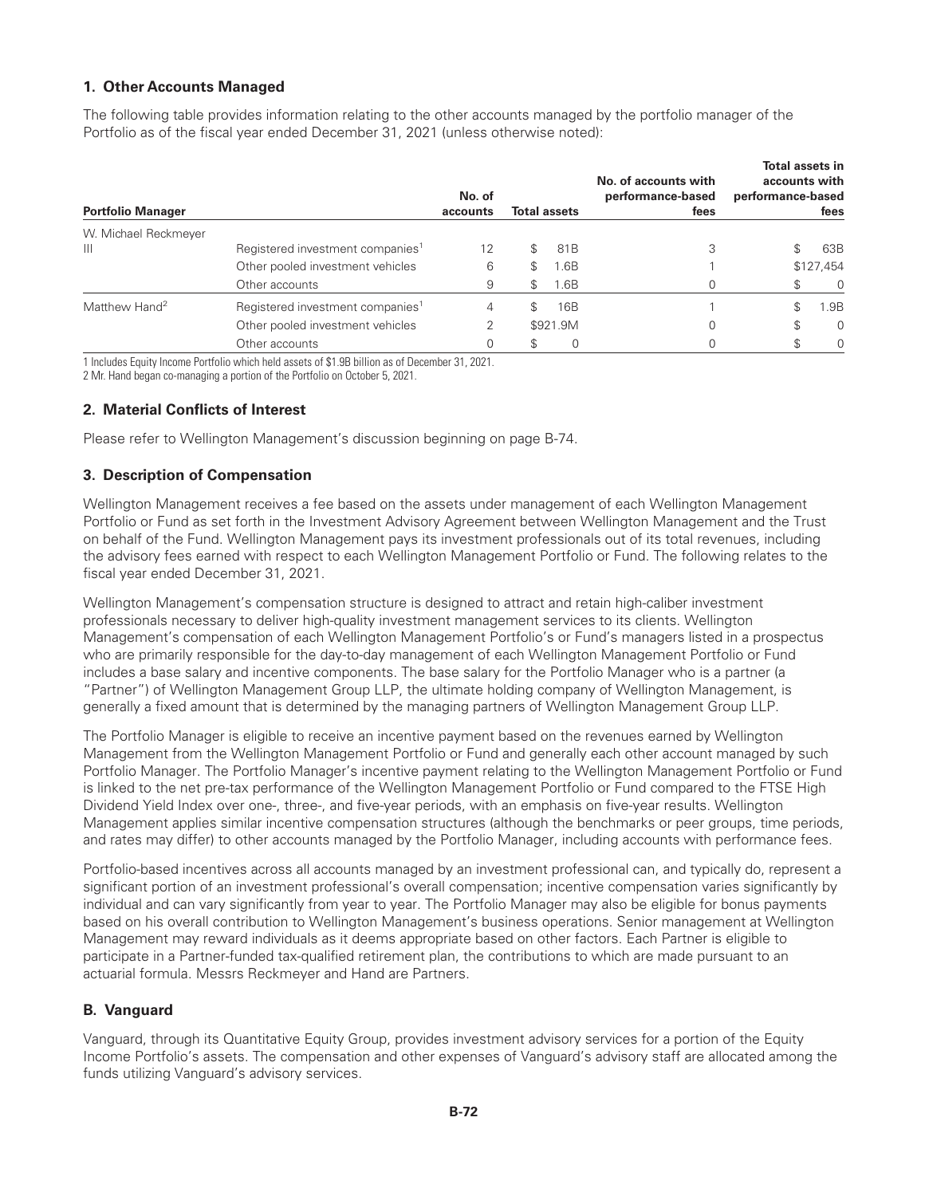### 1. Other Accounts Managed

The following table provides information relating to the other accounts managed by the portfolio manager of the Portfolio as of the fiscal year ended December 31, 2021 (unless otherwise noted):

| Portfolio Manager | | No. of accounts | Total assets | No. of accounts with performance-based fees | Total assets in accounts with performance-based fees |
|---|---|---|---|---|---|
| W. Michael Reckmeyer III | Registered investment companies[1] | 12 | $ 81B | 3 | $ 63B |
| | Other pooled investment vehicles | 6 | $ 1.6B | 1 | $127,454 |
| | Other accounts | 9 | $ 1.6B | 0 | $ 0 |
| Matthew Hand[2] | Registered investment companies[1] | 4 | $ 16B | 1 | $ 1.9B |
| | Other pooled investment vehicles | 2 | $921.9M | 0 | $ 0 |
| | Other accounts | 0 | $ 0 | 0 | $ 0 |

1 Includes Equity Income Portfolio which held assets of $1.9B billion as of December 31, 2021.

2 Mr. Hand began co-managing a portion of the Portfolio on October 5, 2021.

### 2. Material Conflicts of Interest

Please refer to Wellington Management's discussion beginning on page B-74.

### 3. Description of Compensation

Wellington Management receives a fee based on the assets under management of each Wellington Management Portfolio or Fund as set forth in the Investment Advisory Agreement between Wellington Management and the Trust on behalf of the Fund. Wellington Management pays its investment professionals out of its total revenues, including the advisory fees earned with respect to each Wellington Management Portfolio or Fund. The following relates to the fiscal year ended December 31, 2021.

Wellington Management's compensation structure is designed to attract and retain high-caliber investment professionals necessary to deliver high-quality investment management services to its clients. Wellington Management's compensation of each Wellington Management Portfolio's or Fund's managers listed in a prospectus who are primarily responsible for the day-to-day management of each Wellington Management Portfolio or Fund includes a base salary and incentive components. The base salary for the Portfolio Manager who is a partner (a "Partner") of Wellington Management Group LLP, the ultimate holding company of Wellington Management, is generally a fixed amount that is determined by the managing partners of Wellington Management Group LLP.

The Portfolio Manager is eligible to receive an incentive payment based on the revenues earned by Wellington Management from the Wellington Management Portfolio or Fund and generally each other account managed by such Portfolio Manager. The Portfolio Manager's incentive payment relating to the Wellington Management Portfolio or Fund is linked to the net pre-tax performance of the Wellington Management Portfolio or Fund compared to the FTSE High Dividend Yield Index over one-, three-, and five-year periods, with an emphasis on five-year results. Wellington Management applies similar incentive compensation structures (although the benchmarks or peer groups, time periods, and rates may differ) to other accounts managed by the Portfolio Manager, including accounts with performance fees.

Portfolio-based incentives across all accounts managed by an investment professional can, and typically do, represent a significant portion of an investment professional's overall compensation; incentive compensation varies significantly by individual and can vary significantly from year to year. The Portfolio Manager may also be eligible for bonus payments based on his overall contribution to Wellington Management's business operations. Senior management at Wellington Management may reward individuals as it deems appropriate based on other factors. Each Partner is eligible to participate in a Partner-funded tax-qualified retirement plan, the contributions to which are made pursuant to an actuarial formula. Messrs Reckmeyer and Hand are Partners.

## B. Vanguard

Vanguard, through its Quantitative Equity Group, provides investment advisory services for a portion of the Equity Income Portfolio's assets. The compensation and other expenses of Vanguard's advisory staff are allocated among the funds utilizing Vanguard's advisory services.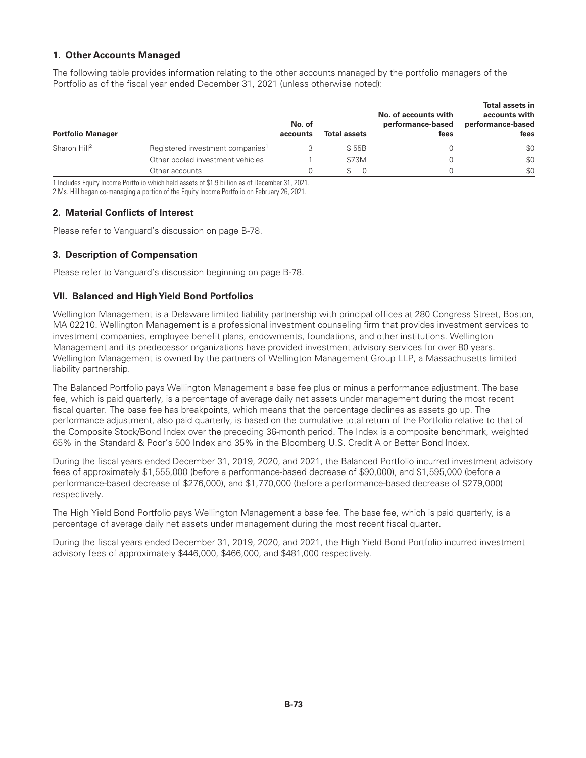### 1. Other Accounts Managed

The following table provides information relating to the other accounts managed by the portfolio managers of the Portfolio as of the fiscal year ended December 31, 2021 (unless otherwise noted):

| Portfolio Manager | | No. of accounts | Total assets | No. of accounts with performance-based fees | Total assets in accounts with performance-based fees |
|---|---|---|---|---|---|
| Sharon Hill[2] | Registered investment companies[1] | 3 | $ 55B | 0 | $0 |
| | Other pooled investment vehicles | 1 | $73M | 0 | $0 |
| | Other accounts | 0 | $ 0 | 0 | $0 |

1 Includes Equity Income Portfolio which held assets of $1.9 billion as of December 31, 2021.
2 Ms. Hill began co-managing a portion of the Equity Income Portfolio on February 26, 2021.

### 2. Material Conflicts of Interest

Please refer to Vanguard's discussion on page B-78.

### 3. Description of Compensation

Please refer to Vanguard's discussion beginning on page B-78.

## VII. Balanced and High Yield Bond Portfolios

Wellington Management is a Delaware limited liability partnership with principal offices at 280 Congress Street, Boston, MA 02210. Wellington Management is a professional investment counseling firm that provides investment services to investment companies, employee benefit plans, endowments, foundations, and other institutions. Wellington Management and its predecessor organizations have provided investment advisory services for over 80 years. Wellington Management is owned by the partners of Wellington Management Group LLP, a Massachusetts limited liability partnership.

The Balanced Portfolio pays Wellington Management a base fee plus or minus a performance adjustment. The base fee, which is paid quarterly, is a percentage of average daily net assets under management during the most recent fiscal quarter. The base fee has breakpoints, which means that the percentage declines as assets go up. The performance adjustment, also paid quarterly, is based on the cumulative total return of the Portfolio relative to that of the Composite Stock/Bond Index over the preceding 36-month period. The Index is a composite benchmark, weighted 65% in the Standard & Poor's 500 Index and 35% in the Bloomberg U.S. Credit A or Better Bond Index.

During the fiscal years ended December 31, 2019, 2020, and 2021, the Balanced Portfolio incurred investment advisory fees of approximately $1,555,000 (before a performance-based decrease of $90,000), and $1,595,000 (before a performance-based decrease of $276,000), and $1,770,000 (before a performance-based decrease of $279,000) respectively.

The High Yield Bond Portfolio pays Wellington Management a base fee. The base fee, which is paid quarterly, is a percentage of average daily net assets under management during the most recent fiscal quarter.

During the fiscal years ended December 31, 2019, 2020, and 2021, the High Yield Bond Portfolio incurred investment advisory fees of approximately $446,000, $466,000, and $481,000 respectively.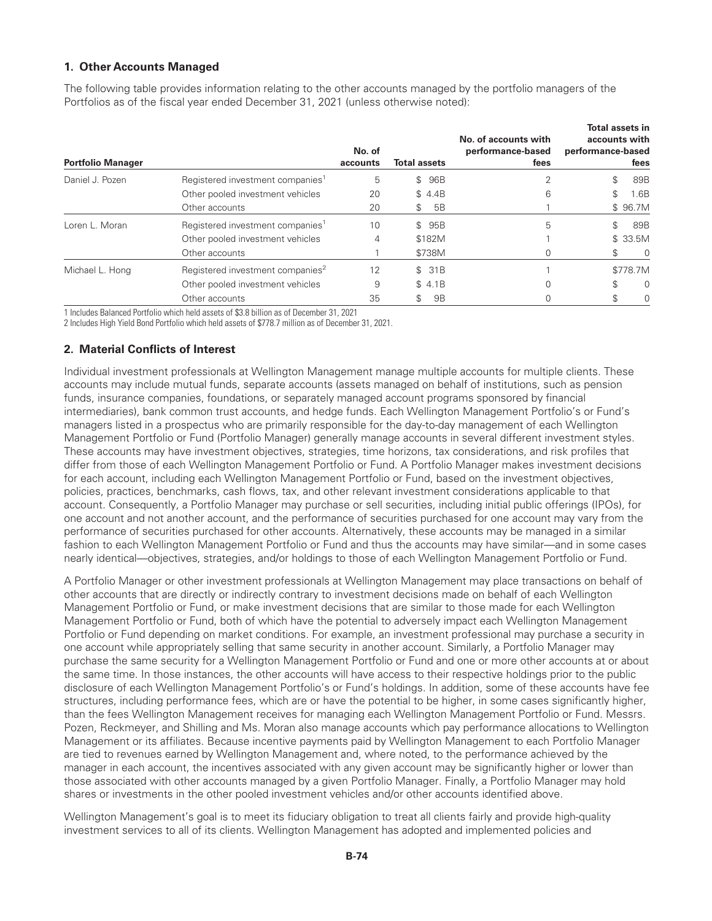## 1. Other Accounts Managed

The following table provides information relating to the other accounts managed by the portfolio managers of the Portfolios as of the fiscal year ended December 31, 2021 (unless otherwise noted):

| Portfolio Manager | | No. of accounts | Total assets | No. of accounts with performance-based fees | Total assets in accounts with performance-based fees |
|---|---|---|---|---|---|
| Daniel J. Pozen | Registered investment companies[1] | 5 | $ 96B | 2 | $ 89B |
| | Other pooled investment vehicles | 20 | $ 4.4B | 6 | $ 1.6B |
| | Other accounts | 20 | $ 5B | 1 | $ 96.7M |
| Loren L. Moran | Registered investment companies[1] | 10 | $ 95B | 5 | $ 89B |
| | Other pooled investment vehicles | 4 | $182M | 1 | $ 33.5M |
| | Other accounts | 1 | $738M | 0 | $ 0 |
| Michael L. Hong | Registered investment companies[2] | 12 | $ 31B | 1 | $778.7M |
| | Other pooled investment vehicles | 9 | $ 4.1B | 0 | $ 0 |
| | Other accounts | 35 | $ 9B | 0 | $ 0 |

1 Includes Balanced Portfolio which held assets of $3.8 billion as of December 31, 2021

2 Includes High Yield Bond Portfolio which held assets of $778.7 million as of December 31, 2021.

## 2. Material Conflicts of Interest

Individual investment professionals at Wellington Management manage multiple accounts for multiple clients. These accounts may include mutual funds, separate accounts (assets managed on behalf of institutions, such as pension funds, insurance companies, foundations, or separately managed account programs sponsored by financial intermediaries), bank common trust accounts, and hedge funds. Each Wellington Management Portfolio's or Fund's managers listed in a prospectus who are primarily responsible for the day-to-day management of each Wellington Management Portfolio or Fund (Portfolio Manager) generally manage accounts in several different investment styles. These accounts may have investment objectives, strategies, time horizons, tax considerations, and risk profiles that differ from those of each Wellington Management Portfolio or Fund. A Portfolio Manager makes investment decisions for each account, including each Wellington Management Portfolio or Fund, based on the investment objectives, policies, practices, benchmarks, cash flows, tax, and other relevant investment considerations applicable to that account. Consequently, a Portfolio Manager may purchase or sell securities, including initial public offerings (IPOs), for one account and not another account, and the performance of securities purchased for one account may vary from the performance of securities purchased for other accounts. Alternatively, these accounts may be managed in a similar fashion to each Wellington Management Portfolio or Fund and thus the accounts may have similar—and in some cases nearly identical—objectives, strategies, and/or holdings to those of each Wellington Management Portfolio or Fund.

A Portfolio Manager or other investment professionals at Wellington Management may place transactions on behalf of other accounts that are directly or indirectly contrary to investment decisions made on behalf of each Wellington Management Portfolio or Fund, or make investment decisions that are similar to those made for each Wellington Management Portfolio or Fund, both of which have the potential to adversely impact each Wellington Management Portfolio or Fund depending on market conditions. For example, an investment professional may purchase a security in one account while appropriately selling that same security in another account. Similarly, a Portfolio Manager may purchase the same security for a Wellington Management Portfolio or Fund and one or more other accounts at or about the same time. In those instances, the other accounts will have access to their respective holdings prior to the public disclosure of each Wellington Management Portfolio's or Fund's holdings. In addition, some of these accounts have fee structures, including performance fees, which are or have the potential to be higher, in some cases significantly higher, than the fees Wellington Management receives for managing each Wellington Management Portfolio or Fund. Messrs. Pozen, Reckmeyer, and Shilling and Ms. Moran also manage accounts which pay performance allocations to Wellington Management or its affiliates. Because incentive payments paid by Wellington Management to each Portfolio Manager are tied to revenues earned by Wellington Management and, where noted, to the performance achieved by the manager in each account, the incentives associated with any given account may be significantly higher or lower than those associated with other accounts managed by a given Portfolio Manager. Finally, a Portfolio Manager may hold shares or investments in the other pooled investment vehicles and/or other accounts identified above.

Wellington Management's goal is to meet its fiduciary obligation to treat all clients fairly and provide high-quality investment services to all of its clients. Wellington Management has adopted and implemented policies and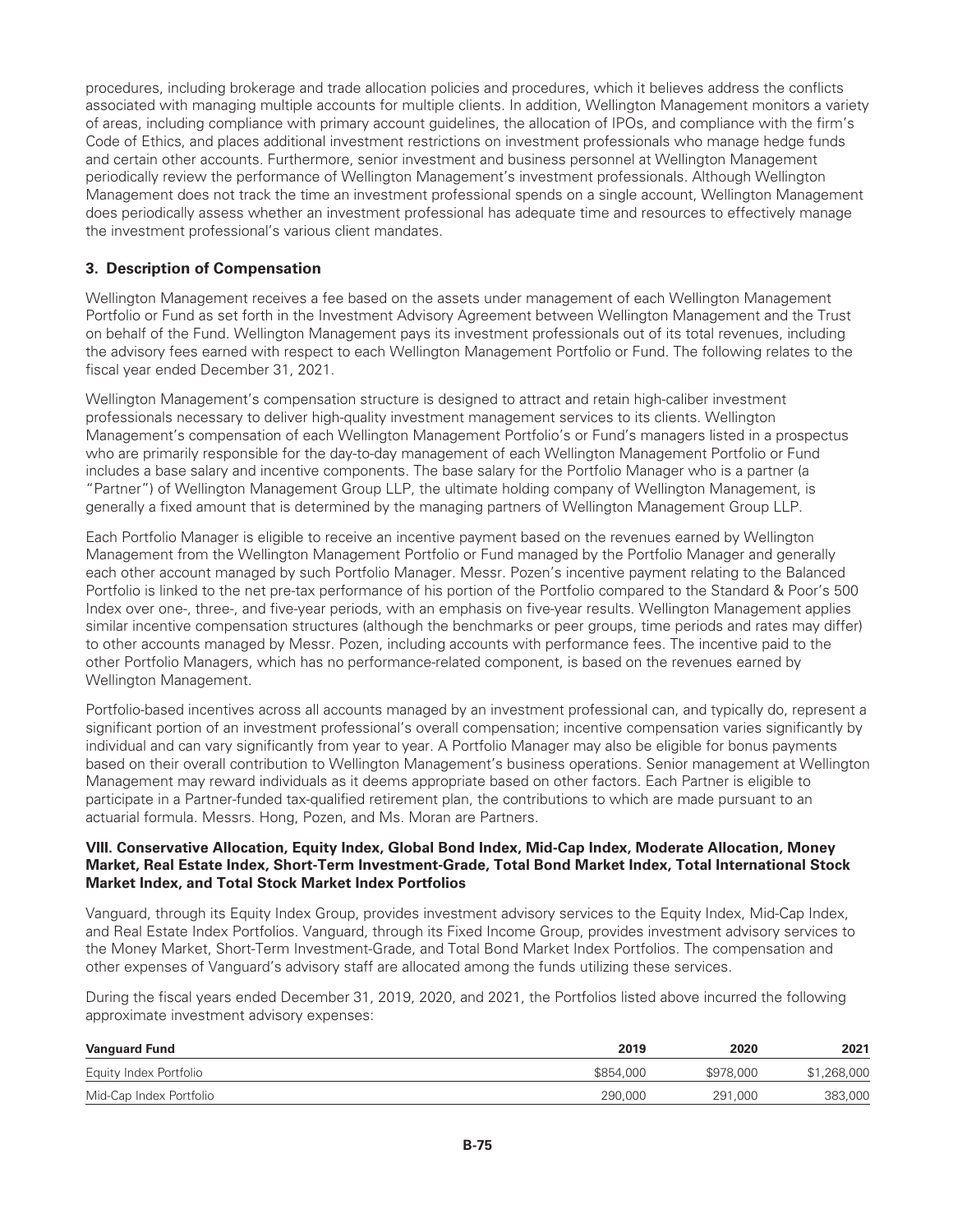procedures, including brokerage and trade allocation policies and procedures, which it believes address the conflicts associated with managing multiple accounts for multiple clients. In addition, Wellington Management monitors a variety of areas, including compliance with primary account guidelines, the allocation of IPOs, and compliance with the firm's Code of Ethics, and places additional investment restrictions on investment professionals who manage hedge funds and certain other accounts. Furthermore, senior investment and business personnel at Wellington Management periodically review the performance of Wellington Management's investment professionals. Although Wellington Management does not track the time an investment professional spends on a single account, Wellington Management does periodically assess whether an investment professional has adequate time and resources to effectively manage the investment professional's various client mandates.

### 3. Description of Compensation

Wellington Management receives a fee based on the assets under management of each Wellington Management Portfolio or Fund as set forth in the Investment Advisory Agreement between Wellington Management and the Trust on behalf of the Fund. Wellington Management pays its investment professionals out of its total revenues, including the advisory fees earned with respect to each Wellington Management Portfolio or Fund. The following relates to the fiscal year ended December 31, 2021.

Wellington Management's compensation structure is designed to attract and retain high-caliber investment professionals necessary to deliver high-quality investment management services to its clients. Wellington Management's compensation of each Wellington Management Portfolio's or Fund's managers listed in a prospectus who are primarily responsible for the day-to-day management of each Wellington Management Portfolio or Fund includes a base salary and incentive components. The base salary for the Portfolio Manager who is a partner (a "Partner") of Wellington Management Group LLP, the ultimate holding company of Wellington Management, is generally a fixed amount that is determined by the managing partners of Wellington Management Group LLP.

Each Portfolio Manager is eligible to receive an incentive payment based on the revenues earned by Wellington Management from the Wellington Management Portfolio or Fund managed by the Portfolio Manager and generally each other account managed by such Portfolio Manager. Messr. Pozen's incentive payment relating to the Balanced Portfolio is linked to the net pre-tax performance of his portion of the Portfolio compared to the Standard & Poor's 500 Index over one-, three-, and five-year periods, with an emphasis on five-year results. Wellington Management applies similar incentive compensation structures (although the benchmarks or peer groups, time periods and rates may differ) to other accounts managed by Messr. Pozen, including accounts with performance fees. The incentive paid to the other Portfolio Managers, which has no performance-related component, is based on the revenues earned by Wellington Management.

Portfolio-based incentives across all accounts managed by an investment professional can, and typically do, represent a significant portion of an investment professional's overall compensation; incentive compensation varies significantly by individual and can vary significantly from year to year. A Portfolio Manager may also be eligible for bonus payments based on their overall contribution to Wellington Management's business operations. Senior management at Wellington Management may reward individuals as it deems appropriate based on other factors. Each Partner is eligible to participate in a Partner-funded tax-qualified retirement plan, the contributions to which are made pursuant to an actuarial formula. Messrs. Hong, Pozen, and Ms. Moran are Partners.

## VIII. Conservative Allocation, Equity Index, Global Bond Index, Mid-Cap Index, Moderate Allocation, Money Market, Real Estate Index, Short-Term Investment-Grade, Total Bond Market Index, Total International Stock Market Index, and Total Stock Market Index Portfolios

Vanguard, through its Equity Index Group, provides investment advisory services to the Equity Index, Mid-Cap Index, and Real Estate Index Portfolios. Vanguard, through its Fixed Income Group, provides investment advisory services to the Money Market, Short-Term Investment-Grade, and Total Bond Market Index Portfolios. The compensation and other expenses of Vanguard's advisory staff are allocated among the funds utilizing these services.

During the fiscal years ended December 31, 2019, 2020, and 2021, the Portfolios listed above incurred the following approximate investment advisory expenses:

| Vanguard Fund | 2019 | 2020 | 2021 |
|---|---|---|---|
| Equity Index Portfolio | $854,000 | $978,000 | $1,268,000 |
| Mid-Cap Index Portfolio | 290,000 | 291,000 | 383,000 |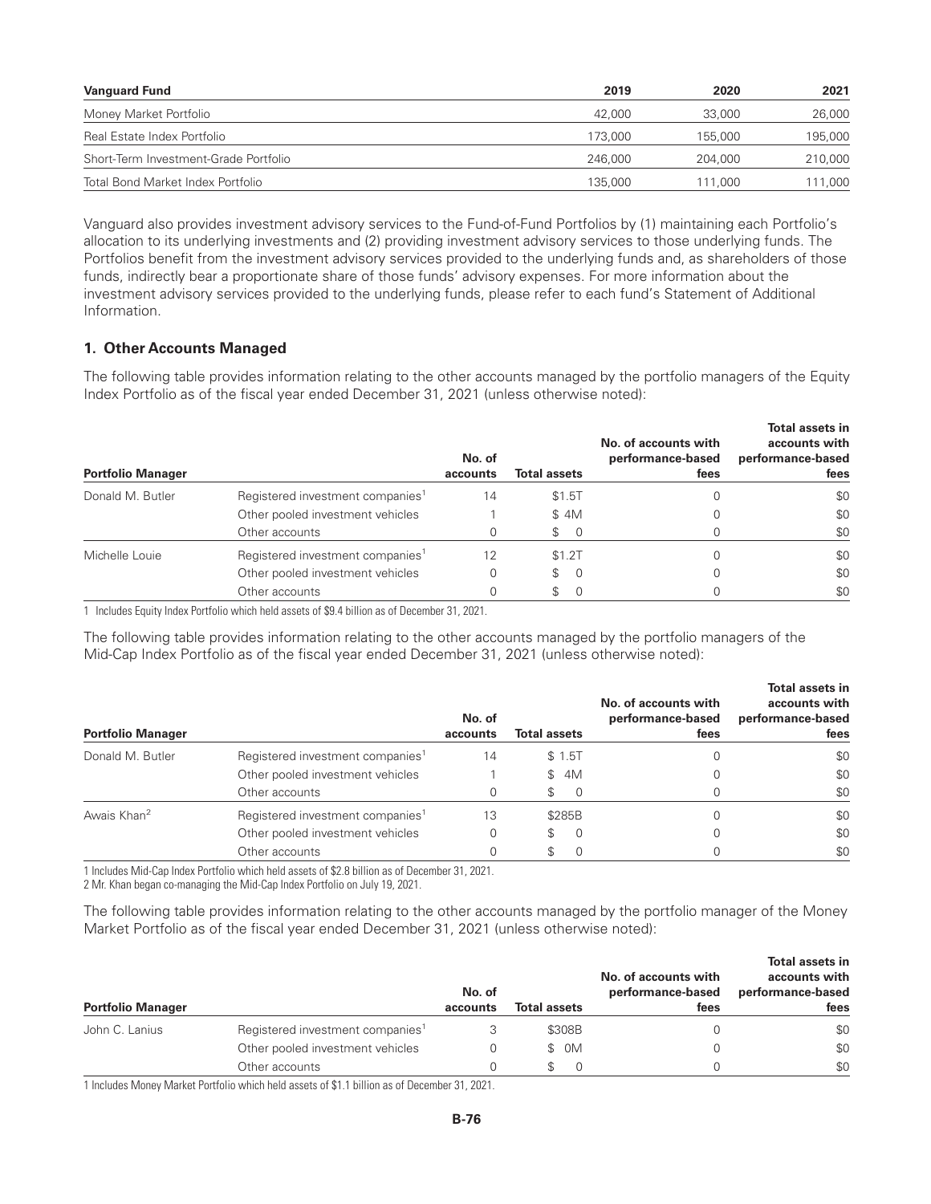| Vanguard Fund | 2019 | 2020 | 2021 |
|---|---|---|---|
| Money Market Portfolio | 42,000 | 33,000 | 26,000 |
| Real Estate Index Portfolio | 173,000 | 155,000 | 195,000 |
| Short-Term Investment-Grade Portfolio | 246,000 | 204,000 | 210,000 |
| Total Bond Market Index Portfolio | 135,000 | 111,000 | 111,000 |

Vanguard also provides investment advisory services to the Fund-of-Fund Portfolios by (1) maintaining each Portfolio's allocation to its underlying investments and (2) providing investment advisory services to those underlying funds. The Portfolios benefit from the investment advisory services provided to the underlying funds and, as shareholders of those funds, indirectly bear a proportionate share of those funds' advisory expenses. For more information about the investment advisory services provided to the underlying funds, please refer to each fund's Statement of Additional Information.

### 1. Other Accounts Managed

The following table provides information relating to the other accounts managed by the portfolio managers of the Equity Index Portfolio as of the fiscal year ended December 31, 2021 (unless otherwise noted):

| Portfolio Manager | | No. of accounts | Total assets | No. of accounts with performance-based fees | Total assets in accounts with performance-based fees |
|---|---|---|---|---|---|
| Donald M. Butler | Registered investment companies[1] | 14 | $1.5T | 0 | $0 |
| | Other pooled investment vehicles | 1 | $ 4M | 0 | $0 |
| | Other accounts | 0 | $ 0 | 0 | $0 |
| Michelle Louie | Registered investment companies[1] | 12 | $1.2T | 0 | $0 |
| | Other pooled investment vehicles | 0 | $ 0 | 0 | $0 |
| | Other accounts | 0 | $ 0 | 0 | $0 |

1 Includes Equity Index Portfolio which held assets of $9.4 billion as of December 31, 2021.

The following table provides information relating to the other accounts managed by the portfolio managers of the Mid-Cap Index Portfolio as of the fiscal year ended December 31, 2021 (unless otherwise noted):

| Portfolio Manager | | No. of accounts | Total assets | No. of accounts with performance-based fees | Total assets in accounts with performance-based fees |
|---|---|---|---|---|---|
| Donald M. Butler | Registered investment companies[1] | 14 | $ 1.5T | 0 | $0 |
| | Other pooled investment vehicles | 1 | $ 4M | 0 | $0 |
| | Other accounts | 0 | $ 0 | 0 | $0 |
| Awais Khan[2] | Registered investment companies[1] | 13 | $285B | 0 | $0 |
| | Other pooled investment vehicles | 0 | $ 0 | 0 | $0 |
| | Other accounts | 0 | $ 0 | 0 | $0 |

1 Includes Mid-Cap Index Portfolio which held assets of $2.8 billion as of December 31, 2021.

2 Mr. Khan began co-managing the Mid-Cap Index Portfolio on July 19, 2021.

The following table provides information relating to the other accounts managed by the portfolio manager of the Money Market Portfolio as of the fiscal year ended December 31, 2021 (unless otherwise noted):

| Portfolio Manager | | No. of accounts | Total assets | No. of accounts with performance-based fees | Total assets in accounts with performance-based fees |
|---|---|---|---|---|---|
| John C. Lanius | Registered investment companies[1] | 3 | $308B | 0 | $0 |
| | Other pooled investment vehicles | 0 | $ 0M | 0 | $0 |
| | Other accounts | 0 | $ 0 | 0 | $0 |

1 Includes Money Market Portfolio which held assets of $1.1 billion as of December 31, 2021.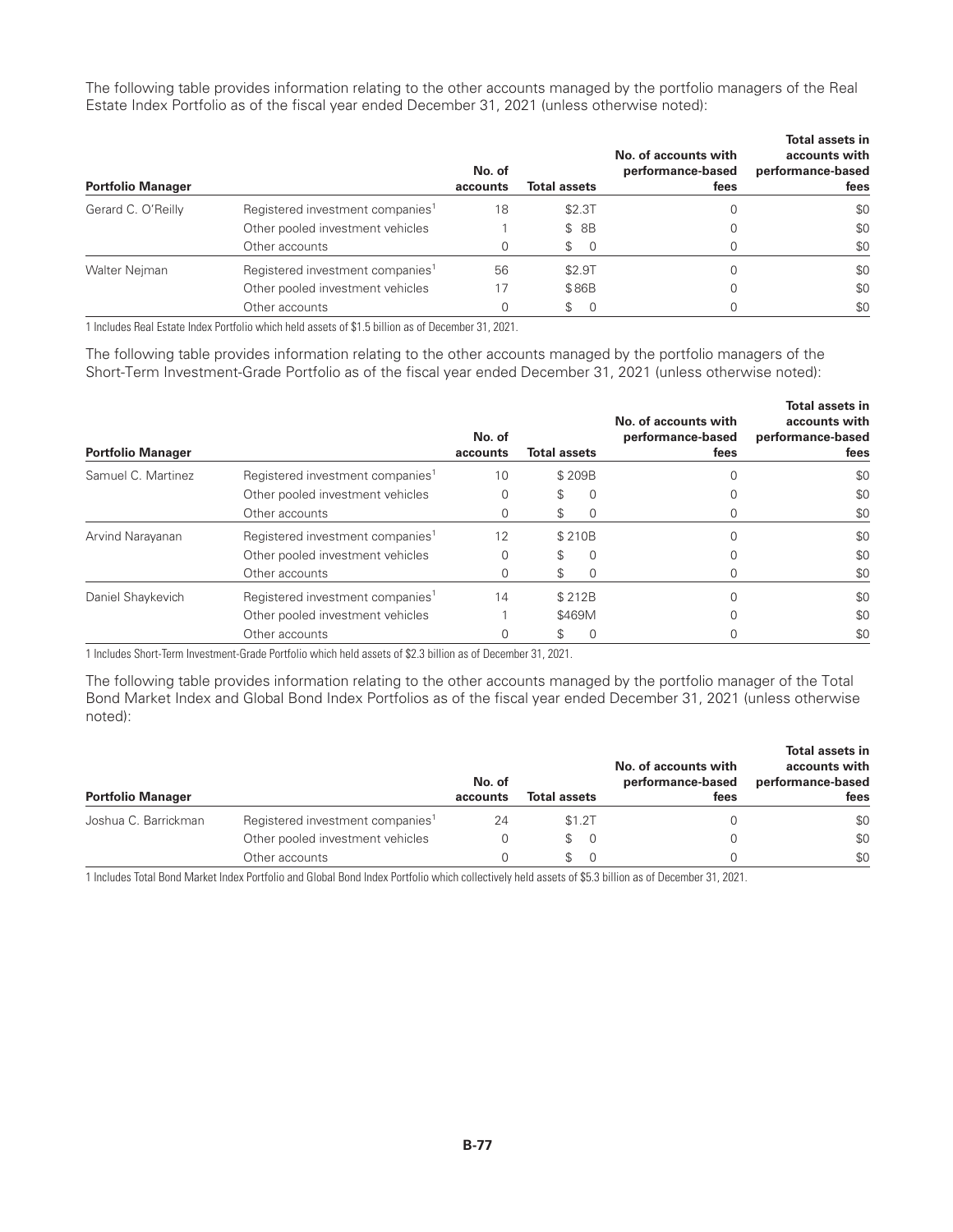The following table provides information relating to the other accounts managed by the portfolio managers of the Real Estate Index Portfolio as of the fiscal year ended December 31, 2021 (unless otherwise noted):

| Portfolio Manager | | No. of accounts | Total assets | No. of accounts with performance-based fees | Total assets in accounts with performance-based fees |
|---|---|---|---|---|---|
| Gerard C. O'Reilly | Registered investment companies[1] | 18 | $2.3T | 0 | $0 |
| | Other pooled investment vehicles | 1 | $ 8B | 0 | $0 |
| | Other accounts | 0 | $ 0 | 0 | $0 |
| Walter Nejman | Registered investment companies[1] | 56 | $2.9T | 0 | $0 |
| | Other pooled investment vehicles | 17 | $86B | 0 | $0 |
| | Other accounts | 0 | $ 0 | 0 | $0 |

1 Includes Real Estate Index Portfolio which held assets of $1.5 billion as of December 31, 2021.

The following table provides information relating to the other accounts managed by the portfolio managers of the Short-Term Investment-Grade Portfolio as of the fiscal year ended December 31, 2021 (unless otherwise noted):

| Portfolio Manager | | No. of accounts | Total assets | No. of accounts with performance-based fees | Total assets in accounts with performance-based fees |
|---|---|---|---|---|---|
| Samuel C. Martinez | Registered investment companies[1] | 10 | $ 209B | 0 | $0 |
| | Other pooled investment vehicles | 0 | $ 0 | 0 | $0 |
| | Other accounts | 0 | $ 0 | 0 | $0 |
| Arvind Narayanan | Registered investment companies[1] | 12 | $ 210B | 0 | $0 |
| | Other pooled investment vehicles | 0 | $ 0 | 0 | $0 |
| | Other accounts | 0 | $ 0 | 0 | $0 |
| Daniel Shaykevich | Registered investment companies[1] | 14 | $ 212B | 0 | $0 |
| | Other pooled investment vehicles | 1 | $469M | 0 | $0 |
| | Other accounts | 0 | $ 0 | 0 | $0 |

1 Includes Short-Term Investment-Grade Portfolio which held assets of $2.3 billion as of December 31, 2021.

The following table provides information relating to the other accounts managed by the portfolio manager of the Total Bond Market Index and Global Bond Index Portfolios as of the fiscal year ended December 31, 2021 (unless otherwise noted):

| Portfolio Manager | | No. of accounts | Total assets | No. of accounts with performance-based fees | Total assets in accounts with performance-based fees |
|---|---|---|---|---|---|
| Joshua C. Barrickman | Registered investment companies[1] | 24 | $1.2T | 0 | $0 |
| | Other pooled investment vehicles | 0 | $ 0 | 0 | $0 |
| | Other accounts | 0 | $ 0 | 0 | $0 |

1 Includes Total Bond Market Index Portfolio and Global Bond Index Portfolio which collectively held assets of $5.3 billion as of December 31, 2021.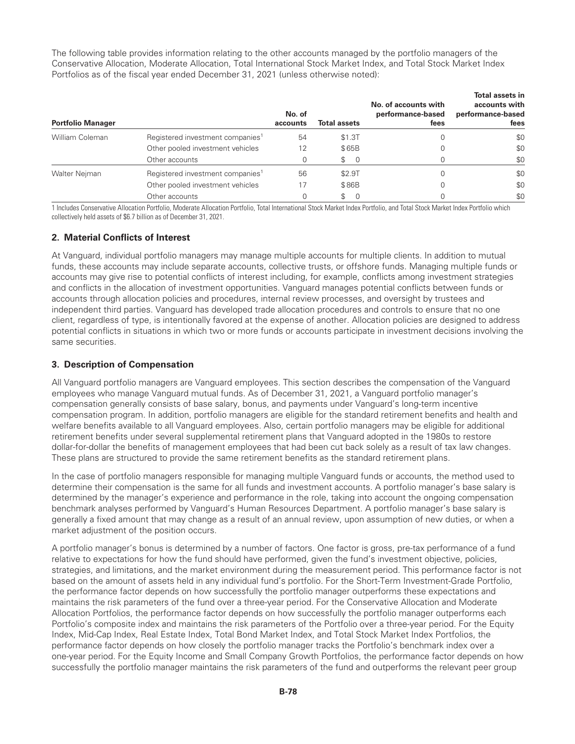The following table provides information relating to the other accounts managed by the portfolio managers of the Conservative Allocation, Moderate Allocation, Total International Stock Market Index, and Total Stock Market Index Portfolios as of the fiscal year ended December 31, 2021 (unless otherwise noted):

| Portfolio Manager | | No. of accounts | Total assets | No. of accounts with performance-based fees | Total assets in accounts with performance-based fees |
|---|---|---|---|---|---|
| William Coleman | Registered investment companies[1] | 54 | $1.3T | 0 | $0 |
| | Other pooled investment vehicles | 12 | $65B | 0 | $0 |
| | Other accounts | 0 | $ 0 | 0 | $0 |
| Walter Nejman | Registered investment companies[1] | 56 | $2.9T | 0 | $0 |
| | Other pooled investment vehicles | 17 | $86B | 0 | $0 |
| | Other accounts | 0 | $ 0 | 0 | $0 |

1 Includes Conservative Allocation Portfolio, Moderate Allocation Portfolio, Total International Stock Market Index Portfolio, and Total Stock Market Index Portfolio which collectively held assets of $6.7 billion as of December 31, 2021.

## 2. Material Conflicts of Interest

At Vanguard, individual portfolio managers may manage multiple accounts for multiple clients. In addition to mutual funds, these accounts may include separate accounts, collective trusts, or offshore funds. Managing multiple funds or accounts may give rise to potential conflicts of interest including, for example, conflicts among investment strategies and conflicts in the allocation of investment opportunities. Vanguard manages potential conflicts between funds or accounts through allocation policies and procedures, internal review processes, and oversight by trustees and independent third parties. Vanguard has developed trade allocation procedures and controls to ensure that no one client, regardless of type, is intentionally favored at the expense of another. Allocation policies are designed to address potential conflicts in situations in which two or more funds or accounts participate in investment decisions involving the same securities.

## 3. Description of Compensation

All Vanguard portfolio managers are Vanguard employees. This section describes the compensation of the Vanguard employees who manage Vanguard mutual funds. As of December 31, 2021, a Vanguard portfolio manager's compensation generally consists of base salary, bonus, and payments under Vanguard's long-term incentive compensation program. In addition, portfolio managers are eligible for the standard retirement benefits and health and welfare benefits available to all Vanguard employees. Also, certain portfolio managers may be eligible for additional retirement benefits under several supplemental retirement plans that Vanguard adopted in the 1980s to restore dollar-for-dollar the benefits of management employees that had been cut back solely as a result of tax law changes. These plans are structured to provide the same retirement benefits as the standard retirement plans.

In the case of portfolio managers responsible for managing multiple Vanguard funds or accounts, the method used to determine their compensation is the same for all funds and investment accounts. A portfolio manager's base salary is determined by the manager's experience and performance in the role, taking into account the ongoing compensation benchmark analyses performed by Vanguard's Human Resources Department. A portfolio manager's base salary is generally a fixed amount that may change as a result of an annual review, upon assumption of new duties, or when a market adjustment of the position occurs.

A portfolio manager's bonus is determined by a number of factors. One factor is gross, pre-tax performance of a fund relative to expectations for how the fund should have performed, given the fund's investment objective, policies, strategies, and limitations, and the market environment during the measurement period. This performance factor is not based on the amount of assets held in any individual fund's portfolio. For the Short-Term Investment-Grade Portfolio, the performance factor depends on how successfully the portfolio manager outperforms these expectations and maintains the risk parameters of the fund over a three-year period. For the Conservative Allocation and Moderate Allocation Portfolios, the performance factor depends on how successfully the portfolio manager outperforms each Portfolio's composite index and maintains the risk parameters of the Portfolio over a three-year period. For the Equity Index, Mid-Cap Index, Real Estate Index, Total Bond Market Index, and Total Stock Market Index Portfolios, the performance factor depends on how closely the portfolio manager tracks the Portfolio's benchmark index over a one-year period. For the Equity Income and Small Company Growth Portfolios, the performance factor depends on how successfully the portfolio manager maintains the risk parameters of the fund and outperforms the relevant peer group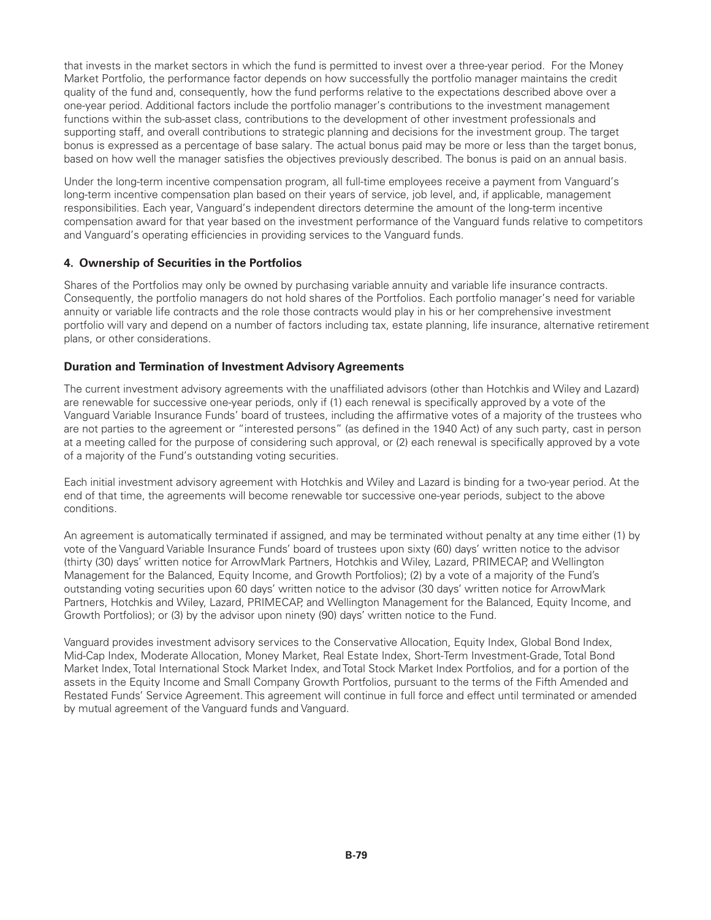that invests in the market sectors in which the fund is permitted to invest over a three-year period. For the Money Market Portfolio, the performance factor depends on how successfully the portfolio manager maintains the credit quality of the fund and, consequently, how the fund performs relative to the expectations described above over a one-year period. Additional factors include the portfolio manager's contributions to the investment management functions within the sub-asset class, contributions to the development of other investment professionals and supporting staff, and overall contributions to strategic planning and decisions for the investment group. The target bonus is expressed as a percentage of base salary. The actual bonus paid may be more or less than the target bonus, based on how well the manager satisfies the objectives previously described. The bonus is paid on an annual basis.

Under the long-term incentive compensation program, all full-time employees receive a payment from Vanguard's long-term incentive compensation plan based on their years of service, job level, and, if applicable, management responsibilities. Each year, Vanguard's independent directors determine the amount of the long-term incentive compensation award for that year based on the investment performance of the Vanguard funds relative to competitors and Vanguard's operating efficiencies in providing services to the Vanguard funds.

#### 4. Ownership of Securities in the Portfolios

Shares of the Portfolios may only be owned by purchasing variable annuity and variable life insurance contracts. Consequently, the portfolio managers do not hold shares of the Portfolios. Each portfolio manager's need for variable annuity or variable life contracts and the role those contracts would play in his or her comprehensive investment portfolio will vary and depend on a number of factors including tax, estate planning, life insurance, alternative retirement plans, or other considerations.

### Duration and Termination of Investment Advisory Agreements

The current investment advisory agreements with the unaffiliated advisors (other than Hotchkis and Wiley and Lazard) are renewable for successive one-year periods, only if (1) each renewal is specifically approved by a vote of the Vanguard Variable Insurance Funds' board of trustees, including the affirmative votes of a majority of the trustees who are not parties to the agreement or "interested persons" (as defined in the 1940 Act) of any such party, cast in person at a meeting called for the purpose of considering such approval, or (2) each renewal is specifically approved by a vote of a majority of the Fund's outstanding voting securities.

Each initial investment advisory agreement with Hotchkis and Wiley and Lazard is binding for a two-year period. At the end of that time, the agreements will become renewable tor successive one-year periods, subject to the above conditions.

An agreement is automatically terminated if assigned, and may be terminated without penalty at any time either (1) by vote of the Vanguard Variable Insurance Funds' board of trustees upon sixty (60) days' written notice to the advisor (thirty (30) days' written notice for ArrowMark Partners, Hotchkis and Wiley, Lazard, PRIMECAP, and Wellington Management for the Balanced, Equity Income, and Growth Portfolios); (2) by a vote of a majority of the Fund's outstanding voting securities upon 60 days' written notice to the advisor (30 days' written notice for ArrowMark Partners, Hotchkis and Wiley, Lazard, PRIMECAP, and Wellington Management for the Balanced, Equity Income, and Growth Portfolios); or (3) by the advisor upon ninety (90) days' written notice to the Fund.

Vanguard provides investment advisory services to the Conservative Allocation, Equity Index, Global Bond Index, Mid-Cap Index, Moderate Allocation, Money Market, Real Estate Index, Short-Term Investment-Grade, Total Bond Market Index, Total International Stock Market Index, and Total Stock Market Index Portfolios, and for a portion of the assets in the Equity Income and Small Company Growth Portfolios, pursuant to the terms of the Fifth Amended and Restated Funds' Service Agreement. This agreement will continue in full force and effect until terminated or amended by mutual agreement of the Vanguard funds and Vanguard.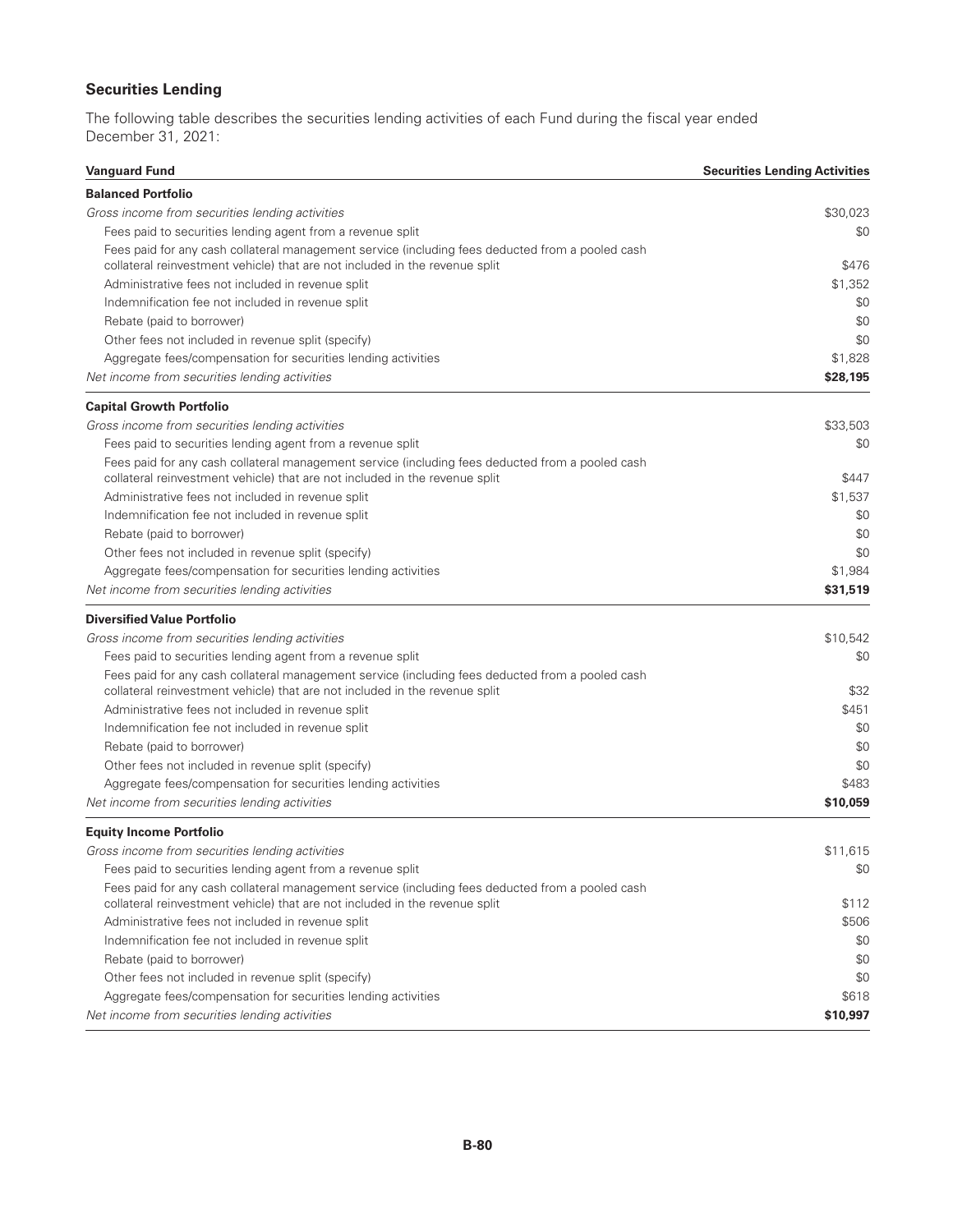## Securities Lending

The following table describes the securities lending activities of each Fund during the fiscal year ended December 31, 2021:

| Vanguard Fund | Securities Lending Activities |
|---|---|
| **Balanced Portfolio** | |
| *Gross income from securities lending activities* | $30,023 |
| Fees paid to securities lending agent from a revenue split | $0 |
| Fees paid for any cash collateral management service (including fees deducted from a pooled cash collateral reinvestment vehicle) that are not included in the revenue split | $476 |
| Administrative fees not included in revenue split | $1,352 |
| Indemnification fee not included in revenue split | $0 |
| Rebate (paid to borrower) | $0 |
| Other fees not included in revenue split (specify) | $0 |
| Aggregate fees/compensation for securities lending activities | $1,828 |
| *Net income from securities lending activities* | **$28,195** |
| **Capital Growth Portfolio** | |
| *Gross income from securities lending activities* | $33,503 |
| Fees paid to securities lending agent from a revenue split | $0 |
| Fees paid for any cash collateral management service (including fees deducted from a pooled cash collateral reinvestment vehicle) that are not included in the revenue split | $447 |
| Administrative fees not included in revenue split | $1,537 |
| Indemnification fee not included in revenue split | $0 |
| Rebate (paid to borrower) | $0 |
| Other fees not included in revenue split (specify) | $0 |
| Aggregate fees/compensation for securities lending activities | $1,984 |
| *Net income from securities lending activities* | **$31,519** |
| **Diversified Value Portfolio** | |
| *Gross income from securities lending activities* | $10,542 |
| Fees paid to securities lending agent from a revenue split | $0 |
| Fees paid for any cash collateral management service (including fees deducted from a pooled cash collateral reinvestment vehicle) that are not included in the revenue split | $32 |
| Administrative fees not included in revenue split | $451 |
| Indemnification fee not included in revenue split | $0 |
| Rebate (paid to borrower) | $0 |
| Other fees not included in revenue split (specify) | $0 |
| Aggregate fees/compensation for securities lending activities | $483 |
| *Net income from securities lending activities* | **$10,059** |
| **Equity Income Portfolio** | |
| *Gross income from securities lending activities* | $11,615 |
| Fees paid to securities lending agent from a revenue split | $0 |
| Fees paid for any cash collateral management service (including fees deducted from a pooled cash collateral reinvestment vehicle) that are not included in the revenue split | $112 |
| Administrative fees not included in revenue split | $506 |
| Indemnification fee not included in revenue split | $0 |
| Rebate (paid to borrower) | $0 |
| Other fees not included in revenue split (specify) | $0 |
| Aggregate fees/compensation for securities lending activities | $618 |
| *Net income from securities lending activities* | **$10,997** |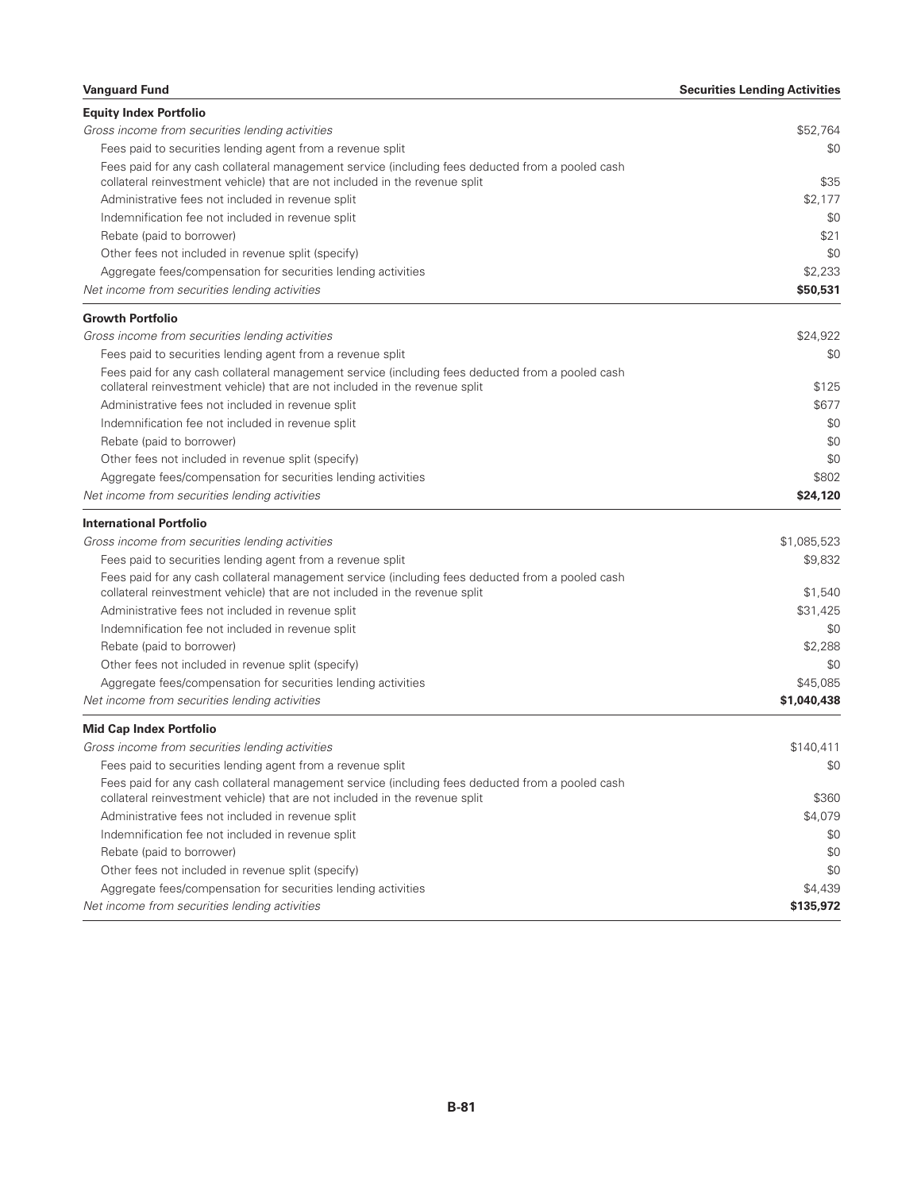| Vanguard Fund | Securities Lending Activities |
|---|---|
| **Equity Index Portfolio** | |
| *Gross income from securities lending activities* | $52,764 |
| Fees paid to securities lending agent from a revenue split | $0 |
| Fees paid for any cash collateral management service (including fees deducted from a pooled cash collateral reinvestment vehicle) that are not included in the revenue split | $35 |
| Administrative fees not included in revenue split | $2,177 |
| Indemnification fee not included in revenue split | $0 |
| Rebate (paid to borrower) | $21 |
| Other fees not included in revenue split (specify) | $0 |
| Aggregate fees/compensation for securities lending activities | $2,233 |
| *Net income from securities lending activities* | **$50,531** |
| **Growth Portfolio** | |
| *Gross income from securities lending activities* | $24,922 |
| Fees paid to securities lending agent from a revenue split | $0 |
| Fees paid for any cash collateral management service (including fees deducted from a pooled cash collateral reinvestment vehicle) that are not included in the revenue split | $125 |
| Administrative fees not included in revenue split | $677 |
| Indemnification fee not included in revenue split | $0 |
| Rebate (paid to borrower) | $0 |
| Other fees not included in revenue split (specify) | $0 |
| Aggregate fees/compensation for securities lending activities | $802 |
| *Net income from securities lending activities* | **$24,120** |
| **International Portfolio** | |
| *Gross income from securities lending activities* | $1,085,523 |
| Fees paid to securities lending agent from a revenue split | $9,832 |
| Fees paid for any cash collateral management service (including fees deducted from a pooled cash collateral reinvestment vehicle) that are not included in the revenue split | $1,540 |
| Administrative fees not included in revenue split | $31,425 |
| Indemnification fee not included in revenue split | $0 |
| Rebate (paid to borrower) | $2,288 |
| Other fees not included in revenue split (specify) | $0 |
| Aggregate fees/compensation for securities lending activities | $45,085 |
| *Net income from securities lending activities* | **$1,040,438** |
| **Mid Cap Index Portfolio** | |
| *Gross income from securities lending activities* | $140,411 |
| Fees paid to securities lending agent from a revenue split | $0 |
| Fees paid for any cash collateral management service (including fees deducted from a pooled cash collateral reinvestment vehicle) that are not included in the revenue split | $360 |
| Administrative fees not included in revenue split | $4,079 |
| Indemnification fee not included in revenue split | $0 |
| Rebate (paid to borrower) | $0 |
| Other fees not included in revenue split (specify) | $0 |
| Aggregate fees/compensation for securities lending activities | $4,439 |
| *Net income from securities lending activities* | **$135,972** |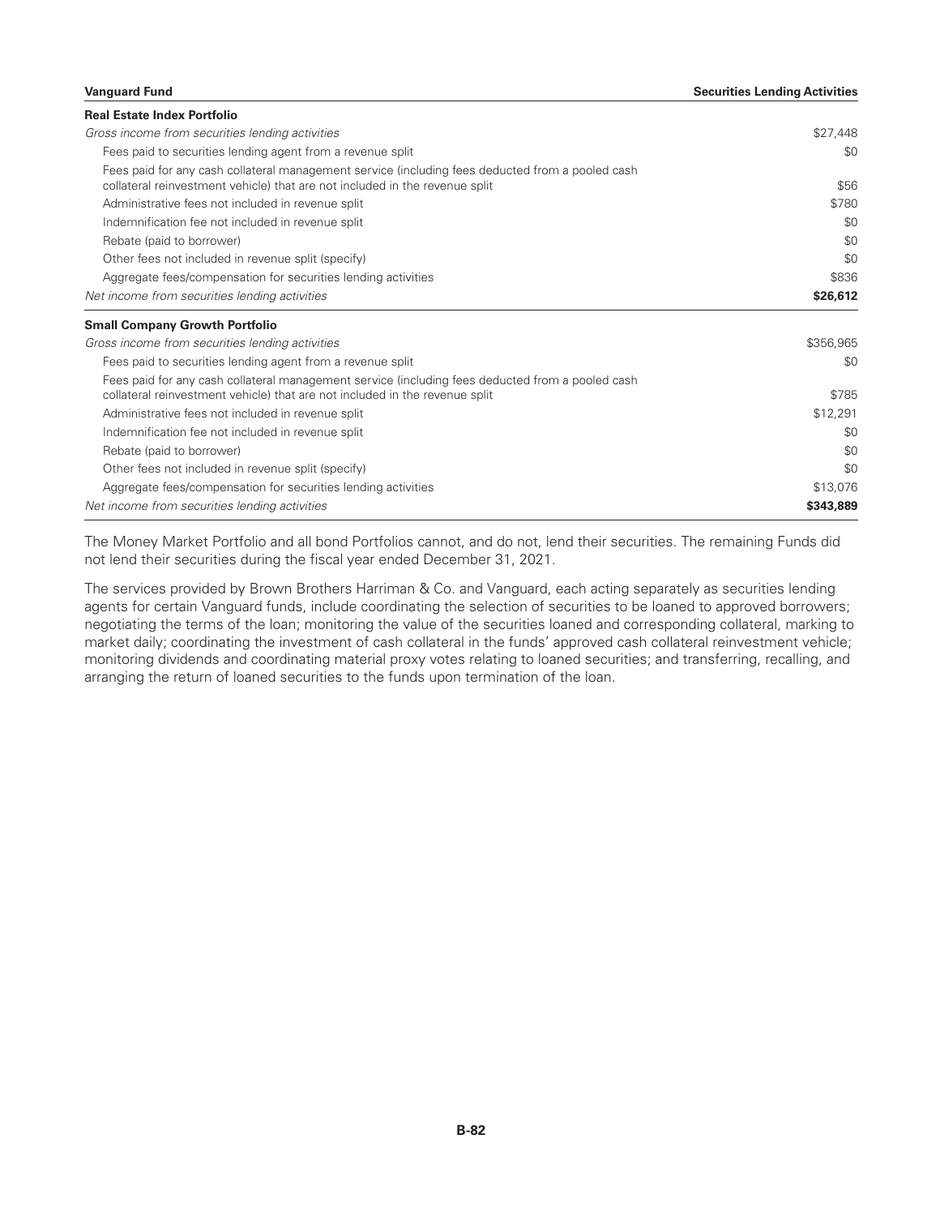| Vanguard Fund | Securities Lending Activities |
| --- | --- |
| **Real Estate Index Portfolio** | |
| *Gross income from securities lending activities* | $27,448 |
| Fees paid to securities lending agent from a revenue split | $0 |
| Fees paid for any cash collateral management service (including fees deducted from a pooled cash collateral reinvestment vehicle) that are not included in the revenue split | $56 |
| Administrative fees not included in revenue split | $780 |
| Indemnification fee not included in revenue split | $0 |
| Rebate (paid to borrower) | $0 |
| Other fees not included in revenue split (specify) | $0 |
| Aggregate fees/compensation for securities lending activities | $836 |
| *Net income from securities lending activities* | **$26,612** |
| **Small Company Growth Portfolio** | |
| *Gross income from securities lending activities* | $356,965 |
| Fees paid to securities lending agent from a revenue split | $0 |
| Fees paid for any cash collateral management service (including fees deducted from a pooled cash collateral reinvestment vehicle) that are not included in the revenue split | $785 |
| Administrative fees not included in revenue split | $12,291 |
| Indemnification fee not included in revenue split | $0 |
| Rebate (paid to borrower) | $0 |
| Other fees not included in revenue split (specify) | $0 |
| Aggregate fees/compensation for securities lending activities | $13,076 |
| *Net income from securities lending activities* | **$343,889** |

The Money Market Portfolio and all bond Portfolios cannot, and do not, lend their securities. The remaining Funds did not lend their securities during the fiscal year ended December 31, 2021.

The services provided by Brown Brothers Harriman & Co. and Vanguard, each acting separately as securities lending agents for certain Vanguard funds, include coordinating the selection of securities to be loaned to approved borrowers; negotiating the terms of the loan; monitoring the value of the securities loaned and corresponding collateral, marking to market daily; coordinating the investment of cash collateral in the funds' approved cash collateral reinvestment vehicle; monitoring dividends and coordinating material proxy votes relating to loaned securities; and transferring, recalling, and arranging the return of loaned securities to the funds upon termination of the loan.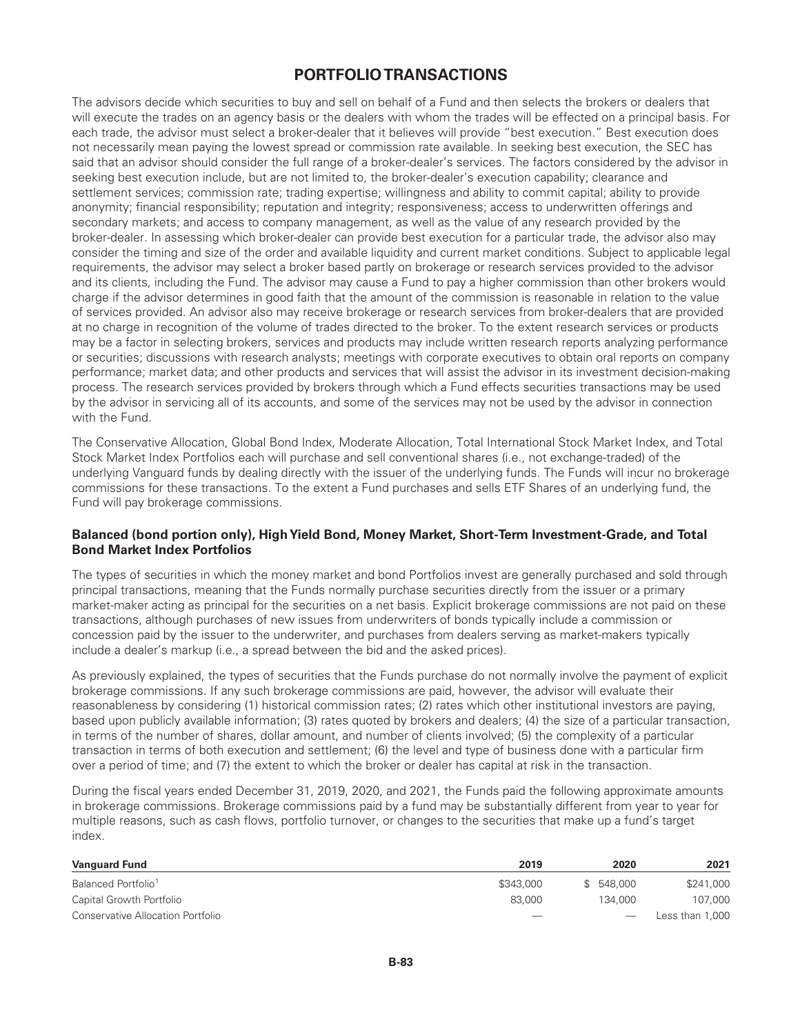# PORTFOLIO TRANSACTIONS

The advisors decide which securities to buy and sell on behalf of a Fund and then selects the brokers or dealers that will execute the trades on an agency basis or the dealers with whom the trades will be effected on a principal basis. For each trade, the advisor must select a broker-dealer that it believes will provide "best execution." Best execution does not necessarily mean paying the lowest spread or commission rate available. In seeking best execution, the SEC has said that an advisor should consider the full range of a broker-dealer's services. The factors considered by the advisor in seeking best execution include, but are not limited to, the broker-dealer's execution capability; clearance and settlement services; commission rate; trading expertise; willingness and ability to commit capital; ability to provide anonymity; financial responsibility; reputation and integrity; responsiveness; access to underwritten offerings and secondary markets; and access to company management, as well as the value of any research provided by the broker-dealer. In assessing which broker-dealer can provide best execution for a particular trade, the advisor also may consider the timing and size of the order and available liquidity and current market conditions. Subject to applicable legal requirements, the advisor may select a broker based partly on brokerage or research services provided to the advisor and its clients, including the Fund. The advisor may cause a Fund to pay a higher commission than other brokers would charge if the advisor determines in good faith that the amount of the commission is reasonable in relation to the value of services provided. An advisor also may receive brokerage or research services from broker-dealers that are provided at no charge in recognition of the volume of trades directed to the broker. To the extent research services or products may be a factor in selecting brokers, services and products may include written research reports analyzing performance or securities; discussions with research analysts; meetings with corporate executives to obtain oral reports on company performance; market data; and other products and services that will assist the advisor in its investment decision-making process. The research services provided by brokers through which a Fund effects securities transactions may be used by the advisor in servicing all of its accounts, and some of the services may not be used by the advisor in connection with the Fund.

The Conservative Allocation, Global Bond Index, Moderate Allocation, Total International Stock Market Index, and Total Stock Market Index Portfolios each will purchase and sell conventional shares (i.e., not exchange-traded) of the underlying Vanguard funds by dealing directly with the issuer of the underlying funds. The Funds will incur no brokerage commissions for these transactions. To the extent a Fund purchases and sells ETF Shares of an underlying fund, the Fund will pay brokerage commissions.

### Balanced (bond portion only), High Yield Bond, Money Market, Short-Term Investment-Grade, and Total Bond Market Index Portfolios

The types of securities in which the money market and bond Portfolios invest are generally purchased and sold through principal transactions, meaning that the Funds normally purchase securities directly from the issuer or a primary market-maker acting as principal for the securities on a net basis. Explicit brokerage commissions are not paid on these transactions, although purchases of new issues from underwriters of bonds typically include a commission or concession paid by the issuer to the underwriter, and purchases from dealers serving as market-makers typically include a dealer's markup (i.e., a spread between the bid and the asked prices).

As previously explained, the types of securities that the Funds purchase do not normally involve the payment of explicit brokerage commissions. If any such brokerage commissions are paid, however, the advisor will evaluate their reasonableness by considering (1) historical commission rates; (2) rates which other institutional investors are paying, based upon publicly available information; (3) rates quoted by brokers and dealers; (4) the size of a particular transaction, in terms of the number of shares, dollar amount, and number of clients involved; (5) the complexity of a particular transaction in terms of both execution and settlement; (6) the level and type of business done with a particular firm over a period of time; and (7) the extent to which the broker or dealer has capital at risk in the transaction.

During the fiscal years ended December 31, 2019, 2020, and 2021, the Funds paid the following approximate amounts in brokerage commissions. Brokerage commissions paid by a fund may be substantially different from year to year for multiple reasons, such as cash flows, portfolio turnover, or changes to the securities that make up a fund's target index.

| Vanguard Fund | 2019 | 2020 | 2021 |
|---|---|---|---|
| Balanced Portfolio[1] | $343,000 | $ 548,000 | $241,000 |
| Capital Growth Portfolio | 83,000 | 134,000 | 107,000 |
| Conservative Allocation Portfolio | — | — | Less than 1,000 |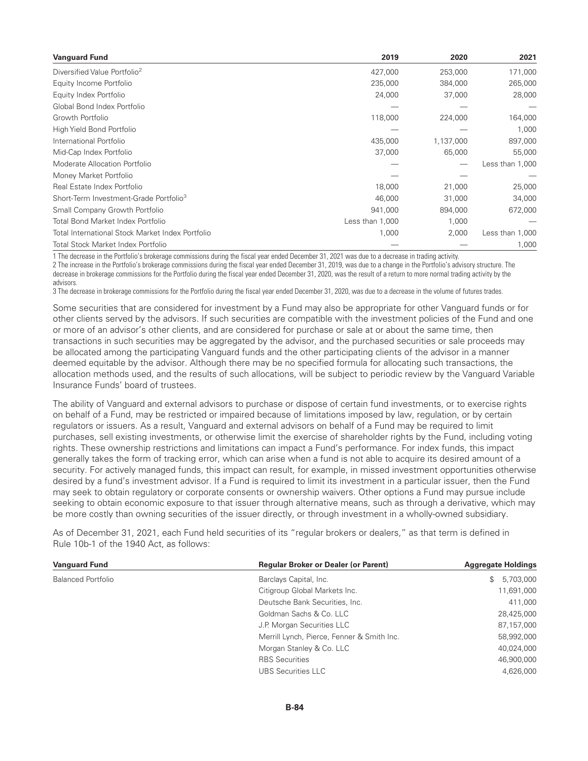| Vanguard Fund | 2019 | 2020 | 2021 |
|---|---|---|---|
| Diversified Value Portfolio[2] | 427,000 | 253,000 | 171,000 |
| Equity Income Portfolio | 235,000 | 384,000 | 265,000 |
| Equity Index Portfolio | 24,000 | 37,000 | 28,000 |
| Global Bond Index Portfolio | — | — | — |
| Growth Portfolio | 118,000 | 224,000 | 164,000 |
| High Yield Bond Portfolio | — | — | 1,000 |
| International Portfolio | 435,000 | 1,137,000 | 897,000 |
| Mid-Cap Index Portfolio | 37,000 | 65,000 | 55,000 |
| Moderate Allocation Portfolio | — | — | Less than 1,000 |
| Money Market Portfolio | — | — | — |
| Real Estate Index Portfolio | 18,000 | 21,000 | 25,000 |
| Short-Term Investment-Grade Portfolio[3] | 46,000 | 31,000 | 34,000 |
| Small Company Growth Portfolio | 941,000 | 894,000 | 672,000 |
| Total Bond Market Index Portfolio | Less than 1,000 | 1,000 | — |
| Total International Stock Market Index Portfolio | 1,000 | 2,000 | Less than 1,000 |
| Total Stock Market Index Portfolio | — | — | 1,000 |

1 The decrease in the Portfolio's brokerage commissions during the fiscal year ended December 31, 2021 was due to a decrease in trading activity.

2 The increase in the Portfolio's brokerage commissions during the fiscal year ended December 31, 2019, was due to a change in the Portfolio's advisory structure. The decrease in brokerage commissions for the Portfolio during the fiscal year ended December 31, 2020, was the result of a return to more normal trading activity by the advisors.

3 The decrease in brokerage commissions for the Portfolio during the fiscal year ended December 31, 2020, was due to a decrease in the volume of futures trades.

Some securities that are considered for investment by a Fund may also be appropriate for other Vanguard funds or for other clients served by the advisors. If such securities are compatible with the investment policies of the Fund and one or more of an advisor's other clients, and are considered for purchase or sale at or about the same time, then transactions in such securities may be aggregated by the advisor, and the purchased securities or sale proceeds may be allocated among the participating Vanguard funds and the other participating clients of the advisor in a manner deemed equitable by the advisor. Although there may be no specified formula for allocating such transactions, the allocation methods used, and the results of such allocations, will be subject to periodic review by the Vanguard Variable Insurance Funds' board of trustees.

The ability of Vanguard and external advisors to purchase or dispose of certain fund investments, or to exercise rights on behalf of a Fund, may be restricted or impaired because of limitations imposed by law, regulation, or by certain regulators or issuers. As a result, Vanguard and external advisors on behalf of a Fund may be required to limit purchases, sell existing investments, or otherwise limit the exercise of shareholder rights by the Fund, including voting rights. These ownership restrictions and limitations can impact a Fund's performance. For index funds, this impact generally takes the form of tracking error, which can arise when a fund is not able to acquire its desired amount of a security. For actively managed funds, this impact can result, for example, in missed investment opportunities otherwise desired by a fund's investment advisor. If a Fund is required to limit its investment in a particular issuer, then the Fund may seek to obtain regulatory or corporate consents or ownership waivers. Other options a Fund may pursue include seeking to obtain economic exposure to that issuer through alternative means, such as through a derivative, which may be more costly than owning securities of the issuer directly, or through investment in a wholly-owned subsidiary.

As of December 31, 2021, each Fund held securities of its "regular brokers or dealers," as that term is defined in Rule 10b-1 of the 1940 Act, as follows:

| Vanguard Fund | Regular Broker or Dealer (or Parent) | Aggregate Holdings |
|---|---|---|
| Balanced Portfolio | Barclays Capital, Inc. | $ 5,703,000 |
| | Citigroup Global Markets Inc. | 11,691,000 |
| | Deutsche Bank Securities, Inc. | 411,000 |
| | Goldman Sachs & Co. LLC | 28,425,000 |
| | J.P. Morgan Securities LLC | 87,157,000 |
| | Merrill Lynch, Pierce, Fenner & Smith Inc. | 58,992,000 |
| | Morgan Stanley & Co. LLC | 40,024,000 |
| | RBS Securities | 46,900,000 |
| | UBS Securities LLC | 4,626,000 |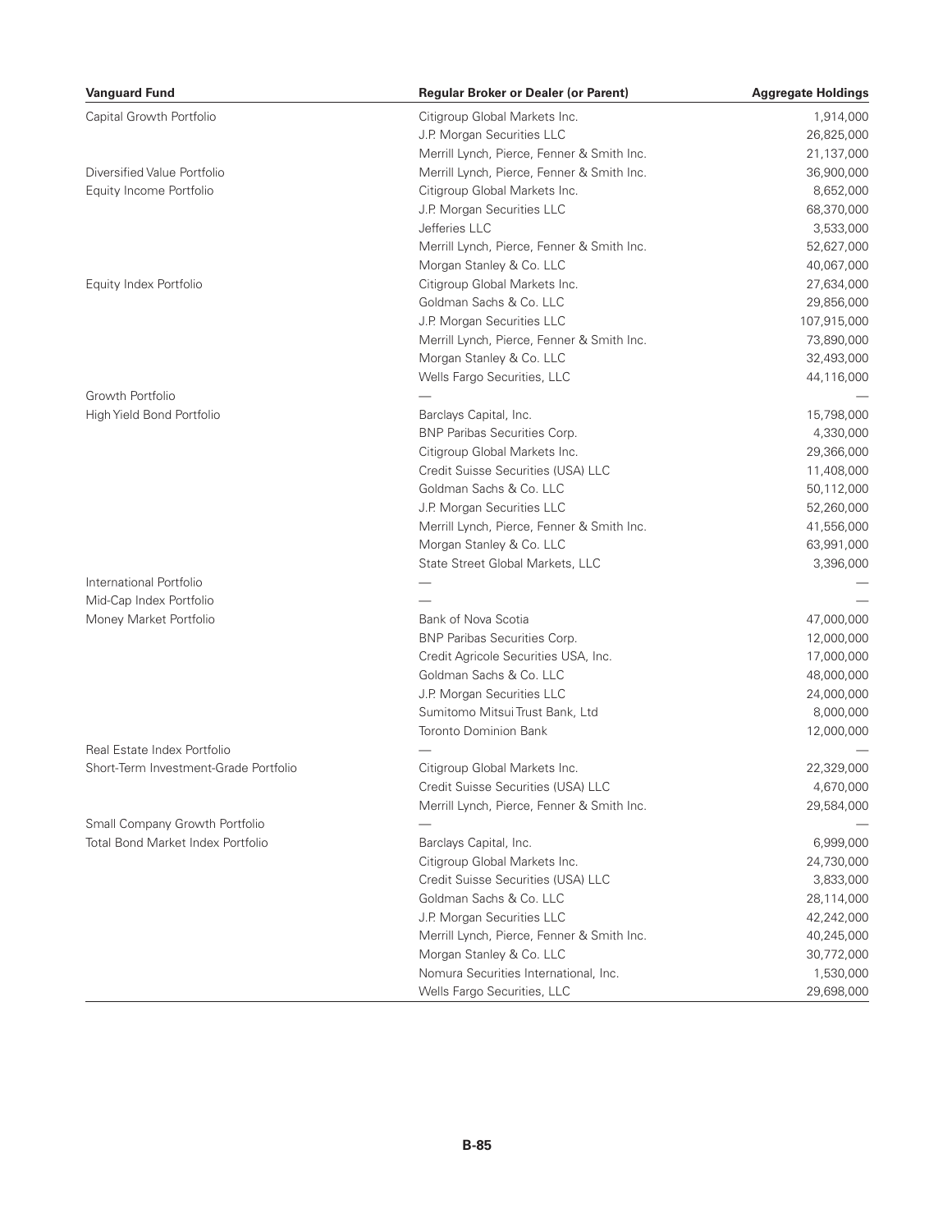| Vanguard Fund | Regular Broker or Dealer (or Parent) | Aggregate Holdings |
|---|---|---|
| Capital Growth Portfolio | Citigroup Global Markets Inc. | 1,914,000 |
| | J.P. Morgan Securities LLC | 26,825,000 |
| | Merrill Lynch, Pierce, Fenner & Smith Inc. | 21,137,000 |
| Diversified Value Portfolio | Merrill Lynch, Pierce, Fenner & Smith Inc. | 36,900,000 |
| Equity Income Portfolio | Citigroup Global Markets Inc. | 8,652,000 |
| | J.P. Morgan Securities LLC | 68,370,000 |
| | Jefferies LLC | 3,533,000 |
| | Merrill Lynch, Pierce, Fenner & Smith Inc. | 52,627,000 |
| | Morgan Stanley & Co. LLC | 40,067,000 |
| Equity Index Portfolio | Citigroup Global Markets Inc. | 27,634,000 |
| | Goldman Sachs & Co. LLC | 29,856,000 |
| | J.P. Morgan Securities LLC | 107,915,000 |
| | Merrill Lynch, Pierce, Fenner & Smith Inc. | 73,890,000 |
| | Morgan Stanley & Co. LLC | 32,493,000 |
| | Wells Fargo Securities, LLC | 44,116,000 |
| Growth Portfolio | — | — |
| High Yield Bond Portfolio | Barclays Capital, Inc. | 15,798,000 |
| | BNP Paribas Securities Corp. | 4,330,000 |
| | Citigroup Global Markets Inc. | 29,366,000 |
| | Credit Suisse Securities (USA) LLC | 11,408,000 |
| | Goldman Sachs & Co. LLC | 50,112,000 |
| | J.P. Morgan Securities LLC | 52,260,000 |
| | Merrill Lynch, Pierce, Fenner & Smith Inc. | 41,556,000 |
| | Morgan Stanley & Co. LLC | 63,991,000 |
| | State Street Global Markets, LLC | 3,396,000 |
| International Portfolio | — | — |
| Mid-Cap Index Portfolio | — | — |
| Money Market Portfolio | Bank of Nova Scotia | 47,000,000 |
| | BNP Paribas Securities Corp. | 12,000,000 |
| | Credit Agricole Securities USA, Inc. | 17,000,000 |
| | Goldman Sachs & Co. LLC | 48,000,000 |
| | J.P. Morgan Securities LLC | 24,000,000 |
| | Sumitomo Mitsui Trust Bank, Ltd | 8,000,000 |
| | Toronto Dominion Bank | 12,000,000 |
| Real Estate Index Portfolio | — | — |
| Short-Term Investment-Grade Portfolio | Citigroup Global Markets Inc. | 22,329,000 |
| | Credit Suisse Securities (USA) LLC | 4,670,000 |
| | Merrill Lynch, Pierce, Fenner & Smith Inc. | 29,584,000 |
| Small Company Growth Portfolio | — | — |
| Total Bond Market Index Portfolio | Barclays Capital, Inc. | 6,999,000 |
| | Citigroup Global Markets Inc. | 24,730,000 |
| | Credit Suisse Securities (USA) LLC | 3,833,000 |
| | Goldman Sachs & Co. LLC | 28,114,000 |
| | J.P. Morgan Securities LLC | 42,242,000 |
| | Merrill Lynch, Pierce, Fenner & Smith Inc. | 40,245,000 |
| | Morgan Stanley & Co. LLC | 30,772,000 |
| | Nomura Securities International, Inc. | 1,530,000 |
| | Wells Fargo Securities, LLC | 29,698,000 |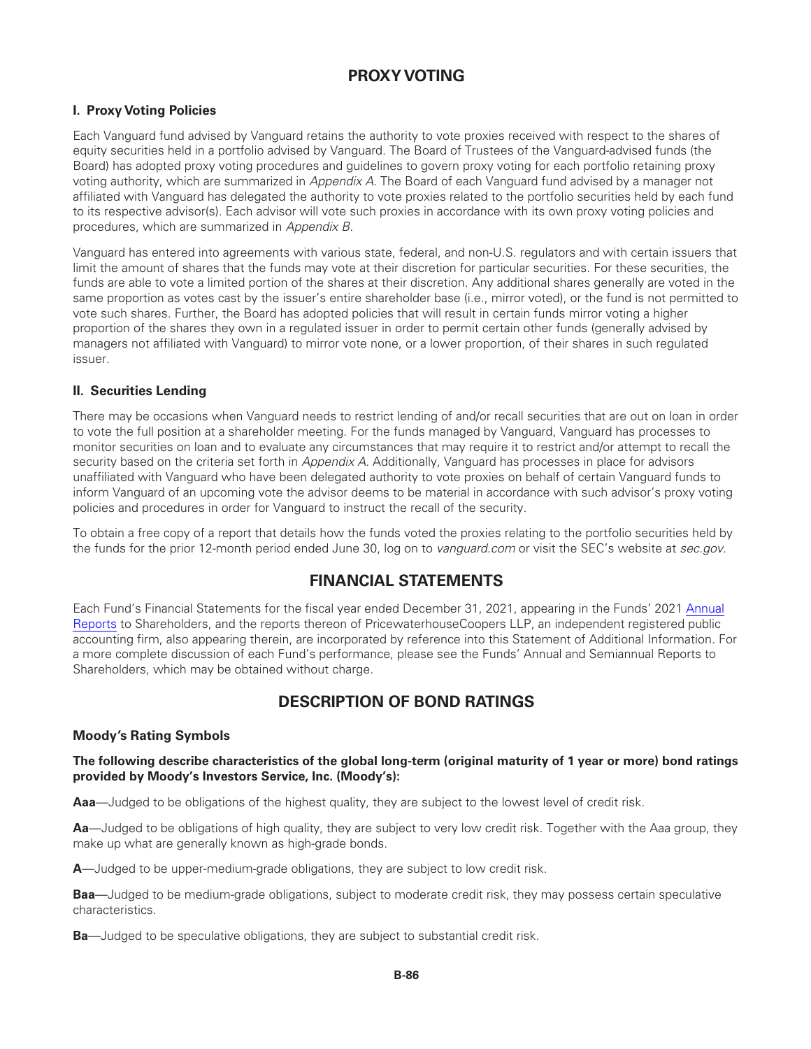# PROXY VOTING

### I. Proxy Voting Policies

Each Vanguard fund advised by Vanguard retains the authority to vote proxies received with respect to the shares of equity securities held in a portfolio advised by Vanguard. The Board of Trustees of the Vanguard-advised funds (the Board) has adopted proxy voting procedures and guidelines to govern proxy voting for each portfolio retaining proxy voting authority, which are summarized in *Appendix A*. The Board of each Vanguard fund advised by a manager not affiliated with Vanguard has delegated the authority to vote proxies related to the portfolio securities held by each fund to its respective advisor(s). Each advisor will vote such proxies in accordance with its own proxy voting policies and procedures, which are summarized in *Appendix B*.

Vanguard has entered into agreements with various state, federal, and non-U.S. regulators and with certain issuers that limit the amount of shares that the funds may vote at their discretion for particular securities. For these securities, the funds are able to vote a limited portion of the shares at their discretion. Any additional shares generally are voted in the same proportion as votes cast by the issuer's entire shareholder base (i.e., mirror voted), or the fund is not permitted to vote such shares. Further, the Board has adopted policies that will result in certain funds mirror voting a higher proportion of the shares they own in a regulated issuer in order to permit certain other funds (generally advised by managers not affiliated with Vanguard) to mirror vote none, or a lower proportion, of their shares in such regulated issuer.

### II. Securities Lending

There may be occasions when Vanguard needs to restrict lending of and/or recall securities that are out on loan in order to vote the full position at a shareholder meeting. For the funds managed by Vanguard, Vanguard has processes to monitor securities on loan and to evaluate any circumstances that may require it to restrict and/or attempt to recall the security based on the criteria set forth in *Appendix A*. Additionally, Vanguard has processes in place for advisors unaffiliated with Vanguard who have been delegated authority to vote proxies on behalf of certain Vanguard funds to inform Vanguard of an upcoming vote the advisor deems to be material in accordance with such advisor's proxy voting policies and procedures in order for Vanguard to instruct the recall of the security.

To obtain a free copy of a report that details how the funds voted the proxies relating to the portfolio securities held by the funds for the prior 12-month period ended June 30, log on to *vanguard.com* or visit the SEC's website at *sec.gov*.

# FINANCIAL STATEMENTS

Each Fund's Financial Statements for the fiscal year ended December 31, 2021, appearing in the Funds' 2021 Annual Reports to Shareholders, and the reports thereon of PricewaterhouseCoopers LLP, an independent registered public accounting firm, also appearing therein, are incorporated by reference into this Statement of Additional Information. For a more complete discussion of each Fund's performance, please see the Funds' Annual and Semiannual Reports to Shareholders, which may be obtained without charge.

# DESCRIPTION OF BOND RATINGS

### Moody's Rating Symbols

**The following describe characteristics of the global long-term (original maturity of 1 year or more) bond ratings provided by Moody's Investors Service, Inc. (Moody's):**

**Aaa**—Judged to be obligations of the highest quality, they are subject to the lowest level of credit risk.

**Aa**—Judged to be obligations of high quality, they are subject to very low credit risk. Together with the Aaa group, they make up what are generally known as high-grade bonds.

**A**—Judged to be upper-medium-grade obligations, they are subject to low credit risk.

**Baa**—Judged to be medium-grade obligations, subject to moderate credit risk, they may possess certain speculative characteristics.

**Ba**—Judged to be speculative obligations, they are subject to substantial credit risk.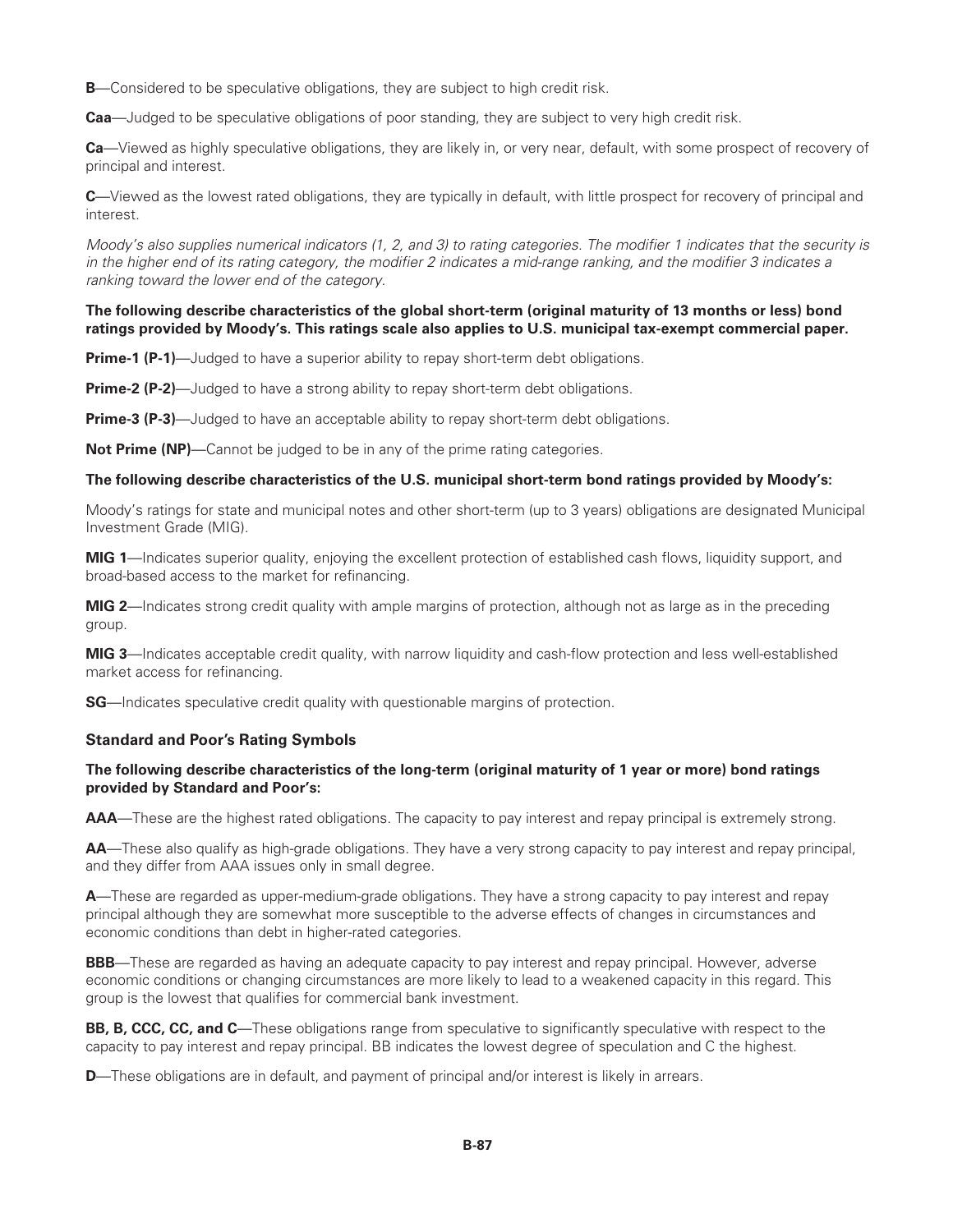**B**—Considered to be speculative obligations, they are subject to high credit risk.

**Caa**—Judged to be speculative obligations of poor standing, they are subject to very high credit risk.

**Ca**—Viewed as highly speculative obligations, they are likely in, or very near, default, with some prospect of recovery of principal and interest.

**C**—Viewed as the lowest rated obligations, they are typically in default, with little prospect for recovery of principal and interest.

*Moody's also supplies numerical indicators (1, 2, and 3) to rating categories. The modifier 1 indicates that the security is in the higher end of its rating category, the modifier 2 indicates a mid-range ranking, and the modifier 3 indicates a ranking toward the lower end of the category.*

**The following describe characteristics of the global short-term (original maturity of 13 months or less) bond ratings provided by Moody's. This ratings scale also applies to U.S. municipal tax-exempt commercial paper.**

**Prime-1 (P-1)**—Judged to have a superior ability to repay short-term debt obligations.

**Prime-2 (P-2)**—Judged to have a strong ability to repay short-term debt obligations.

**Prime-3 (P-3)**—Judged to have an acceptable ability to repay short-term debt obligations.

**Not Prime (NP)**—Cannot be judged to be in any of the prime rating categories.

**The following describe characteristics of the U.S. municipal short-term bond ratings provided by Moody's:**

Moody's ratings for state and municipal notes and other short-term (up to 3 years) obligations are designated Municipal Investment Grade (MIG).

**MIG 1**—Indicates superior quality, enjoying the excellent protection of established cash flows, liquidity support, and broad-based access to the market for refinancing.

**MIG 2**—Indicates strong credit quality with ample margins of protection, although not as large as in the preceding group.

**MIG 3**—Indicates acceptable credit quality, with narrow liquidity and cash-flow protection and less well-established market access for refinancing.

**SG**—Indicates speculative credit quality with questionable margins of protection.

### Standard and Poor's Rating Symbols

**The following describe characteristics of the long-term (original maturity of 1 year or more) bond ratings provided by Standard and Poor's:**

**AAA**—These are the highest rated obligations. The capacity to pay interest and repay principal is extremely strong.

**AA**—These also qualify as high-grade obligations. They have a very strong capacity to pay interest and repay principal, and they differ from AAA issues only in small degree.

**A**—These are regarded as upper-medium-grade obligations. They have a strong capacity to pay interest and repay principal although they are somewhat more susceptible to the adverse effects of changes in circumstances and economic conditions than debt in higher-rated categories.

**BBB**—These are regarded as having an adequate capacity to pay interest and repay principal. However, adverse economic conditions or changing circumstances are more likely to lead to a weakened capacity in this regard. This group is the lowest that qualifies for commercial bank investment.

**BB, B, CCC, CC, and C**—These obligations range from speculative to significantly speculative with respect to the capacity to pay interest and repay principal. BB indicates the lowest degree of speculation and C the highest.

**D**—These obligations are in default, and payment of principal and/or interest is likely in arrears.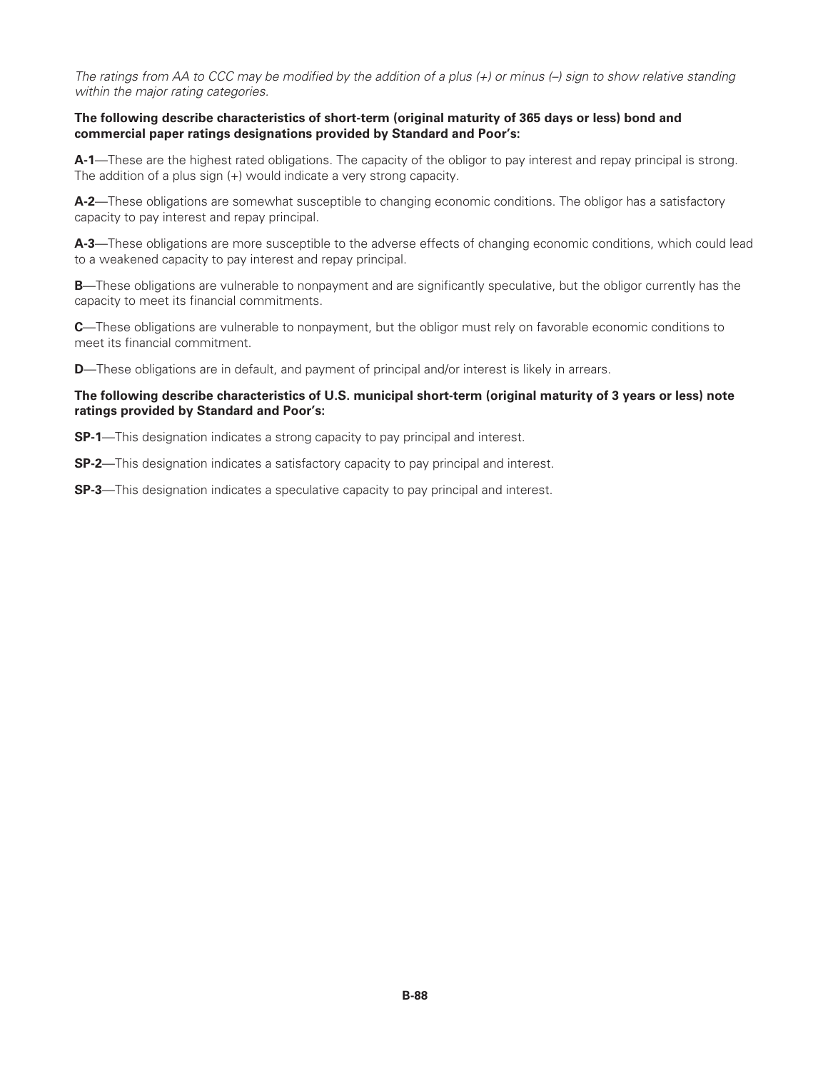*The ratings from AA to CCC may be modified by the addition of a plus (+) or minus (–) sign to show relative standing within the major rating categories.*

**The following describe characteristics of short-term (original maturity of 365 days or less) bond and commercial paper ratings designations provided by Standard and Poor's:**

**A-1**—These are the highest rated obligations. The capacity of the obligor to pay interest and repay principal is strong. The addition of a plus sign (+) would indicate a very strong capacity.

**A-2**—These obligations are somewhat susceptible to changing economic conditions. The obligor has a satisfactory capacity to pay interest and repay principal.

**A-3**—These obligations are more susceptible to the adverse effects of changing economic conditions, which could lead to a weakened capacity to pay interest and repay principal.

**B**—These obligations are vulnerable to nonpayment and are significantly speculative, but the obligor currently has the capacity to meet its financial commitments.

**C**—These obligations are vulnerable to nonpayment, but the obligor must rely on favorable economic conditions to meet its financial commitment.

**D**—These obligations are in default, and payment of principal and/or interest is likely in arrears.

**The following describe characteristics of U.S. municipal short-term (original maturity of 3 years or less) note ratings provided by Standard and Poor's:**

**SP-1**—This designation indicates a strong capacity to pay principal and interest.

**SP-2**—This designation indicates a satisfactory capacity to pay principal and interest.

**SP-3**—This designation indicates a speculative capacity to pay principal and interest.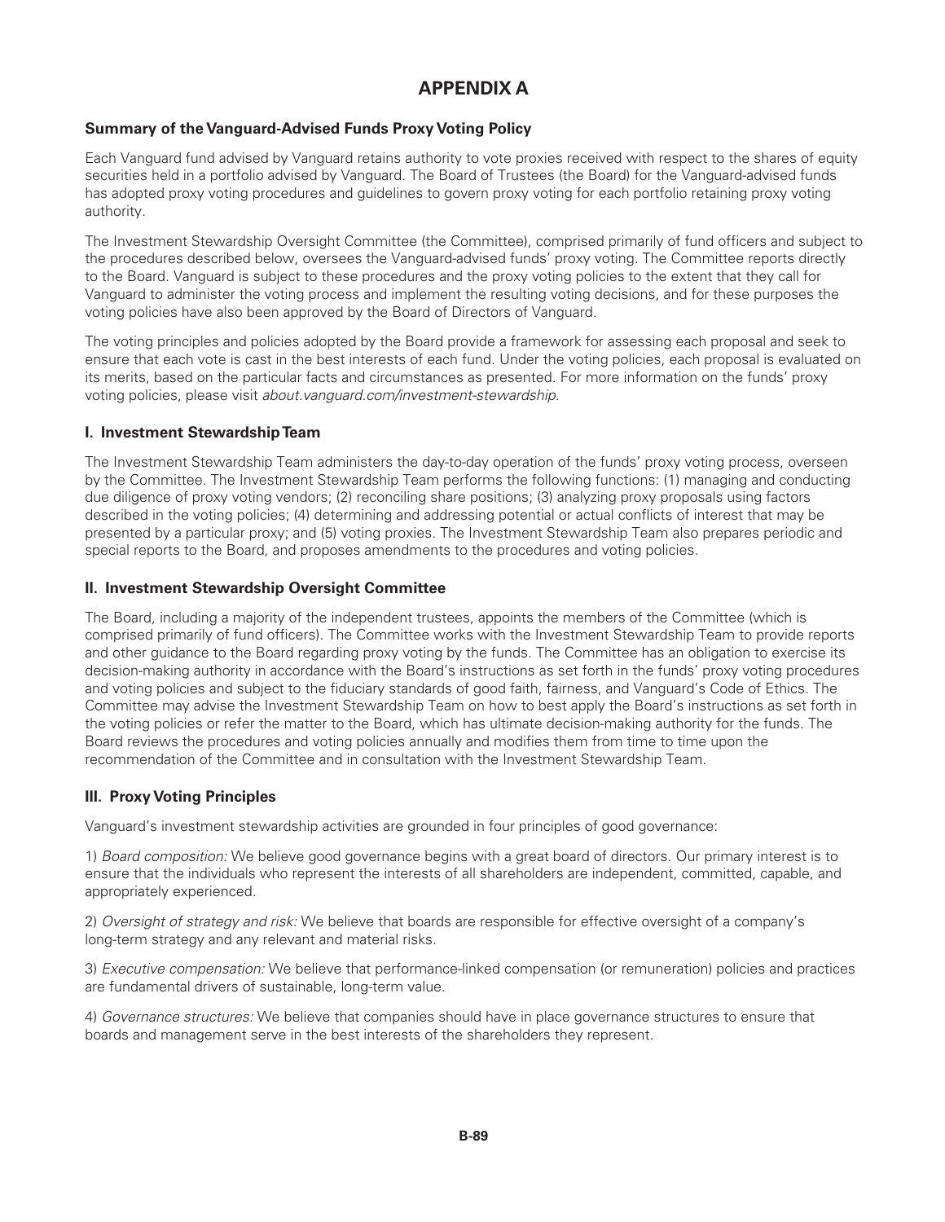# APPENDIX A

### Summary of the Vanguard-Advised Funds Proxy Voting Policy

Each Vanguard fund advised by Vanguard retains authority to vote proxies received with respect to the shares of equity securities held in a portfolio advised by Vanguard. The Board of Trustees (the Board) for the Vanguard-advised funds has adopted proxy voting procedures and guidelines to govern proxy voting for each portfolio retaining proxy voting authority.

The Investment Stewardship Oversight Committee (the Committee), comprised primarily of fund officers and subject to the procedures described below, oversees the Vanguard-advised funds' proxy voting. The Committee reports directly to the Board. Vanguard is subject to these procedures and the proxy voting policies to the extent that they call for Vanguard to administer the voting process and implement the resulting voting decisions, and for these purposes the voting policies have also been approved by the Board of Directors of Vanguard.

The voting principles and policies adopted by the Board provide a framework for assessing each proposal and seek to ensure that each vote is cast in the best interests of each fund. Under the voting policies, each proposal is evaluated on its merits, based on the particular facts and circumstances as presented. For more information on the funds' proxy voting policies, please visit *about.vanguard.com/investment-stewardship*.

### I. Investment Stewardship Team

The Investment Stewardship Team administers the day-to-day operation of the funds' proxy voting process, overseen by the Committee. The Investment Stewardship Team performs the following functions: (1) managing and conducting due diligence of proxy voting vendors; (2) reconciling share positions; (3) analyzing proxy proposals using factors described in the voting policies; (4) determining and addressing potential or actual conflicts of interest that may be presented by a particular proxy; and (5) voting proxies. The Investment Stewardship Team also prepares periodic and special reports to the Board, and proposes amendments to the procedures and voting policies.

### II. Investment Stewardship Oversight Committee

The Board, including a majority of the independent trustees, appoints the members of the Committee (which is comprised primarily of fund officers). The Committee works with the Investment Stewardship Team to provide reports and other guidance to the Board regarding proxy voting by the funds. The Committee has an obligation to exercise its decision-making authority in accordance with the Board's instructions as set forth in the funds' proxy voting procedures and voting policies and subject to the fiduciary standards of good faith, fairness, and Vanguard's Code of Ethics. The Committee may advise the Investment Stewardship Team on how to best apply the Board's instructions as set forth in the voting policies or refer the matter to the Board, which has ultimate decision-making authority for the funds. The Board reviews the procedures and voting policies annually and modifies them from time to time upon the recommendation of the Committee and in consultation with the Investment Stewardship Team.

### III. Proxy Voting Principles

Vanguard's investment stewardship activities are grounded in four principles of good governance:

1) *Board composition:* We believe good governance begins with a great board of directors. Our primary interest is to ensure that the individuals who represent the interests of all shareholders are independent, committed, capable, and appropriately experienced.

2) *Oversight of strategy and risk:* We believe that boards are responsible for effective oversight of a company's long-term strategy and any relevant and material risks.

3) *Executive compensation:* We believe that performance-linked compensation (or remuneration) policies and practices are fundamental drivers of sustainable, long-term value.

4) *Governance structures:* We believe that companies should have in place governance structures to ensure that boards and management serve in the best interests of the shareholders they represent.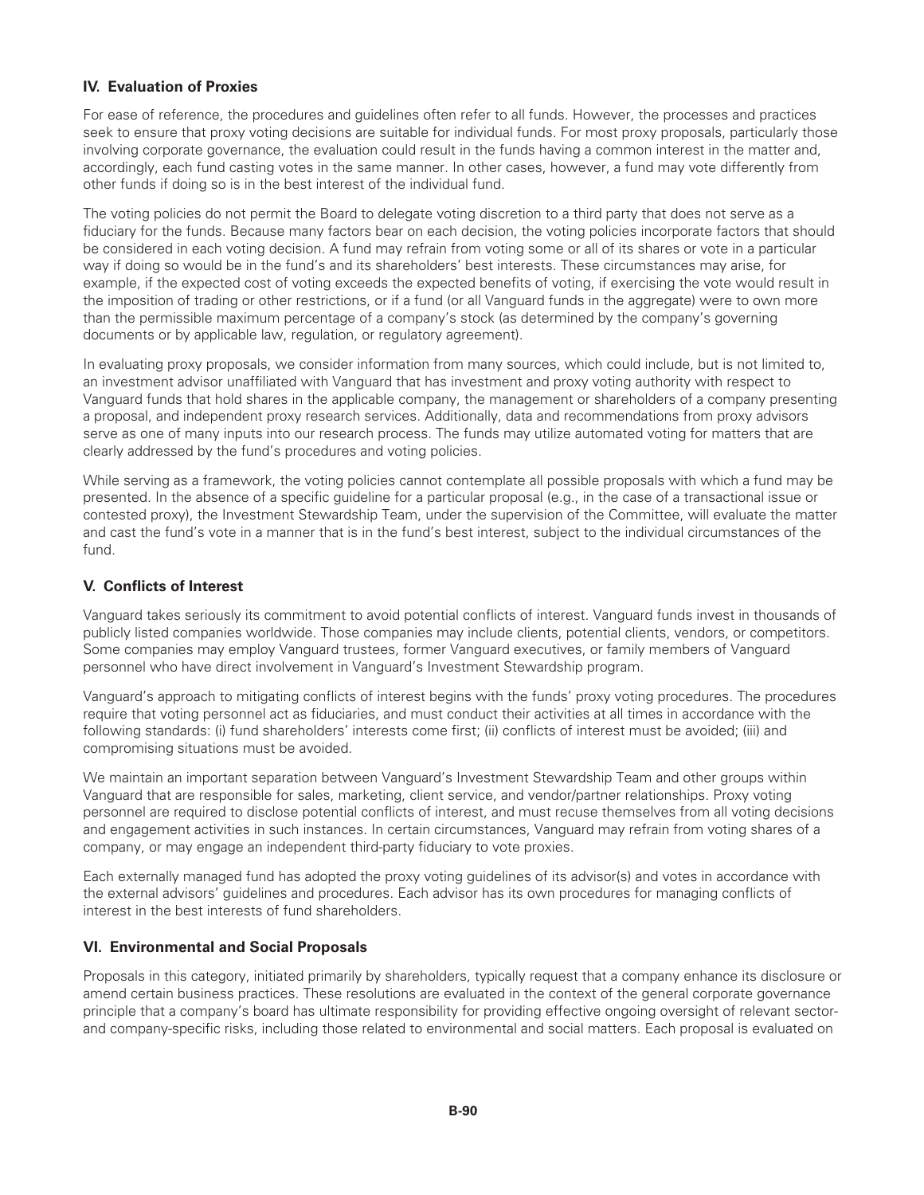## IV. Evaluation of Proxies

For ease of reference, the procedures and guidelines often refer to all funds. However, the processes and practices seek to ensure that proxy voting decisions are suitable for individual funds. For most proxy proposals, particularly those involving corporate governance, the evaluation could result in the funds having a common interest in the matter and, accordingly, each fund casting votes in the same manner. In other cases, however, a fund may vote differently from other funds if doing so is in the best interest of the individual fund.

The voting policies do not permit the Board to delegate voting discretion to a third party that does not serve as a fiduciary for the funds. Because many factors bear on each decision, the voting policies incorporate factors that should be considered in each voting decision. A fund may refrain from voting some or all of its shares or vote in a particular way if doing so would be in the fund's and its shareholders' best interests. These circumstances may arise, for example, if the expected cost of voting exceeds the expected benefits of voting, if exercising the vote would result in the imposition of trading or other restrictions, or if a fund (or all Vanguard funds in the aggregate) were to own more than the permissible maximum percentage of a company's stock (as determined by the company's governing documents or by applicable law, regulation, or regulatory agreement).

In evaluating proxy proposals, we consider information from many sources, which could include, but is not limited to, an investment advisor unaffiliated with Vanguard that has investment and proxy voting authority with respect to Vanguard funds that hold shares in the applicable company, the management or shareholders of a company presenting a proposal, and independent proxy research services. Additionally, data and recommendations from proxy advisors serve as one of many inputs into our research process. The funds may utilize automated voting for matters that are clearly addressed by the fund's procedures and voting policies.

While serving as a framework, the voting policies cannot contemplate all possible proposals with which a fund may be presented. In the absence of a specific guideline for a particular proposal (e.g., in the case of a transactional issue or contested proxy), the Investment Stewardship Team, under the supervision of the Committee, will evaluate the matter and cast the fund's vote in a manner that is in the fund's best interest, subject to the individual circumstances of the fund.

## V. Conflicts of Interest

Vanguard takes seriously its commitment to avoid potential conflicts of interest. Vanguard funds invest in thousands of publicly listed companies worldwide. Those companies may include clients, potential clients, vendors, or competitors. Some companies may employ Vanguard trustees, former Vanguard executives, or family members of Vanguard personnel who have direct involvement in Vanguard's Investment Stewardship program.

Vanguard's approach to mitigating conflicts of interest begins with the funds' proxy voting procedures. The procedures require that voting personnel act as fiduciaries, and must conduct their activities at all times in accordance with the following standards: (i) fund shareholders' interests come first; (ii) conflicts of interest must be avoided; (iii) and compromising situations must be avoided.

We maintain an important separation between Vanguard's Investment Stewardship Team and other groups within Vanguard that are responsible for sales, marketing, client service, and vendor/partner relationships. Proxy voting personnel are required to disclose potential conflicts of interest, and must recuse themselves from all voting decisions and engagement activities in such instances. In certain circumstances, Vanguard may refrain from voting shares of a company, or may engage an independent third-party fiduciary to vote proxies.

Each externally managed fund has adopted the proxy voting guidelines of its advisor(s) and votes in accordance with the external advisors' guidelines and procedures. Each advisor has its own procedures for managing conflicts of interest in the best interests of fund shareholders.

## VI. Environmental and Social Proposals

Proposals in this category, initiated primarily by shareholders, typically request that a company enhance its disclosure or amend certain business practices. These resolutions are evaluated in the context of the general corporate governance principle that a company's board has ultimate responsibility for providing effective ongoing oversight of relevant sector- and company-specific risks, including those related to environmental and social matters. Each proposal is evaluated on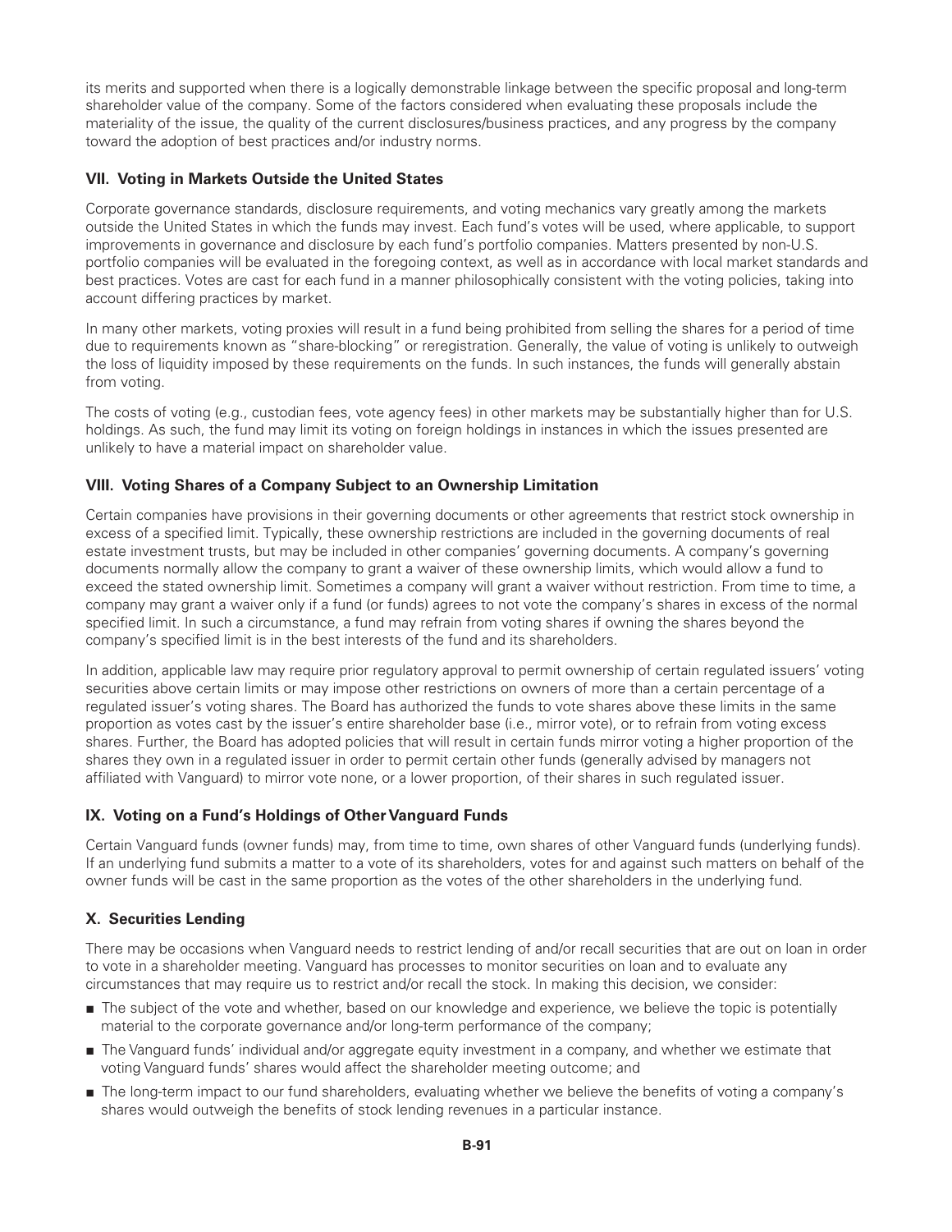its merits and supported when there is a logically demonstrable linkage between the specific proposal and long-term shareholder value of the company. Some of the factors considered when evaluating these proposals include the materiality of the issue, the quality of the current disclosures/business practices, and any progress by the company toward the adoption of best practices and/or industry norms.

### VII. Voting in Markets Outside the United States

Corporate governance standards, disclosure requirements, and voting mechanics vary greatly among the markets outside the United States in which the funds may invest. Each fund's votes will be used, where applicable, to support improvements in governance and disclosure by each fund's portfolio companies. Matters presented by non-U.S. portfolio companies will be evaluated in the foregoing context, as well as in accordance with local market standards and best practices. Votes are cast for each fund in a manner philosophically consistent with the voting policies, taking into account differing practices by market.

In many other markets, voting proxies will result in a fund being prohibited from selling the shares for a period of time due to requirements known as "share-blocking" or reregistration. Generally, the value of voting is unlikely to outweigh the loss of liquidity imposed by these requirements on the funds. In such instances, the funds will generally abstain from voting.

The costs of voting (e.g., custodian fees, vote agency fees) in other markets may be substantially higher than for U.S. holdings. As such, the fund may limit its voting on foreign holdings in instances in which the issues presented are unlikely to have a material impact on shareholder value.

### VIII. Voting Shares of a Company Subject to an Ownership Limitation

Certain companies have provisions in their governing documents or other agreements that restrict stock ownership in excess of a specified limit. Typically, these ownership restrictions are included in the governing documents of real estate investment trusts, but may be included in other companies' governing documents. A company's governing documents normally allow the company to grant a waiver of these ownership limits, which would allow a fund to exceed the stated ownership limit. Sometimes a company will grant a waiver without restriction. From time to time, a company may grant a waiver only if a fund (or funds) agrees to not vote the company's shares in excess of the normal specified limit. In such a circumstance, a fund may refrain from voting shares if owning the shares beyond the company's specified limit is in the best interests of the fund and its shareholders.

In addition, applicable law may require prior regulatory approval to permit ownership of certain regulated issuers' voting securities above certain limits or may impose other restrictions on owners of more than a certain percentage of a regulated issuer's voting shares. The Board has authorized the funds to vote shares above these limits in the same proportion as votes cast by the issuer's entire shareholder base (i.e., mirror vote), or to refrain from voting excess shares. Further, the Board has adopted policies that will result in certain funds mirror voting a higher proportion of the shares they own in a regulated issuer in order to permit certain other funds (generally advised by managers not affiliated with Vanguard) to mirror vote none, or a lower proportion, of their shares in such regulated issuer.

### IX. Voting on a Fund's Holdings of Other Vanguard Funds

Certain Vanguard funds (owner funds) may, from time to time, own shares of other Vanguard funds (underlying funds). If an underlying fund submits a matter to a vote of its shareholders, votes for and against such matters on behalf of the owner funds will be cast in the same proportion as the votes of the other shareholders in the underlying fund.

### X. Securities Lending

There may be occasions when Vanguard needs to restrict lending of and/or recall securities that are out on loan in order to vote in a shareholder meeting. Vanguard has processes to monitor securities on loan and to evaluate any circumstances that may require us to restrict and/or recall the stock. In making this decision, we consider:

- The subject of the vote and whether, based on our knowledge and experience, we believe the topic is potentially material to the corporate governance and/or long-term performance of the company;
- The Vanguard funds' individual and/or aggregate equity investment in a company, and whether we estimate that voting Vanguard funds' shares would affect the shareholder meeting outcome; and
- The long-term impact to our fund shareholders, evaluating whether we believe the benefits of voting a company's shares would outweigh the benefits of stock lending revenues in a particular instance.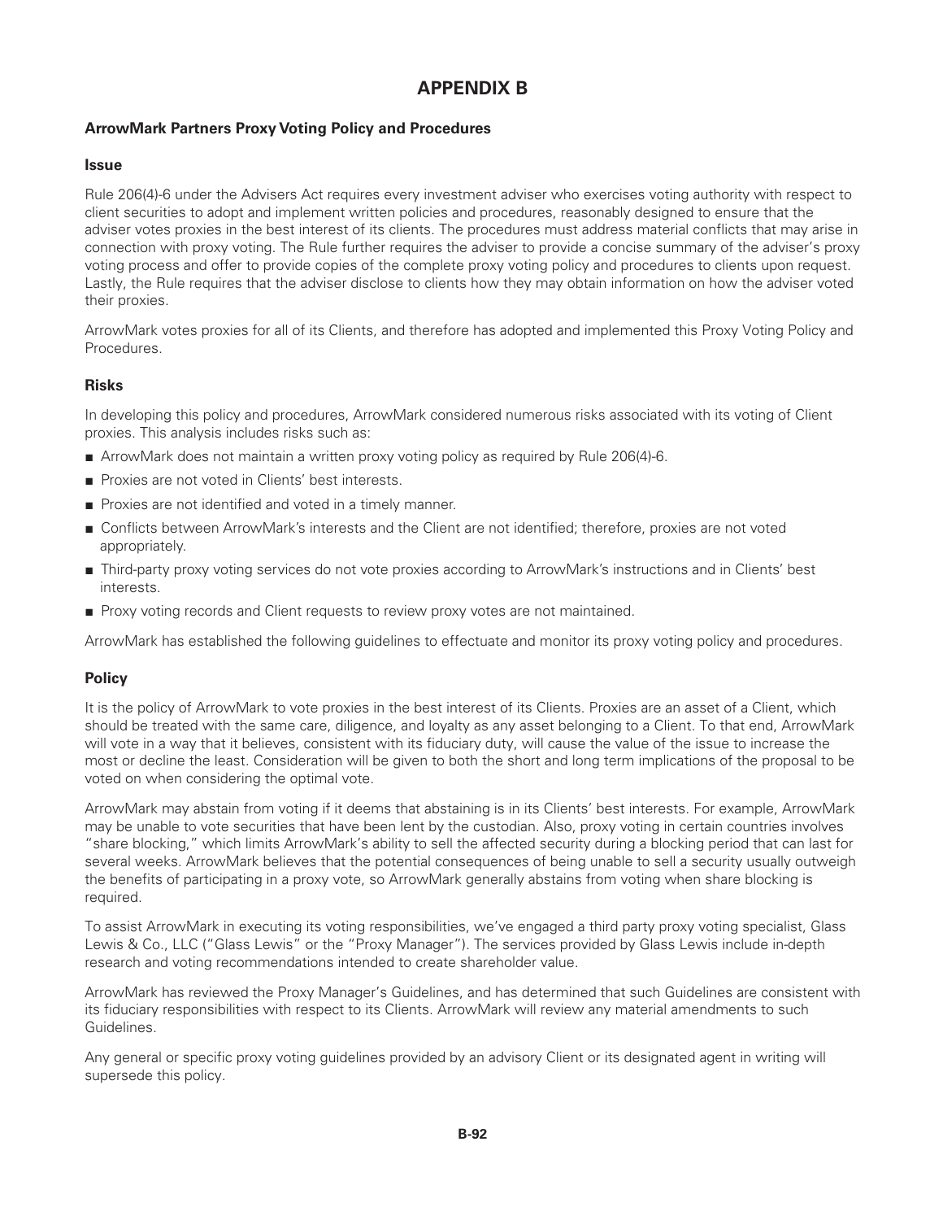# APPENDIX B

### ArrowMark Partners Proxy Voting Policy and Procedures

#### Issue

Rule 206(4)-6 under the Advisers Act requires every investment adviser who exercises voting authority with respect to client securities to adopt and implement written policies and procedures, reasonably designed to ensure that the adviser votes proxies in the best interest of its clients. The procedures must address material conflicts that may arise in connection with proxy voting. The Rule further requires the adviser to provide a concise summary of the adviser's proxy voting process and offer to provide copies of the complete proxy voting policy and procedures to clients upon request. Lastly, the Rule requires that the adviser disclose to clients how they may obtain information on how the adviser voted their proxies.

ArrowMark votes proxies for all of its Clients, and therefore has adopted and implemented this Proxy Voting Policy and Procedures.

#### Risks

In developing this policy and procedures, ArrowMark considered numerous risks associated with its voting of Client proxies. This analysis includes risks such as:

- ArrowMark does not maintain a written proxy voting policy as required by Rule 206(4)-6.
- Proxies are not voted in Clients' best interests.
- Proxies are not identified and voted in a timely manner.
- Conflicts between ArrowMark's interests and the Client are not identified; therefore, proxies are not voted appropriately.
- Third-party proxy voting services do not vote proxies according to ArrowMark's instructions and in Clients' best interests.
- Proxy voting records and Client requests to review proxy votes are not maintained.

ArrowMark has established the following guidelines to effectuate and monitor its proxy voting policy and procedures.

#### Policy

It is the policy of ArrowMark to vote proxies in the best interest of its Clients. Proxies are an asset of a Client, which should be treated with the same care, diligence, and loyalty as any asset belonging to a Client. To that end, ArrowMark will vote in a way that it believes, consistent with its fiduciary duty, will cause the value of the issue to increase the most or decline the least. Consideration will be given to both the short and long term implications of the proposal to be voted on when considering the optimal vote.

ArrowMark may abstain from voting if it deems that abstaining is in its Clients' best interests. For example, ArrowMark may be unable to vote securities that have been lent by the custodian. Also, proxy voting in certain countries involves "share blocking," which limits ArrowMark's ability to sell the affected security during a blocking period that can last for several weeks. ArrowMark believes that the potential consequences of being unable to sell a security usually outweigh the benefits of participating in a proxy vote, so ArrowMark generally abstains from voting when share blocking is required.

To assist ArrowMark in executing its voting responsibilities, we've engaged a third party proxy voting specialist, Glass Lewis & Co., LLC ("Glass Lewis" or the "Proxy Manager"). The services provided by Glass Lewis include in-depth research and voting recommendations intended to create shareholder value.

ArrowMark has reviewed the Proxy Manager's Guidelines, and has determined that such Guidelines are consistent with its fiduciary responsibilities with respect to its Clients. ArrowMark will review any material amendments to such Guidelines.

Any general or specific proxy voting guidelines provided by an advisory Client or its designated agent in writing will supersede this policy.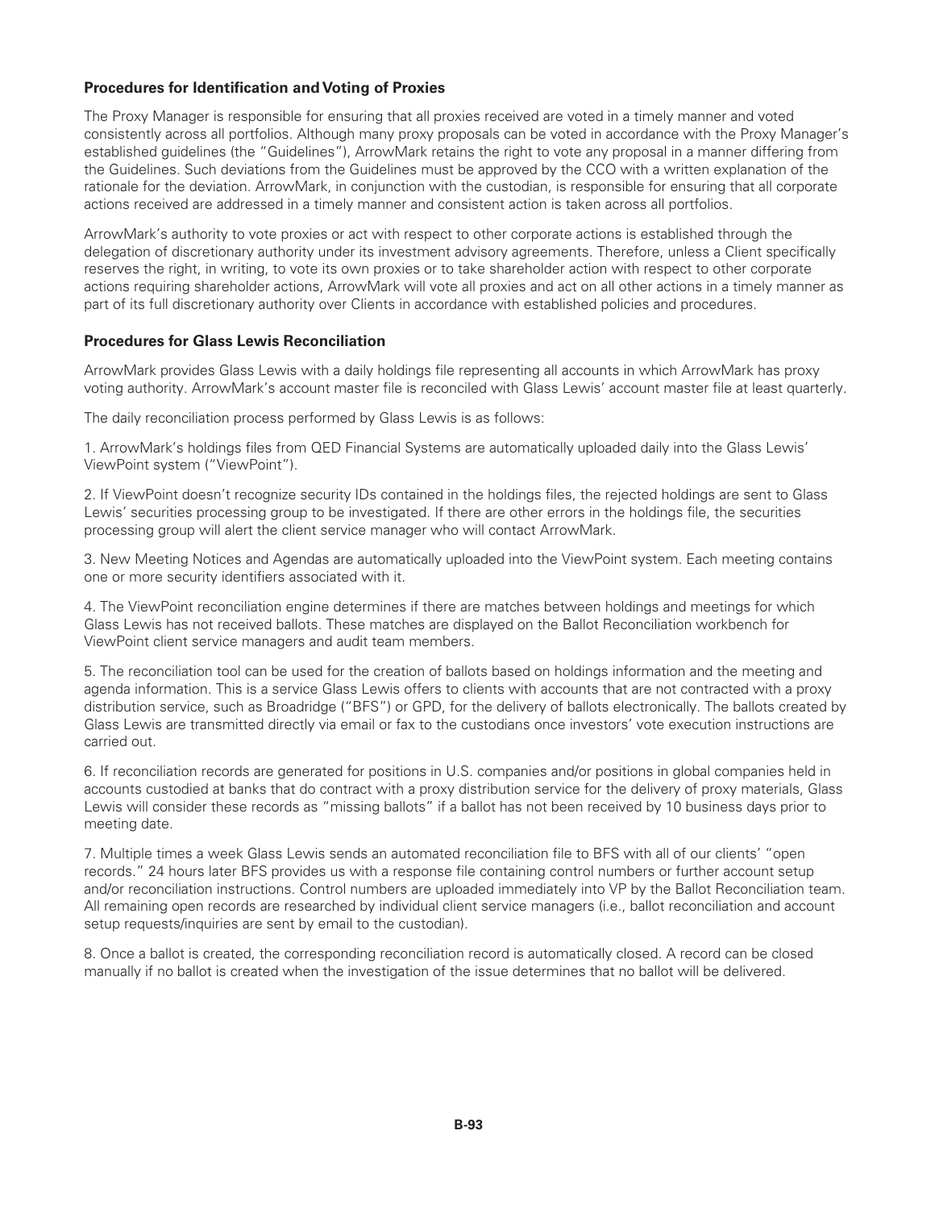**Procedures for Identification and Voting of Proxies**

The Proxy Manager is responsible for ensuring that all proxies received are voted in a timely manner and voted consistently across all portfolios. Although many proxy proposals can be voted in accordance with the Proxy Manager's established guidelines (the "Guidelines"), ArrowMark retains the right to vote any proposal in a manner differing from the Guidelines. Such deviations from the Guidelines must be approved by the CCO with a written explanation of the rationale for the deviation. ArrowMark, in conjunction with the custodian, is responsible for ensuring that all corporate actions received are addressed in a timely manner and consistent action is taken across all portfolios.

ArrowMark's authority to vote proxies or act with respect to other corporate actions is established through the delegation of discretionary authority under its investment advisory agreements. Therefore, unless a Client specifically reserves the right, in writing, to vote its own proxies or to take shareholder action with respect to other corporate actions requiring shareholder actions, ArrowMark will vote all proxies and act on all other actions in a timely manner as part of its full discretionary authority over Clients in accordance with established policies and procedures.

**Procedures for Glass Lewis Reconciliation**

ArrowMark provides Glass Lewis with a daily holdings file representing all accounts in which ArrowMark has proxy voting authority. ArrowMark's account master file is reconciled with Glass Lewis' account master file at least quarterly.

The daily reconciliation process performed by Glass Lewis is as follows:

1. ArrowMark's holdings files from QED Financial Systems are automatically uploaded daily into the Glass Lewis' ViewPoint system ("ViewPoint").

2. If ViewPoint doesn't recognize security IDs contained in the holdings files, the rejected holdings are sent to Glass Lewis' securities processing group to be investigated. If there are other errors in the holdings file, the securities processing group will alert the client service manager who will contact ArrowMark.

3. New Meeting Notices and Agendas are automatically uploaded into the ViewPoint system. Each meeting contains one or more security identifiers associated with it.

4. The ViewPoint reconciliation engine determines if there are matches between holdings and meetings for which Glass Lewis has not received ballots. These matches are displayed on the Ballot Reconciliation workbench for ViewPoint client service managers and audit team members.

5. The reconciliation tool can be used for the creation of ballots based on holdings information and the meeting and agenda information. This is a service Glass Lewis offers to clients with accounts that are not contracted with a proxy distribution service, such as Broadridge ("BFS") or GPD, for the delivery of ballots electronically. The ballots created by Glass Lewis are transmitted directly via email or fax to the custodians once investors' vote execution instructions are carried out.

6. If reconciliation records are generated for positions in U.S. companies and/or positions in global companies held in accounts custodied at banks that do contract with a proxy distribution service for the delivery of proxy materials, Glass Lewis will consider these records as "missing ballots" if a ballot has not been received by 10 business days prior to meeting date.

7. Multiple times a week Glass Lewis sends an automated reconciliation file to BFS with all of our clients' "open records." 24 hours later BFS provides us with a response file containing control numbers or further account setup and/or reconciliation instructions. Control numbers are uploaded immediately into VP by the Ballot Reconciliation team. All remaining open records are researched by individual client service managers (i.e., ballot reconciliation and account setup requests/inquiries are sent by email to the custodian).

8. Once a ballot is created, the corresponding reconciliation record is automatically closed. A record can be closed manually if no ballot is created when the investigation of the issue determines that no ballot will be delivered.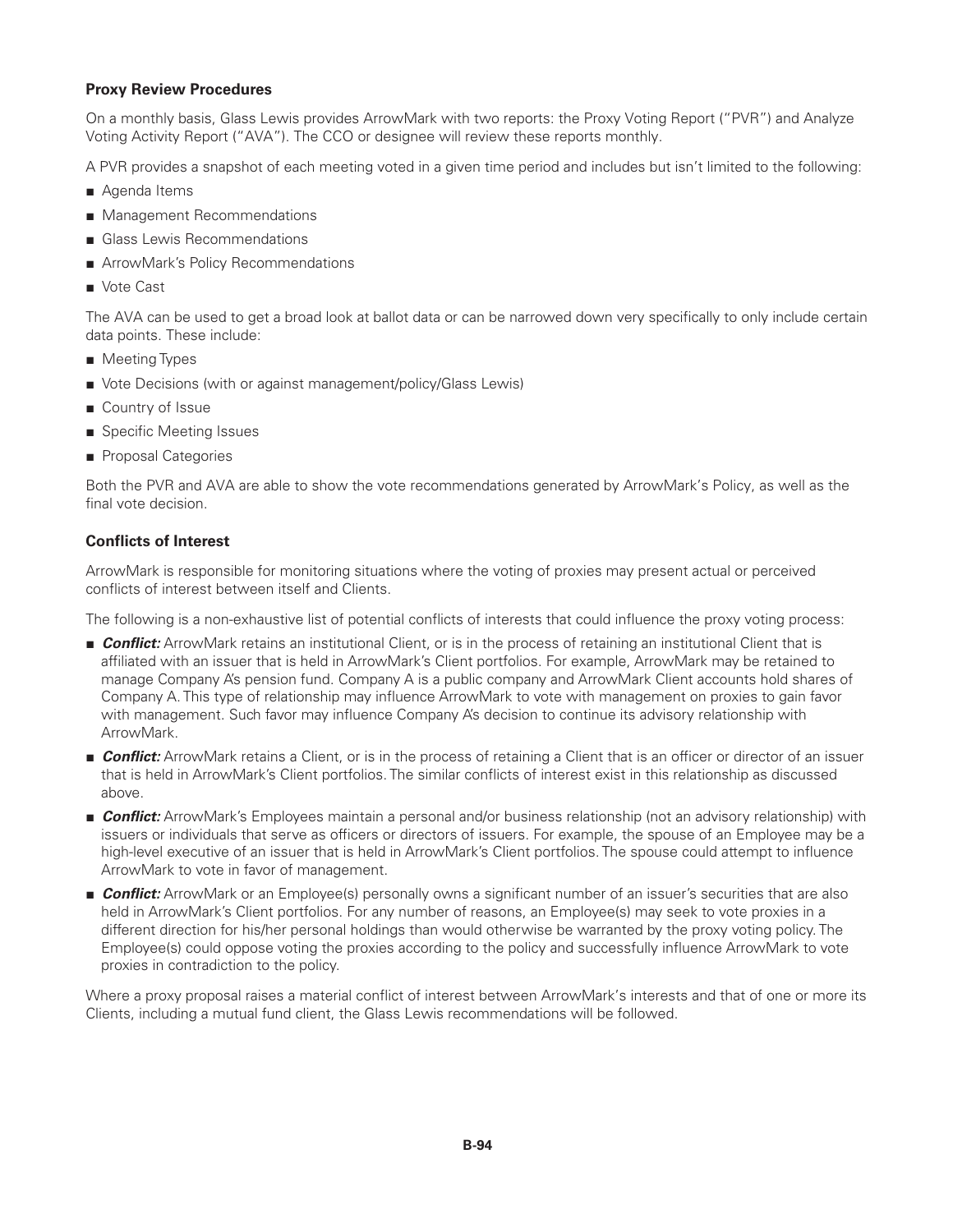### Proxy Review Procedures

On a monthly basis, Glass Lewis provides ArrowMark with two reports: the Proxy Voting Report ("PVR") and Analyze Voting Activity Report ("AVA"). The CCO or designee will review these reports monthly.

A PVR provides a snapshot of each meeting voted in a given time period and includes but isn't limited to the following:

- Agenda Items
- Management Recommendations
- Glass Lewis Recommendations
- ArrowMark's Policy Recommendations
- Vote Cast

The AVA can be used to get a broad look at ballot data or can be narrowed down very specifically to only include certain data points. These include:

- Meeting Types
- Vote Decisions (with or against management/policy/Glass Lewis)
- Country of Issue
- Specific Meeting Issues
- Proposal Categories

Both the PVR and AVA are able to show the vote recommendations generated by ArrowMark's Policy, as well as the final vote decision.

### Conflicts of Interest

ArrowMark is responsible for monitoring situations where the voting of proxies may present actual or perceived conflicts of interest between itself and Clients.

The following is a non-exhaustive list of potential conflicts of interests that could influence the proxy voting process:

- ***Conflict:*** ArrowMark retains an institutional Client, or is in the process of retaining an institutional Client that is affiliated with an issuer that is held in ArrowMark's Client portfolios. For example, ArrowMark may be retained to manage Company A's pension fund. Company A is a public company and ArrowMark Client accounts hold shares of Company A. This type of relationship may influence ArrowMark to vote with management on proxies to gain favor with management. Such favor may influence Company A's decision to continue its advisory relationship with ArrowMark.
- ***Conflict:*** ArrowMark retains a Client, or is in the process of retaining a Client that is an officer or director of an issuer that is held in ArrowMark's Client portfolios. The similar conflicts of interest exist in this relationship as discussed above.
- ***Conflict:*** ArrowMark's Employees maintain a personal and/or business relationship (not an advisory relationship) with issuers or individuals that serve as officers or directors of issuers. For example, the spouse of an Employee may be a high-level executive of an issuer that is held in ArrowMark's Client portfolios. The spouse could attempt to influence ArrowMark to vote in favor of management.
- ***Conflict:*** ArrowMark or an Employee(s) personally owns a significant number of an issuer's securities that are also held in ArrowMark's Client portfolios. For any number of reasons, an Employee(s) may seek to vote proxies in a different direction for his/her personal holdings than would otherwise be warranted by the proxy voting policy. The Employee(s) could oppose voting the proxies according to the policy and successfully influence ArrowMark to vote proxies in contradiction to the policy.

Where a proxy proposal raises a material conflict of interest between ArrowMark's interests and that of one or more its Clients, including a mutual fund client, the Glass Lewis recommendations will be followed.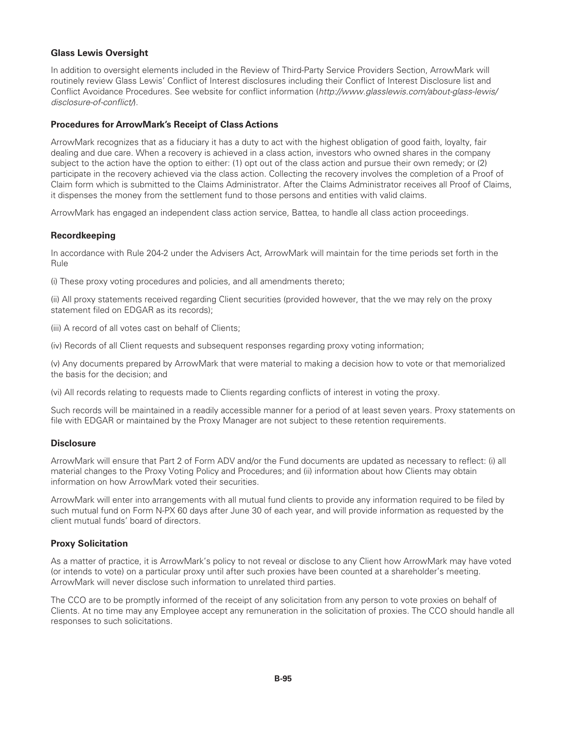### Glass Lewis Oversight

In addition to oversight elements included in the Review of Third-Party Service Providers Section, ArrowMark will routinely review Glass Lewis' Conflict of Interest disclosures including their Conflict of Interest Disclosure list and Conflict Avoidance Procedures. See website for conflict information (*http://www.glasslewis.com/about-glass-lewis/disclosure-of-conflict/*).

### Procedures for ArrowMark's Receipt of Class Actions

ArrowMark recognizes that as a fiduciary it has a duty to act with the highest obligation of good faith, loyalty, fair dealing and due care. When a recovery is achieved in a class action, investors who owned shares in the company subject to the action have the option to either: (1) opt out of the class action and pursue their own remedy; or (2) participate in the recovery achieved via the class action. Collecting the recovery involves the completion of a Proof of Claim form which is submitted to the Claims Administrator. After the Claims Administrator receives all Proof of Claims, it dispenses the money from the settlement fund to those persons and entities with valid claims.

ArrowMark has engaged an independent class action service, Battea, to handle all class action proceedings.

### Recordkeeping

In accordance with Rule 204-2 under the Advisers Act, ArrowMark will maintain for the time periods set forth in the Rule

(i) These proxy voting procedures and policies, and all amendments thereto;

(ii) All proxy statements received regarding Client securities (provided however, that the we may rely on the proxy statement filed on EDGAR as its records);

(iii) A record of all votes cast on behalf of Clients;

(iv) Records of all Client requests and subsequent responses regarding proxy voting information;

(v) Any documents prepared by ArrowMark that were material to making a decision how to vote or that memorialized the basis for the decision; and

(vi) All records relating to requests made to Clients regarding conflicts of interest in voting the proxy.

Such records will be maintained in a readily accessible manner for a period of at least seven years. Proxy statements on file with EDGAR or maintained by the Proxy Manager are not subject to these retention requirements.

### Disclosure

ArrowMark will ensure that Part 2 of Form ADV and/or the Fund documents are updated as necessary to reflect: (i) all material changes to the Proxy Voting Policy and Procedures; and (ii) information about how Clients may obtain information on how ArrowMark voted their securities.

ArrowMark will enter into arrangements with all mutual fund clients to provide any information required to be filed by such mutual fund on Form N-PX 60 days after June 30 of each year, and will provide information as requested by the client mutual funds' board of directors.

### Proxy Solicitation

As a matter of practice, it is ArrowMark's policy to not reveal or disclose to any Client how ArrowMark may have voted (or intends to vote) on a particular proxy until after such proxies have been counted at a shareholder's meeting. ArrowMark will never disclose such information to unrelated third parties.

The CCO are to be promptly informed of the receipt of any solicitation from any person to vote proxies on behalf of Clients. At no time may any Employee accept any remuneration in the solicitation of proxies. The CCO should handle all responses to such solicitations.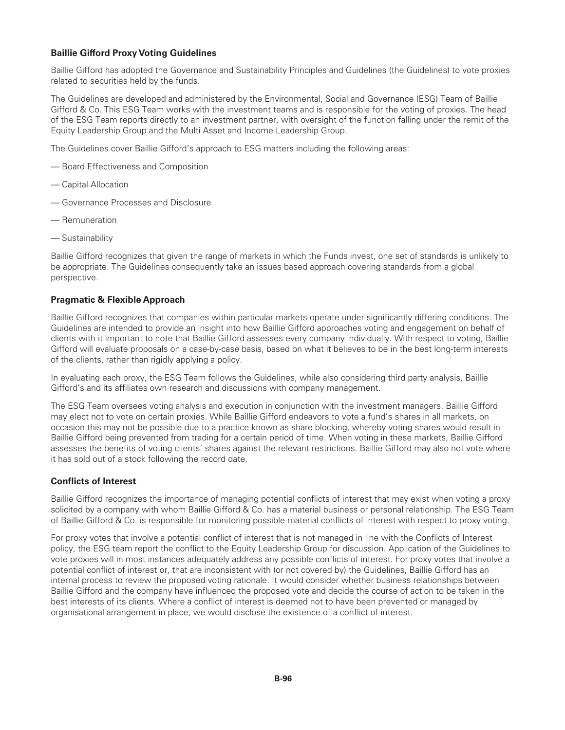### Baillie Gifford Proxy Voting Guidelines

Baillie Gifford has adopted the Governance and Sustainability Principles and Guidelines (the Guidelines) to vote proxies related to securities held by the funds.

The Guidelines are developed and administered by the Environmental, Social and Governance (ESG) Team of Baillie Gifford & Co. This ESG Team works with the investment teams and is responsible for the voting of proxies. The head of the ESG Team reports directly to an investment partner, with oversight of the function falling under the remit of the Equity Leadership Group and the Multi Asset and Income Leadership Group.

The Guidelines cover Baillie Gifford's approach to ESG matters including the following areas:

— Board Effectiveness and Composition

— Capital Allocation

— Governance Processes and Disclosure

— Remuneration

— Sustainability

Baillie Gifford recognizes that given the range of markets in which the Funds invest, one set of standards is unlikely to be appropriate. The Guidelines consequently take an issues based approach covering standards from a global perspective.

### Pragmatic & Flexible Approach

Baillie Gifford recognizes that companies within particular markets operate under significantly differing conditions. The Guidelines are intended to provide an insight into how Baillie Gifford approaches voting and engagement on behalf of clients with it important to note that Baillie Gifford assesses every company individually. With respect to voting, Baillie Gifford will evaluate proposals on a case-by-case basis, based on what it believes to be in the best long-term interests of the clients, rather than rigidly applying a policy.

In evaluating each proxy, the ESG Team follows the Guidelines, while also considering third party analysis, Baillie Gifford's and its affiliates own research and discussions with company management.

The ESG Team oversees voting analysis and execution in conjunction with the investment managers. Baillie Gifford may elect not to vote on certain proxies. While Baillie Gifford endeavors to vote a fund's shares in all markets, on occasion this may not be possible due to a practice known as share blocking, whereby voting shares would result in Baillie Gifford being prevented from trading for a certain period of time. When voting in these markets, Baillie Gifford assesses the benefits of voting clients' shares against the relevant restrictions. Baillie Gifford may also not vote where it has sold out of a stock following the record date.

### Conflicts of Interest

Baillie Gifford recognizes the importance of managing potential conflicts of interest that may exist when voting a proxy solicited by a company with whom Baillie Gifford & Co. has a material business or personal relationship. The ESG Team of Baillie Gifford & Co. is responsible for monitoring possible material conflicts of interest with respect to proxy voting.

For proxy votes that involve a potential conflict of interest that is not managed in line with the Conflicts of Interest policy, the ESG team report the conflict to the Equity Leadership Group for discussion. Application of the Guidelines to vote proxies will in most instances adequately address any possible conflicts of interest. For proxy votes that involve a potential conflict of interest or, that are inconsistent with (or not covered by) the Guidelines, Baillie Gifford has an internal process to review the proposed voting rationale. It would consider whether business relationships between Baillie Gifford and the company have influenced the proposed vote and decide the course of action to be taken in the best interests of its clients. Where a conflict of interest is deemed not to have been prevented or managed by organisational arrangement in place, we would disclose the existence of a conflict of interest.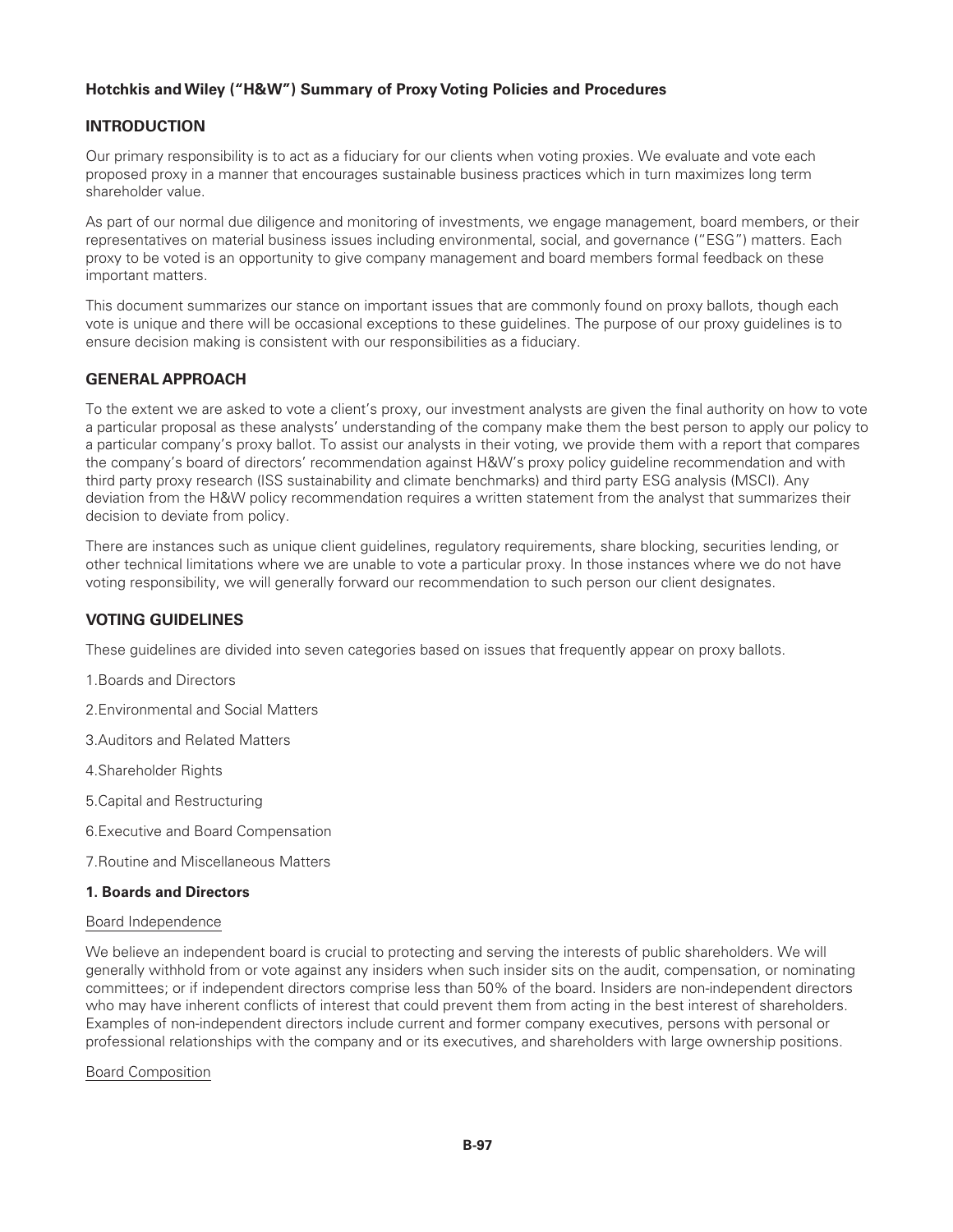**Hotchkis and Wiley ("H&W") Summary of Proxy Voting Policies and Procedures**

## INTRODUCTION

Our primary responsibility is to act as a fiduciary for our clients when voting proxies. We evaluate and vote each proposed proxy in a manner that encourages sustainable business practices which in turn maximizes long term shareholder value.

As part of our normal due diligence and monitoring of investments, we engage management, board members, or their representatives on material business issues including environmental, social, and governance ("ESG") matters. Each proxy to be voted is an opportunity to give company management and board members formal feedback on these important matters.

This document summarizes our stance on important issues that are commonly found on proxy ballots, though each vote is unique and there will be occasional exceptions to these guidelines. The purpose of our proxy guidelines is to ensure decision making is consistent with our responsibilities as a fiduciary.

## GENERAL APPROACH

To the extent we are asked to vote a client's proxy, our investment analysts are given the final authority on how to vote a particular proposal as these analysts' understanding of the company make them the best person to apply our policy to a particular company's proxy ballot. To assist our analysts in their voting, we provide them with a report that compares the company's board of directors' recommendation against H&W's proxy policy guideline recommendation and with third party proxy research (ISS sustainability and climate benchmarks) and third party ESG analysis (MSCI). Any deviation from the H&W policy recommendation requires a written statement from the analyst that summarizes their decision to deviate from policy.

There are instances such as unique client guidelines, regulatory requirements, share blocking, securities lending, or other technical limitations where we are unable to vote a particular proxy. In those instances where we do not have voting responsibility, we will generally forward our recommendation to such person our client designates.

## VOTING GUIDELINES

These guidelines are divided into seven categories based on issues that frequently appear on proxy ballots.

1. Boards and Directors
2. Environmental and Social Matters
3. Auditors and Related Matters
4. Shareholder Rights
5. Capital and Restructuring
6. Executive and Board Compensation
7. Routine and Miscellaneous Matters

### 1. Boards and Directors

Board Independence

We believe an independent board is crucial to protecting and serving the interests of public shareholders. We will generally withhold from or vote against any insiders when such insider sits on the audit, compensation, or nominating committees; or if independent directors comprise less than 50% of the board. Insiders are non-independent directors who may have inherent conflicts of interest that could prevent them from acting in the best interest of shareholders. Examples of non-independent directors include current and former company executives, persons with personal or professional relationships with the company and or its executives, and shareholders with large ownership positions.

Board Composition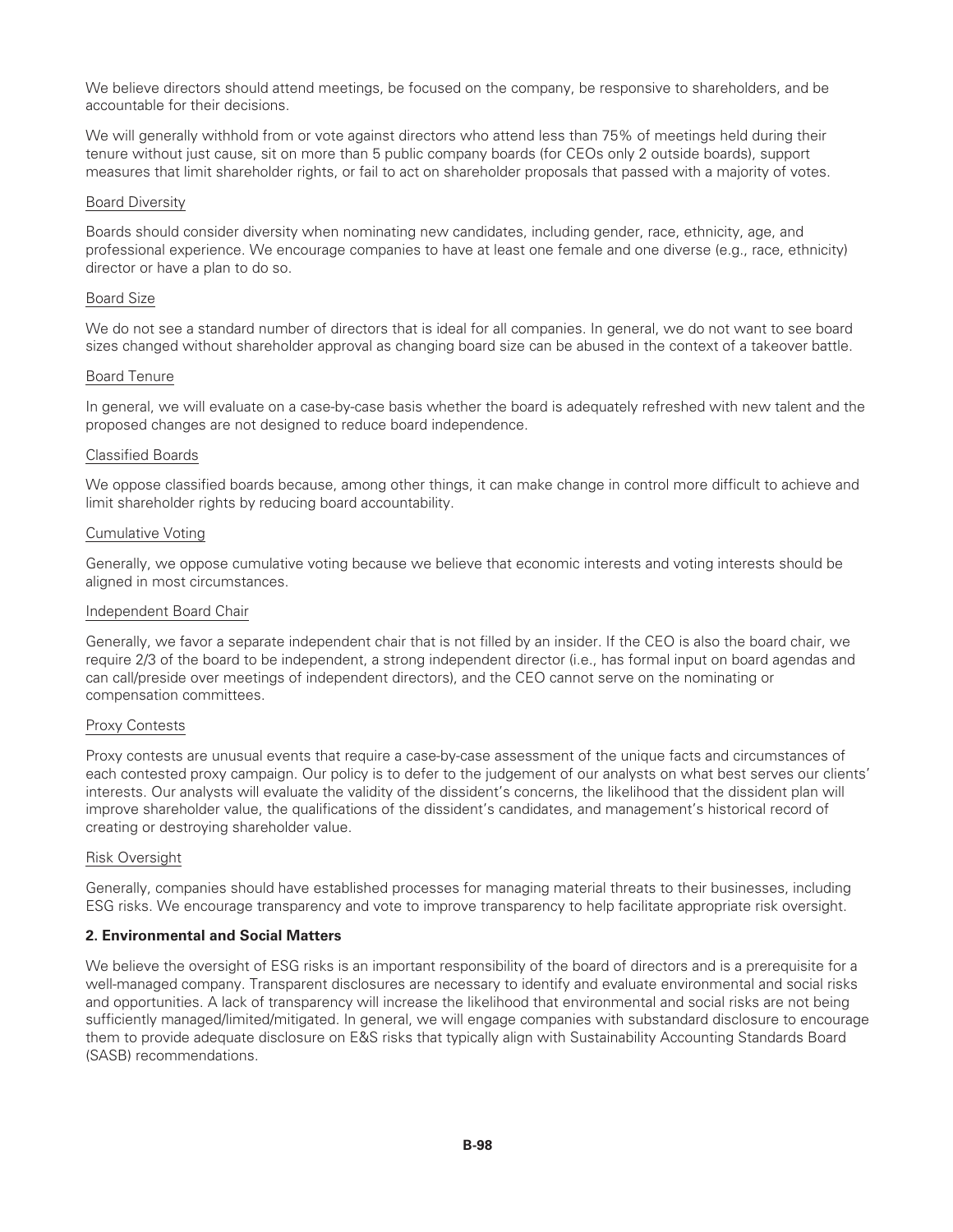We believe directors should attend meetings, be focused on the company, be responsive to shareholders, and be accountable for their decisions.

We will generally withhold from or vote against directors who attend less than 75% of meetings held during their tenure without just cause, sit on more than 5 public company boards (for CEOs only 2 outside boards), support measures that limit shareholder rights, or fail to act on shareholder proposals that passed with a majority of votes.

#### Board Diversity

Boards should consider diversity when nominating new candidates, including gender, race, ethnicity, age, and professional experience. We encourage companies to have at least one female and one diverse (e.g., race, ethnicity) director or have a plan to do so.

#### Board Size

We do not see a standard number of directors that is ideal for all companies. In general, we do not want to see board sizes changed without shareholder approval as changing board size can be abused in the context of a takeover battle.

#### Board Tenure

In general, we will evaluate on a case-by-case basis whether the board is adequately refreshed with new talent and the proposed changes are not designed to reduce board independence.

#### Classified Boards

We oppose classified boards because, among other things, it can make change in control more difficult to achieve and limit shareholder rights by reducing board accountability.

#### Cumulative Voting

Generally, we oppose cumulative voting because we believe that economic interests and voting interests should be aligned in most circumstances.

#### Independent Board Chair

Generally, we favor a separate independent chair that is not filled by an insider. If the CEO is also the board chair, we require 2/3 of the board to be independent, a strong independent director (i.e., has formal input on board agendas and can call/preside over meetings of independent directors), and the CEO cannot serve on the nominating or compensation committees.

#### Proxy Contests

Proxy contests are unusual events that require a case-by-case assessment of the unique facts and circumstances of each contested proxy campaign. Our policy is to defer to the judgement of our analysts on what best serves our clients' interests. Our analysts will evaluate the validity of the dissident's concerns, the likelihood that the dissident plan will improve shareholder value, the qualifications of the dissident's candidates, and management's historical record of creating or destroying shareholder value.

#### Risk Oversight

Generally, companies should have established processes for managing material threats to their businesses, including ESG risks. We encourage transparency and vote to improve transparency to help facilitate appropriate risk oversight.

### 2. Environmental and Social Matters

We believe the oversight of ESG risks is an important responsibility of the board of directors and is a prerequisite for a well-managed company. Transparent disclosures are necessary to identify and evaluate environmental and social risks and opportunities. A lack of transparency will increase the likelihood that environmental and social risks are not being sufficiently managed/limited/mitigated. In general, we will engage companies with substandard disclosure to encourage them to provide adequate disclosure on E&S risks that typically align with Sustainability Accounting Standards Board (SASB) recommendations.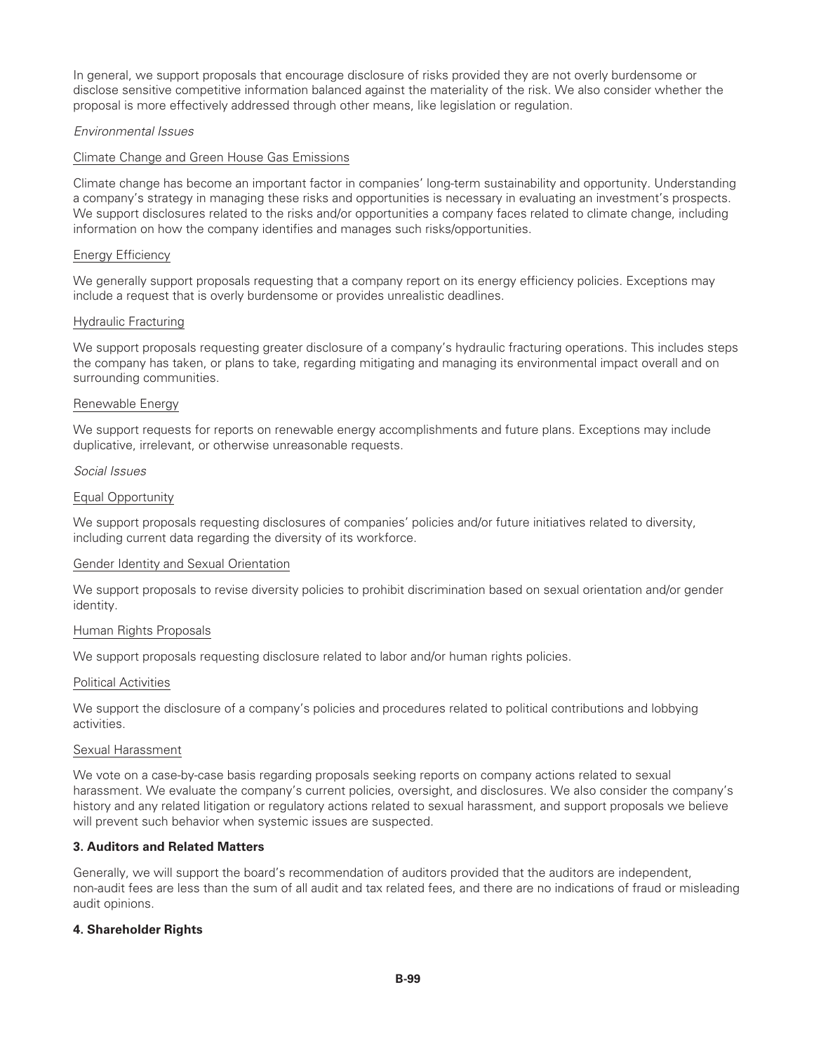In general, we support proposals that encourage disclosure of risks provided they are not overly burdensome or disclose sensitive competitive information balanced against the materiality of the risk. We also consider whether the proposal is more effectively addressed through other means, like legislation or regulation.

*Environmental Issues*

Climate Change and Green House Gas Emissions

Climate change has become an important factor in companies' long-term sustainability and opportunity. Understanding a company's strategy in managing these risks and opportunities is necessary in evaluating an investment's prospects. We support disclosures related to the risks and/or opportunities a company faces related to climate change, including information on how the company identifies and manages such risks/opportunities.

Energy Efficiency

We generally support proposals requesting that a company report on its energy efficiency policies. Exceptions may include a request that is overly burdensome or provides unrealistic deadlines.

Hydraulic Fracturing

We support proposals requesting greater disclosure of a company's hydraulic fracturing operations. This includes steps the company has taken, or plans to take, regarding mitigating and managing its environmental impact overall and on surrounding communities.

Renewable Energy

We support requests for reports on renewable energy accomplishments and future plans. Exceptions may include duplicative, irrelevant, or otherwise unreasonable requests.

*Social Issues*

Equal Opportunity

We support proposals requesting disclosures of companies' policies and/or future initiatives related to diversity, including current data regarding the diversity of its workforce.

Gender Identity and Sexual Orientation

We support proposals to revise diversity policies to prohibit discrimination based on sexual orientation and/or gender identity.

Human Rights Proposals

We support proposals requesting disclosure related to labor and/or human rights policies.

Political Activities

We support the disclosure of a company's policies and procedures related to political contributions and lobbying activities.

Sexual Harassment

We vote on a case-by-case basis regarding proposals seeking reports on company actions related to sexual harassment. We evaluate the company's current policies, oversight, and disclosures. We also consider the company's history and any related litigation or regulatory actions related to sexual harassment, and support proposals we believe will prevent such behavior when systemic issues are suspected.

**3. Auditors and Related Matters**

Generally, we will support the board's recommendation of auditors provided that the auditors are independent, non-audit fees are less than the sum of all audit and tax related fees, and there are no indications of fraud or misleading audit opinions.

**4. Shareholder Rights**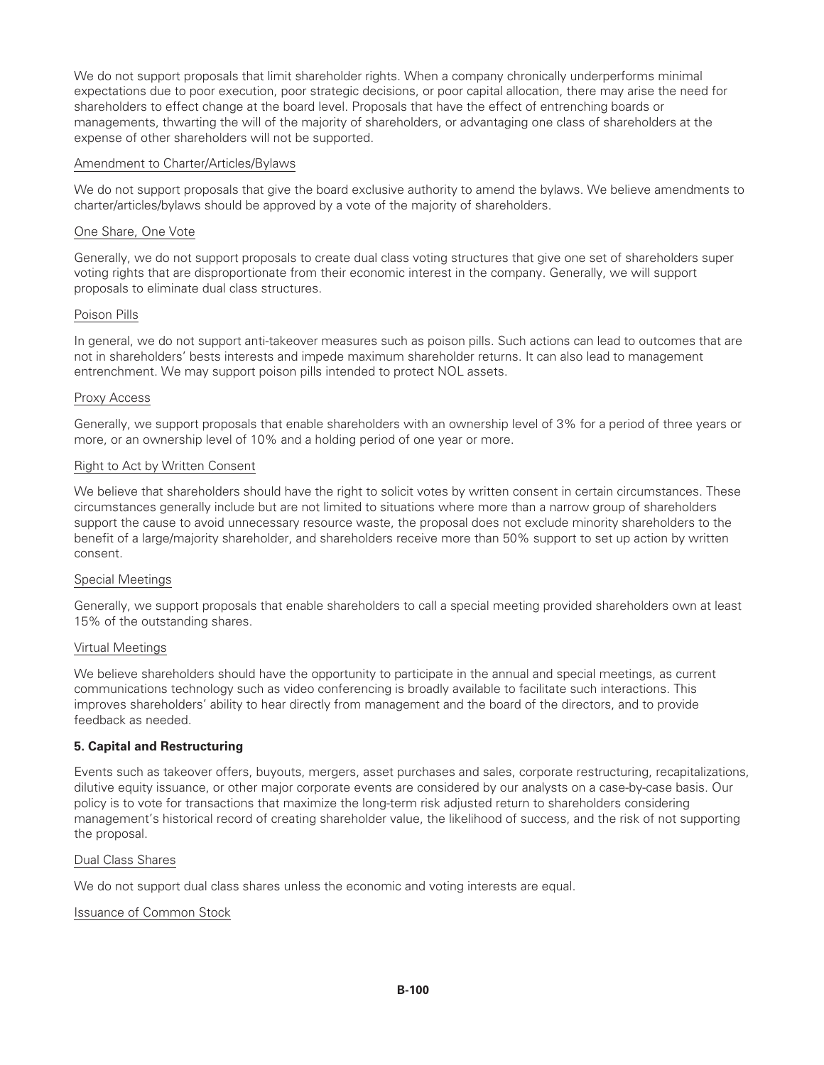We do not support proposals that limit shareholder rights. When a company chronically underperforms minimal expectations due to poor execution, poor strategic decisions, or poor capital allocation, there may arise the need for shareholders to effect change at the board level. Proposals that have the effect of entrenching boards or managements, thwarting the will of the majority of shareholders, or advantaging one class of shareholders at the expense of other shareholders will not be supported.

Amendment to Charter/Articles/Bylaws

We do not support proposals that give the board exclusive authority to amend the bylaws. We believe amendments to charter/articles/bylaws should be approved by a vote of the majority of shareholders.

One Share, One Vote

Generally, we do not support proposals to create dual class voting structures that give one set of shareholders super voting rights that are disproportionate from their economic interest in the company. Generally, we will support proposals to eliminate dual class structures.

Poison Pills

In general, we do not support anti-takeover measures such as poison pills. Such actions can lead to outcomes that are not in shareholders' bests interests and impede maximum shareholder returns. It can also lead to management entrenchment. We may support poison pills intended to protect NOL assets.

Proxy Access

Generally, we support proposals that enable shareholders with an ownership level of 3% for a period of three years or more, or an ownership level of 10% and a holding period of one year or more.

Right to Act by Written Consent

We believe that shareholders should have the right to solicit votes by written consent in certain circumstances. These circumstances generally include but are not limited to situations where more than a narrow group of shareholders support the cause to avoid unnecessary resource waste, the proposal does not exclude minority shareholders to the benefit of a large/majority shareholder, and shareholders receive more than 50% support to set up action by written consent.

Special Meetings

Generally, we support proposals that enable shareholders to call a special meeting provided shareholders own at least 15% of the outstanding shares.

Virtual Meetings

We believe shareholders should have the opportunity to participate in the annual and special meetings, as current communications technology such as video conferencing is broadly available to facilitate such interactions. This improves shareholders' ability to hear directly from management and the board of the directors, and to provide feedback as needed.

**5. Capital and Restructuring**

Events such as takeover offers, buyouts, mergers, asset purchases and sales, corporate restructuring, recapitalizations, dilutive equity issuance, or other major corporate events are considered by our analysts on a case-by-case basis. Our policy is to vote for transactions that maximize the long-term risk adjusted return to shareholders considering management's historical record of creating shareholder value, the likelihood of success, and the risk of not supporting the proposal.

Dual Class Shares

We do not support dual class shares unless the economic and voting interests are equal.

Issuance of Common Stock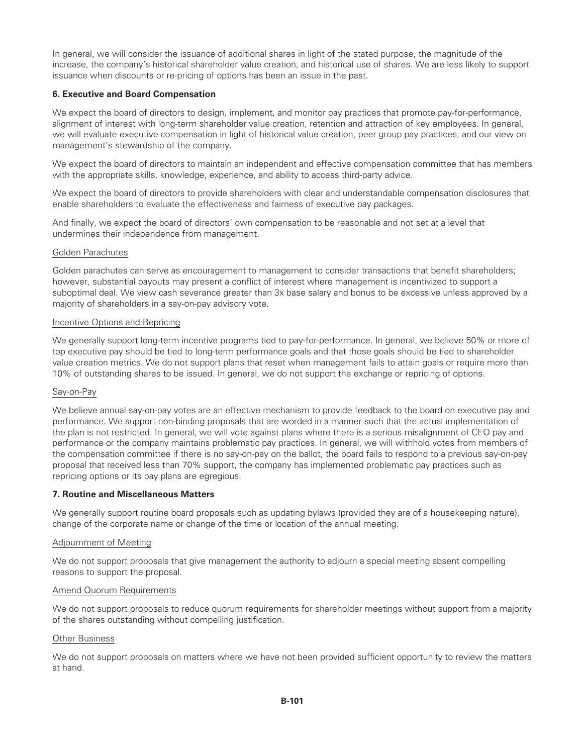In general, we will consider the issuance of additional shares in light of the stated purpose, the magnitude of the increase, the company's historical shareholder value creation, and historical use of shares. We are less likely to support issuance when discounts or re-pricing of options has been an issue in the past.

**6. Executive and Board Compensation**

We expect the board of directors to design, implement, and monitor pay practices that promote pay-for-performance, alignment of interest with long-term shareholder value creation, retention and attraction of key employees. In general, we will evaluate executive compensation in light of historical value creation, peer group pay practices, and our view on management's stewardship of the company.

We expect the board of directors to maintain an independent and effective compensation committee that has members with the appropriate skills, knowledge, experience, and ability to access third-party advice.

We expect the board of directors to provide shareholders with clear and understandable compensation disclosures that enable shareholders to evaluate the effectiveness and fairness of executive pay packages.

And finally, we expect the board of directors' own compensation to be reasonable and not set at a level that undermines their independence from management.

Golden Parachutes

Golden parachutes can serve as encouragement to management to consider transactions that benefit shareholders; however, substantial payouts may present a conflict of interest where management is incentivized to support a suboptimal deal. We view cash severance greater than 3x base salary and bonus to be excessive unless approved by a majority of shareholders in a say-on-pay advisory vote.

Incentive Options and Repricing

We generally support long-term incentive programs tied to pay-for-performance. In general, we believe 50% or more of top executive pay should be tied to long-term performance goals and that those goals should be tied to shareholder value creation metrics. We do not support plans that reset when management fails to attain goals or require more than 10% of outstanding shares to be issued. In general, we do not support the exchange or repricing of options.

Say-on-Pay

We believe annual say-on-pay votes are an effective mechanism to provide feedback to the board on executive pay and performance. We support non-binding proposals that are worded in a manner such that the actual implementation of the plan is not restricted. In general, we will vote against plans where there is a serious misalignment of CEO pay and performance or the company maintains problematic pay practices. In general, we will withhold votes from members of the compensation committee if there is no say-on-pay on the ballot, the board fails to respond to a previous say-on-pay proposal that received less than 70% support, the company has implemented problematic pay practices such as repricing options or its pay plans are egregious.

**7. Routine and Miscellaneous Matters**

We generally support routine board proposals such as updating bylaws (provided they are of a housekeeping nature), change of the corporate name or change of the time or location of the annual meeting.

Adjournment of Meeting

We do not support proposals that give management the authority to adjourn a special meeting absent compelling reasons to support the proposal.

Amend Quorum Requirements

We do not support proposals to reduce quorum requirements for shareholder meetings without support from a majority of the shares outstanding without compelling justification.

Other Business

We do not support proposals on matters where we have not been provided sufficient opportunity to review the matters at hand.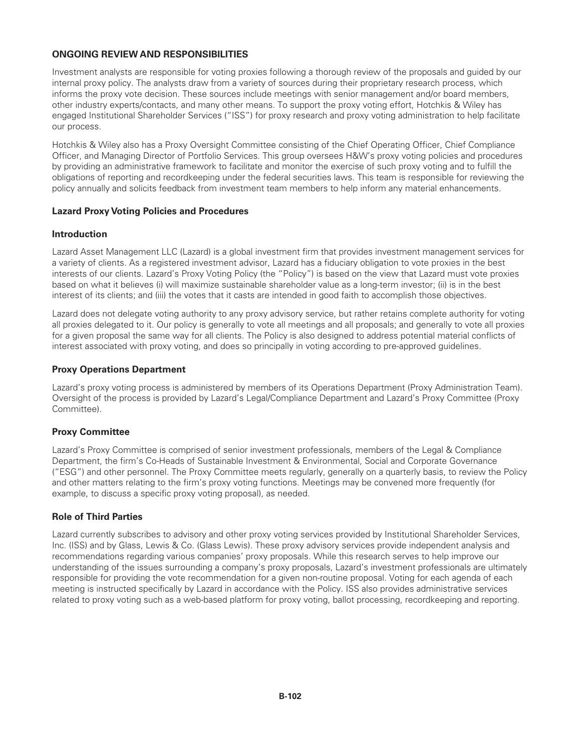## ONGOING REVIEW AND RESPONSIBILITIES

Investment analysts are responsible for voting proxies following a thorough review of the proposals and guided by our internal proxy policy. The analysts draw from a variety of sources during their proprietary research process, which informs the proxy vote decision. These sources include meetings with senior management and/or board members, other industry experts/contacts, and many other means. To support the proxy voting effort, Hotchkis & Wiley has engaged Institutional Shareholder Services ("ISS") for proxy research and proxy voting administration to help facilitate our process.

Hotchkis & Wiley also has a Proxy Oversight Committee consisting of the Chief Operating Officer, Chief Compliance Officer, and Managing Director of Portfolio Services. This group oversees H&W's proxy voting policies and procedures by providing an administrative framework to facilitate and monitor the exercise of such proxy voting and to fulfill the obligations of reporting and recordkeeping under the federal securities laws. This team is responsible for reviewing the policy annually and solicits feedback from investment team members to help inform any material enhancements.

### Lazard Proxy Voting Policies and Procedures

### Introduction

Lazard Asset Management LLC (Lazard) is a global investment firm that provides investment management services for a variety of clients. As a registered investment advisor, Lazard has a fiduciary obligation to vote proxies in the best interests of our clients. Lazard's Proxy Voting Policy (the "Policy") is based on the view that Lazard must vote proxies based on what it believes (i) will maximize sustainable shareholder value as a long-term investor; (ii) is in the best interest of its clients; and (iii) the votes that it casts are intended in good faith to accomplish those objectives.

Lazard does not delegate voting authority to any proxy advisory service, but rather retains complete authority for voting all proxies delegated to it. Our policy is generally to vote all meetings and all proposals; and generally to vote all proxies for a given proposal the same way for all clients. The Policy is also designed to address potential material conflicts of interest associated with proxy voting, and does so principally in voting according to pre-approved guidelines.

### Proxy Operations Department

Lazard's proxy voting process is administered by members of its Operations Department (Proxy Administration Team). Oversight of the process is provided by Lazard's Legal/Compliance Department and Lazard's Proxy Committee (Proxy Committee).

### Proxy Committee

Lazard's Proxy Committee is comprised of senior investment professionals, members of the Legal & Compliance Department, the firm's Co-Heads of Sustainable Investment & Environmental, Social and Corporate Governance ("ESG") and other personnel. The Proxy Committee meets regularly, generally on a quarterly basis, to review the Policy and other matters relating to the firm's proxy voting functions. Meetings may be convened more frequently (for example, to discuss a specific proxy voting proposal), as needed.

### Role of Third Parties

Lazard currently subscribes to advisory and other proxy voting services provided by Institutional Shareholder Services, Inc. (ISS) and by Glass, Lewis & Co. (Glass Lewis). These proxy advisory services provide independent analysis and recommendations regarding various companies' proxy proposals. While this research serves to help improve our understanding of the issues surrounding a company's proxy proposals, Lazard's investment professionals are ultimately responsible for providing the vote recommendation for a given non-routine proposal. Voting for each agenda of each meeting is instructed specifically by Lazard in accordance with the Policy. ISS also provides administrative services related to proxy voting such as a web-based platform for proxy voting, ballot processing, recordkeeping and reporting.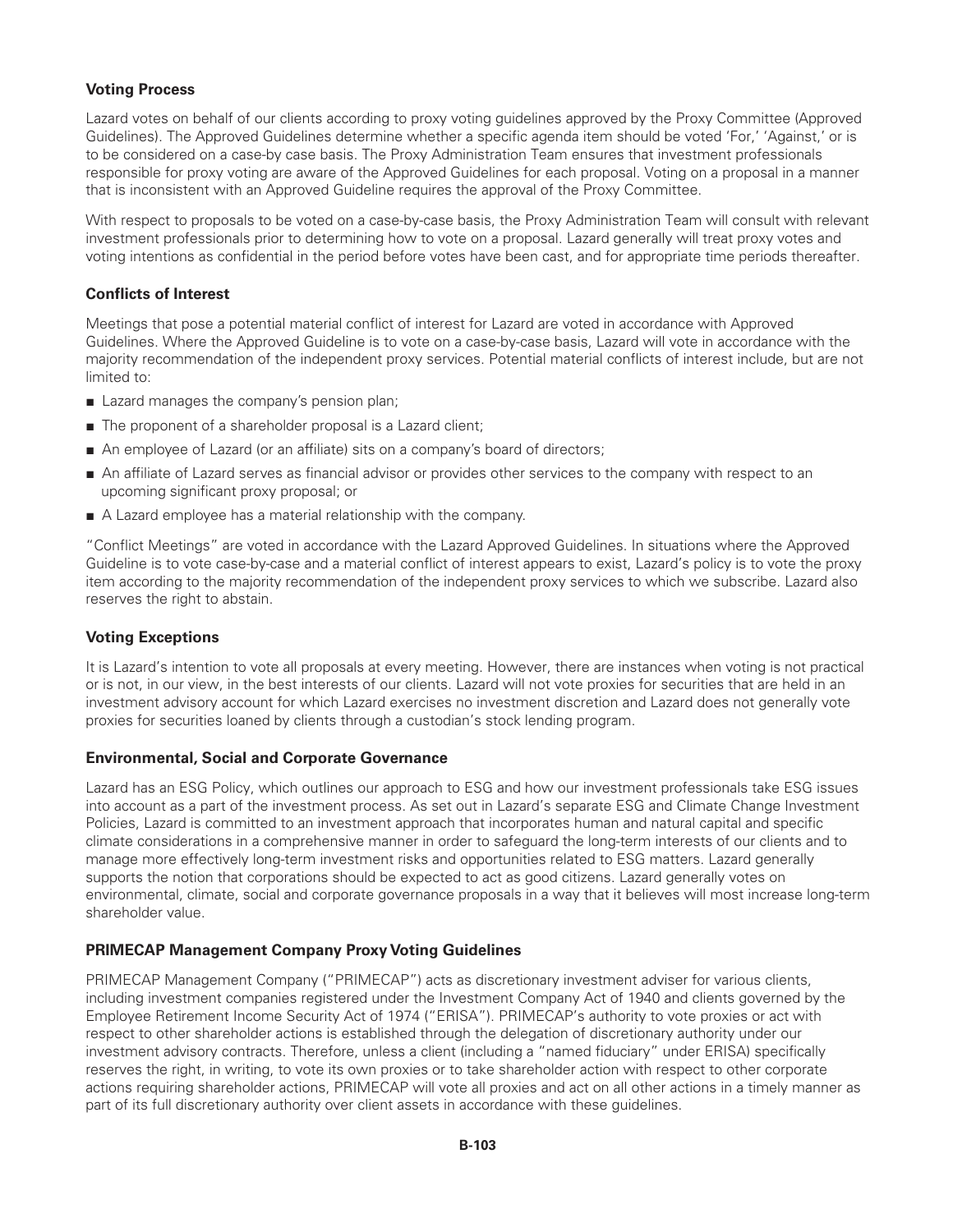**Voting Process**

Lazard votes on behalf of our clients according to proxy voting guidelines approved by the Proxy Committee (Approved Guidelines). The Approved Guidelines determine whether a specific agenda item should be voted 'For,' 'Against,' or is to be considered on a case-by case basis. The Proxy Administration Team ensures that investment professionals responsible for proxy voting are aware of the Approved Guidelines for each proposal. Voting on a proposal in a manner that is inconsistent with an Approved Guideline requires the approval of the Proxy Committee.

With respect to proposals to be voted on a case-by-case basis, the Proxy Administration Team will consult with relevant investment professionals prior to determining how to vote on a proposal. Lazard generally will treat proxy votes and voting intentions as confidential in the period before votes have been cast, and for appropriate time periods thereafter.

**Conflicts of Interest**

Meetings that pose a potential material conflict of interest for Lazard are voted in accordance with Approved Guidelines. Where the Approved Guideline is to vote on a case-by-case basis, Lazard will vote in accordance with the majority recommendation of the independent proxy services. Potential material conflicts of interest include, but are not limited to:

- Lazard manages the company's pension plan;
- The proponent of a shareholder proposal is a Lazard client;
- An employee of Lazard (or an affiliate) sits on a company's board of directors;
- An affiliate of Lazard serves as financial advisor or provides other services to the company with respect to an upcoming significant proxy proposal; or
- A Lazard employee has a material relationship with the company.

"Conflict Meetings" are voted in accordance with the Lazard Approved Guidelines. In situations where the Approved Guideline is to vote case-by-case and a material conflict of interest appears to exist, Lazard's policy is to vote the proxy item according to the majority recommendation of the independent proxy services to which we subscribe. Lazard also reserves the right to abstain.

**Voting Exceptions**

It is Lazard's intention to vote all proposals at every meeting. However, there are instances when voting is not practical or is not, in our view, in the best interests of our clients. Lazard will not vote proxies for securities that are held in an investment advisory account for which Lazard exercises no investment discretion and Lazard does not generally vote proxies for securities loaned by clients through a custodian's stock lending program.

**Environmental, Social and Corporate Governance**

Lazard has an ESG Policy, which outlines our approach to ESG and how our investment professionals take ESG issues into account as a part of the investment process. As set out in Lazard's separate ESG and Climate Change Investment Policies, Lazard is committed to an investment approach that incorporates human and natural capital and specific climate considerations in a comprehensive manner in order to safeguard the long-term interests of our clients and to manage more effectively long-term investment risks and opportunities related to ESG matters. Lazard generally supports the notion that corporations should be expected to act as good citizens. Lazard generally votes on environmental, climate, social and corporate governance proposals in a way that it believes will most increase long-term shareholder value.

**PRIMECAP Management Company Proxy Voting Guidelines**

PRIMECAP Management Company ("PRIMECAP") acts as discretionary investment adviser for various clients, including investment companies registered under the Investment Company Act of 1940 and clients governed by the Employee Retirement Income Security Act of 1974 ("ERISA"). PRIMECAP's authority to vote proxies or act with respect to other shareholder actions is established through the delegation of discretionary authority under our investment advisory contracts. Therefore, unless a client (including a "named fiduciary" under ERISA) specifically reserves the right, in writing, to vote its own proxies or to take shareholder action with respect to other corporate actions requiring shareholder actions, PRIMECAP will vote all proxies and act on all other actions in a timely manner as part of its full discretionary authority over client assets in accordance with these guidelines.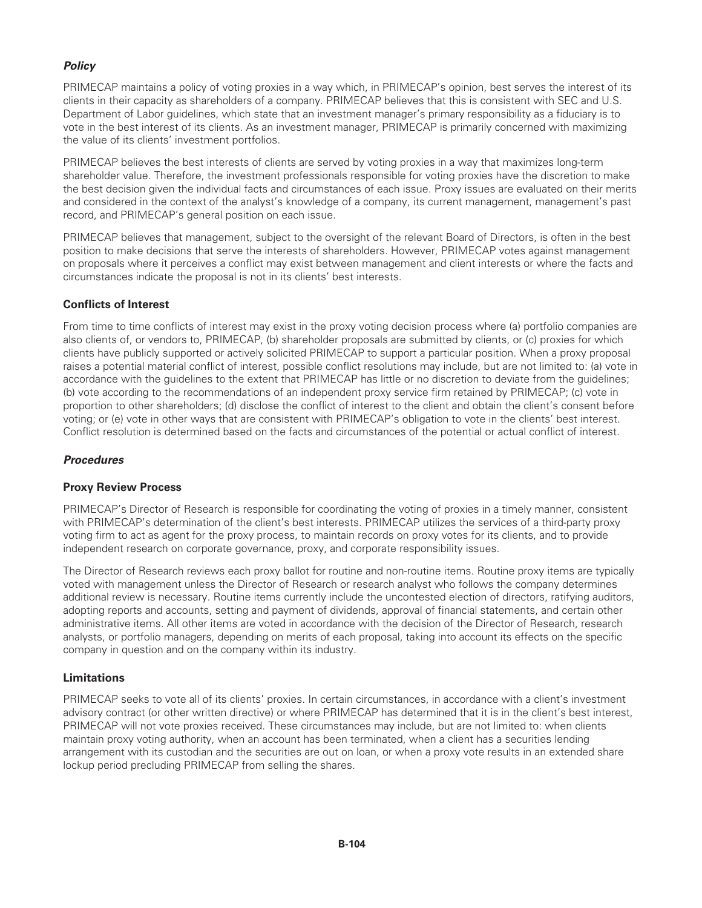### *Policy*

PRIMECAP maintains a policy of voting proxies in a way which, in PRIMECAP's opinion, best serves the interest of its clients in their capacity as shareholders of a company. PRIMECAP believes that this is consistent with SEC and U.S. Department of Labor guidelines, which state that an investment manager's primary responsibility as a fiduciary is to vote in the best interest of its clients. As an investment manager, PRIMECAP is primarily concerned with maximizing the value of its clients' investment portfolios.

PRIMECAP believes the best interests of clients are served by voting proxies in a way that maximizes long-term shareholder value. Therefore, the investment professionals responsible for voting proxies have the discretion to make the best decision given the individual facts and circumstances of each issue. Proxy issues are evaluated on their merits and considered in the context of the analyst's knowledge of a company, its current management, management's past record, and PRIMECAP's general position on each issue.

PRIMECAP believes that management, subject to the oversight of the relevant Board of Directors, is often in the best position to make decisions that serve the interests of shareholders. However, PRIMECAP votes against management on proposals where it perceives a conflict may exist between management and client interests or where the facts and circumstances indicate the proposal is not in its clients' best interests.

#### Conflicts of Interest

From time to time conflicts of interest may exist in the proxy voting decision process where (a) portfolio companies are also clients of, or vendors to, PRIMECAP, (b) shareholder proposals are submitted by clients, or (c) proxies for which clients have publicly supported or actively solicited PRIMECAP to support a particular position. When a proxy proposal raises a potential material conflict of interest, possible conflict resolutions may include, but are not limited to: (a) vote in accordance with the guidelines to the extent that PRIMECAP has little or no discretion to deviate from the guidelines; (b) vote according to the recommendations of an independent proxy service firm retained by PRIMECAP; (c) vote in proportion to other shareholders; (d) disclose the conflict of interest to the client and obtain the client's consent before voting; or (e) vote in other ways that are consistent with PRIMECAP's obligation to vote in the clients' best interest. Conflict resolution is determined based on the facts and circumstances of the potential or actual conflict of interest.

### *Procedures*

#### Proxy Review Process

PRIMECAP's Director of Research is responsible for coordinating the voting of proxies in a timely manner, consistent with PRIMECAP's determination of the client's best interests. PRIMECAP utilizes the services of a third-party proxy voting firm to act as agent for the proxy process, to maintain records on proxy votes for its clients, and to provide independent research on corporate governance, proxy, and corporate responsibility issues.

The Director of Research reviews each proxy ballot for routine and non-routine items. Routine proxy items are typically voted with management unless the Director of Research or research analyst who follows the company determines additional review is necessary. Routine items currently include the uncontested election of directors, ratifying auditors, adopting reports and accounts, setting and payment of dividends, approval of financial statements, and certain other administrative items. All other items are voted in accordance with the decision of the Director of Research, research analysts, or portfolio managers, depending on merits of each proposal, taking into account its effects on the specific company in question and on the company within its industry.

#### Limitations

PRIMECAP seeks to vote all of its clients' proxies. In certain circumstances, in accordance with a client's investment advisory contract (or other written directive) or where PRIMECAP has determined that it is in the client's best interest, PRIMECAP will not vote proxies received. These circumstances may include, but are not limited to: when clients maintain proxy voting authority, when an account has been terminated, when a client has a securities lending arrangement with its custodian and the securities are out on loan, or when a proxy vote results in an extended share lockup period precluding PRIMECAP from selling the shares.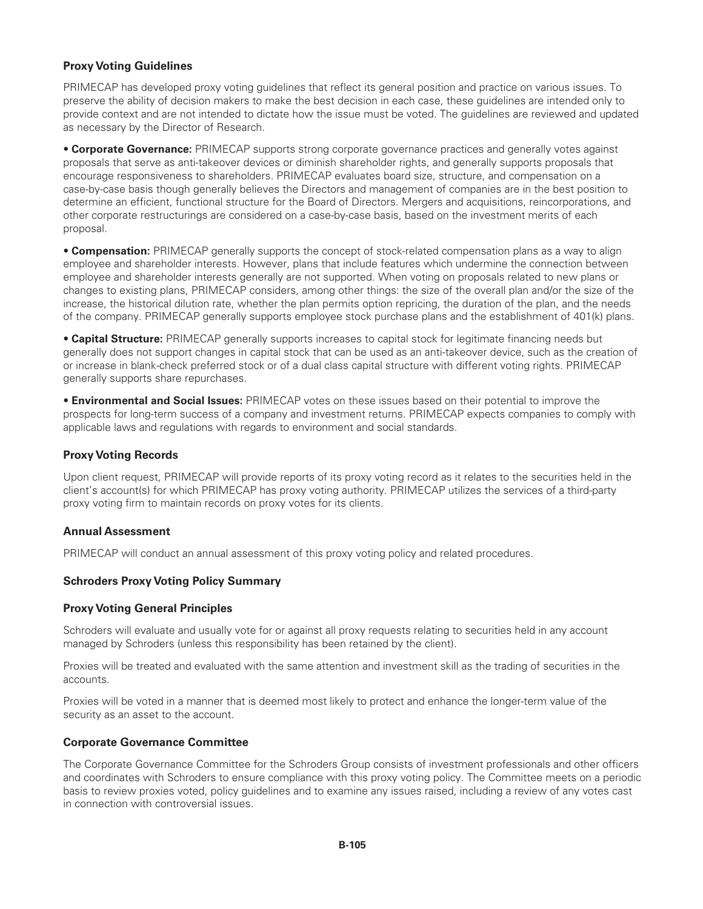### Proxy Voting Guidelines

PRIMECAP has developed proxy voting guidelines that reflect its general position and practice on various issues. To preserve the ability of decision makers to make the best decision in each case, these guidelines are intended only to provide context and are not intended to dictate how the issue must be voted. The guidelines are reviewed and updated as necessary by the Director of Research.

- **Corporate Governance:** PRIMECAP supports strong corporate governance practices and generally votes against proposals that serve as anti-takeover devices or diminish shareholder rights, and generally supports proposals that encourage responsiveness to shareholders. PRIMECAP evaluates board size, structure, and compensation on a case-by-case basis though generally believes the Directors and management of companies are in the best position to determine an efficient, functional structure for the Board of Directors. Mergers and acquisitions, reincorporations, and other corporate restructurings are considered on a case-by-case basis, based on the investment merits of each proposal.
- **Compensation:** PRIMECAP generally supports the concept of stock-related compensation plans as a way to align employee and shareholder interests. However, plans that include features which undermine the connection between employee and shareholder interests generally are not supported. When voting on proposals related to new plans or changes to existing plans, PRIMECAP considers, among other things: the size of the overall plan and/or the size of the increase, the historical dilution rate, whether the plan permits option repricing, the duration of the plan, and the needs of the company. PRIMECAP generally supports employee stock purchase plans and the establishment of 401(k) plans.
- **Capital Structure:** PRIMECAP generally supports increases to capital stock for legitimate financing needs but generally does not support changes in capital stock that can be used as an anti-takeover device, such as the creation of or increase in blank-check preferred stock or of a dual class capital structure with different voting rights. PRIMECAP generally supports share repurchases.
- **Environmental and Social Issues:** PRIMECAP votes on these issues based on their potential to improve the prospects for long-term success of a company and investment returns. PRIMECAP expects companies to comply with applicable laws and regulations with regards to environment and social standards.

### Proxy Voting Records

Upon client request, PRIMECAP will provide reports of its proxy voting record as it relates to the securities held in the client's account(s) for which PRIMECAP has proxy voting authority. PRIMECAP utilizes the services of a third-party proxy voting firm to maintain records on proxy votes for its clients.

### Annual Assessment

PRIMECAP will conduct an annual assessment of this proxy voting policy and related procedures.

### Schroders Proxy Voting Policy Summary

### Proxy Voting General Principles

Schroders will evaluate and usually vote for or against all proxy requests relating to securities held in any account managed by Schroders (unless this responsibility has been retained by the client).

Proxies will be treated and evaluated with the same attention and investment skill as the trading of securities in the accounts.

Proxies will be voted in a manner that is deemed most likely to protect and enhance the longer-term value of the security as an asset to the account.

### Corporate Governance Committee

The Corporate Governance Committee for the Schroders Group consists of investment professionals and other officers and coordinates with Schroders to ensure compliance with this proxy voting policy. The Committee meets on a periodic basis to review proxies voted, policy guidelines and to examine any issues raised, including a review of any votes cast in connection with controversial issues.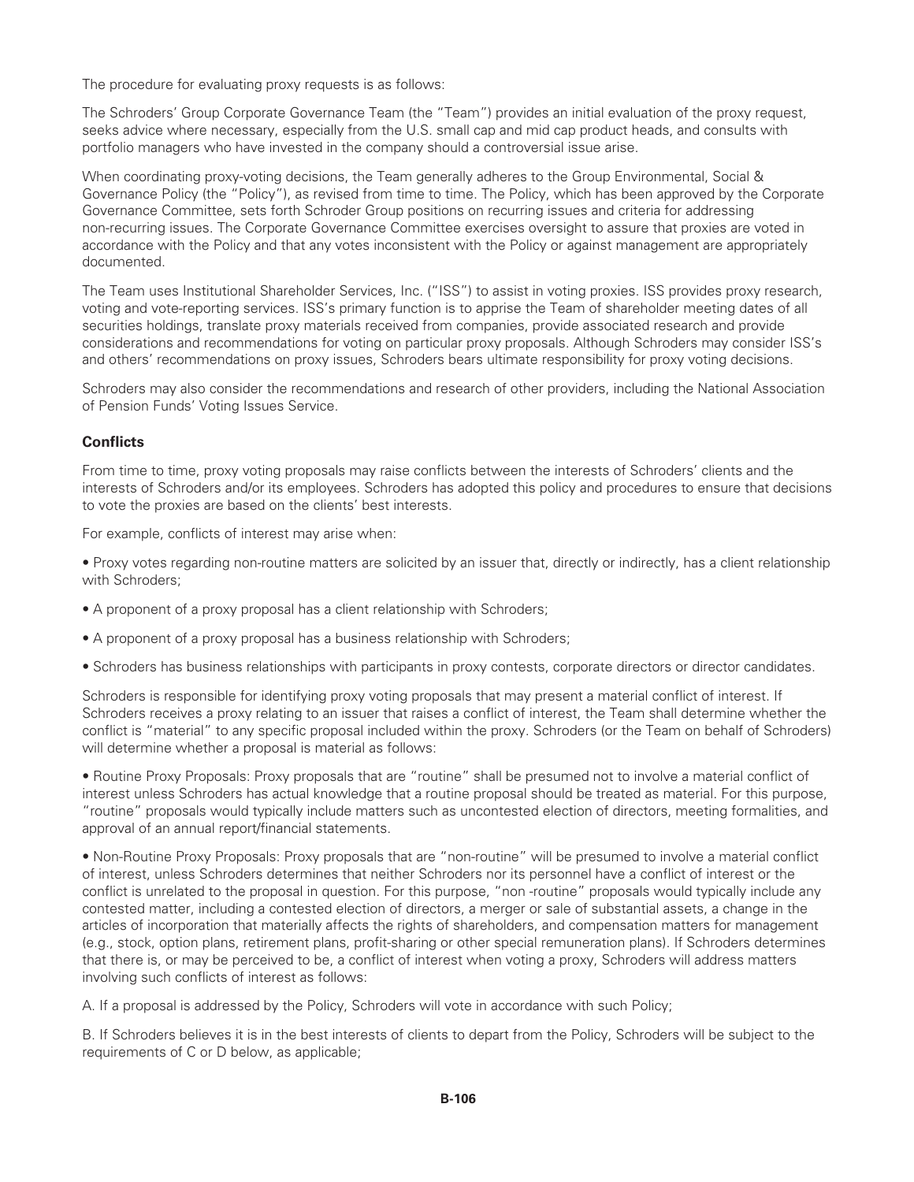The procedure for evaluating proxy requests is as follows:

The Schroders' Group Corporate Governance Team (the "Team") provides an initial evaluation of the proxy request, seeks advice where necessary, especially from the U.S. small cap and mid cap product heads, and consults with portfolio managers who have invested in the company should a controversial issue arise.

When coordinating proxy-voting decisions, the Team generally adheres to the Group Environmental, Social & Governance Policy (the "Policy"), as revised from time to time. The Policy, which has been approved by the Corporate Governance Committee, sets forth Schroder Group positions on recurring issues and criteria for addressing non-recurring issues. The Corporate Governance Committee exercises oversight to assure that proxies are voted in accordance with the Policy and that any votes inconsistent with the Policy or against management are appropriately documented.

The Team uses Institutional Shareholder Services, Inc. ("ISS") to assist in voting proxies. ISS provides proxy research, voting and vote-reporting services. ISS's primary function is to apprise the Team of shareholder meeting dates of all securities holdings, translate proxy materials received from companies, provide associated research and provide considerations and recommendations for voting on particular proxy proposals. Although Schroders may consider ISS's and others' recommendations on proxy issues, Schroders bears ultimate responsibility for proxy voting decisions.

Schroders may also consider the recommendations and research of other providers, including the National Association of Pension Funds' Voting Issues Service.

**Conflicts**

From time to time, proxy voting proposals may raise conflicts between the interests of Schroders' clients and the interests of Schroders and/or its employees. Schroders has adopted this policy and procedures to ensure that decisions to vote the proxies are based on the clients' best interests.

For example, conflicts of interest may arise when:

- Proxy votes regarding non-routine matters are solicited by an issuer that, directly or indirectly, has a client relationship with Schroders;
- A proponent of a proxy proposal has a client relationship with Schroders;
- A proponent of a proxy proposal has a business relationship with Schroders;
- Schroders has business relationships with participants in proxy contests, corporate directors or director candidates.

Schroders is responsible for identifying proxy voting proposals that may present a material conflict of interest. If Schroders receives a proxy relating to an issuer that raises a conflict of interest, the Team shall determine whether the conflict is "material" to any specific proposal included within the proxy. Schroders (or the Team on behalf of Schroders) will determine whether a proposal is material as follows:

- Routine Proxy Proposals: Proxy proposals that are "routine" shall be presumed not to involve a material conflict of interest unless Schroders has actual knowledge that a routine proposal should be treated as material. For this purpose, "routine" proposals would typically include matters such as uncontested election of directors, meeting formalities, and approval of an annual report/financial statements.
- Non-Routine Proxy Proposals: Proxy proposals that are "non-routine" will be presumed to involve a material conflict of interest, unless Schroders determines that neither Schroders nor its personnel have a conflict of interest or the conflict is unrelated to the proposal in question. For this purpose, "non -routine" proposals would typically include any contested matter, including a contested election of directors, a merger or sale of substantial assets, a change in the articles of incorporation that materially affects the rights of shareholders, and compensation matters for management (e.g., stock, option plans, retirement plans, profit-sharing or other special remuneration plans). If Schroders determines that there is, or may be perceived to be, a conflict of interest when voting a proxy, Schroders will address matters involving such conflicts of interest as follows:

A. If a proposal is addressed by the Policy, Schroders will vote in accordance with such Policy;

B. If Schroders believes it is in the best interests of clients to depart from the Policy, Schroders will be subject to the requirements of C or D below, as applicable;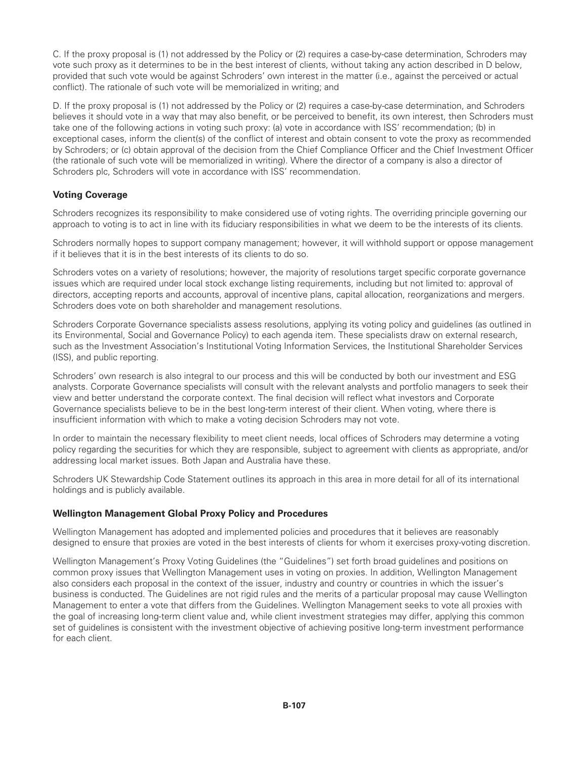C. If the proxy proposal is (1) not addressed by the Policy or (2) requires a case-by-case determination, Schroders may vote such proxy as it determines to be in the best interest of clients, without taking any action described in D below, provided that such vote would be against Schroders' own interest in the matter (i.e., against the perceived or actual conflict). The rationale of such vote will be memorialized in writing; and

D. If the proxy proposal is (1) not addressed by the Policy or (2) requires a case-by-case determination, and Schroders believes it should vote in a way that may also benefit, or be perceived to benefit, its own interest, then Schroders must take one of the following actions in voting such proxy: (a) vote in accordance with ISS' recommendation; (b) in exceptional cases, inform the client(s) of the conflict of interest and obtain consent to vote the proxy as recommended by Schroders; or (c) obtain approval of the decision from the Chief Compliance Officer and the Chief Investment Officer (the rationale of such vote will be memorialized in writing). Where the director of a company is also a director of Schroders plc, Schroders will vote in accordance with ISS' recommendation.

**Voting Coverage**

Schroders recognizes its responsibility to make considered use of voting rights. The overriding principle governing our approach to voting is to act in line with its fiduciary responsibilities in what we deem to be the interests of its clients.

Schroders normally hopes to support company management; however, it will withhold support or oppose management if it believes that it is in the best interests of its clients to do so.

Schroders votes on a variety of resolutions; however, the majority of resolutions target specific corporate governance issues which are required under local stock exchange listing requirements, including but not limited to: approval of directors, accepting reports and accounts, approval of incentive plans, capital allocation, reorganizations and mergers. Schroders does vote on both shareholder and management resolutions.

Schroders Corporate Governance specialists assess resolutions, applying its voting policy and guidelines (as outlined in its Environmental, Social and Governance Policy) to each agenda item. These specialists draw on external research, such as the Investment Association's Institutional Voting Information Services, the Institutional Shareholder Services (ISS), and public reporting.

Schroders' own research is also integral to our process and this will be conducted by both our investment and ESG analysts. Corporate Governance specialists will consult with the relevant analysts and portfolio managers to seek their view and better understand the corporate context. The final decision will reflect what investors and Corporate Governance specialists believe to be in the best long-term interest of their client. When voting, where there is insufficient information with which to make a voting decision Schroders may not vote.

In order to maintain the necessary flexibility to meet client needs, local offices of Schroders may determine a voting policy regarding the securities for which they are responsible, subject to agreement with clients as appropriate, and/or addressing local market issues. Both Japan and Australia have these.

Schroders UK Stewardship Code Statement outlines its approach in this area in more detail for all of its international holdings and is publicly available.

**Wellington Management Global Proxy Policy and Procedures**

Wellington Management has adopted and implemented policies and procedures that it believes are reasonably designed to ensure that proxies are voted in the best interests of clients for whom it exercises proxy-voting discretion.

Wellington Management's Proxy Voting Guidelines (the "Guidelines") set forth broad guidelines and positions on common proxy issues that Wellington Management uses in voting on proxies. In addition, Wellington Management also considers each proposal in the context of the issuer, industry and country or countries in which the issuer's business is conducted. The Guidelines are not rigid rules and the merits of a particular proposal may cause Wellington Management to enter a vote that differs from the Guidelines. Wellington Management seeks to vote all proxies with the goal of increasing long-term client value and, while client investment strategies may differ, applying this common set of guidelines is consistent with the investment objective of achieving positive long-term investment performance for each client.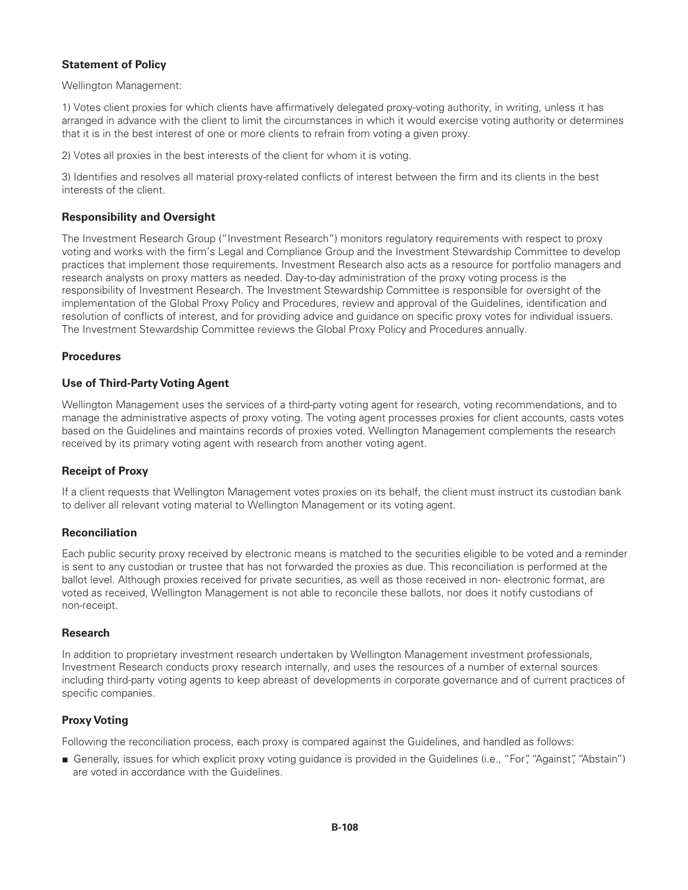### Statement of Policy

Wellington Management:

1) Votes client proxies for which clients have affirmatively delegated proxy-voting authority, in writing, unless it has arranged in advance with the client to limit the circumstances in which it would exercise voting authority or determines that it is in the best interest of one or more clients to refrain from voting a given proxy.

2) Votes all proxies in the best interests of the client for whom it is voting.

3) Identifies and resolves all material proxy-related conflicts of interest between the firm and its clients in the best interests of the client.

### Responsibility and Oversight

The Investment Research Group ("Investment Research") monitors regulatory requirements with respect to proxy voting and works with the firm's Legal and Compliance Group and the Investment Stewardship Committee to develop practices that implement those requirements. Investment Research also acts as a resource for portfolio managers and research analysts on proxy matters as needed. Day-to-day administration of the proxy voting process is the responsibility of Investment Research. The Investment Stewardship Committee is responsible for oversight of the implementation of the Global Proxy Policy and Procedures, review and approval of the Guidelines, identification and resolution of conflicts of interest, and for providing advice and guidance on specific proxy votes for individual issuers. The Investment Stewardship Committee reviews the Global Proxy Policy and Procedures annually.

### Procedures

### Use of Third-Party Voting Agent

Wellington Management uses the services of a third-party voting agent for research, voting recommendations, and to manage the administrative aspects of proxy voting. The voting agent processes proxies for client accounts, casts votes based on the Guidelines and maintains records of proxies voted. Wellington Management complements the research received by its primary voting agent with research from another voting agent.

### Receipt of Proxy

If a client requests that Wellington Management votes proxies on its behalf, the client must instruct its custodian bank to deliver all relevant voting material to Wellington Management or its voting agent.

### Reconciliation

Each public security proxy received by electronic means is matched to the securities eligible to be voted and a reminder is sent to any custodian or trustee that has not forwarded the proxies as due. This reconciliation is performed at the ballot level. Although proxies received for private securities, as well as those received in non- electronic format, are voted as received, Wellington Management is not able to reconcile these ballots, nor does it notify custodians of non-receipt.

### Research

In addition to proprietary investment research undertaken by Wellington Management investment professionals, Investment Research conducts proxy research internally, and uses the resources of a number of external sources including third-party voting agents to keep abreast of developments in corporate governance and of current practices of specific companies.

### Proxy Voting

Following the reconciliation process, each proxy is compared against the Guidelines, and handled as follows:

- Generally, issues for which explicit proxy voting guidance is provided in the Guidelines (i.e., "For", "Against", "Abstain") are voted in accordance with the Guidelines.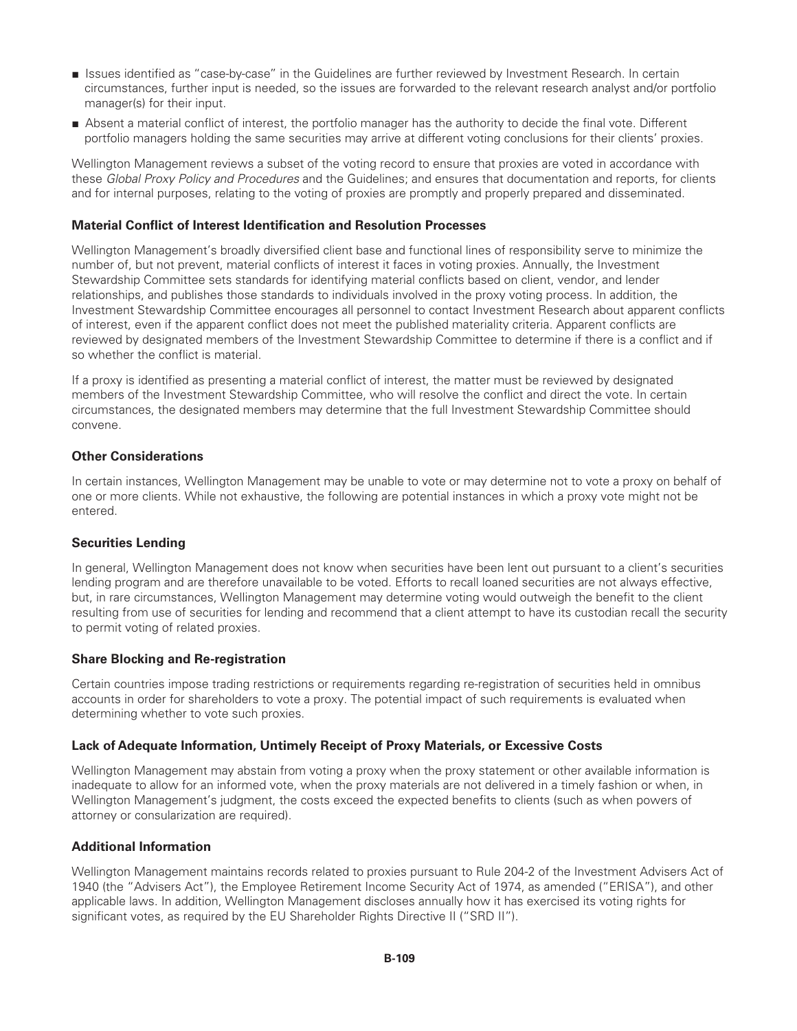- Issues identified as "case-by-case" in the Guidelines are further reviewed by Investment Research. In certain circumstances, further input is needed, so the issues are forwarded to the relevant research analyst and/or portfolio manager(s) for their input.
- Absent a material conflict of interest, the portfolio manager has the authority to decide the final vote. Different portfolio managers holding the same securities may arrive at different voting conclusions for their clients' proxies.

Wellington Management reviews a subset of the voting record to ensure that proxies are voted in accordance with these *Global Proxy Policy and Procedures* and the Guidelines; and ensures that documentation and reports, for clients and for internal purposes, relating to the voting of proxies are promptly and properly prepared and disseminated.

### Material Conflict of Interest Identification and Resolution Processes

Wellington Management's broadly diversified client base and functional lines of responsibility serve to minimize the number of, but not prevent, material conflicts of interest it faces in voting proxies. Annually, the Investment Stewardship Committee sets standards for identifying material conflicts based on client, vendor, and lender relationships, and publishes those standards to individuals involved in the proxy voting process. In addition, the Investment Stewardship Committee encourages all personnel to contact Investment Research about apparent conflicts of interest, even if the apparent conflict does not meet the published materiality criteria. Apparent conflicts are reviewed by designated members of the Investment Stewardship Committee to determine if there is a conflict and if so whether the conflict is material.

If a proxy is identified as presenting a material conflict of interest, the matter must be reviewed by designated members of the Investment Stewardship Committee, who will resolve the conflict and direct the vote. In certain circumstances, the designated members may determine that the full Investment Stewardship Committee should convene.

### Other Considerations

In certain instances, Wellington Management may be unable to vote or may determine not to vote a proxy on behalf of one or more clients. While not exhaustive, the following are potential instances in which a proxy vote might not be entered.

### Securities Lending

In general, Wellington Management does not know when securities have been lent out pursuant to a client's securities lending program and are therefore unavailable to be voted. Efforts to recall loaned securities are not always effective, but, in rare circumstances, Wellington Management may determine voting would outweigh the benefit to the client resulting from use of securities for lending and recommend that a client attempt to have its custodian recall the security to permit voting of related proxies.

### Share Blocking and Re-registration

Certain countries impose trading restrictions or requirements regarding re-registration of securities held in omnibus accounts in order for shareholders to vote a proxy. The potential impact of such requirements is evaluated when determining whether to vote such proxies.

### Lack of Adequate Information, Untimely Receipt of Proxy Materials, or Excessive Costs

Wellington Management may abstain from voting a proxy when the proxy statement or other available information is inadequate to allow for an informed vote, when the proxy materials are not delivered in a timely fashion or when, in Wellington Management's judgment, the costs exceed the expected benefits to clients (such as when powers of attorney or consularization are required).

### Additional Information

Wellington Management maintains records related to proxies pursuant to Rule 204-2 of the Investment Advisers Act of 1940 (the "Advisers Act"), the Employee Retirement Income Security Act of 1974, as amended ("ERISA"), and other applicable laws. In addition, Wellington Management discloses annually how it has exercised its voting rights for significant votes, as required by the EU Shareholder Rights Directive II ("SRD II").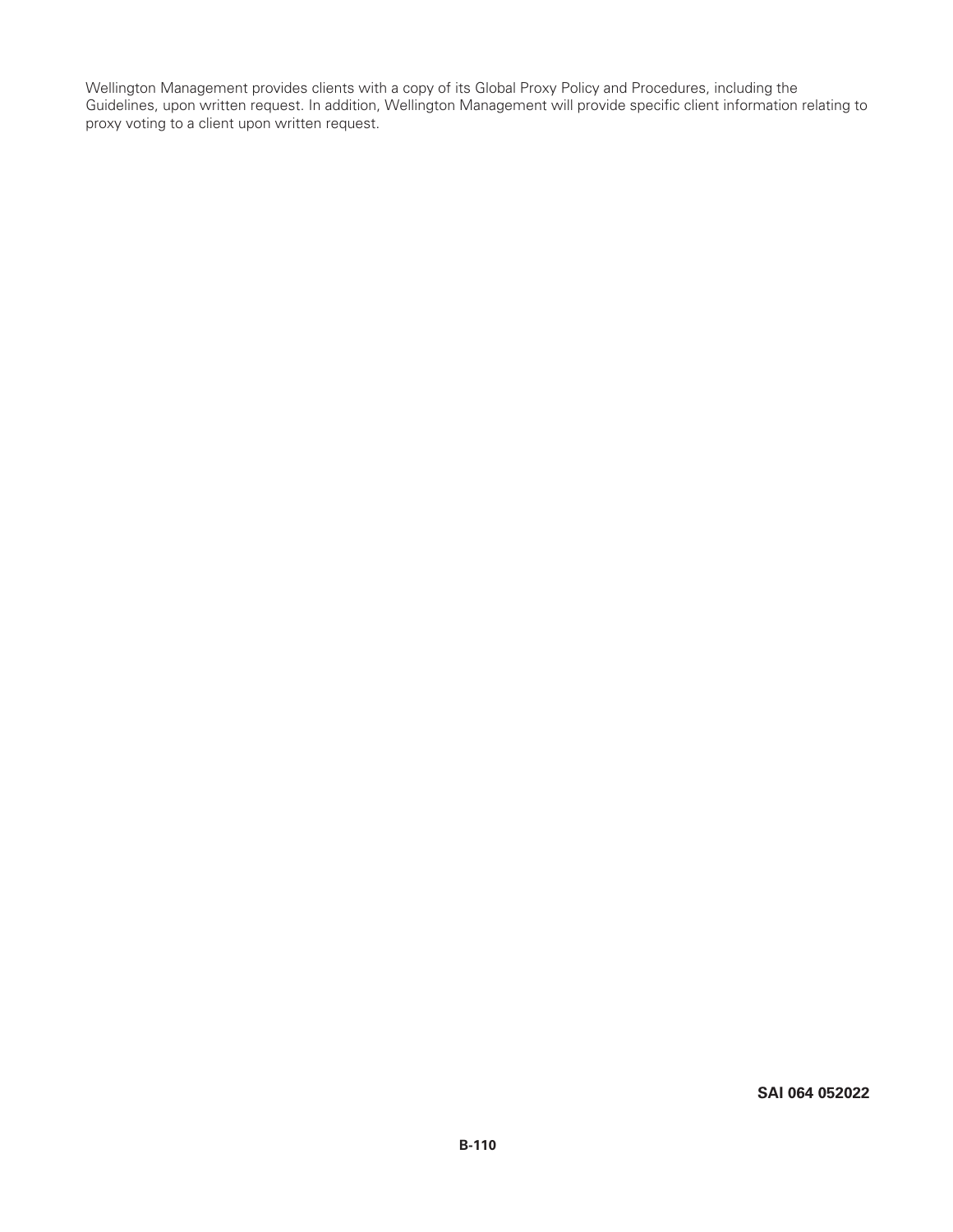Wellington Management provides clients with a copy of its Global Proxy Policy and Procedures, including the Guidelines, upon written request. In addition, Wellington Management will provide specific client information relating to proxy voting to a client upon written request.

**SAI 064 052022**